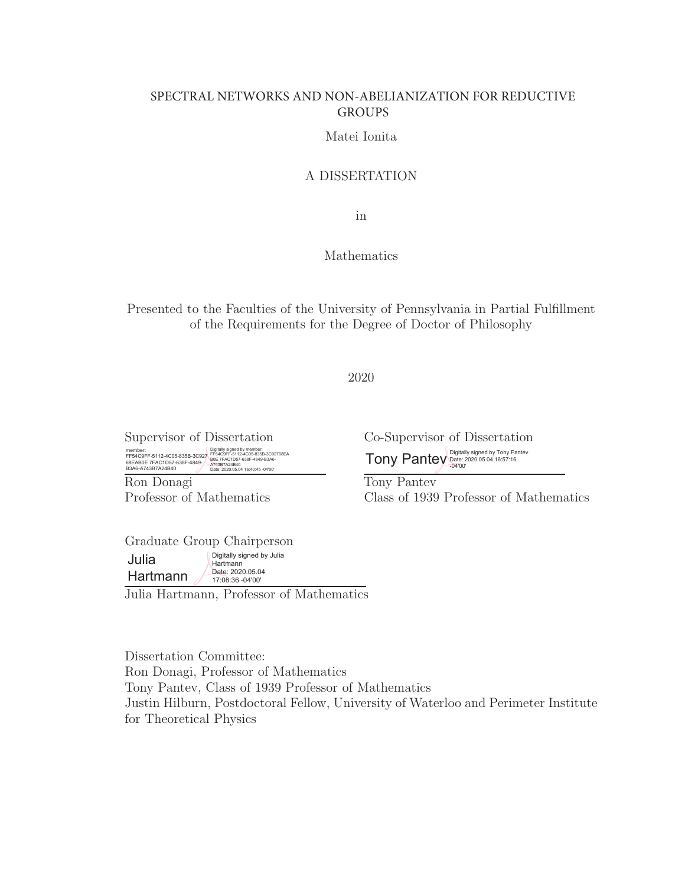# SPECTRAL NETWORKS AND NON-ABELIANIZATION FOR REDUCTIVE GROUPS

Matei Ionita

A DISSERTATION

in

Mathematics

Presented to the Faculties of the University of Pennsylvania in Partial Fulfillment of the Requirements for the Degree of Doctor of Philosophy

2020

Supervisor of Dissertation

member: FF54C9FF-5112-4C05-835B-3C92768EAB0E 7FAC1D57-638F-4849-B3A6-A743B7A24B40 Digitally signed by member: FF54C9FF-5112-4C05-835B-3C92768EAB0E 7FAC1D57-638F-4849-B3A6-A743B7A24B40 Date: 2020.05.04 16:40:45 -04'00'

Ron Donagi
Professor of Mathematics

Co-Supervisor of Dissertation

Tony Pantev Digitally signed by Tony Pantev Date: 2020.05.04 16:57:16 -04'00'

Tony Pantev
Class of 1939 Professor of Mathematics

Graduate Group Chairperson

Julia Hartmann Digitally signed by Julia Hartmann Date: 2020.05.04 17:08:36 -04'00'

Julia Hartmann, Professor of Mathematics

Dissertation Committee:
Ron Donagi, Professor of Mathematics
Tony Pantev, Class of 1939 Professor of Mathematics
Justin Hilburn, Postdoctoral Fellow, University of Waterloo and Perimeter Institute for Theoretical Physics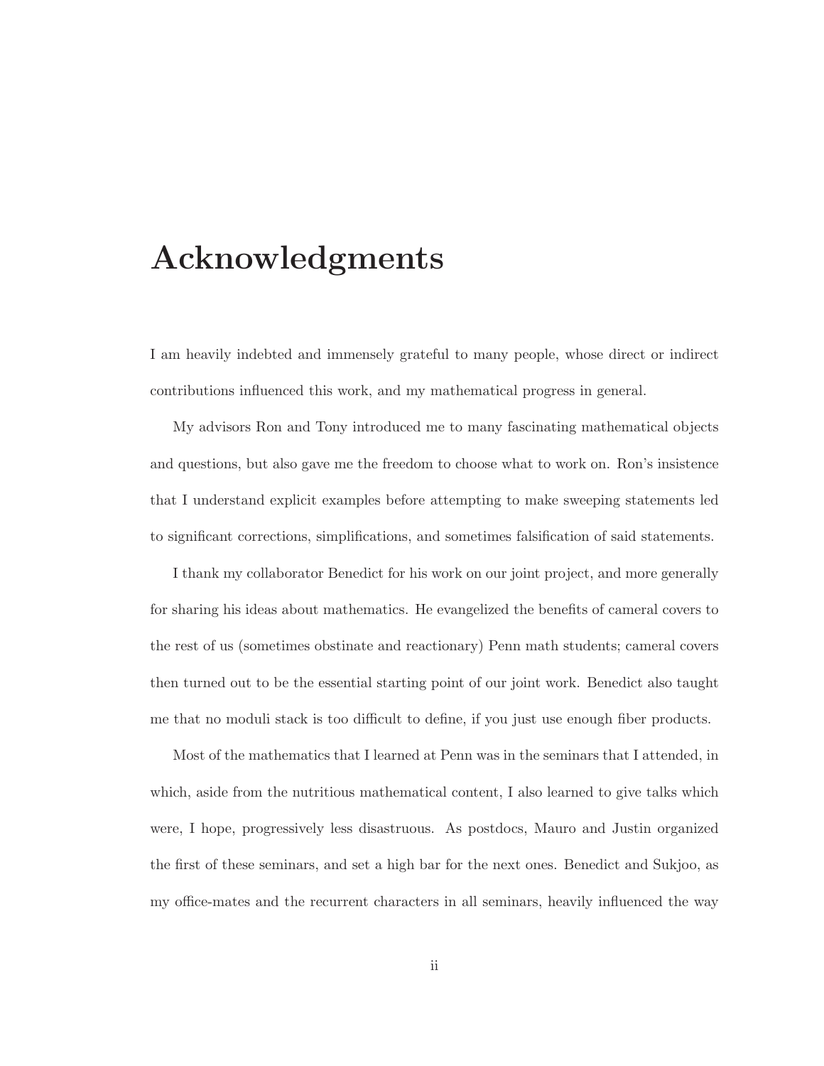# Acknowledgments

I am heavily indebted and immensely grateful to many people, whose direct or indirect contributions influenced this work, and my mathematical progress in general.

My advisors Ron and Tony introduced me to many fascinating mathematical objects and questions, but also gave me the freedom to choose what to work on. Ron's insistence that I understand explicit examples before attempting to make sweeping statements led to significant corrections, simplifications, and sometimes falsification of said statements.

I thank my collaborator Benedict for his work on our joint project, and more generally for sharing his ideas about mathematics. He evangelized the benefits of cameral covers to the rest of us (sometimes obstinate and reactionary) Penn math students; cameral covers then turned out to be the essential starting point of our joint work. Benedict also taught me that no moduli stack is too difficult to define, if you just use enough fiber products.

Most of the mathematics that I learned at Penn was in the seminars that I attended, in which, aside from the nutritious mathematical content, I also learned to give talks which were, I hope, progressively less disastruous. As postdocs, Mauro and Justin organized the first of these seminars, and set a high bar for the next ones. Benedict and Sukjoo, as my office-mates and the recurrent characters in all seminars, heavily influenced the way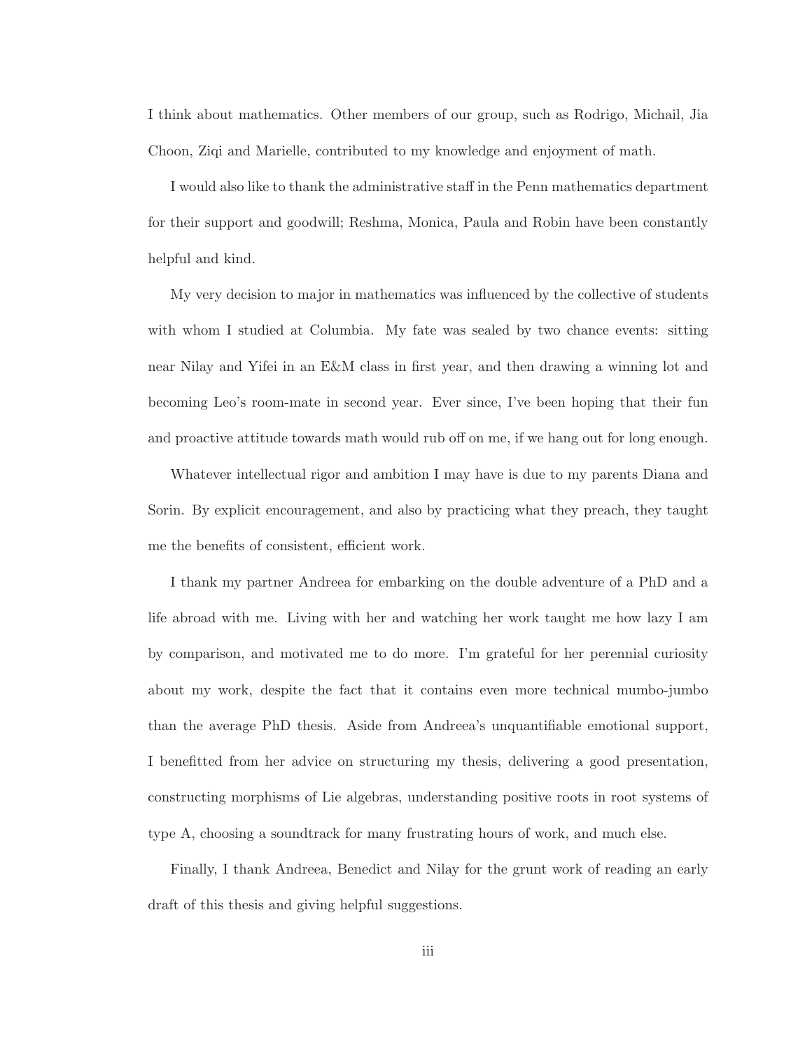I think about mathematics. Other members of our group, such as Rodrigo, Michail, Jia Choon, Ziqi and Marielle, contributed to my knowledge and enjoyment of math.

I would also like to thank the administrative staff in the Penn mathematics department for their support and goodwill; Reshma, Monica, Paula and Robin have been constantly helpful and kind.

My very decision to major in mathematics was influenced by the collective of students with whom I studied at Columbia. My fate was sealed by two chance events: sitting near Nilay and Yifei in an E&M class in first year, and then drawing a winning lot and becoming Leo's room-mate in second year. Ever since, I've been hoping that their fun and proactive attitude towards math would rub off on me, if we hang out for long enough.

Whatever intellectual rigor and ambition I may have is due to my parents Diana and Sorin. By explicit encouragement, and also by practicing what they preach, they taught me the benefits of consistent, efficient work.

I thank my partner Andreea for embarking on the double adventure of a PhD and a life abroad with me. Living with her and watching her work taught me how lazy I am by comparison, and motivated me to do more. I'm grateful for her perennial curiosity about my work, despite the fact that it contains even more technical mumbo-jumbo than the average PhD thesis. Aside from Andreea's unquantifiable emotional support, I benefitted from her advice on structuring my thesis, delivering a good presentation, constructing morphisms of Lie algebras, understanding positive roots in root systems of type A, choosing a soundtrack for many frustrating hours of work, and much else.

Finally, I thank Andreea, Benedict and Nilay for the grunt work of reading an early draft of this thesis and giving helpful suggestions.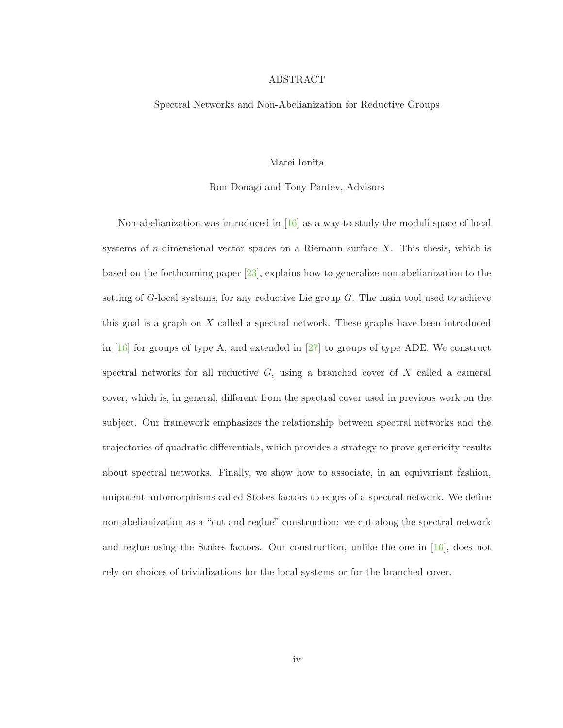# ABSTRACT

## Spectral Networks and Non-Abelianization for Reductive Groups

Matei Ionita

Ron Donagi and Tony Pantev, Advisors

Non-abelianization was introduced in [16] as a way to study the moduli space of local systems of $n$-dimensional vector spaces on a Riemann surface $X$. This thesis, which is based on the forthcoming paper [23], explains how to generalize non-abelianization to the setting of $G$-local systems, for any reductive Lie group $G$. The main tool used to achieve this goal is a graph on $X$ called a spectral network. These graphs have been introduced in [16] for groups of type A, and extended in [27] to groups of type ADE. We construct spectral networks for all reductive $G$, using a branched cover of $X$ called a cameral cover, which is, in general, different from the spectral cover used in previous work on the subject. Our framework emphasizes the relationship between spectral networks and the trajectories of quadratic differentials, which provides a strategy to prove genericity results about spectral networks. Finally, we show how to associate, in an equivariant fashion, unipotent automorphisms called Stokes factors to edges of a spectral network. We define non-abelianization as a "cut and reglue" construction: we cut along the spectral network and reglue using the Stokes factors. Our construction, unlike the one in [16], does not rely on choices of trivializations for the local systems or for the branched cover.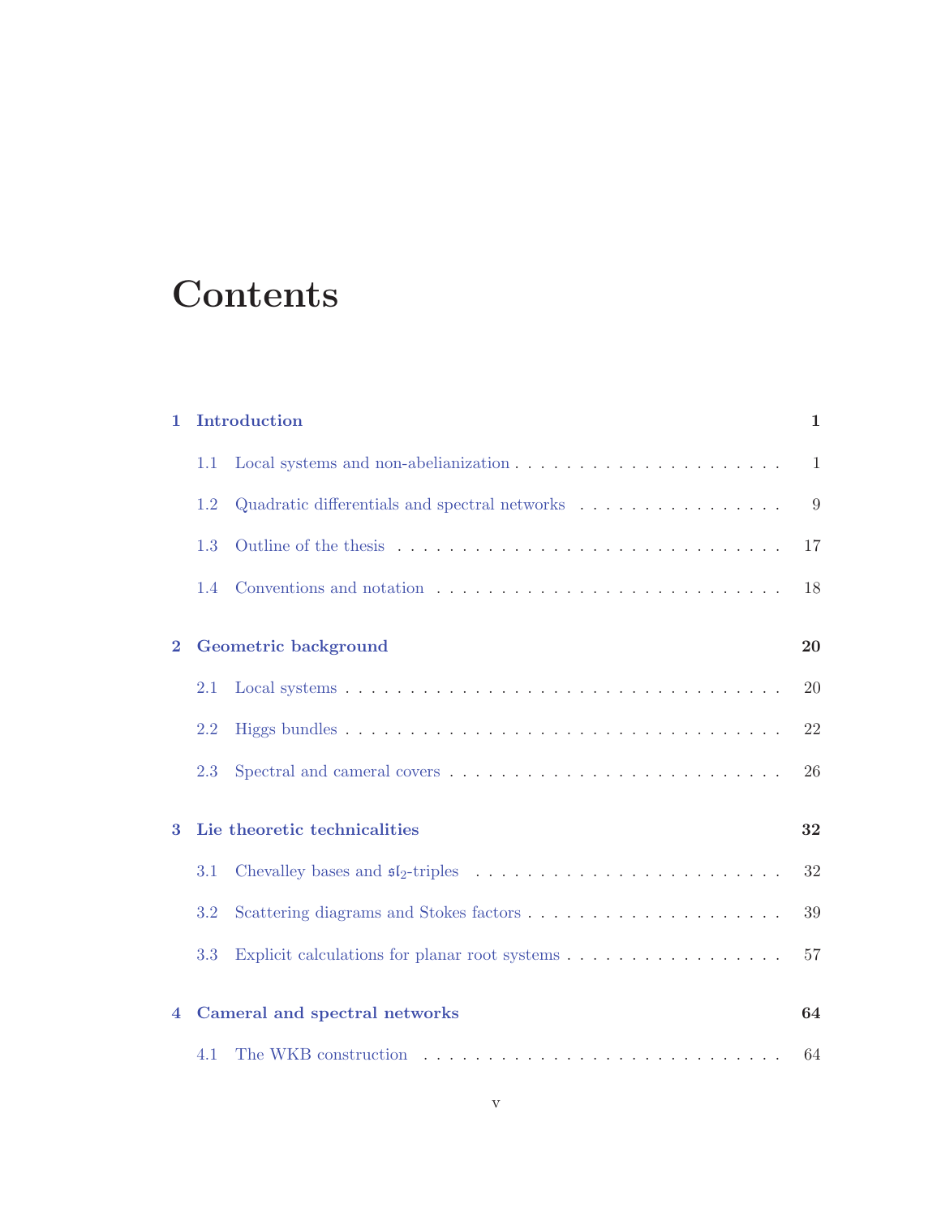# Contents

**1 Introduction** — **1**

- 1.1 Local systems and non-abelianization . . . . . . . . . . 1
- 1.2 Quadratic differentials and spectral networks . . . . . . . . . . 9
- 1.3 Outline of the thesis . . . . . . . . . . 17
- 1.4 Conventions and notation . . . . . . . . . . 18

**2 Geometric background** — **20**

- 2.1 Local systems . . . . . . . . . . 20
- 2.2 Higgs bundles . . . . . . . . . . 22
- 2.3 Spectral and cameral covers . . . . . . . . . . 26

**3 Lie theoretic technicalities** — **32**

- 3.1 Chevalley bases and $\mathfrak{sl}_2$-triples . . . . . . . . . . 32
- 3.2 Scattering diagrams and Stokes factors . . . . . . . . . . 39
- 3.3 Explicit calculations for planar root systems . . . . . . . . . . 57

**4 Cameral and spectral networks** — **64**

- 4.1 The WKB construction . . . . . . . . . . 64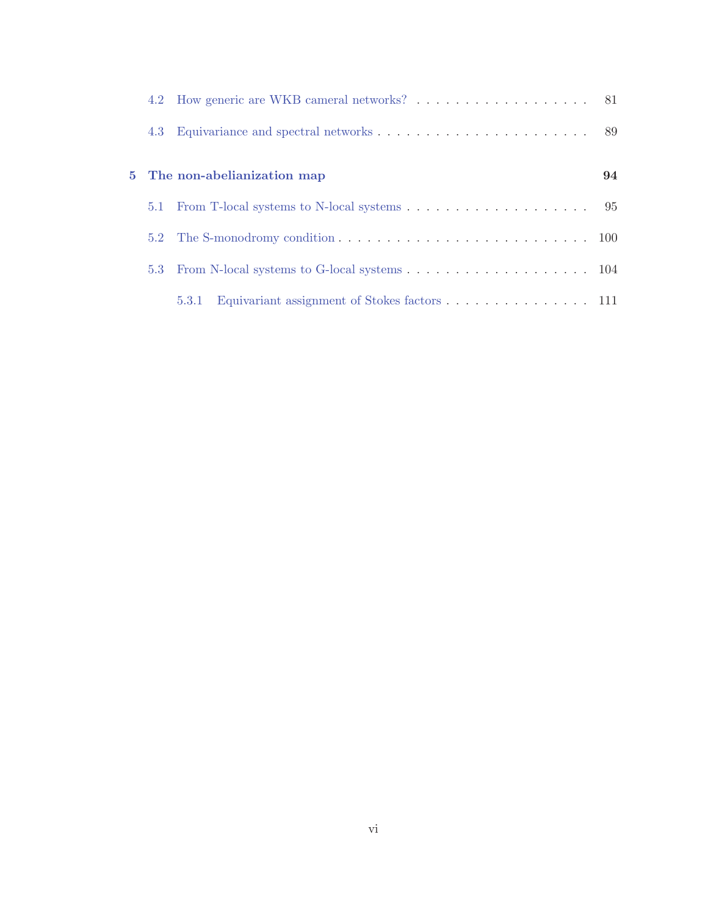4.2 How generic are WKB cameral networks? . . . . . . . . . . . . . . . . . . . . 81

4.3 Equivariance and spectral networks . . . . . . . . . . . . . . . . . . . . . . . . 89

**5 The non-abelianization map** **94**

5.1 From T-local systems to N-local systems . . . . . . . . . . . . . . . . . . . . 95

5.2 The S-monodromy condition . . . . . . . . . . . . . . . . . . . . . . . . . . . 100

5.3 From N-local systems to G-local systems . . . . . . . . . . . . . . . . . . . . 104

5.3.1 Equivariant assignment of Stokes factors . . . . . . . . . . . . . . . . 111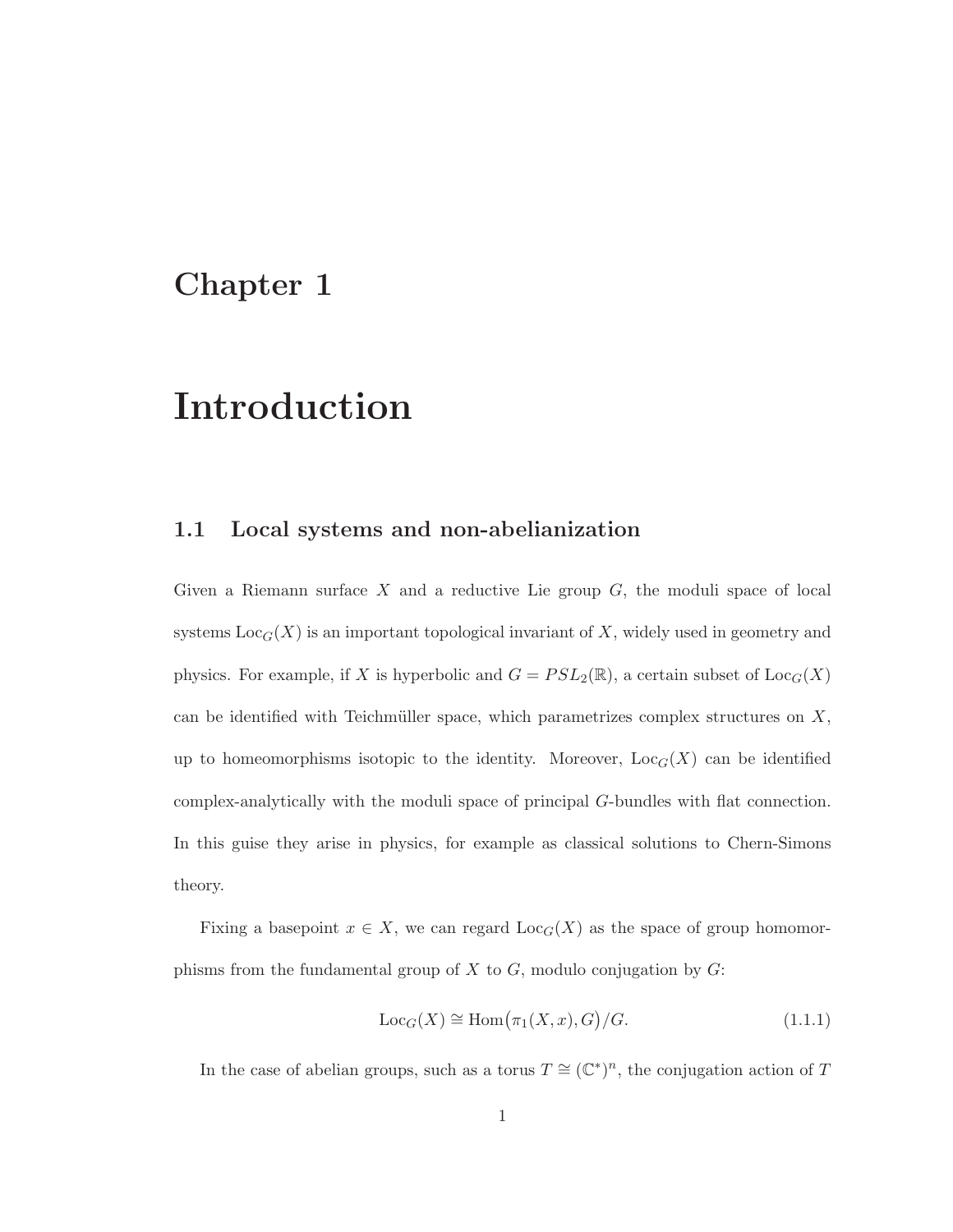# Chapter 1

# Introduction

## 1.1 Local systems and non-abelianization

Given a Riemann surface $X$ and a reductive Lie group $G$, the moduli space of local systems $\mathrm{Loc}_G(X)$ is an important topological invariant of $X$, widely used in geometry and physics. For example, if $X$ is hyperbolic and $G = PSL_2(\mathbb{R})$, a certain subset of $\mathrm{Loc}_G(X)$ can be identified with Teichmüller space, which parametrizes complex structures on $X$, up to homeomorphisms isotopic to the identity. Moreover, $\mathrm{Loc}_G(X)$ can be identified complex-analytically with the moduli space of principal $G$-bundles with flat connection. In this guise they arise in physics, for example as classical solutions to Chern-Simons theory.

Fixing a basepoint $x \in X$, we can regard $\mathrm{Loc}_G(X)$ as the space of group homomorphisms from the fundamental group of $X$ to $G$, modulo conjugation by $G$:

$$\mathrm{Loc}_G(X) \cong \mathrm{Hom}\big(\pi_1(X, x), G\big)/G. \tag{1.1.1}$$

In the case of abelian groups, such as a torus $T \cong (\mathbb{C}^*)^n$, the conjugation action of $T$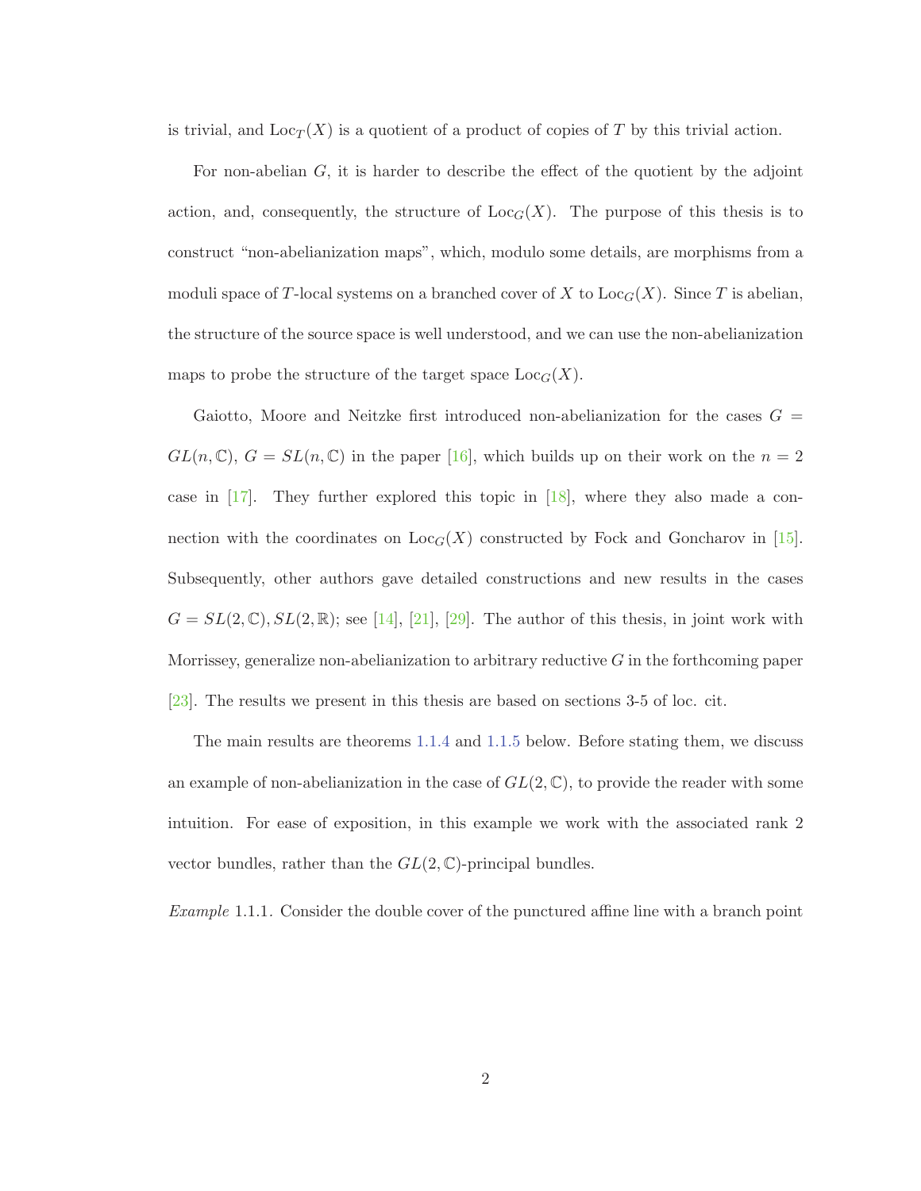is trivial, and $\mathrm{Loc}_T(X)$ is a quotient of a product of copies of $T$ by this trivial action.

For non-abelian $G$, it is harder to describe the effect of the quotient by the adjoint action, and, consequently, the structure of $\mathrm{Loc}_G(X)$. The purpose of this thesis is to construct "non-abelianization maps", which, modulo some details, are morphisms from a moduli space of $T$-local systems on a branched cover of $X$ to $\mathrm{Loc}_G(X)$. Since $T$ is abelian, the structure of the source space is well understood, and we can use the non-abelianization maps to probe the structure of the target space $\mathrm{Loc}_G(X)$.

Gaiotto, Moore and Neitzke first introduced non-abelianization for the cases $G = GL(n, \mathbb{C})$, $G = SL(n, \mathbb{C})$ in the paper [16], which builds up on their work on the $n = 2$ case in [17]. They further explored this topic in [18], where they also made a connection with the coordinates on $\mathrm{Loc}_G(X)$ constructed by Fock and Goncharov in [15]. Subsequently, other authors gave detailed constructions and new results in the cases $G = SL(2, \mathbb{C}), SL(2, \mathbb{R})$; see [14], [21], [29]. The author of this thesis, in joint work with Morrissey, generalize non-abelianization to arbitrary reductive $G$ in the forthcoming paper [23]. The results we present in this thesis are based on sections 3-5 of loc. cit.

The main results are theorems 1.1.4 and 1.1.5 below. Before stating them, we discuss an example of non-abelianization in the case of $GL(2, \mathbb{C})$, to provide the reader with some intuition. For ease of exposition, in this example we work with the associated rank 2 vector bundles, rather than the $GL(2, \mathbb{C})$-principal bundles.

*Example* 1.1.1. Consider the double cover of the punctured affine line with a branch point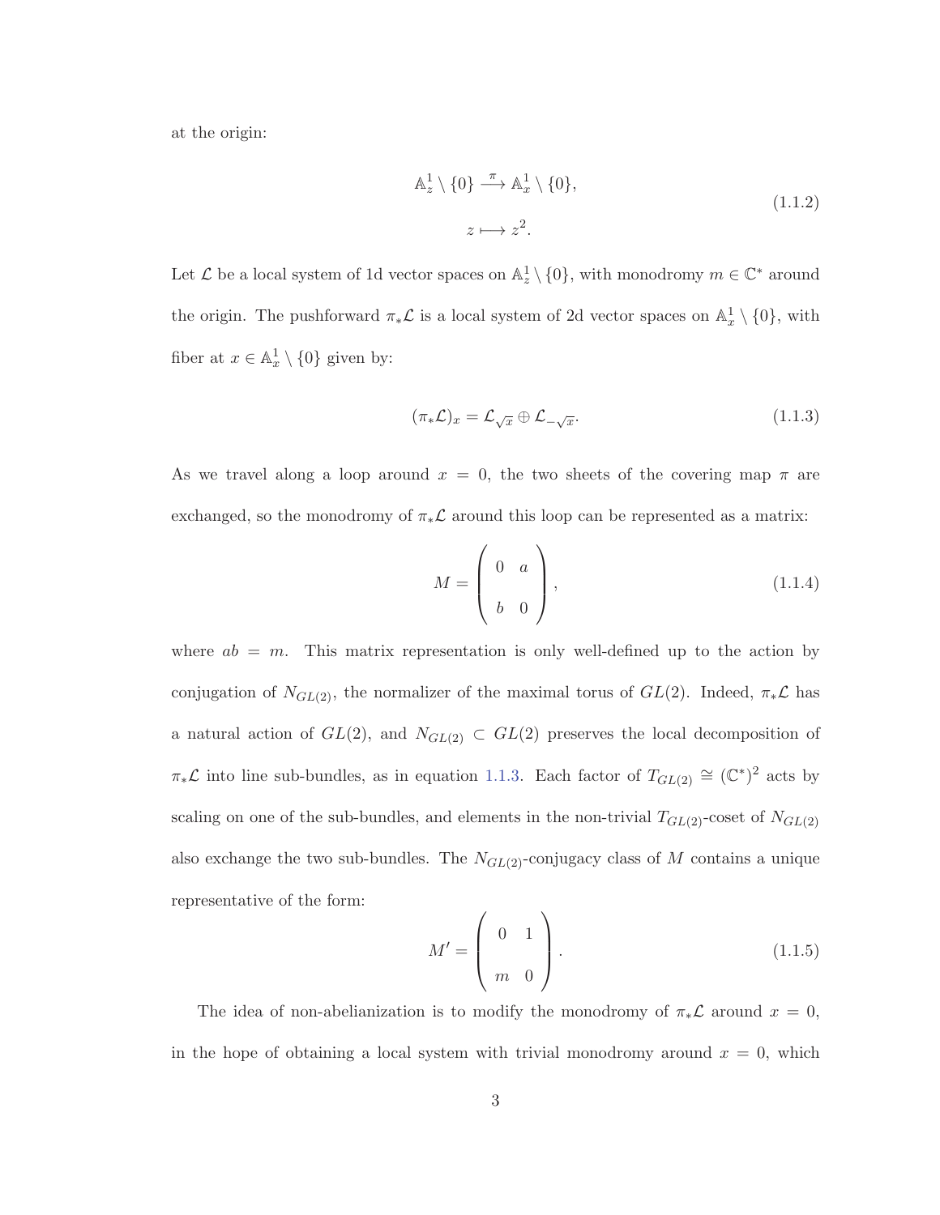at the origin:

$$\begin{gathered}\mathbb{A}^1_z \setminus \{0\} \xrightarrow{\pi} \mathbb{A}^1_x \setminus \{0\}, \\ z \longmapsto z^2.\end{gathered} \tag{1.1.2}$$

Let $\mathcal{L}$ be a local system of 1d vector spaces on $\mathbb{A}^1_z \setminus \{0\}$, with monodromy $m \in \mathbb{C}^*$ around the origin. The pushforward $\pi_* \mathcal{L}$ is a local system of 2d vector spaces on $\mathbb{A}^1_x \setminus \{0\}$, with fiber at $x \in \mathbb{A}^1_x \setminus \{0\}$ given by:

$$(\pi_* \mathcal{L})_x = \mathcal{L}_{\sqrt{x}} \oplus \mathcal{L}_{-\sqrt{x}}. \tag{1.1.3}$$

As we travel along a loop around $x = 0$, the two sheets of the covering map $\pi$ are exchanged, so the monodromy of $\pi_* \mathcal{L}$ around this loop can be represented as a matrix:

$$M = \begin{pmatrix} 0 & a \\ b & 0 \end{pmatrix}, \tag{1.1.4}$$

where $ab = m$. This matrix representation is only well-defined up to the action by conjugation of $N_{GL(2)}$, the normalizer of the maximal torus of $GL(2)$. Indeed, $\pi_* \mathcal{L}$ has a natural action of $GL(2)$, and $N_{GL(2)} \subset GL(2)$ preserves the local decomposition of $\pi_* \mathcal{L}$ into line sub-bundles, as in equation 1.1.3. Each factor of $T_{GL(2)} \cong (\mathbb{C}^*)^2$ acts by scaling on one of the sub-bundles, and elements in the non-trivial $T_{GL(2)}$-coset of $N_{GL(2)}$ also exchange the two sub-bundles. The $N_{GL(2)}$-conjugacy class of $M$ contains a unique representative of the form:

$$M' = \begin{pmatrix} 0 & 1 \\ m & 0 \end{pmatrix}. \tag{1.1.5}$$

The idea of non-abelianization is to modify the monodromy of $\pi_* \mathcal{L}$ around $x = 0$, in the hope of obtaining a local system with trivial monodromy around $x = 0$, which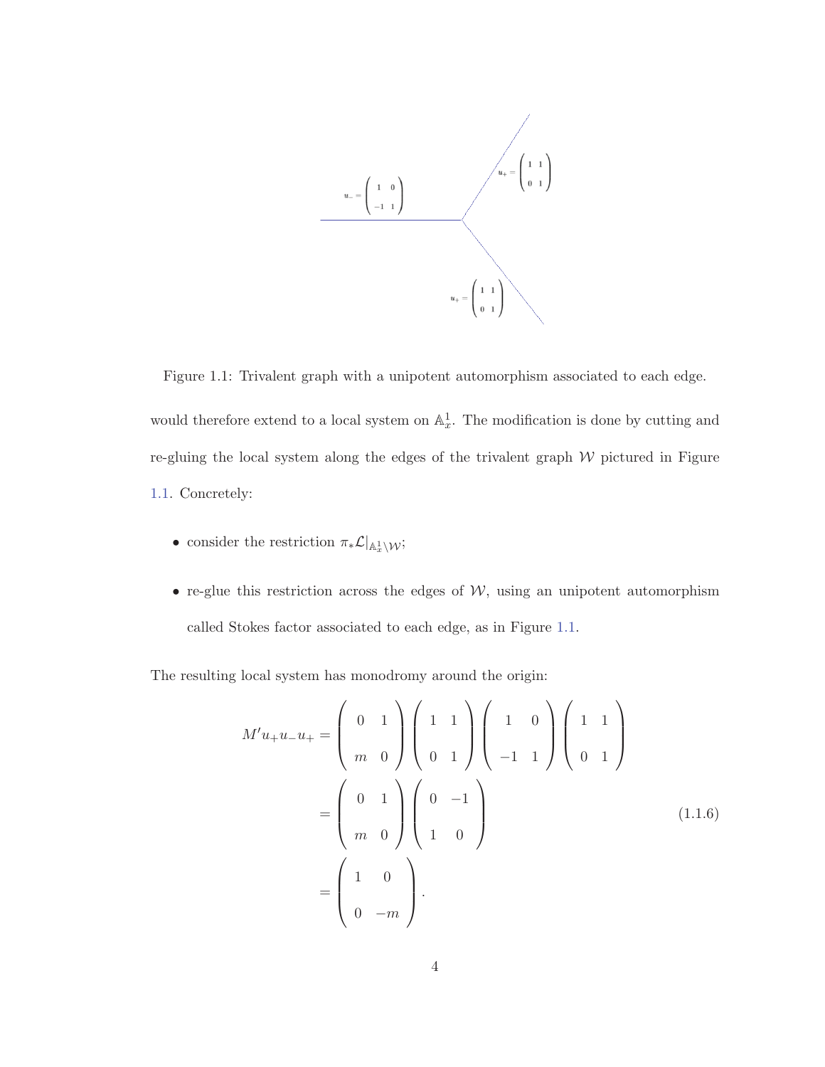Figure 1.1: Trivalent graph with a unipotent automorphism associated to each edge.

would therefore extend to a local system on $\mathbb{A}^1_x$. The modification is done by cutting and re-gluing the local system along the edges of the trivalent graph $\mathcal{W}$ pictured in Figure 1.1. Concretely:

- consider the restriction $\pi_* \mathcal{L}|_{\mathbb{A}^1_x \setminus \mathcal{W}}$;
- re-glue this restriction across the edges of $\mathcal{W}$, using an unipotent automorphism called Stokes factor associated to each edge, as in Figure 1.1.

The resulting local system has monodromy around the origin:

$$
\begin{aligned}
M' u_+ u_- u_+ &= \begin{pmatrix} 0 & 1 \\ m & 0 \end{pmatrix} \begin{pmatrix} 1 & 1 \\ 0 & 1 \end{pmatrix} \begin{pmatrix} 1 & 0 \\ -1 & 1 \end{pmatrix} \begin{pmatrix} 1 & 1 \\ 0 & 1 \end{pmatrix} \\
&= \begin{pmatrix} 0 & 1 \\ m & 0 \end{pmatrix} \begin{pmatrix} 0 & -1 \\ 1 & 0 \end{pmatrix} \\
&= \begin{pmatrix} 1 & 0 \\ 0 & -m \end{pmatrix}.
\end{aligned}
\tag{1.1.6}
$$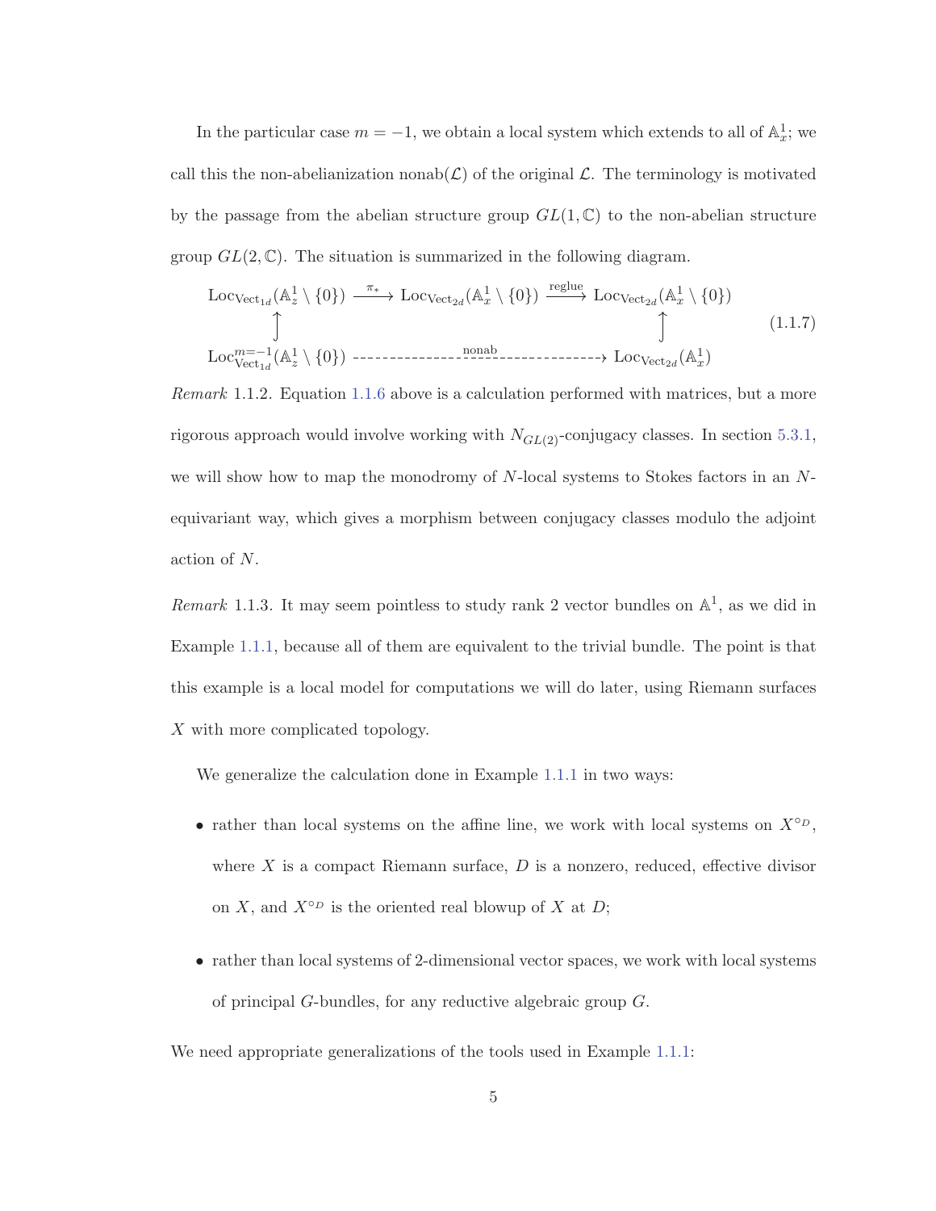In the particular case $m = -1$, we obtain a local system which extends to all of $\mathbb{A}^1_x$; we call this the non-abelianization $\mathrm{nonab}(\mathcal{L})$ of the original $\mathcal{L}$. The terminology is motivated by the passage from the abelian structure group $GL(1, \mathbb{C})$ to the non-abelian structure group $GL(2, \mathbb{C})$. The situation is summarized in the following diagram.

$$
\begin{array}{ccccc}
\mathrm{Loc}_{\mathrm{Vect}_{1d}}(\mathbb{A}^1_z \setminus \{0\}) & \xrightarrow{\pi_*} & \mathrm{Loc}_{\mathrm{Vect}_{2d}}(\mathbb{A}^1_x \setminus \{0\}) & \xrightarrow{\text{reglue}} & \mathrm{Loc}_{\mathrm{Vect}_{2d}}(\mathbb{A}^1_x \setminus \{0\}) \\
\uparrow & & & & \uparrow \\
\mathrm{Loc}^{m=-1}_{\mathrm{Vect}_{1d}}(\mathbb{A}^1_z \setminus \{0\}) & & \overset{\text{nonab}}{\dashrightarrow} & & \mathrm{Loc}_{\mathrm{Vect}_{2d}}(\mathbb{A}^1_x)
\end{array}
\tag{1.1.7}
$$

*Remark* 1.1.2. Equation 1.1.6 above is a calculation performed with matrices, but a more rigorous approach would involve working with $N_{GL(2)}$-conjugacy classes. In section 5.3.1, we will show how to map the monodromy of $N$-local systems to Stokes factors in an $N$-equivariant way, which gives a morphism between conjugacy classes modulo the adjoint action of $N$.

*Remark* 1.1.3. It may seem pointless to study rank 2 vector bundles on $\mathbb{A}^1$, as we did in Example 1.1.1, because all of them are equivalent to the trivial bundle. The point is that this example is a local model for computations we will do later, using Riemann surfaces $X$ with more complicated topology.

We generalize the calculation done in Example 1.1.1 in two ways:

- rather than local systems on the affine line, we work with local systems on $X^{\circ_D}$, where $X$ is a compact Riemann surface, $D$ is a nonzero, reduced, effective divisor on $X$, and $X^{\circ_D}$ is the oriented real blowup of $X$ at $D$;
- rather than local systems of 2-dimensional vector spaces, we work with local systems of principal $G$-bundles, for any reductive algebraic group $G$.

We need appropriate generalizations of the tools used in Example 1.1.1: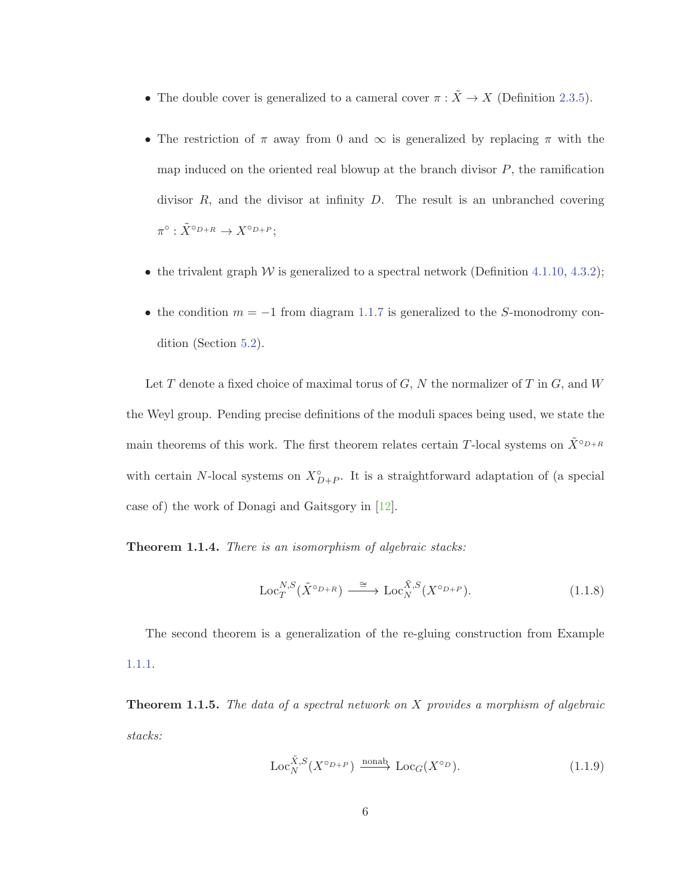- The double cover is generalized to a cameral cover $\pi : \tilde{X} \to X$ (Definition 2.3.5).

- The restriction of $\pi$ away from 0 and $\infty$ is generalized by replacing $\pi$ with the map induced on the oriented real blowup at the branch divisor $P$, the ramification divisor $R$, and the divisor at infinity $D$. The result is an unbranched covering $\pi^\circ : \tilde{X}^{\circ_{D+R}} \to X^{\circ_{D+P}}$;

- the trivalent graph $\mathcal{W}$ is generalized to a spectral network (Definition 4.1.10, 4.3.2);

- the condition $m = -1$ from diagram 1.1.7 is generalized to the $S$-monodromy condition (Section 5.2).

Let $T$ denote a fixed choice of maximal torus of $G$, $N$ the normalizer of $T$ in $G$, and $W$ the Weyl group. Pending precise definitions of the moduli spaces being used, we state the main theorems of this work. The first theorem relates certain $T$-local systems on $\tilde{X}^{\circ_{D+R}}$ with certain $N$-local systems on $X^\circ_{D+P}$. It is a straightforward adaptation of (a special case of) the work of Donagi and Gaitsgory in [12].

**Theorem 1.1.4.** *There is an isomorphism of algebraic stacks:*

$$\mathrm{Loc}_T^{N,S}(\tilde{X}^{\circ_{D+R}}) \xrightarrow{\cong} \mathrm{Loc}_N^{\tilde{X},S}(X^{\circ_{D+P}}). \tag{1.1.8}$$

The second theorem is a generalization of the re-gluing construction from Example 1.1.1.

**Theorem 1.1.5.** *The data of a spectral network on $X$ provides a morphism of algebraic stacks:*

$$\mathrm{Loc}_N^{\tilde{X},S}(X^{\circ_{D+P}}) \xrightarrow{\text{nonab}} \mathrm{Loc}_G(X^{\circ_D}). \tag{1.1.9}$$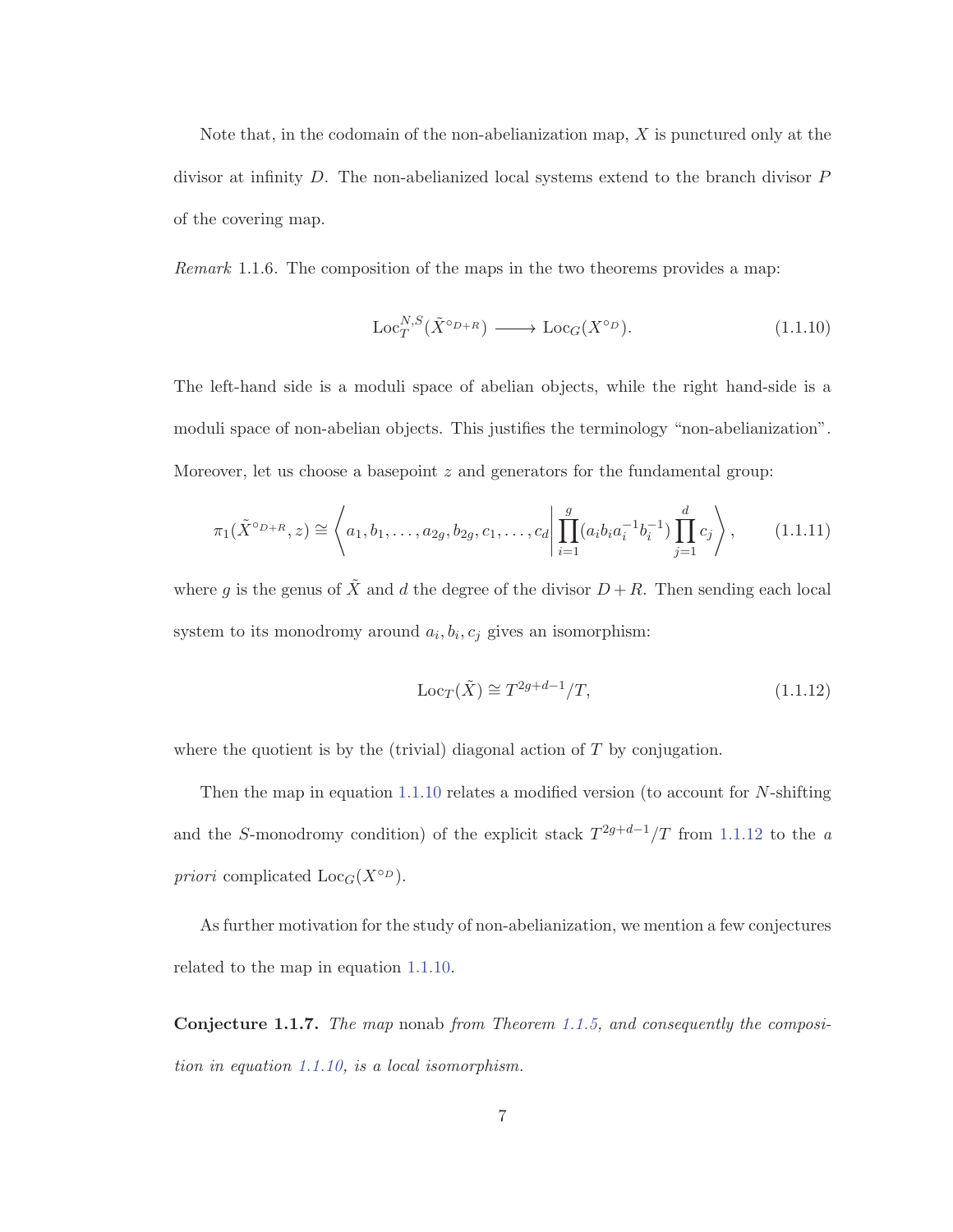Note that, in the codomain of the non-abelianization map, $X$ is punctured only at the divisor at infinity $D$. The non-abelianized local systems extend to the branch divisor $P$ of the covering map.

*Remark* 1.1.6. The composition of the maps in the two theorems provides a map:

$$\mathrm{Loc}_T^{N,S}(\tilde{X}^{\circ_{D+R}}) \longrightarrow \mathrm{Loc}_G(X^{\circ_D}). \tag{1.1.10}$$

The left-hand side is a moduli space of abelian objects, while the right hand-side is a moduli space of non-abelian objects. This justifies the terminology "non-abelianization". Moreover, let us choose a basepoint $z$ and generators for the fundamental group:

$$\pi_1(\tilde{X}^{\circ_{D+R}}, z) \cong \left\langle a_1, b_1, \ldots, a_{2g}, b_{2g}, c_1, \ldots, c_d \,\middle|\, \prod_{i=1}^{g}(a_i b_i a_i^{-1} b_i^{-1}) \prod_{j=1}^{d} c_j \right\rangle, \tag{1.1.11}$$

where $g$ is the genus of $\tilde{X}$ and $d$ the degree of the divisor $D+R$. Then sending each local system to its monodromy around $a_i, b_i, c_j$ gives an isomorphism:

$$\mathrm{Loc}_T(\tilde{X}) \cong T^{2g+d-1}/T, \tag{1.1.12}$$

where the quotient is by the (trivial) diagonal action of $T$ by conjugation.

Then the map in equation 1.1.10 relates a modified version (to account for $N$-shifting and the $S$-monodromy condition) of the explicit stack $T^{2g+d-1}/T$ from 1.1.12 to the *a priori* complicated $\mathrm{Loc}_G(X^{\circ_D})$.

As further motivation for the study of non-abelianization, we mention a few conjectures related to the map in equation 1.1.10.

**Conjecture 1.1.7.** *The map* nonab *from Theorem 1.1.5, and consequently the composition in equation 1.1.10, is a local isomorphism.*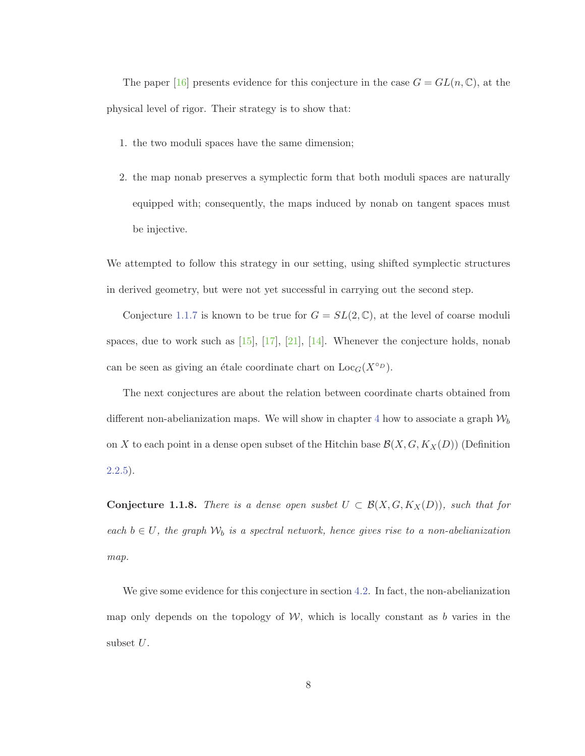The paper [16] presents evidence for this conjecture in the case $G = GL(n, \mathbb{C})$, at the physical level of rigor. Their strategy is to show that:

1. the two moduli spaces have the same dimension;

2. the map nonab preserves a symplectic form that both moduli spaces are naturally equipped with; consequently, the maps induced by nonab on tangent spaces must be injective.

We attempted to follow this strategy in our setting, using shifted symplectic structures in derived geometry, but were not yet successful in carrying out the second step.

Conjecture 1.1.7 is known to be true for $G = SL(2, \mathbb{C})$, at the level of coarse moduli spaces, due to work such as [15], [17], [21], [14]. Whenever the conjecture holds, nonab can be seen as giving an étale coordinate chart on $\mathrm{Loc}_G(X^{\circ_D})$.

The next conjectures are about the relation between coordinate charts obtained from different non-abelianization maps. We will show in chapter 4 how to associate a graph $\mathcal{W}_b$ on $X$ to each point in a dense open subset of the Hitchin base $\mathcal{B}(X, G, K_X(D))$ (Definition 2.2.5).

**Conjecture 1.1.8.** *There is a dense open susbet $U \subset \mathcal{B}(X, G, K_X(D))$, such that for each $b \in U$, the graph $\mathcal{W}_b$ is a spectral network, hence gives rise to a non-abelianization map.*

We give some evidence for this conjecture in section 4.2. In fact, the non-abelianization map only depends on the topology of $\mathcal{W}$, which is locally constant as $b$ varies in the subset $U$.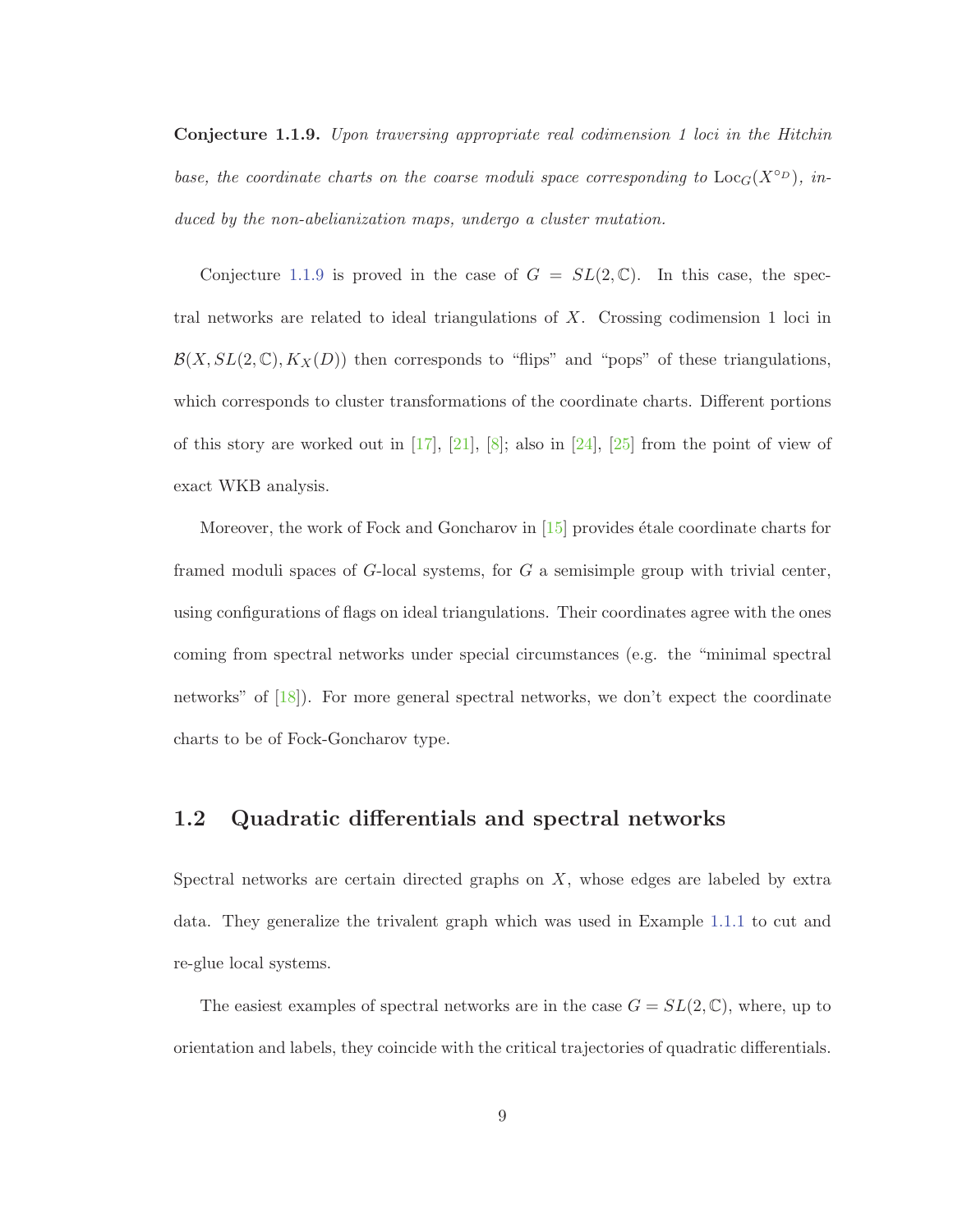**Conjecture 1.1.9.** *Upon traversing appropriate real codimension 1 loci in the Hitchin base, the coordinate charts on the coarse moduli space corresponding to* $\mathrm{Loc}_G(X^{\circ_D})$*, induced by the non-abelianization maps, undergo a cluster mutation.*

Conjecture 1.1.9 is proved in the case of $G = SL(2, \mathbb{C})$. In this case, the spectral networks are related to ideal triangulations of $X$. Crossing codimension 1 loci in $\mathcal{B}(X, SL(2, \mathbb{C}), K_X(D))$ then corresponds to "flips" and "pops" of these triangulations, which corresponds to cluster transformations of the coordinate charts. Different portions of this story are worked out in [17], [21], [8]; also in [24], [25] from the point of view of exact WKB analysis.

Moreover, the work of Fock and Goncharov in [15] provides étale coordinate charts for framed moduli spaces of $G$-local systems, for $G$ a semisimple group with trivial center, using configurations of flags on ideal triangulations. Their coordinates agree with the ones coming from spectral networks under special circumstances (e.g. the "minimal spectral networks" of [18]). For more general spectral networks, we don't expect the coordinate charts to be of Fock-Goncharov type.

## 1.2 Quadratic differentials and spectral networks

Spectral networks are certain directed graphs on $X$, whose edges are labeled by extra data. They generalize the trivalent graph which was used in Example 1.1.1 to cut and re-glue local systems.

The easiest examples of spectral networks are in the case $G = SL(2, \mathbb{C})$, where, up to orientation and labels, they coincide with the critical trajectories of quadratic differentials.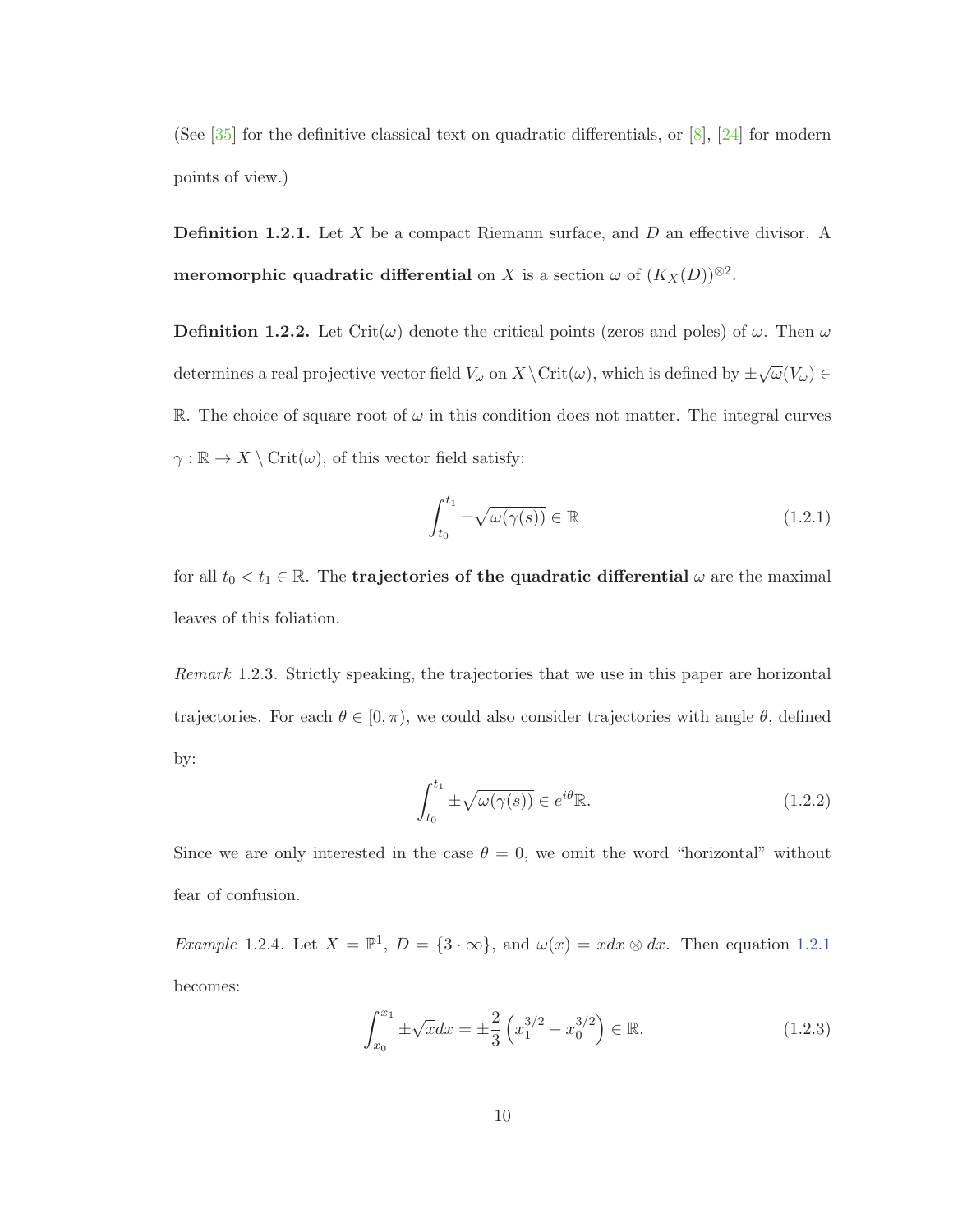(See [35] for the definitive classical text on quadratic differentials, or [8], [24] for modern points of view.)

**Definition 1.2.1.** Let $X$ be a compact Riemann surface, and $D$ an effective divisor. A **meromorphic quadratic differential** on $X$ is a section $\omega$ of $(K_X(D))^{\otimes 2}$.

**Definition 1.2.2.** Let $\mathrm{Crit}(\omega)$ denote the critical points (zeros and poles) of $\omega$. Then $\omega$ determines a real projective vector field $V_\omega$ on $X \setminus \mathrm{Crit}(\omega)$, which is defined by $\pm\sqrt{\omega}(V_\omega) \in \mathbb{R}$. The choice of square root of $\omega$ in this condition does not matter. The integral curves $\gamma : \mathbb{R} \to X \setminus \mathrm{Crit}(\omega)$, of this vector field satisfy:

$$\int_{t_0}^{t_1} \pm\sqrt{\omega(\gamma(s))} \in \mathbb{R} \tag{1.2.1}$$

for all $t_0 < t_1 \in \mathbb{R}$. The **trajectories of the quadratic differential** $\omega$ are the maximal leaves of this foliation.

*Remark* 1.2.3. Strictly speaking, the trajectories that we use in this paper are horizontal trajectories. For each $\theta \in [0, \pi)$, we could also consider trajectories with angle $\theta$, defined by:

$$\int_{t_0}^{t_1} \pm\sqrt{\omega(\gamma(s))} \in e^{i\theta}\mathbb{R}. \tag{1.2.2}$$

Since we are only interested in the case $\theta = 0$, we omit the word "horizontal" without fear of confusion.

*Example* 1.2.4. Let $X = \mathbb{P}^1$, $D = \{3 \cdot \infty\}$, and $\omega(x) = x dx \otimes dx$. Then equation 1.2.1 becomes:

$$\int_{x_0}^{x_1} \pm\sqrt{x} dx = \pm\frac{2}{3}\left(x_1^{3/2} - x_0^{3/2}\right) \in \mathbb{R}. \tag{1.2.3}$$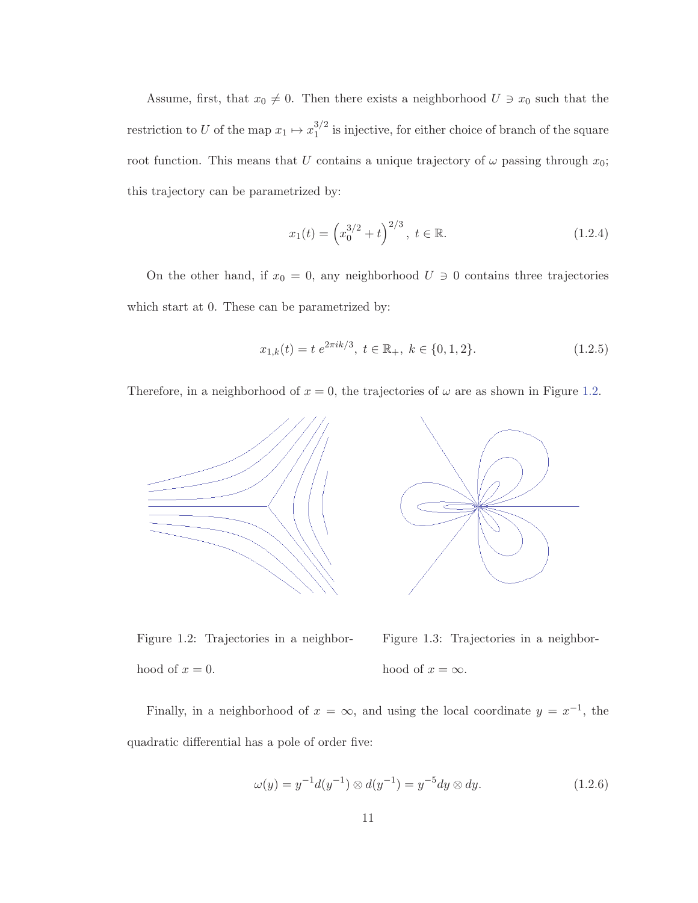Assume, first, that $x_0 \neq 0$. Then there exists a neighborhood $U \ni x_0$ such that the restriction to $U$ of the map $x_1 \mapsto x_1^{3/2}$ is injective, for either choice of branch of the square root function. This means that $U$ contains a unique trajectory of $\omega$ passing through $x_0$; this trajectory can be parametrized by:

$$x_1(t) = \left(x_0^{3/2} + t\right)^{2/3},\ t \in \mathbb{R}. \tag{1.2.4}$$

On the other hand, if $x_0 = 0$, any neighborhood $U \ni 0$ contains three trajectories which start at 0. These can be parametrized by:

$$x_{1,k}(t) = t\, e^{2\pi i k/3},\ t \in \mathbb{R}_+,\ k \in \{0, 1, 2\}. \tag{1.2.5}$$

Therefore, in a neighborhood of $x = 0$, the trajectories of $\omega$ are as shown in Figure 1.2.

Figure 1.2: Trajectories in a neighborhood of $x = 0$.

Figure 1.3: Trajectories in a neighborhood of $x = \infty$.

Finally, in a neighborhood of $x = \infty$, and using the local coordinate $y = x^{-1}$, the quadratic differential has a pole of order five:

$$\omega(y) = y^{-1} d(y^{-1}) \otimes d(y^{-1}) = y^{-5} dy \otimes dy. \tag{1.2.6}$$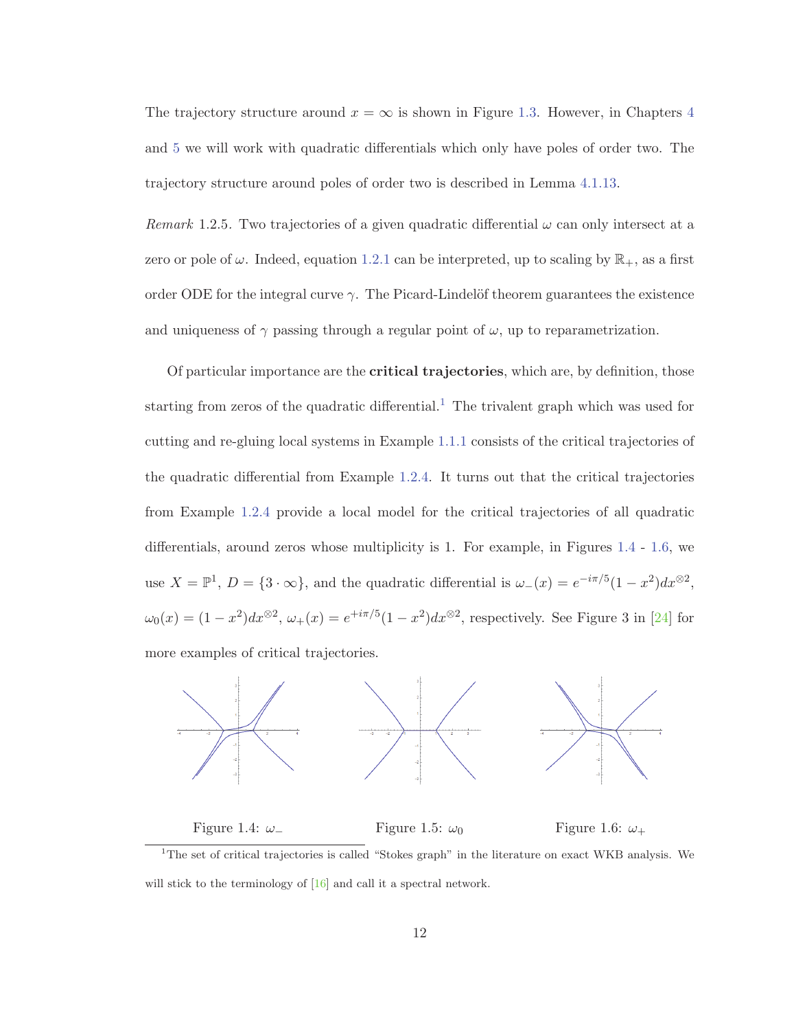The trajectory structure around $x = \infty$ is shown in Figure 1.3. However, in Chapters 4 and 5 we will work with quadratic differentials which only have poles of order two. The trajectory structure around poles of order two is described in Lemma 4.1.13.

*Remark* 1.2.5. Two trajectories of a given quadratic differential $\omega$ can only intersect at a zero or pole of $\omega$. Indeed, equation 1.2.1 can be interpreted, up to scaling by $\mathbb{R}_+$, as a first order ODE for the integral curve $\gamma$. The Picard-Lindelöf theorem guarantees the existence and uniqueness of $\gamma$ passing through a regular point of $\omega$, up to reparametrization.

Of particular importance are the **critical trajectories**, which are, by definition, those starting from zeros of the quadratic differential.[1] The trivalent graph which was used for cutting and re-gluing local systems in Example 1.1.1 consists of the critical trajectories of the quadratic differential from Example 1.2.4. It turns out that the critical trajectories from Example 1.2.4 provide a local model for the critical trajectories of all quadratic differentials, around zeros whose multiplicity is 1. For example, in Figures 1.4 - 1.6, we use $X = \mathbb{P}^1$, $D = \{3 \cdot \infty\}$, and the quadratic differential is $\omega_-(x) = e^{-i\pi/5}(1-x^2)dx^{\otimes 2}$, $\omega_0(x) = (1-x^2)dx^{\otimes 2}$, $\omega_+(x) = e^{+i\pi/5}(1-x^2)dx^{\otimes 2}$, respectively. See Figure 3 in [24] for more examples of critical trajectories.

Figure 1.4: $\omega_-$

Figure 1.5: $\omega_0$

Figure 1.6: $\omega_+$

[1] The set of critical trajectories is called "Stokes graph" in the literature on exact WKB analysis. We will stick to the terminology of [16] and call it a spectral network.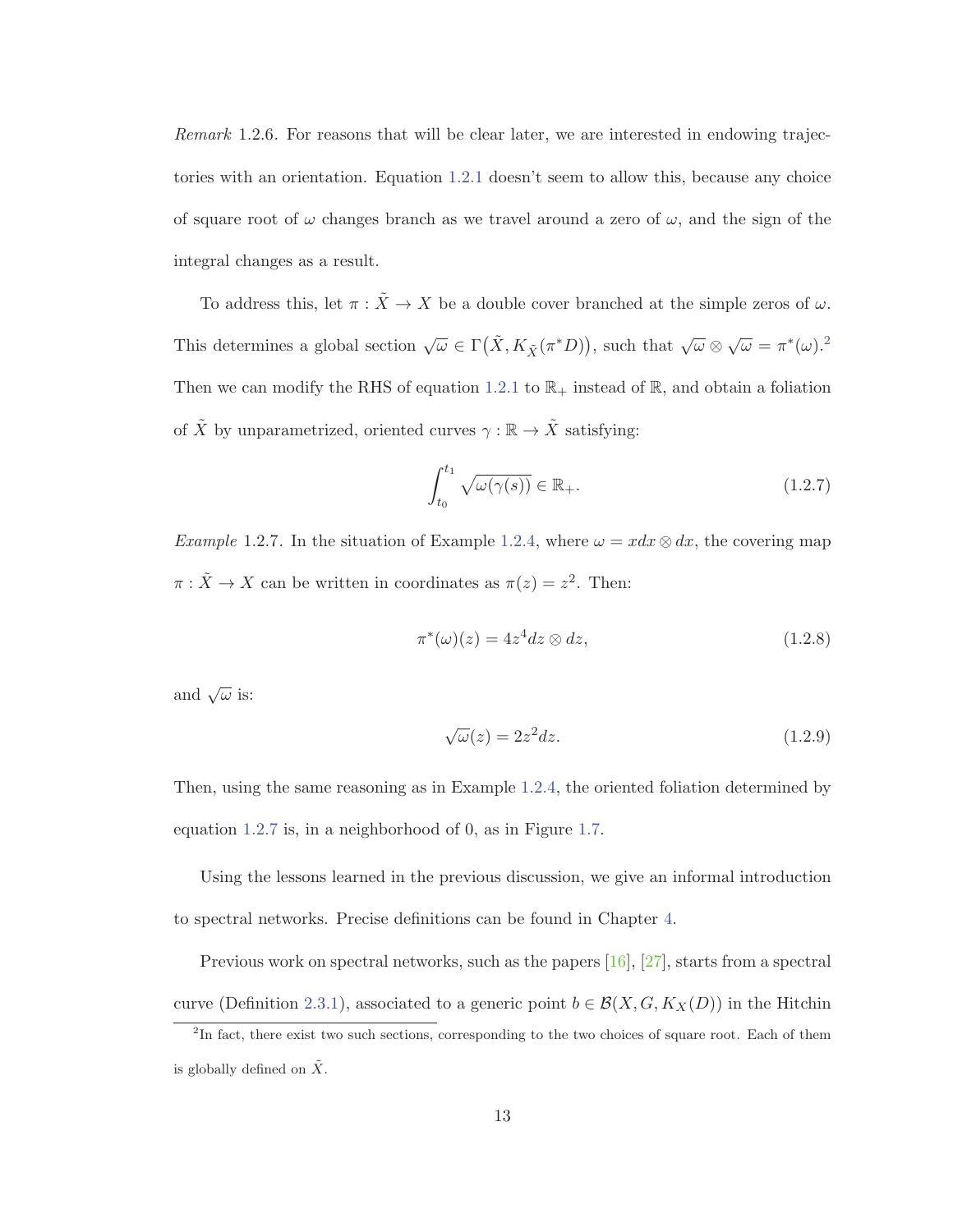*Remark* 1.2.6. For reasons that will be clear later, we are interested in endowing trajectories with an orientation. Equation 1.2.1 doesn't seem to allow this, because any choice of square root of $\omega$ changes branch as we travel around a zero of $\omega$, and the sign of the integral changes as a result.

To address this, let $\pi : \tilde{X} \to X$ be a double cover branched at the simple zeros of $\omega$. This determines a global section $\sqrt{\omega} \in \Gamma\big(\tilde{X}, K_{\tilde{X}}(\pi^* D)\big)$, such that $\sqrt{\omega} \otimes \sqrt{\omega} = \pi^*(\omega)$.[2] Then we can modify the RHS of equation 1.2.1 to $\mathbb{R}_+$ instead of $\mathbb{R}$, and obtain a foliation of $\tilde{X}$ by unparametrized, oriented curves $\gamma : \mathbb{R} \to \tilde{X}$ satisfying:

$$\int_{t_0}^{t_1} \sqrt{\omega(\gamma(s))} \in \mathbb{R}_+. \tag{1.2.7}$$

*Example* 1.2.7. In the situation of Example 1.2.4, where $\omega = x dx \otimes dx$, the covering map $\pi : \tilde{X} \to X$ can be written in coordinates as $\pi(z) = z^2$. Then:

$$\pi^*(\omega)(z) = 4z^4 dz \otimes dz, \tag{1.2.8}$$

and $\sqrt{\omega}$ is:

$$\sqrt{\omega}(z) = 2z^2 dz. \tag{1.2.9}$$

Then, using the same reasoning as in Example 1.2.4, the oriented foliation determined by equation 1.2.7 is, in a neighborhood of 0, as in Figure 1.7.

Using the lessons learned in the previous discussion, we give an informal introduction to spectral networks. Precise definitions can be found in Chapter 4.

Previous work on spectral networks, such as the papers [16], [27], starts from a spectral curve (Definition 2.3.1), associated to a generic point $b \in \mathcal{B}(X, G, K_X(D))$ in the Hitchin

---

[2] In fact, there exist two such sections, corresponding to the two choices of square root. Each of them is globally defined on $\tilde{X}$.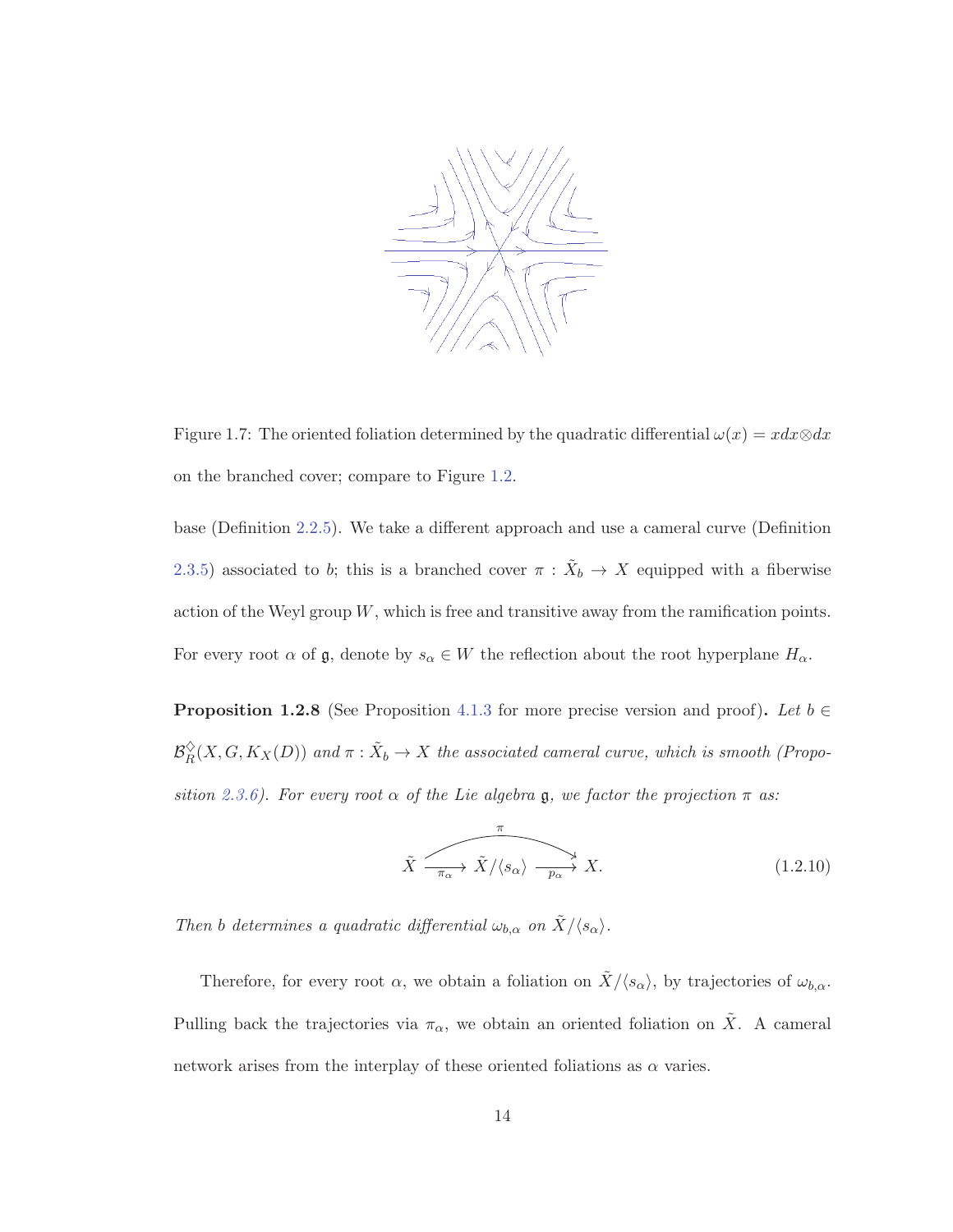Figure 1.7: The oriented foliation determined by the quadratic differential $\omega(x) = x dx \otimes dx$ on the branched cover; compare to Figure 1.2.

base (Definition 2.2.5). We take a different approach and use a cameral curve (Definition 2.3.5) associated to $b$; this is a branched cover $\pi : \tilde{X}_b \to X$ equipped with a fiberwise action of the Weyl group $W$, which is free and transitive away from the ramification points. For every root $\alpha$ of $\mathfrak{g}$, denote by $s_\alpha \in W$ the reflection about the root hyperplane $H_\alpha$.

**Proposition 1.2.8** (See Proposition 4.1.3 for more precise version and proof)**.** *Let $b \in \mathcal{B}_R^\diamondsuit(X, G, K_X(D))$ and $\pi : \tilde{X}_b \to X$ the associated cameral curve, which is smooth (Proposition 2.3.6). For every root $\alpha$ of the Lie algebra $\mathfrak{g}$, we factor the projection $\pi$ as:*

$$\tilde{X} \xrightarrow{\pi_\alpha} \tilde{X}/\langle s_\alpha \rangle \xrightarrow{p_\alpha} X, \qquad \pi = p_\alpha \circ \pi_\alpha. \tag{1.2.10}$$

*Then $b$ determines a quadratic differential $\omega_{b,\alpha}$ on $\tilde{X}/\langle s_\alpha \rangle$.*

Therefore, for every root $\alpha$, we obtain a foliation on $\tilde{X}/\langle s_\alpha \rangle$, by trajectories of $\omega_{b,\alpha}$. Pulling back the trajectories via $\pi_\alpha$, we obtain an oriented foliation on $\tilde{X}$. A cameral network arises from the interplay of these oriented foliations as $\alpha$ varies.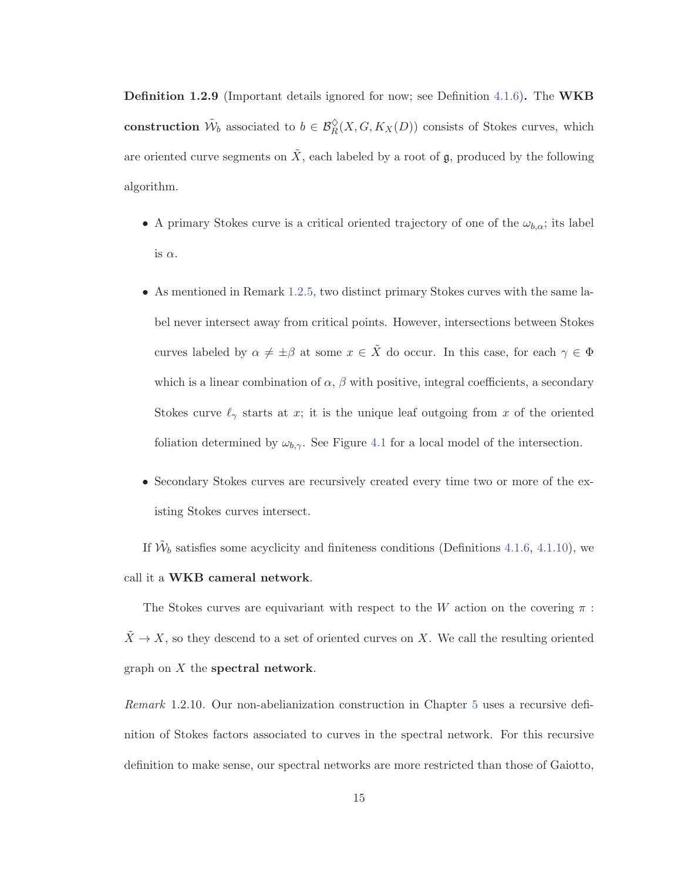**Definition 1.2.9** (Important details ignored for now; see Definition 4.1.6)**.** The **WKB construction** $\tilde{\mathcal{W}}_b$ associated to $b \in \mathcal{B}_R^{\diamondsuit}(X, G, K_X(D))$ consists of Stokes curves, which are oriented curve segments on $\tilde{X}$, each labeled by a root of $\mathfrak{g}$, produced by the following algorithm.

- A primary Stokes curve is a critical oriented trajectory of one of the $\omega_{b,\alpha}$; its label is $\alpha$.
- As mentioned in Remark 1.2.5, two distinct primary Stokes curves with the same label never intersect away from critical points. However, intersections between Stokes curves labeled by $\alpha \neq \pm\beta$ at some $x \in \tilde{X}$ do occur. In this case, for each $\gamma \in \Phi$ which is a linear combination of $\alpha$, $\beta$ with positive, integral coefficients, a secondary Stokes curve $\ell_\gamma$ starts at $x$; it is the unique leaf outgoing from $x$ of the oriented foliation determined by $\omega_{b,\gamma}$. See Figure 4.1 for a local model of the intersection.
- Secondary Stokes curves are recursively created every time two or more of the existing Stokes curves intersect.

If $\tilde{\mathcal{W}}_b$ satisfies some acyclicity and finiteness conditions (Definitions 4.1.6, 4.1.10), we call it a **WKB cameral network**.

The Stokes curves are equivariant with respect to the $W$ action on the covering $\pi : \tilde{X} \to X$, so they descend to a set of oriented curves on $X$. We call the resulting oriented graph on $X$ the **spectral network**.

*Remark* 1.2.10. Our non-abelianization construction in Chapter 5 uses a recursive definition of Stokes factors associated to curves in the spectral network. For this recursive definition to make sense, our spectral networks are more restricted than those of Gaiotto,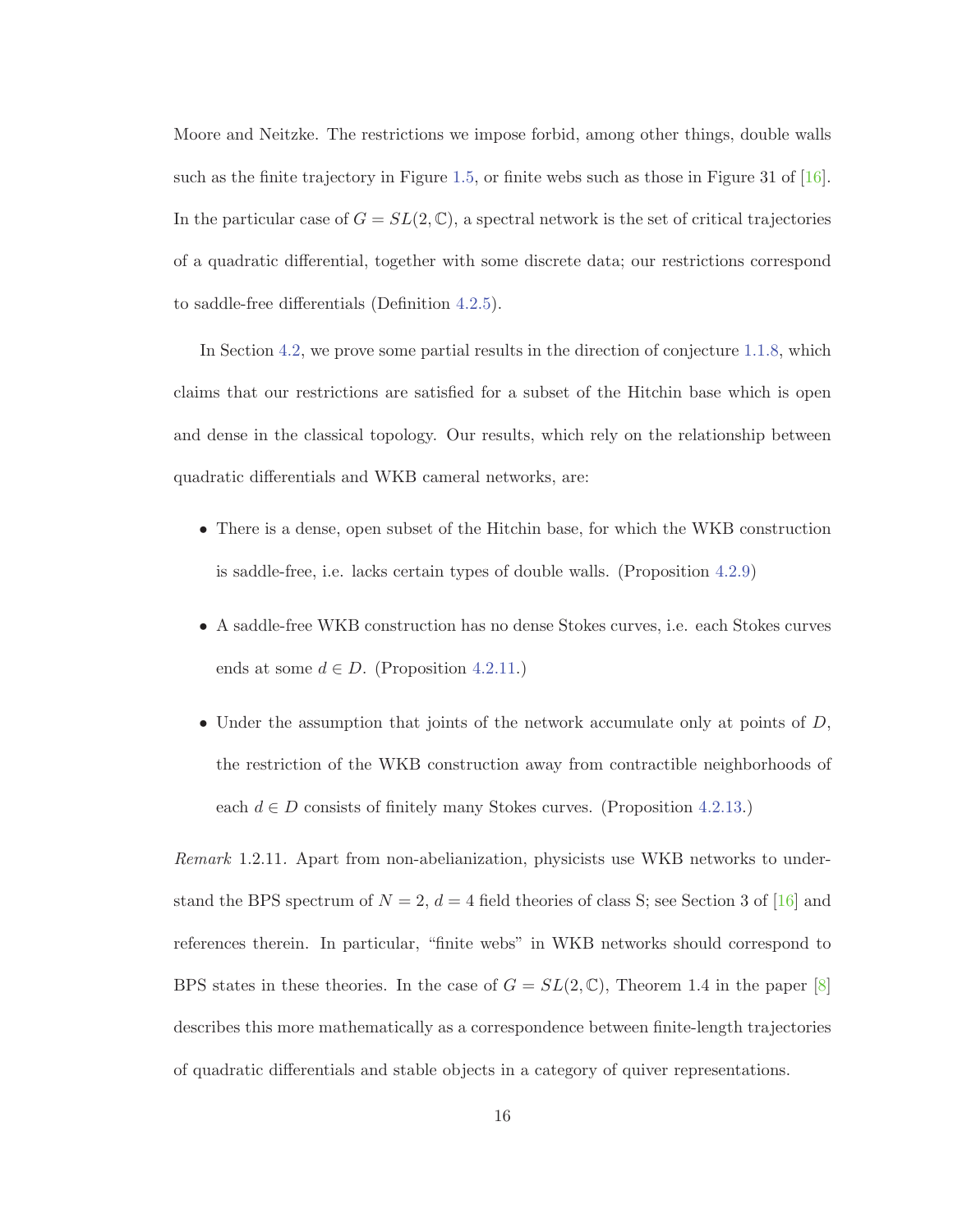Moore and Neitzke. The restrictions we impose forbid, among other things, double walls such as the finite trajectory in Figure 1.5, or finite webs such as those in Figure 31 of [16]. In the particular case of $G = SL(2, \mathbb{C})$, a spectral network is the set of critical trajectories of a quadratic differential, together with some discrete data; our restrictions correspond to saddle-free differentials (Definition 4.2.5).

In Section 4.2, we prove some partial results in the direction of conjecture 1.1.8, which claims that our restrictions are satisfied for a subset of the Hitchin base which is open and dense in the classical topology. Our results, which rely on the relationship between quadratic differentials and WKB cameral networks, are:

- There is a dense, open subset of the Hitchin base, for which the WKB construction is saddle-free, i.e. lacks certain types of double walls. (Proposition 4.2.9)
- A saddle-free WKB construction has no dense Stokes curves, i.e. each Stokes curves ends at some $d \in D$. (Proposition 4.2.11.)
- Under the assumption that joints of the network accumulate only at points of $D$, the restriction of the WKB construction away from contractible neighborhoods of each $d \in D$ consists of finitely many Stokes curves. (Proposition 4.2.13.)

*Remark* 1.2.11. Apart from non-abelianization, physicists use WKB networks to understand the BPS spectrum of $N = 2$, $d = 4$ field theories of class S; see Section 3 of [16] and references therein. In particular, "finite webs" in WKB networks should correspond to BPS states in these theories. In the case of $G = SL(2, \mathbb{C})$, Theorem 1.4 in the paper [8] describes this more mathematically as a correspondence between finite-length trajectories of quadratic differentials and stable objects in a category of quiver representations.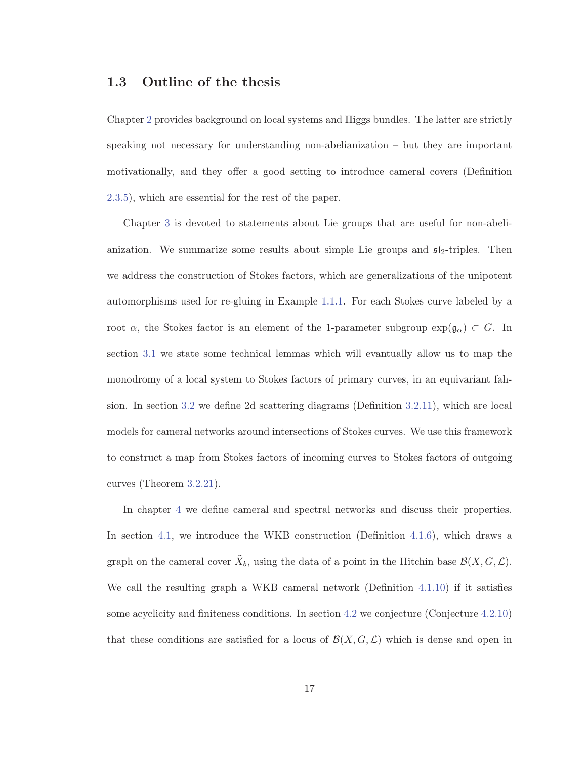## 1.3 Outline of the thesis

Chapter 2 provides background on local systems and Higgs bundles. The latter are strictly speaking not necessary for understanding non-abelianization – but they are important motivationally, and they offer a good setting to introduce cameral covers (Definition 2.3.5), which are essential for the rest of the paper.

Chapter 3 is devoted to statements about Lie groups that are useful for non-abelianization. We summarize some results about simple Lie groups and $\mathfrak{sl}_2$-triples. Then we address the construction of Stokes factors, which are generalizations of the unipotent automorphisms used for re-gluing in Example 1.1.1. For each Stokes curve labeled by a root $\alpha$, the Stokes factor is an element of the 1-parameter subgroup $\exp(\mathfrak{g}_\alpha) \subset G$. In section 3.1 we state some technical lemmas which will evantually allow us to map the monodromy of a local system to Stokes factors of primary curves, in an equivariant fahsion. In section 3.2 we define 2d scattering diagrams (Definition 3.2.11), which are local models for cameral networks around intersections of Stokes curves. We use this framework to construct a map from Stokes factors of incoming curves to Stokes factors of outgoing curves (Theorem 3.2.21).

In chapter 4 we define cameral and spectral networks and discuss their properties. In section 4.1, we introduce the WKB construction (Definition 4.1.6), which draws a graph on the cameral cover $\tilde{X}_b$, using the data of a point in the Hitchin base $\mathcal{B}(X, G, \mathcal{L})$. We call the resulting graph a WKB cameral network (Definition 4.1.10) if it satisfies some acyclicity and finiteness conditions. In section 4.2 we conjecture (Conjecture 4.2.10) that these conditions are satisfied for a locus of $\mathcal{B}(X, G, \mathcal{L})$ which is dense and open in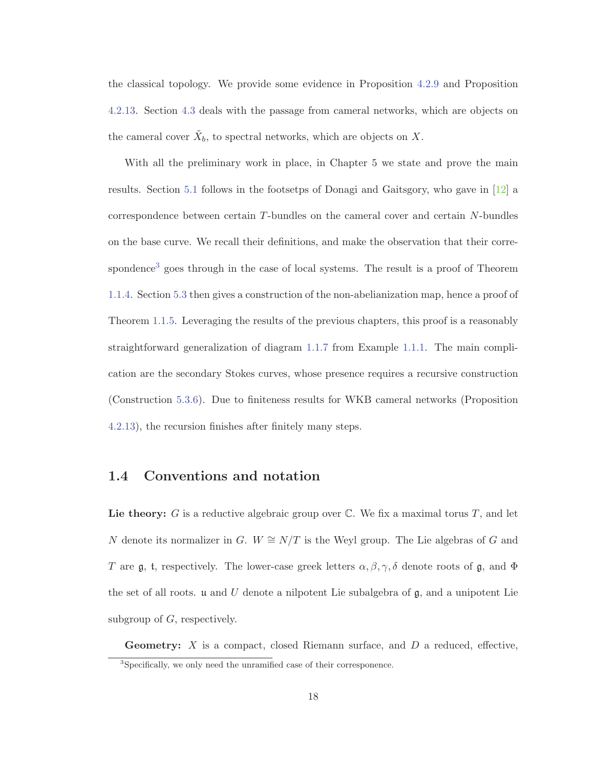the classical topology. We provide some evidence in Proposition 4.2.9 and Proposition 4.2.13. Section 4.3 deals with the passage from cameral networks, which are objects on the cameral cover $\tilde{X}_b$, to spectral networks, which are objects on $X$.

With all the preliminary work in place, in Chapter 5 we state and prove the main results. Section 5.1 follows in the footsetps of Donagi and Gaitsgory, who gave in [12] a correspondence between certain $T$-bundles on the cameral cover and certain $N$-bundles on the base curve. We recall their definitions, and make the observation that their correspondence[3] goes through in the case of local systems. The result is a proof of Theorem 1.1.4. Section 5.3 then gives a construction of the non-abelianization map, hence a proof of Theorem 1.1.5. Leveraging the results of the previous chapters, this proof is a reasonably straightforward generalization of diagram 1.1.7 from Example 1.1.1. The main complication are the secondary Stokes curves, whose presence requires a recursive construction (Construction 5.3.6). Due to finiteness results for WKB cameral networks (Proposition 4.2.13), the recursion finishes after finitely many steps.

## 1.4 Conventions and notation

**Lie theory:** $G$ is a reductive algebraic group over $\mathbb{C}$. We fix a maximal torus $T$, and let $N$ denote its normalizer in $G$. $W \cong N/T$ is the Weyl group. The Lie algebras of $G$ and $T$ are $\mathfrak{g}$, $\mathfrak{t}$, respectively. The lower-case greek letters $\alpha, \beta, \gamma, \delta$ denote roots of $\mathfrak{g}$, and $\Phi$ the set of all roots. $\mathfrak{u}$ and $U$ denote a nilpotent Lie subalgebra of $\mathfrak{g}$, and a unipotent Lie subgroup of $G$, respectively.

**Geometry:** $X$ is a compact, closed Riemann surface, and $D$ a reduced, effective,

[3] Specifically, we only need the unramified case of their corresponence.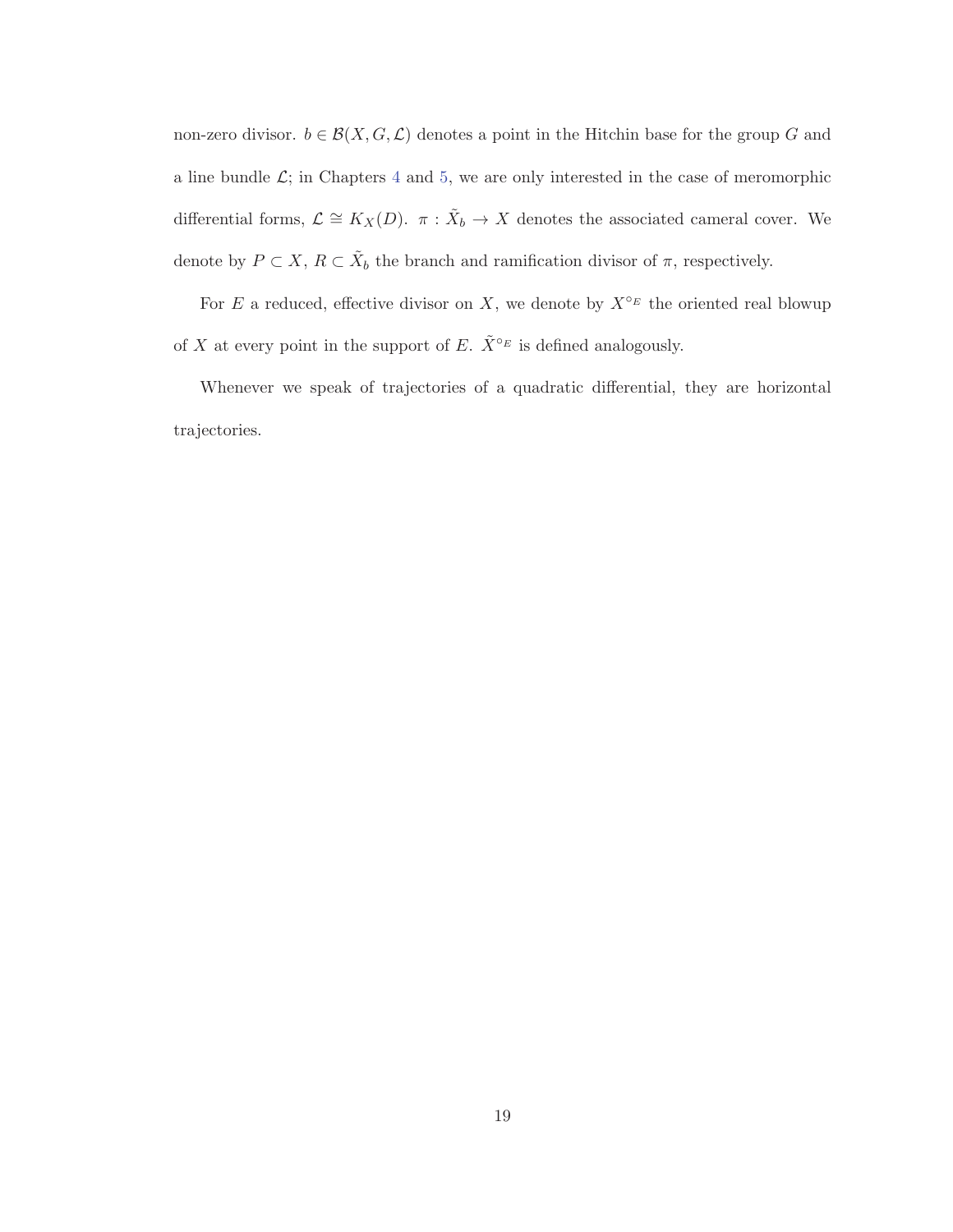non-zero divisor. $b \in \mathcal{B}(X, G, \mathcal{L})$ denotes a point in the Hitchin base for the group $G$ and a line bundle $\mathcal{L}$; in Chapters 4 and 5, we are only interested in the case of meromorphic differential forms, $\mathcal{L} \cong K_X(D)$. $\pi : \tilde{X}_b \to X$ denotes the associated cameral cover. We denote by $P \subset X$, $R \subset \tilde{X}_b$ the branch and ramification divisor of $\pi$, respectively.

For $E$ a reduced, effective divisor on $X$, we denote by $X^{\circ_E}$ the oriented real blowup of $X$ at every point in the support of $E$. $\tilde{X}^{\circ_E}$ is defined analogously.

Whenever we speak of trajectories of a quadratic differential, they are horizontal trajectories.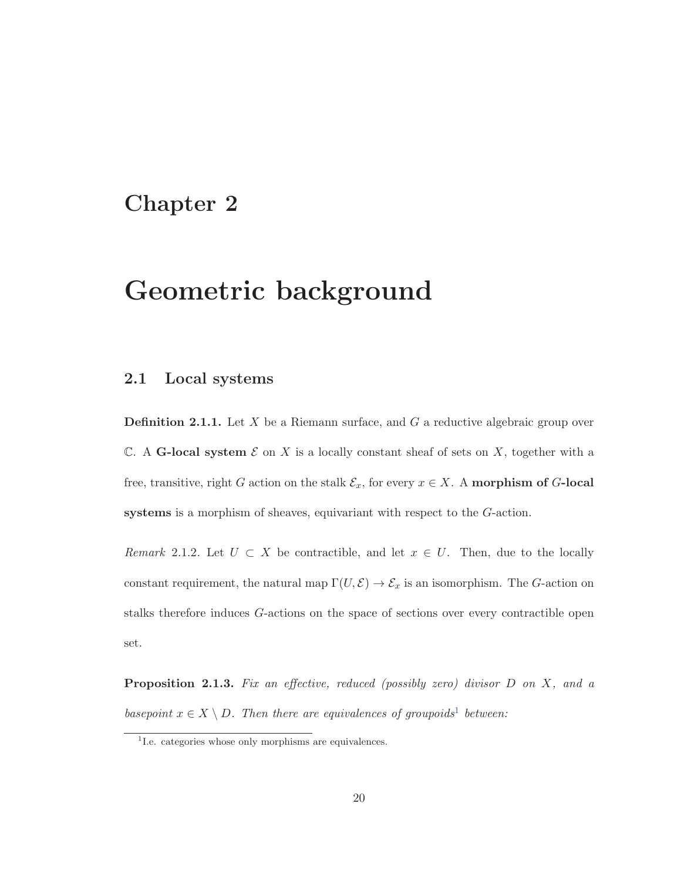# Chapter 2

# Geometric background

## 2.1 Local systems

**Definition 2.1.1.** Let $X$ be a Riemann surface, and $G$ a reductive algebraic group over $\mathbb{C}$. A **G-local system** $\mathcal{E}$ on $X$ is a locally constant sheaf of sets on $X$, together with a free, transitive, right $G$ action on the stalk $\mathcal{E}_x$, for every $x \in X$. A **morphism of $G$-local systems** is a morphism of sheaves, equivariant with respect to the $G$-action.

*Remark* 2.1.2. Let $U \subset X$ be contractible, and let $x \in U$. Then, due to the locally constant requirement, the natural map $\Gamma(U, \mathcal{E}) \to \mathcal{E}_x$ is an isomorphism. The $G$-action on stalks therefore induces $G$-actions on the space of sections over every contractible open set.

**Proposition 2.1.3.** *Fix an effective, reduced (possibly zero) divisor $D$ on $X$, and a basepoint $x \in X \setminus D$. Then there are equivalences of groupoids*[1] *between:*

[1] I.e. categories whose only morphisms are equivalences.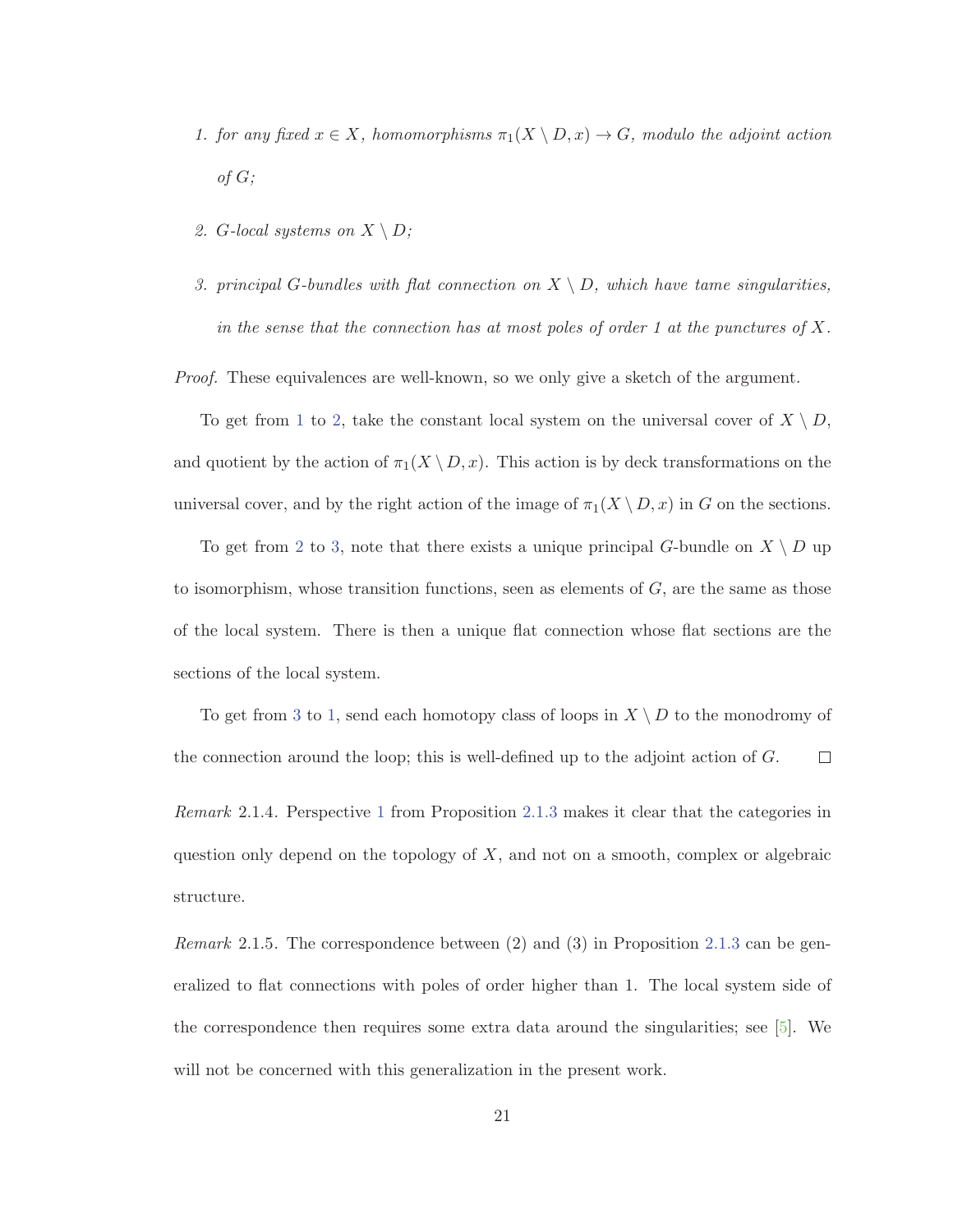1. *for any fixed $x \in X$, homomorphisms $\pi_1(X \setminus D, x) \to G$, modulo the adjoint action of $G$;*

2. *$G$-local systems on $X \setminus D$;*

3. *principal $G$-bundles with flat connection on $X \setminus D$, which have tame singularities, in the sense that the connection has at most poles of order 1 at the punctures of $X$.*

*Proof.* These equivalences are well-known, so we only give a sketch of the argument.

To get from 1 to 2, take the constant local system on the universal cover of $X \setminus D$, and quotient by the action of $\pi_1(X \setminus D, x)$. This action is by deck transformations on the universal cover, and by the right action of the image of $\pi_1(X \setminus D, x)$ in $G$ on the sections.

To get from 2 to 3, note that there exists a unique principal $G$-bundle on $X \setminus D$ up to isomorphism, whose transition functions, seen as elements of $G$, are the same as those of the local system. There is then a unique flat connection whose flat sections are the sections of the local system.

To get from 3 to 1, send each homotopy class of loops in $X \setminus D$ to the monodromy of the connection around the loop; this is well-defined up to the adjoint action of $G$. □

*Remark* 2.1.4. Perspective 1 from Proposition 2.1.3 makes it clear that the categories in question only depend on the topology of $X$, and not on a smooth, complex or algebraic structure.

*Remark* 2.1.5. The correspondence between (2) and (3) in Proposition 2.1.3 can be generalized to flat connections with poles of order higher than 1. The local system side of the correspondence then requires some extra data around the singularities; see [5]. We will not be concerned with this generalization in the present work.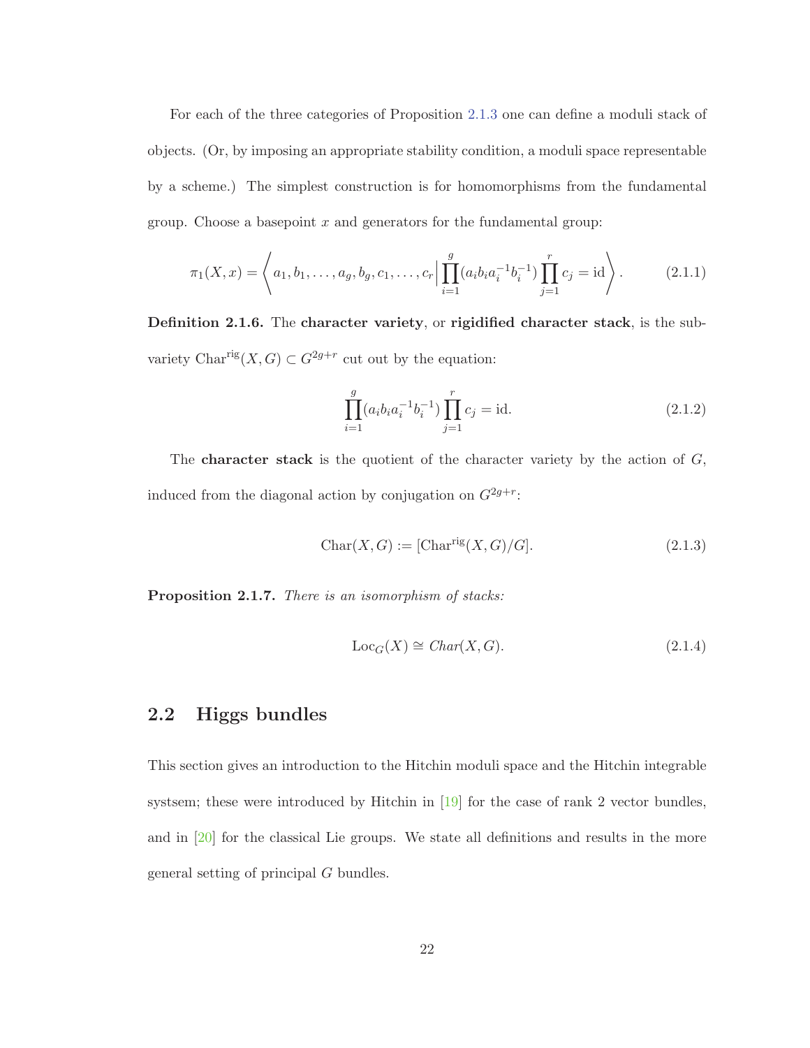For each of the three categories of Proposition 2.1.3 one can define a moduli stack of objects. (Or, by imposing an appropriate stability condition, a moduli space representable by a scheme.) The simplest construction is for homomorphisms from the fundamental group. Choose a basepoint $x$ and generators for the fundamental group:

$$\pi_1(X,x) = \left\langle a_1, b_1, \ldots, a_g, b_g, c_1, \ldots, c_r \,\middle|\, \prod_{i=1}^{g}(a_i b_i a_i^{-1} b_i^{-1}) \prod_{j=1}^{r} c_j = \mathrm{id} \right\rangle. \tag{2.1.1}$$

**Definition 2.1.6.** The **character variety**, or **rigidified character stack**, is the subvariety $\mathrm{Char}^{\mathrm{rig}}(X,G) \subset G^{2g+r}$ cut out by the equation:

$$\prod_{i=1}^{g}(a_i b_i a_i^{-1} b_i^{-1}) \prod_{j=1}^{r} c_j = \mathrm{id}. \tag{2.1.2}$$

The **character stack** is the quotient of the character variety by the action of $G$, induced from the diagonal action by conjugation on $G^{2g+r}$:

$$\mathrm{Char}(X,G) := [\mathrm{Char}^{\mathrm{rig}}(X,G)/G]. \tag{2.1.3}$$

**Proposition 2.1.7.** *There is an isomorphism of stacks:*

$$\mathrm{Loc}_G(X) \cong \mathit{Char}(X,G). \tag{2.1.4}$$

## 2.2 Higgs bundles

This section gives an introduction to the Hitchin moduli space and the Hitchin integrable systsem; these were introduced by Hitchin in [19] for the case of rank 2 vector bundles, and in [20] for the classical Lie groups. We state all definitions and results in the more general setting of principal $G$ bundles.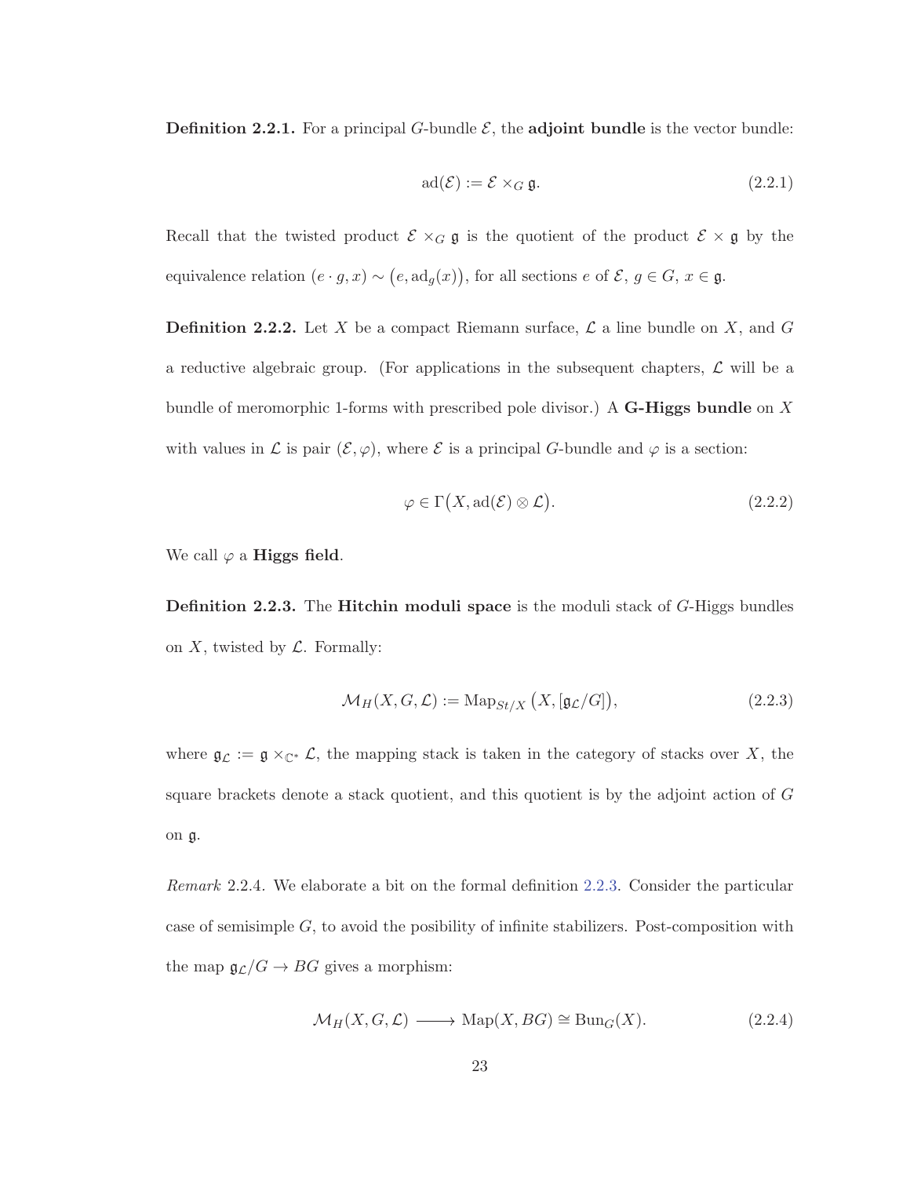**Definition 2.2.1.** For a principal $G$-bundle $\mathcal{E}$, the **adjoint bundle** is the vector bundle:

$$\mathrm{ad}(\mathcal{E}) := \mathcal{E} \times_G \mathfrak{g}. \tag{2.2.1}$$

Recall that the twisted product $\mathcal{E} \times_G \mathfrak{g}$ is the quotient of the product $\mathcal{E} \times \mathfrak{g}$ by the equivalence relation $(e \cdot g, x) \sim \big(e, \mathrm{ad}_g(x)\big)$, for all sections $e$ of $\mathcal{E}$, $g \in G$, $x \in \mathfrak{g}$.

**Definition 2.2.2.** Let $X$ be a compact Riemann surface, $\mathcal{L}$ a line bundle on $X$, and $G$ a reductive algebraic group. (For applications in the subsequent chapters, $\mathcal{L}$ will be a bundle of meromorphic 1-forms with prescribed pole divisor.) A **G-Higgs bundle** on $X$ with values in $\mathcal{L}$ is pair $(\mathcal{E}, \varphi)$, where $\mathcal{E}$ is a principal $G$-bundle and $\varphi$ is a section:

$$\varphi \in \Gamma\big(X, \mathrm{ad}(\mathcal{E}) \otimes \mathcal{L}\big). \tag{2.2.2}$$

We call $\varphi$ a **Higgs field**.

**Definition 2.2.3.** The **Hitchin moduli space** is the moduli stack of $G$-Higgs bundles on $X$, twisted by $\mathcal{L}$. Formally:

$$\mathcal{M}_H(X, G, \mathcal{L}) := \mathrm{Map}_{St/X}\left(X, [\mathfrak{g}_{\mathcal{L}}/G]\right), \tag{2.2.3}$$

where $\mathfrak{g}_{\mathcal{L}} := \mathfrak{g} \times_{\mathbb{C}^*} \mathcal{L}$, the mapping stack is taken in the category of stacks over $X$, the square brackets denote a stack quotient, and this quotient is by the adjoint action of $G$ on $\mathfrak{g}$.

*Remark* 2.2.4. We elaborate a bit on the formal definition 2.2.3. Consider the particular case of semisimple $G$, to avoid the posibility of infinite stabilizers. Post-composition with the map $\mathfrak{g}_{\mathcal{L}}/G \to BG$ gives a morphism:

$$\mathcal{M}_H(X, G, \mathcal{L}) \longrightarrow \mathrm{Map}(X, BG) \cong \mathrm{Bun}_G(X). \tag{2.2.4}$$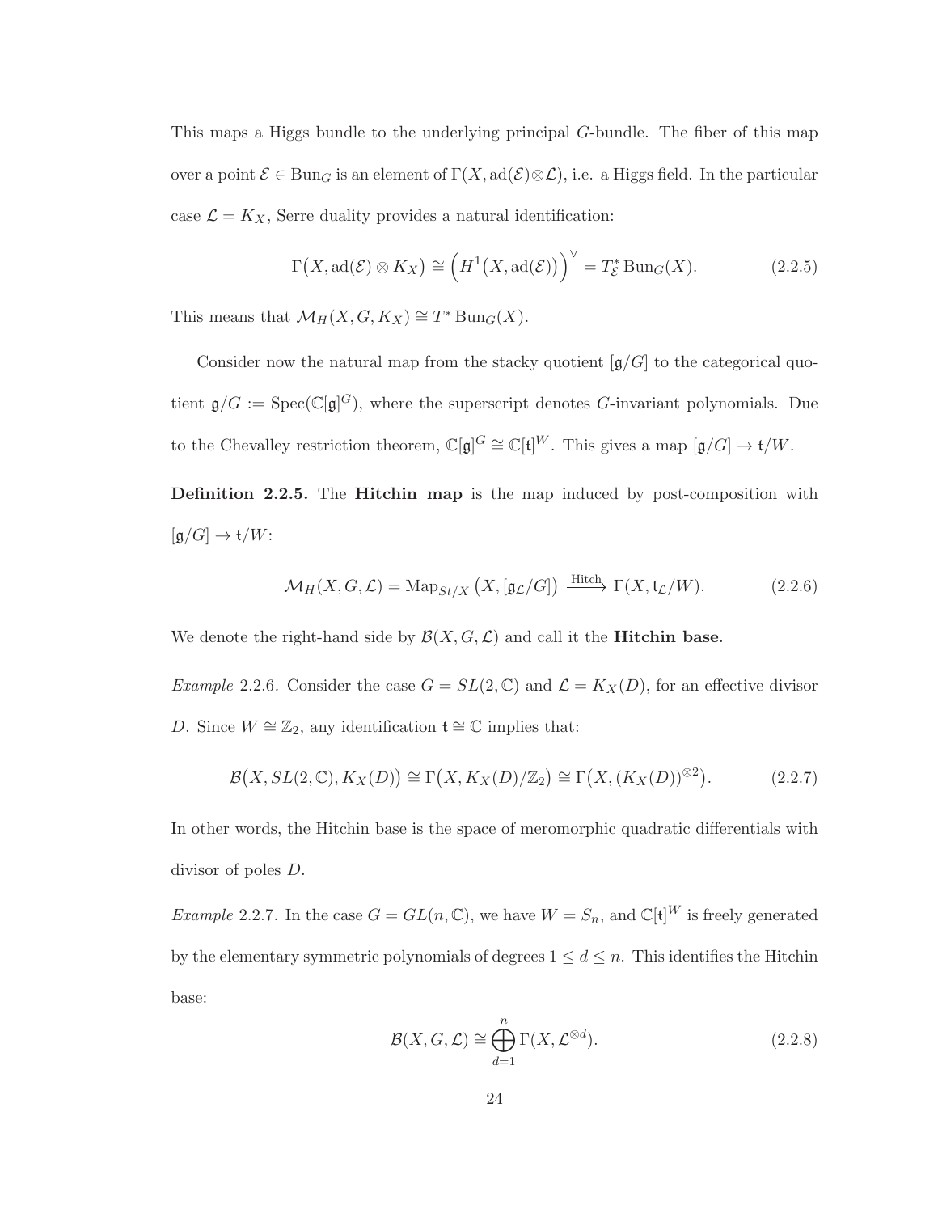This maps a Higgs bundle to the underlying principal $G$-bundle. The fiber of this map over a point $\mathcal{E} \in \mathrm{Bun}_G$ is an element of $\Gamma(X, \mathrm{ad}(\mathcal{E}) \otimes \mathcal{L})$, i.e. a Higgs field. In the particular case $\mathcal{L} = K_X$, Serre duality provides a natural identification:

$$\Gamma\big(X, \mathrm{ad}(\mathcal{E}) \otimes K_X\big) \cong \Big(H^1\big(X, \mathrm{ad}(\mathcal{E})\big)\Big)^{\vee} = T^*_{\mathcal{E}} \mathrm{Bun}_G(X). \tag{2.2.5}$$

This means that $\mathcal{M}_H(X, G, K_X) \cong T^* \mathrm{Bun}_G(X)$.

Consider now the natural map from the stacky quotient $[\mathfrak{g}/G]$ to the categorical quotient $\mathfrak{g}/G := \mathrm{Spec}(\mathbb{C}[\mathfrak{g}]^G)$, where the superscript denotes $G$-invariant polynomials. Due to the Chevalley restriction theorem, $\mathbb{C}[\mathfrak{g}]^G \cong \mathbb{C}[\mathfrak{t}]^W$. This gives a map $[\mathfrak{g}/G] \to \mathfrak{t}/W$.

**Definition 2.2.5.** The **Hitchin map** is the map induced by post-composition with $[\mathfrak{g}/G] \to \mathfrak{t}/W$:

$$\mathcal{M}_H(X, G, \mathcal{L}) = \mathrm{Map}_{St/X}\big(X, [\mathfrak{g}_{\mathcal{L}}/G]\big) \xrightarrow{\text{Hitch}} \Gamma(X, \mathfrak{t}_{\mathcal{L}}/W). \tag{2.2.6}$$

We denote the right-hand side by $\mathcal{B}(X, G, \mathcal{L})$ and call it the **Hitchin base**.

*Example* 2.2.6. Consider the case $G = SL(2, \mathbb{C})$ and $\mathcal{L} = K_X(D)$, for an effective divisor $D$. Since $W \cong \mathbb{Z}_2$, any identification $\mathfrak{t} \cong \mathbb{C}$ implies that:

$$\mathcal{B}\big(X, SL(2, \mathbb{C}), K_X(D)\big) \cong \Gamma\big(X, K_X(D)/\mathbb{Z}_2\big) \cong \Gamma\big(X, (K_X(D))^{\otimes 2}\big). \tag{2.2.7}$$

In other words, the Hitchin base is the space of meromorphic quadratic differentials with divisor of poles $D$.

*Example* 2.2.7. In the case $G = GL(n, \mathbb{C})$, we have $W = S_n$, and $\mathbb{C}[\mathfrak{t}]^W$ is freely generated by the elementary symmetric polynomials of degrees $1 \leq d \leq n$. This identifies the Hitchin base:

$$\mathcal{B}(X, G, \mathcal{L}) \cong \bigoplus_{d=1}^{n} \Gamma(X, \mathcal{L}^{\otimes d}). \tag{2.2.8}$$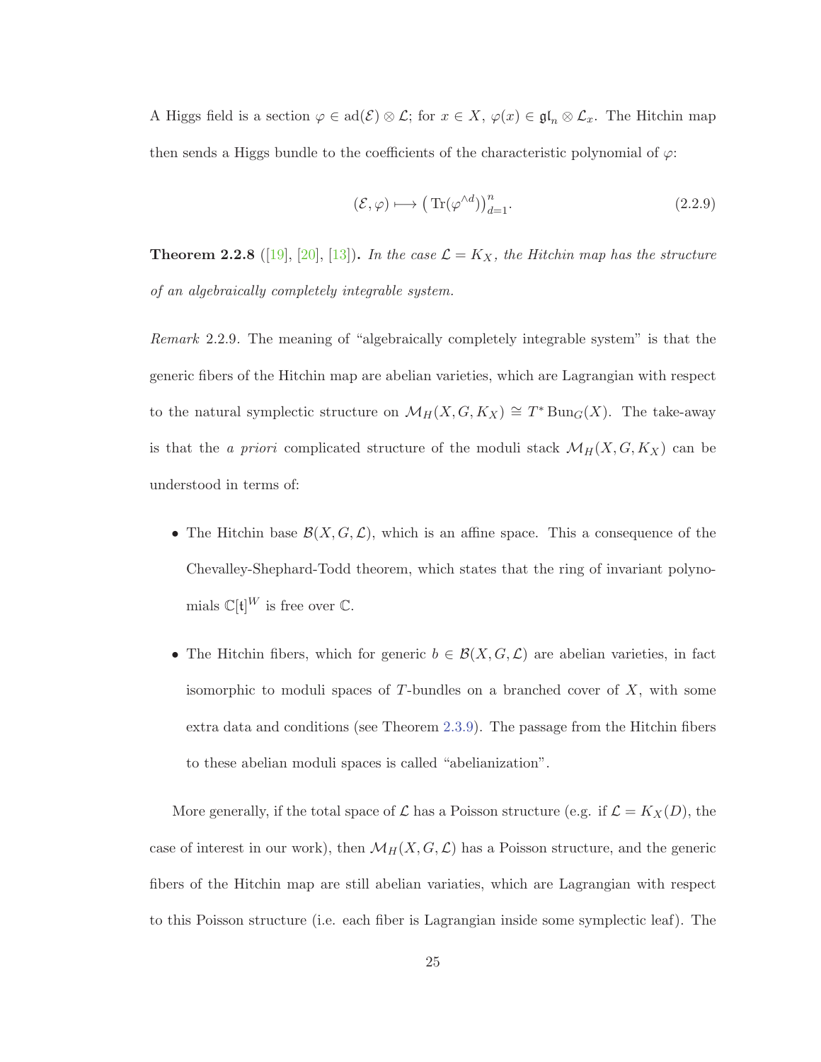A Higgs field is a section $\varphi \in \mathrm{ad}(\mathcal{E}) \otimes \mathcal{L}$; for $x \in X$, $\varphi(x) \in \mathfrak{gl}_n \otimes \mathcal{L}_x$. The Hitchin map then sends a Higgs bundle to the coefficients of the characteristic polynomial of $\varphi$:

$$(\mathcal{E}, \varphi) \longmapsto \left( \mathrm{Tr}(\varphi^{\wedge d}) \right)_{d=1}^{n}. \tag{2.2.9}$$

**Theorem 2.2.8** ([19], [20], [13])**.** *In the case $\mathcal{L} = K_X$, the Hitchin map has the structure of an algebraically completely integrable system.*

*Remark* 2.2.9. The meaning of "algebraically completely integrable system" is that the generic fibers of the Hitchin map are abelian varieties, which are Lagrangian with respect to the natural symplectic structure on $\mathcal{M}_H(X, G, K_X) \cong T^* \mathrm{Bun}_G(X)$. The take-away is that the *a priori* complicated structure of the moduli stack $\mathcal{M}_H(X, G, K_X)$ can be understood in terms of:

- The Hitchin base $\mathcal{B}(X, G, \mathcal{L})$, which is an affine space. This a consequence of the Chevalley-Shephard-Todd theorem, which states that the ring of invariant polynomials $\mathbb{C}[\mathfrak{t}]^W$ is free over $\mathbb{C}$.
- The Hitchin fibers, which for generic $b \in \mathcal{B}(X, G, \mathcal{L})$ are abelian varieties, in fact isomorphic to moduli spaces of $T$-bundles on a branched cover of $X$, with some extra data and conditions (see Theorem 2.3.9). The passage from the Hitchin fibers to these abelian moduli spaces is called "abelianization".

More generally, if the total space of $\mathcal{L}$ has a Poisson structure (e.g. if $\mathcal{L} = K_X(D)$, the case of interest in our work), then $\mathcal{M}_H(X, G, \mathcal{L})$ has a Poisson structure, and the generic fibers of the Hitchin map are still abelian variaties, which are Lagrangian with respect to this Poisson structure (i.e. each fiber is Lagrangian inside some symplectic leaf). The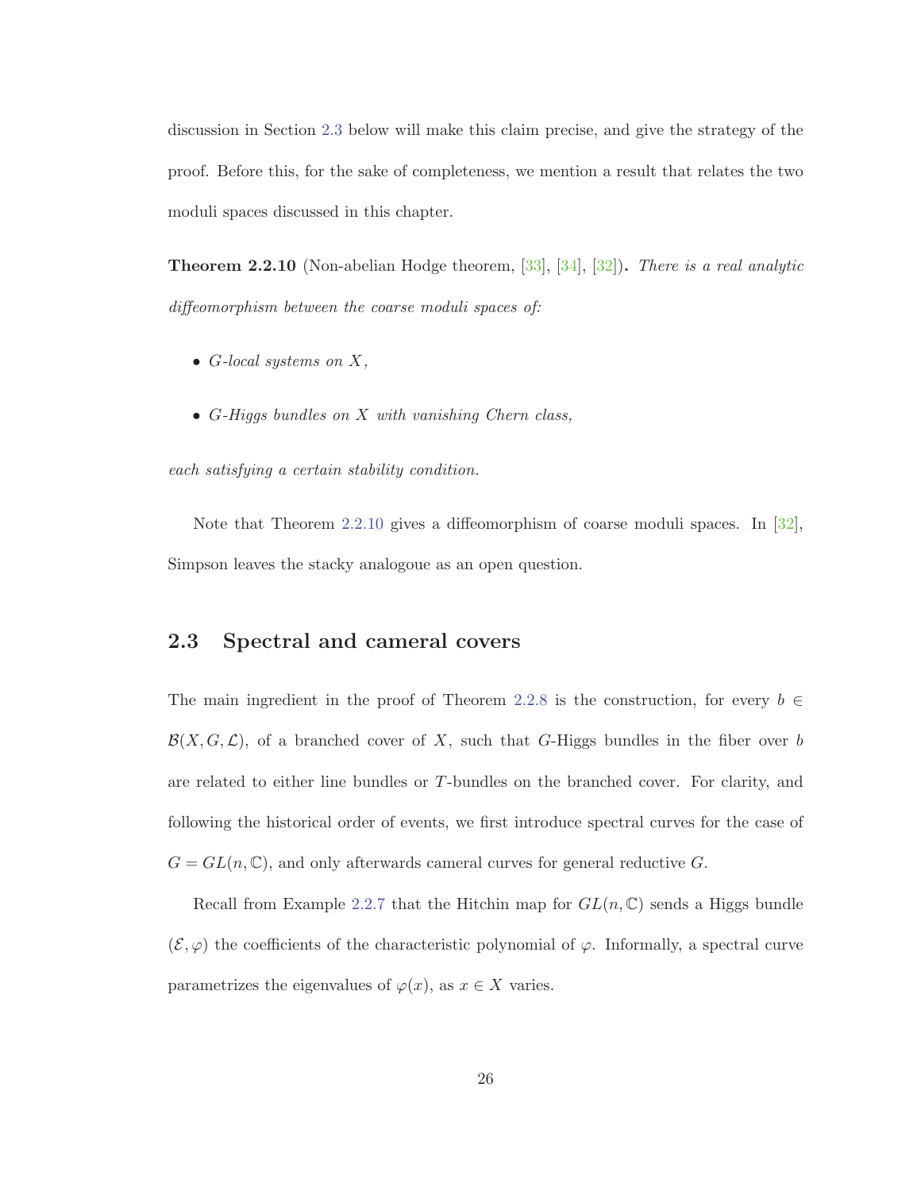discussion in Section 2.3 below will make this claim precise, and give the strategy of the proof. Before this, for the sake of completeness, we mention a result that relates the two moduli spaces discussed in this chapter.

**Theorem 2.2.10** (Non-abelian Hodge theorem, [33], [34], [32])**.** *There is a real analytic diffeomorphism between the coarse moduli spaces of:*

- *$G$-local systems on $X$,*
- *$G$-Higgs bundles on $X$ with vanishing Chern class,*

*each satisfying a certain stability condition.*

Note that Theorem 2.2.10 gives a diffeomorphism of coarse moduli spaces. In [32], Simpson leaves the stacky analogoue as an open question.

## 2.3 Spectral and cameral covers

The main ingredient in the proof of Theorem 2.2.8 is the construction, for every $b \in \mathcal{B}(X, G, \mathcal{L})$, of a branched cover of $X$, such that $G$-Higgs bundles in the fiber over $b$ are related to either line bundles or $T$-bundles on the branched cover. For clarity, and following the historical order of events, we first introduce spectral curves for the case of $G = GL(n, \mathbb{C})$, and only afterwards cameral curves for general reductive $G$.

Recall from Example 2.2.7 that the Hitchin map for $GL(n, \mathbb{C})$ sends a Higgs bundle $(\mathcal{E}, \varphi)$ the coefficients of the characteristic polynomial of $\varphi$. Informally, a spectral curve parametrizes the eigenvalues of $\varphi(x)$, as $x \in X$ varies.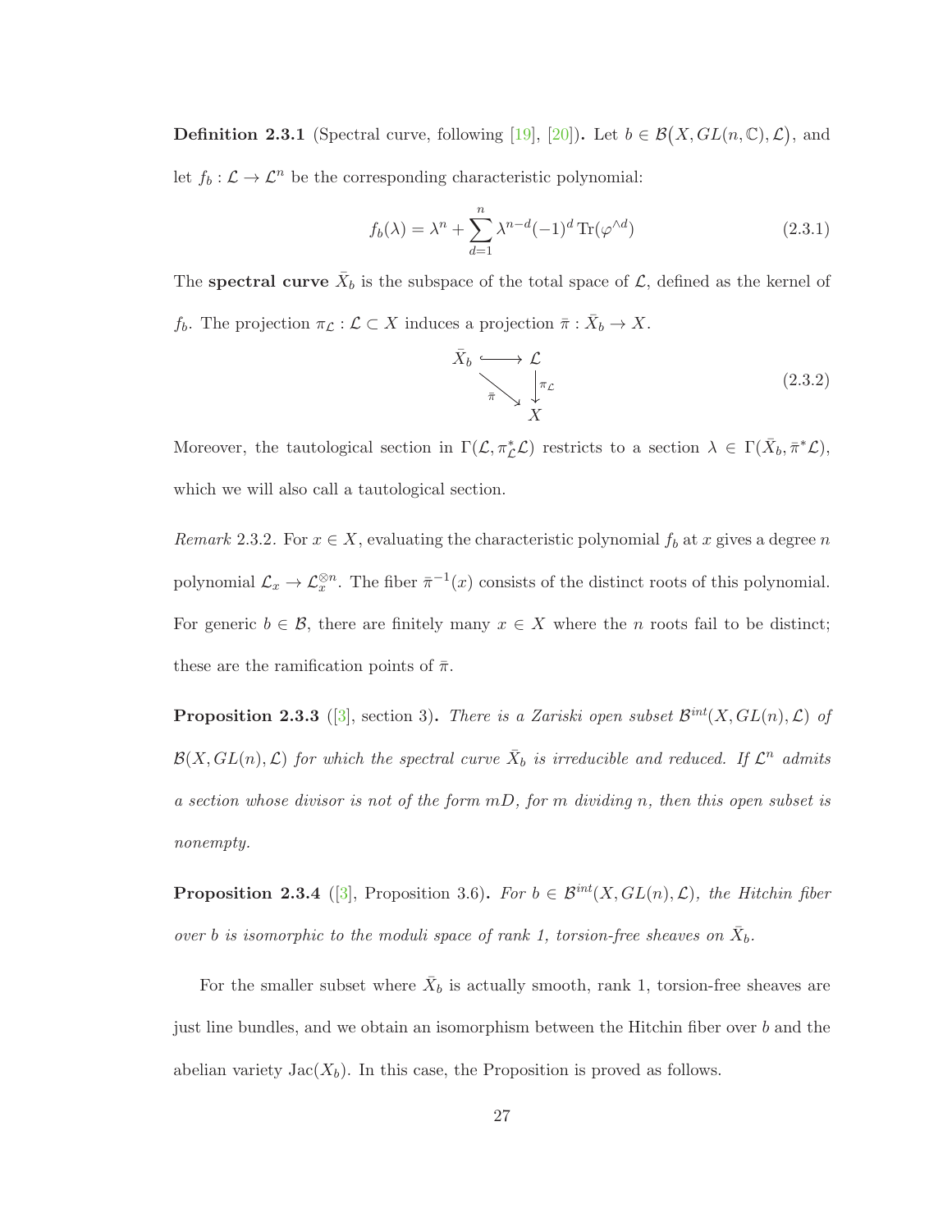**Definition 2.3.1** (Spectral curve, following [19], [20])**.** Let $b \in \mathcal{B}\big(X, GL(n,\mathbb{C}), \mathcal{L}\big)$, and let $f_b : \mathcal{L} \to \mathcal{L}^n$ be the corresponding characteristic polynomial:

$$f_b(\lambda) = \lambda^n + \sum_{d=1}^{n} \lambda^{n-d} (-1)^d \operatorname{Tr}(\varphi^{\wedge d}) \tag{2.3.1}$$

The **spectral curve** $\bar{X}_b$ is the subspace of the total space of $\mathcal{L}$, defined as the kernel of $f_b$. The projection $\pi_{\mathcal{L}} : \mathcal{L} \subset X$ induces a projection $\bar{\pi} : \bar{X}_b \to X$.

$$\begin{array}{ccc} \bar{X}_b & \hookrightarrow & \mathcal{L} \\ & \searrow^{\bar{\pi}} & \downarrow^{\pi_{\mathcal{L}}} \\ & & X \end{array} \tag{2.3.2}$$

Moreover, the tautological section in $\Gamma(\mathcal{L}, \pi_{\mathcal{L}}^* \mathcal{L})$ restricts to a section $\lambda \in \Gamma(\bar{X}_b, \bar{\pi}^* \mathcal{L})$, which we will also call a tautological section.

*Remark* 2.3.2. For $x \in X$, evaluating the characteristic polynomial $f_b$ at $x$ gives a degree $n$ polynomial $\mathcal{L}_x \to \mathcal{L}_x^{\otimes n}$. The fiber $\bar{\pi}^{-1}(x)$ consists of the distinct roots of this polynomial. For generic $b \in \mathcal{B}$, there are finitely many $x \in X$ where the $n$ roots fail to be distinct; these are the ramification points of $\bar{\pi}$.

**Proposition 2.3.3** ([3], section 3)**.** *There is a Zariski open subset $\mathcal{B}^{int}(X, GL(n), \mathcal{L})$ of $\mathcal{B}(X, GL(n), \mathcal{L})$ for which the spectral curve $\bar{X}_b$ is irreducible and reduced. If $\mathcal{L}^n$ admits a section whose divisor is not of the form $mD$, for $m$ dividing $n$, then this open subset is nonempty.*

**Proposition 2.3.4** ([3], Proposition 3.6)**.** *For $b \in \mathcal{B}^{int}(X, GL(n), \mathcal{L})$, the Hitchin fiber over $b$ is isomorphic to the moduli space of rank 1, torsion-free sheaves on $\bar{X}_b$.*

For the smaller subset where $\bar{X}_b$ is actually smooth, rank 1, torsion-free sheaves are just line bundles, and we obtain an isomorphism between the Hitchin fiber over $b$ and the abelian variety $\operatorname{Jac}(X_b)$. In this case, the Proposition is proved as follows.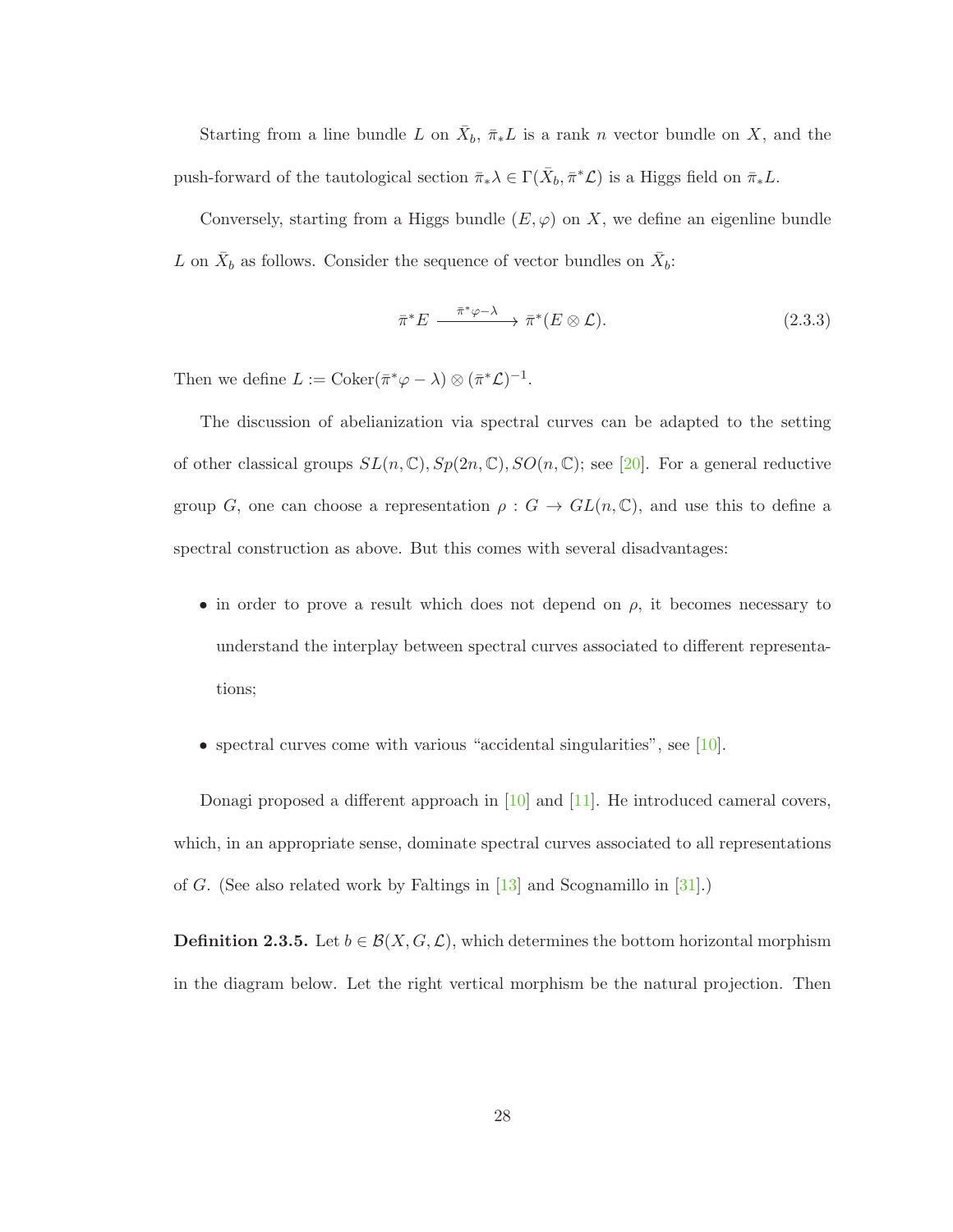Starting from a line bundle $L$ on $\bar{X}_b$, $\bar{\pi}_* L$ is a rank $n$ vector bundle on $X$, and the push-forward of the tautological section $\bar{\pi}_*\lambda \in \Gamma(\bar{X}_b, \bar{\pi}^*\mathcal{L})$ is a Higgs field on $\bar{\pi}_* L$.

Conversely, starting from a Higgs bundle $(E, \varphi)$ on $X$, we define an eigenline bundle $L$ on $\bar{X}_b$ as follows. Consider the sequence of vector bundles on $\bar{X}_b$:

$$\bar{\pi}^* E \xrightarrow{\bar{\pi}^*\varphi - \lambda} \bar{\pi}^*(E \otimes \mathcal{L}). \tag{2.3.3}$$

Then we define $L := \mathrm{Coker}(\bar{\pi}^*\varphi - \lambda) \otimes (\bar{\pi}^*\mathcal{L})^{-1}$.

The discussion of abelianization via spectral curves can be adapted to the setting of other classical groups $SL(n, \mathbb{C}), Sp(2n, \mathbb{C}), SO(n, \mathbb{C})$; see [20]. For a general reductive group $G$, one can choose a representation $\rho : G \to GL(n, \mathbb{C})$, and use this to define a spectral construction as above. But this comes with several disadvantages:

- in order to prove a result which does not depend on $\rho$, it becomes necessary to understand the interplay between spectral curves associated to different representations;
- spectral curves come with various "accidental singularities", see [10].

Donagi proposed a different approach in [10] and [11]. He introduced cameral covers, which, in an appropriate sense, dominate spectral curves associated to all representations of $G$. (See also related work by Faltings in [13] and Scognamillo in [31].)

**Definition 2.3.5.** Let $b \in \mathcal{B}(X, G, \mathcal{L})$, which determines the bottom horizontal morphism in the diagram below. Let the right vertical morphism be the natural projection. Then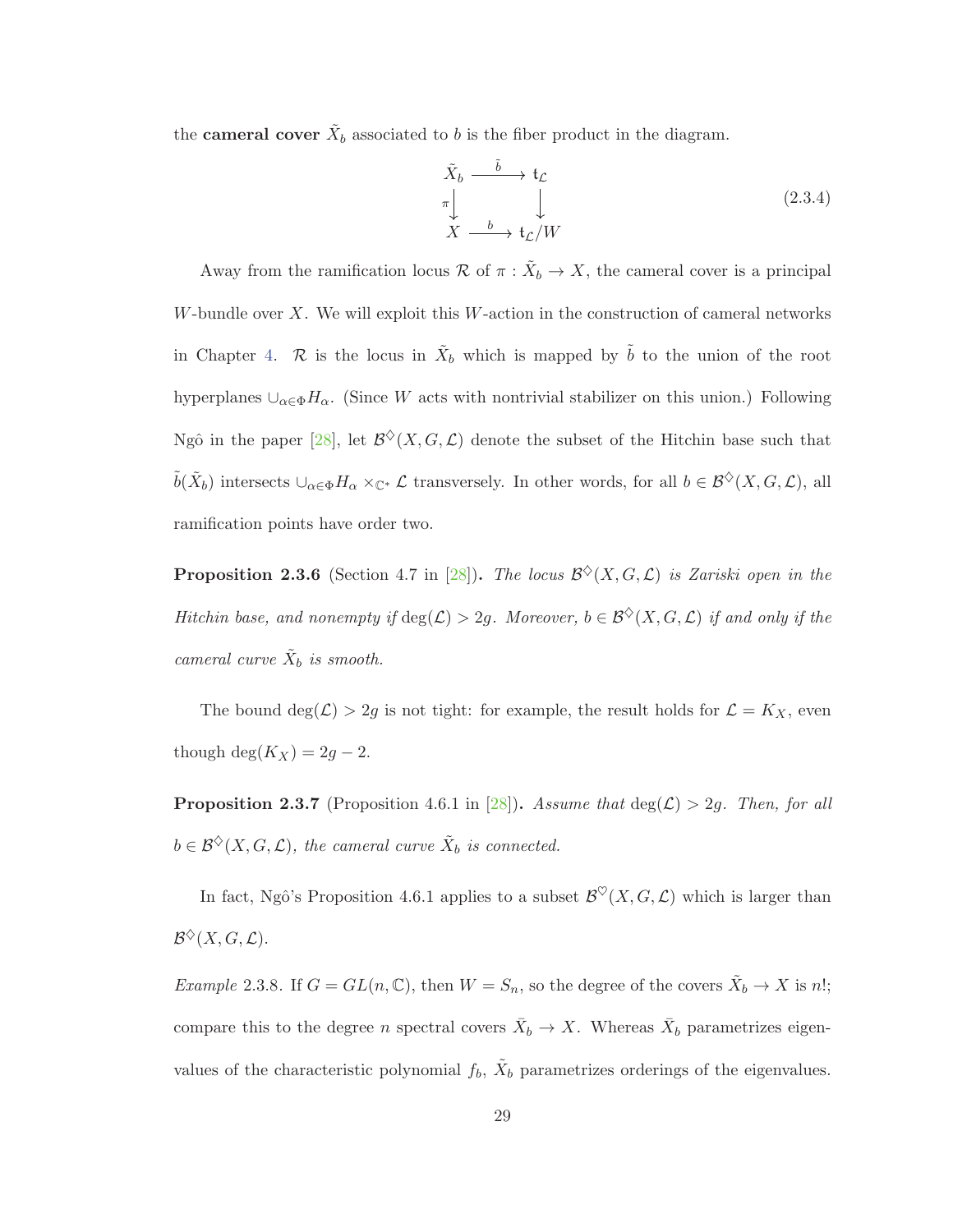the **cameral cover** $\tilde{X}_b$ associated to $b$ is the fiber product in the diagram.

$$\begin{array}{ccc} \tilde{X}_b & \xrightarrow{\tilde{b}} & \mathfrak{t}_{\mathcal{L}} \\ {\scriptstyle \pi}\downarrow & & \downarrow \\ X & \xrightarrow{b} & \mathfrak{t}_{\mathcal{L}}/W \end{array} \tag{2.3.4}$$

Away from the ramification locus $\mathcal{R}$ of $\pi : \tilde{X}_b \to X$, the cameral cover is a principal $W$-bundle over $X$. We will exploit this $W$-action in the construction of cameral networks in Chapter 4. $\mathcal{R}$ is the locus in $\tilde{X}_b$ which is mapped by $\tilde{b}$ to the union of the root hyperplanes $\cup_{\alpha \in \Phi} H_\alpha$. (Since $W$ acts with nontrivial stabilizer on this union.) Following Ngô in the paper [28], let $\mathcal{B}^{\diamondsuit}(X, G, \mathcal{L})$ denote the subset of the Hitchin base such that $\tilde{b}(\tilde{X}_b)$ intersects $\cup_{\alpha \in \Phi} H_\alpha \times_{\mathbb{C}^*} \mathcal{L}$ transversely. In other words, for all $b \in \mathcal{B}^{\diamondsuit}(X, G, \mathcal{L})$, all ramification points have order two.

**Proposition 2.3.6** (Section 4.7 in [28])**.** *The locus $\mathcal{B}^{\diamondsuit}(X, G, \mathcal{L})$ is Zariski open in the Hitchin base, and nonempty if $\deg(\mathcal{L}) > 2g$. Moreover, $b \in \mathcal{B}^{\diamondsuit}(X, G, \mathcal{L})$ if and only if the cameral curve $\tilde{X}_b$ is smooth.*

The bound $\deg(\mathcal{L}) > 2g$ is not tight: for example, the result holds for $\mathcal{L} = K_X$, even though $\deg(K_X) = 2g - 2$.

**Proposition 2.3.7** (Proposition 4.6.1 in [28])**.** *Assume that $\deg(\mathcal{L}) > 2g$. Then, for all $b \in \mathcal{B}^{\diamondsuit}(X, G, \mathcal{L})$, the cameral curve $\tilde{X}_b$ is connected.*

In fact, Ngô's Proposition 4.6.1 applies to a subset $\mathcal{B}^{\heartsuit}(X, G, \mathcal{L})$ which is larger than $\mathcal{B}^{\diamondsuit}(X, G, \mathcal{L})$.

*Example* 2.3.8. If $G = GL(n, \mathbb{C})$, then $W = S_n$, so the degree of the covers $\tilde{X}_b \to X$ is $n!$; compare this to the degree $n$ spectral covers $\bar{X}_b \to X$. Whereas $\bar{X}_b$ parametrizes eigenvalues of the characteristic polynomial $f_b$, $\tilde{X}_b$ parametrizes orderings of the eigenvalues.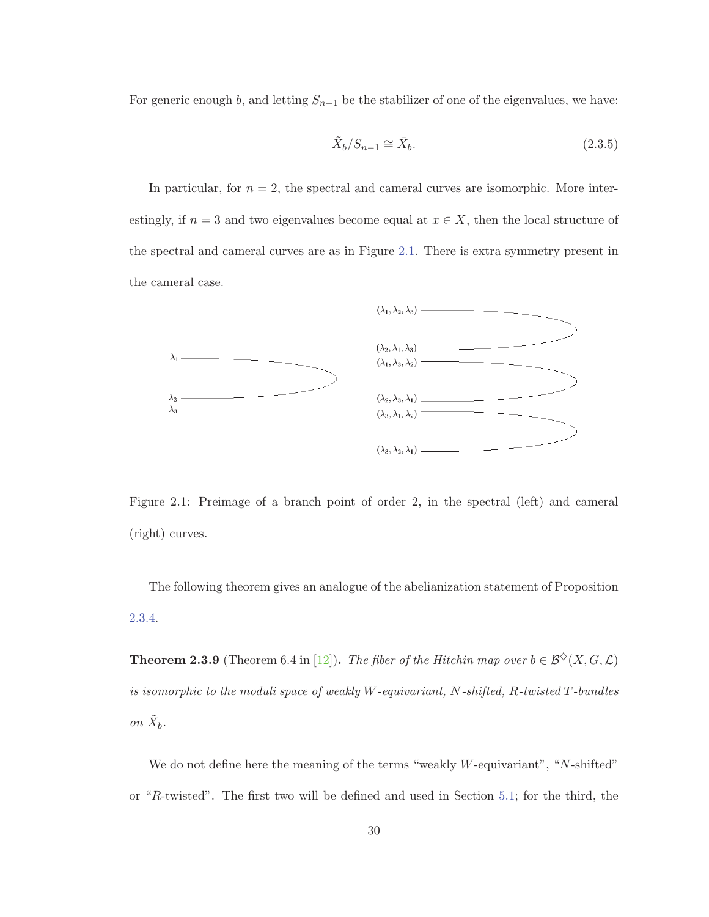For generic enough $b$, and letting $S_{n-1}$ be the stabilizer of one of the eigenvalues, we have:

$$\tilde{X}_b/S_{n-1} \cong \bar{X}_b. \tag{2.3.5}$$

In particular, for $n = 2$, the spectral and cameral curves are isomorphic. More interestingly, if $n = 3$ and two eigenvalues become equal at $x \in X$, then the local structure of the spectral and cameral curves are as in Figure 2.1. There is extra symmetry present in the cameral case.

Figure 2.1: Preimage of a branch point of order 2, in the spectral (left) and cameral (right) curves.

The following theorem gives an analogue of the abelianization statement of Proposition 2.3.4.

**Theorem 2.3.9** (Theorem 6.4 in [12]). *The fiber of the Hitchin map over $b \in \mathcal{B}^{\diamondsuit}(X, G, \mathcal{L})$ is isomorphic to the moduli space of weakly $W$-equivariant, $N$-shifted, $R$-twisted $T$-bundles on $\tilde{X}_b$.*

We do not define here the meaning of the terms "weakly $W$-equivariant", "$N$-shifted" or "$R$-twisted". The first two will be defined and used in Section 5.1; for the third, the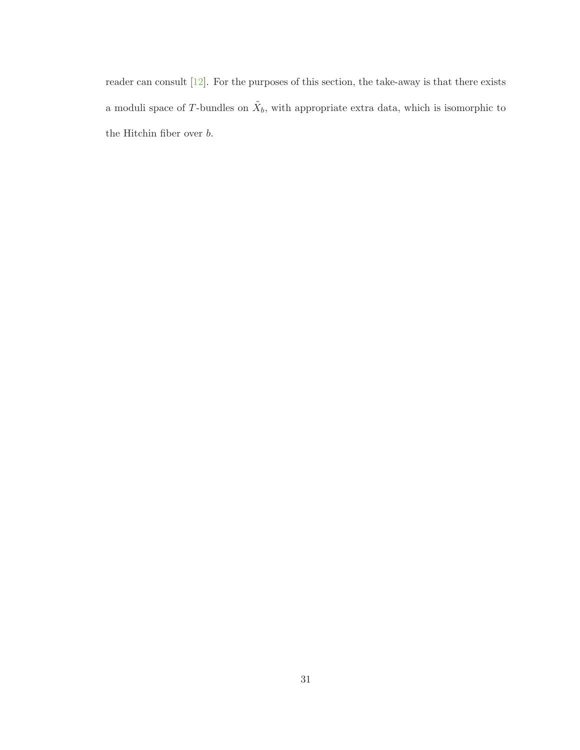reader can consult [12]. For the purposes of this section, the take-away is that there exists a moduli space of $T$-bundles on $\tilde{X}_b$, with appropriate extra data, which is isomorphic to the Hitchin fiber over $b$.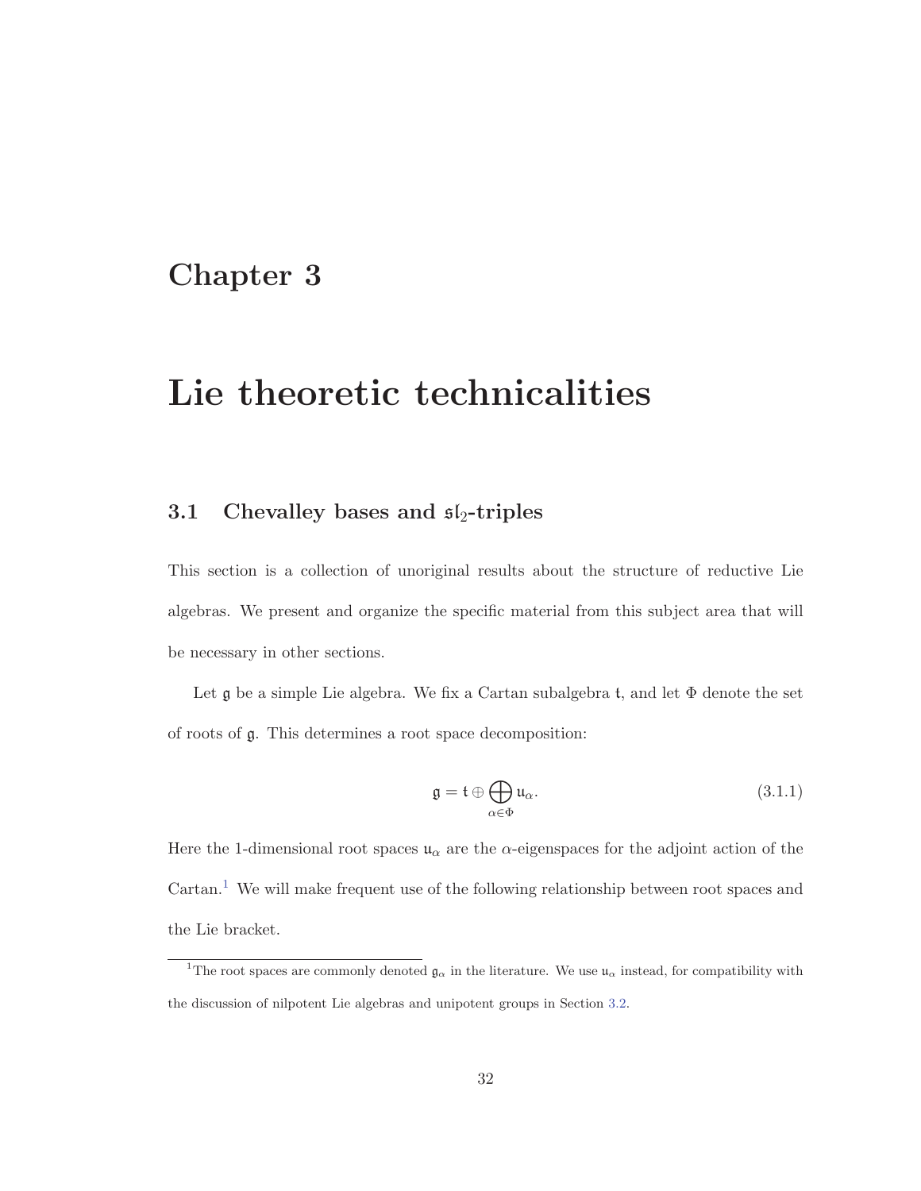# Chapter 3

# Lie theoretic technicalities

## 3.1 Chevalley bases and $\mathfrak{sl}_2$-triples

This section is a collection of unoriginal results about the structure of reductive Lie algebras. We present and organize the specific material from this subject area that will be necessary in other sections.

Let $\mathfrak{g}$ be a simple Lie algebra. We fix a Cartan subalgebra $\mathfrak{t}$, and let $\Phi$ denote the set of roots of $\mathfrak{g}$. This determines a root space decomposition:

$$\mathfrak{g} = \mathfrak{t} \oplus \bigoplus_{\alpha \in \Phi} \mathfrak{u}_\alpha. \tag{3.1.1}$$

Here the 1-dimensional root spaces $\mathfrak{u}_\alpha$ are the $\alpha$-eigenspaces for the adjoint action of the Cartan.[1] We will make frequent use of the following relationship between root spaces and the Lie bracket.

[1] The root spaces are commonly denoted $\mathfrak{g}_\alpha$ in the literature. We use $\mathfrak{u}_\alpha$ instead, for compatibility with the discussion of nilpotent Lie algebras and unipotent groups in Section 3.2.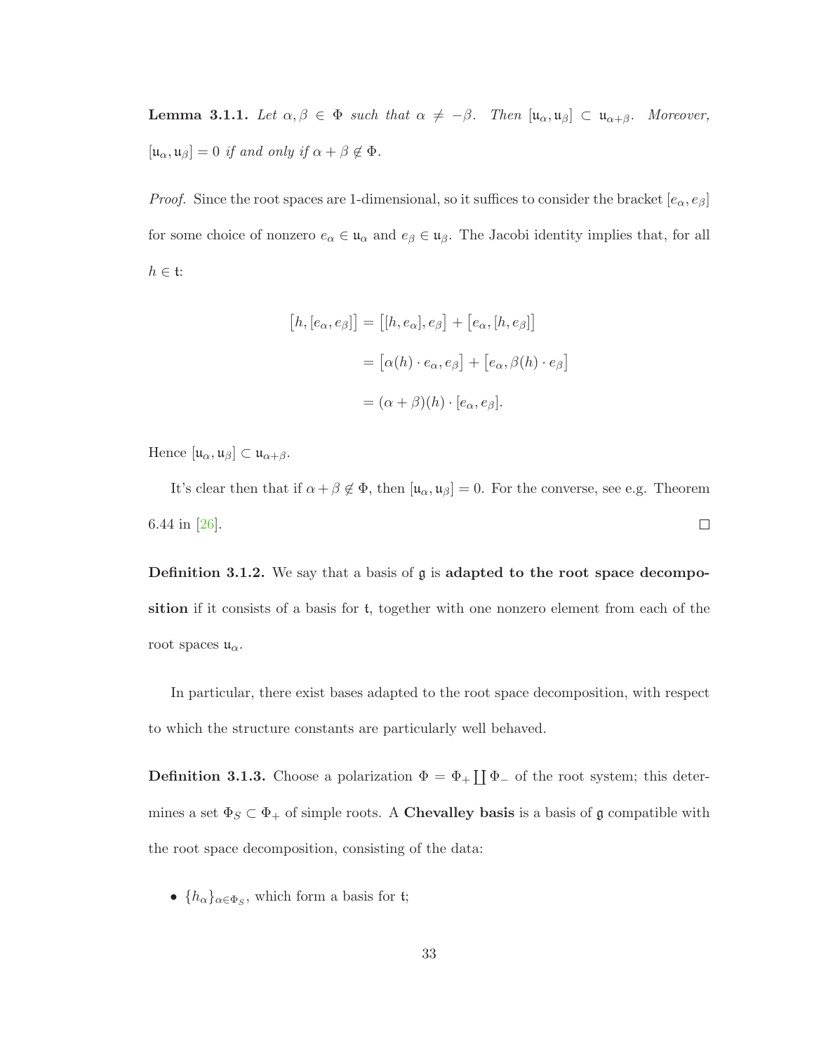**Lemma 3.1.1.** *Let $\alpha, \beta \in \Phi$ such that $\alpha \neq -\beta$. Then $[\mathfrak{u}_\alpha, \mathfrak{u}_\beta] \subset \mathfrak{u}_{\alpha+\beta}$. Moreover, $[\mathfrak{u}_\alpha, \mathfrak{u}_\beta] = 0$ if and only if $\alpha + \beta \notin \Phi$.*

*Proof.* Since the root spaces are 1-dimensional, so it suffices to consider the bracket $[e_\alpha, e_\beta]$ for some choice of nonzero $e_\alpha \in \mathfrak{u}_\alpha$ and $e_\beta \in \mathfrak{u}_\beta$. The Jacobi identity implies that, for all $h \in \mathfrak{t}$:

$$
\begin{aligned}
\big[h, [e_\alpha, e_\beta]\big] &= \big[[h, e_\alpha], e_\beta\big] + \big[e_\alpha, [h, e_\beta]\big] \\
&= \big[\alpha(h) \cdot e_\alpha, e_\beta\big] + \big[e_\alpha, \beta(h) \cdot e_\beta\big] \\
&= (\alpha + \beta)(h) \cdot [e_\alpha, e_\beta].
\end{aligned}
$$

Hence $[\mathfrak{u}_\alpha, \mathfrak{u}_\beta] \subset \mathfrak{u}_{\alpha+\beta}$.

It's clear then that if $\alpha + \beta \notin \Phi$, then $[\mathfrak{u}_\alpha, \mathfrak{u}_\beta] = 0$. For the converse, see e.g. Theorem 6.44 in [26]. $\square$

**Definition 3.1.2.** We say that a basis of $\mathfrak{g}$ is **adapted to the root space decomposition** if it consists of a basis for $\mathfrak{t}$, together with one nonzero element from each of the root spaces $\mathfrak{u}_\alpha$.

In particular, there exist bases adapted to the root space decomposition, with respect to which the structure constants are particularly well behaved.

**Definition 3.1.3.** Choose a polarization $\Phi = \Phi_+ \coprod \Phi_-$ of the root system; this determines a set $\Phi_S \subset \Phi_+$ of simple roots. A **Chevalley basis** is a basis of $\mathfrak{g}$ compatible with the root space decomposition, consisting of the data:

- $\{h_\alpha\}_{\alpha \in \Phi_S}$, which form a basis for $\mathfrak{t}$;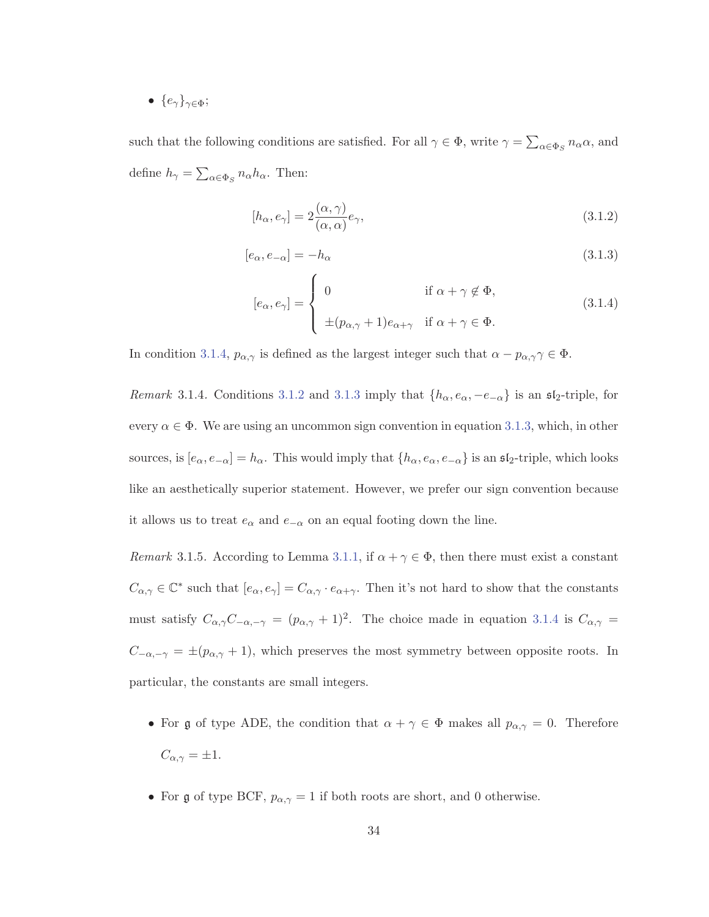- $\{e_\gamma\}_{\gamma\in\Phi}$;

such that the following conditions are satisfied. For all $\gamma \in \Phi$, write $\gamma = \sum_{\alpha\in\Phi_S} n_\alpha \alpha$, and define $h_\gamma = \sum_{\alpha\in\Phi_S} n_\alpha h_\alpha$. Then:

$$[h_\alpha, e_\gamma] = 2\frac{(\alpha,\gamma)}{(\alpha,\alpha)} e_\gamma, \tag{3.1.2}$$

$$[e_\alpha, e_{-\alpha}] = -h_\alpha \tag{3.1.3}$$

$$[e_\alpha, e_\gamma] = \begin{cases} 0 & \text{if } \alpha+\gamma \notin \Phi, \\ \pm(p_{\alpha,\gamma}+1)e_{\alpha+\gamma} & \text{if } \alpha+\gamma \in \Phi. \end{cases} \tag{3.1.4}$$

In condition 3.1.4, $p_{\alpha,\gamma}$ is defined as the largest integer such that $\alpha - p_{\alpha,\gamma}\gamma \in \Phi$.

*Remark* 3.1.4. Conditions 3.1.2 and 3.1.3 imply that $\{h_\alpha, e_\alpha, -e_{-\alpha}\}$ is an $\mathfrak{sl}_2$-triple, for every $\alpha \in \Phi$. We are using an uncommon sign convention in equation 3.1.3, which, in other sources, is $[e_\alpha, e_{-\alpha}] = h_\alpha$. This would imply that $\{h_\alpha, e_\alpha, e_{-\alpha}\}$ is an $\mathfrak{sl}_2$-triple, which looks like an aesthetically superior statement. However, we prefer our sign convention because it allows us to treat $e_\alpha$ and $e_{-\alpha}$ on an equal footing down the line.

*Remark* 3.1.5. According to Lemma 3.1.1, if $\alpha+\gamma \in \Phi$, then there must exist a constant $C_{\alpha,\gamma} \in \mathbb{C}^*$ such that $[e_\alpha, e_\gamma] = C_{\alpha,\gamma} \cdot e_{\alpha+\gamma}$. Then it's not hard to show that the constants must satisfy $C_{\alpha,\gamma}C_{-\alpha,-\gamma} = (p_{\alpha,\gamma}+1)^2$. The choice made in equation 3.1.4 is $C_{\alpha,\gamma} = C_{-\alpha,-\gamma} = \pm(p_{\alpha,\gamma}+1)$, which preserves the most symmetry between opposite roots. In particular, the constants are small integers.

- For $\mathfrak{g}$ of type ADE, the condition that $\alpha + \gamma \in \Phi$ makes all $p_{\alpha,\gamma} = 0$. Therefore $C_{\alpha,\gamma} = \pm 1$.
- For $\mathfrak{g}$ of type BCF, $p_{\alpha,\gamma} = 1$ if both roots are short, and 0 otherwise.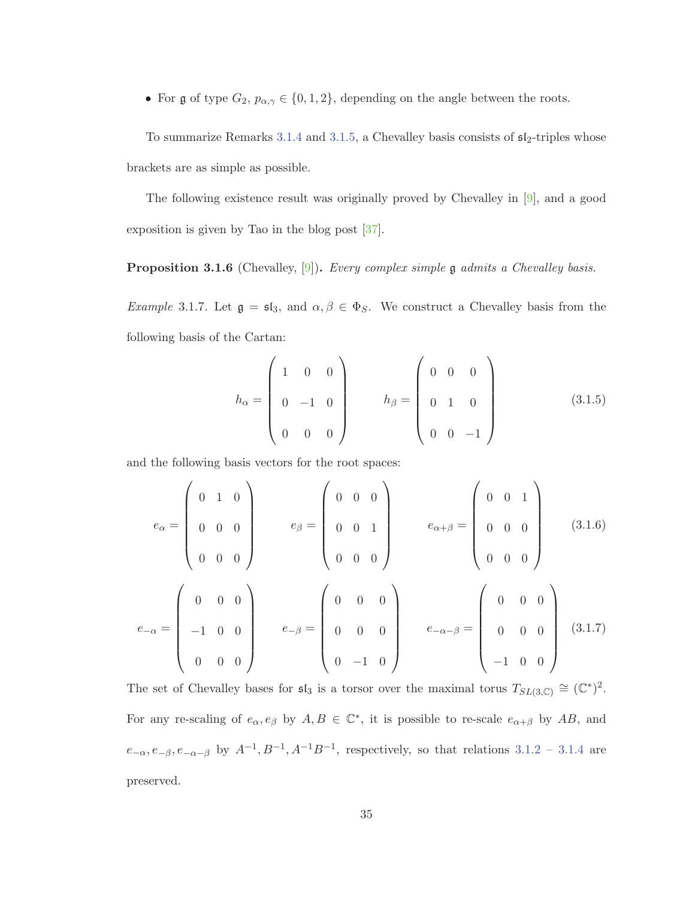- For $\mathfrak{g}$ of type $G_2$, $p_{\alpha,\gamma} \in \{0, 1, 2\}$, depending on the angle between the roots.

To summarize Remarks 3.1.4 and 3.1.5, a Chevalley basis consists of $\mathfrak{sl}_2$-triples whose brackets are as simple as possible.

The following existence result was originally proved by Chevalley in [9], and a good exposition is given by Tao in the blog post [37].

**Proposition 3.1.6** (Chevalley, [9])**.** *Every complex simple* $\mathfrak{g}$ *admits a Chevalley basis.*

*Example* 3.1.7. Let $\mathfrak{g} = \mathfrak{sl}_3$, and $\alpha, \beta \in \Phi_S$. We construct a Chevalley basis from the following basis of the Cartan:

$$h_\alpha = \begin{pmatrix} 1 & 0 & 0 \\ 0 & -1 & 0 \\ 0 & 0 & 0 \end{pmatrix} \qquad h_\beta = \begin{pmatrix} 0 & 0 & 0 \\ 0 & 1 & 0 \\ 0 & 0 & -1 \end{pmatrix} \tag{3.1.5}$$

and the following basis vectors for the root spaces:

$$e_\alpha = \begin{pmatrix} 0 & 1 & 0 \\ 0 & 0 & 0 \\ 0 & 0 & 0 \end{pmatrix} \qquad e_\beta = \begin{pmatrix} 0 & 0 & 0 \\ 0 & 0 & 1 \\ 0 & 0 & 0 \end{pmatrix} \qquad e_{\alpha+\beta} = \begin{pmatrix} 0 & 0 & 1 \\ 0 & 0 & 0 \\ 0 & 0 & 0 \end{pmatrix} \tag{3.1.6}$$

$$e_{-\alpha} = \begin{pmatrix} 0 & 0 & 0 \\ -1 & 0 & 0 \\ 0 & 0 & 0 \end{pmatrix} \qquad e_{-\beta} = \begin{pmatrix} 0 & 0 & 0 \\ 0 & 0 & 0 \\ 0 & -1 & 0 \end{pmatrix} \qquad e_{-\alpha-\beta} = \begin{pmatrix} 0 & 0 & 0 \\ 0 & 0 & 0 \\ -1 & 0 & 0 \end{pmatrix} \tag{3.1.7}$$

The set of Chevalley bases for $\mathfrak{sl}_3$ is a torsor over the maximal torus $T_{SL(3,\mathbb{C})} \cong (\mathbb{C}^*)^2$. For any re-scaling of $e_\alpha, e_\beta$ by $A, B \in \mathbb{C}^*$, it is possible to re-scale $e_{\alpha+\beta}$ by $AB$, and $e_{-\alpha}, e_{-\beta}, e_{-\alpha-\beta}$ by $A^{-1}, B^{-1}, A^{-1}B^{-1}$, respectively, so that relations 3.1.2 – 3.1.4 are preserved.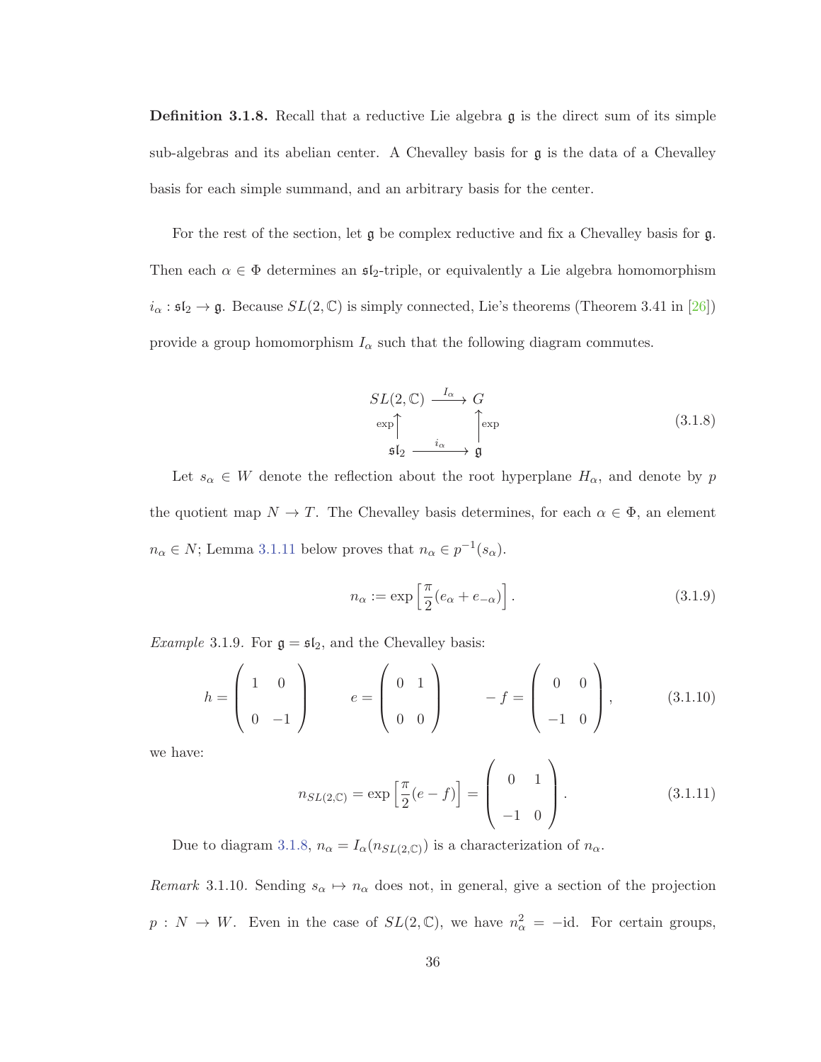**Definition 3.1.8.** Recall that a reductive Lie algebra $\mathfrak{g}$ is the direct sum of its simple sub-algebras and its abelian center. A Chevalley basis for $\mathfrak{g}$ is the data of a Chevalley basis for each simple summand, and an arbitrary basis for the center.

For the rest of the section, let $\mathfrak{g}$ be complex reductive and fix a Chevalley basis for $\mathfrak{g}$. Then each $\alpha \in \Phi$ determines an $\mathfrak{sl}_2$-triple, or equivalently a Lie algebra homomorphism $i_\alpha : \mathfrak{sl}_2 \to \mathfrak{g}$. Because $SL(2, \mathbb{C})$ is simply connected, Lie's theorems (Theorem 3.41 in [26]) provide a group homomorphism $I_\alpha$ such that the following diagram commutes.

$$\begin{array}{ccc} SL(2,\mathbb{C}) & \xrightarrow{I_\alpha} & G \\ \exp\uparrow & & \uparrow\exp \\ \mathfrak{sl}_2 & \xrightarrow{i_\alpha} & \mathfrak{g} \end{array} \tag{3.1.8}$$

Let $s_\alpha \in W$ denote the reflection about the root hyperplane $H_\alpha$, and denote by $p$ the quotient map $N \to T$. The Chevalley basis determines, for each $\alpha \in \Phi$, an element $n_\alpha \in N$; Lemma 3.1.11 below proves that $n_\alpha \in p^{-1}(s_\alpha)$.

$$n_\alpha := \exp\left[\frac{\pi}{2}(e_\alpha + e_{-\alpha})\right]. \tag{3.1.9}$$

*Example* 3.1.9. For $\mathfrak{g} = \mathfrak{sl}_2$, and the Chevalley basis:

$$h = \begin{pmatrix} 1 & 0 \\ 0 & -1 \end{pmatrix} \qquad e = \begin{pmatrix} 0 & 1 \\ 0 & 0 \end{pmatrix} \qquad -f = \begin{pmatrix} 0 & 0 \\ -1 & 0 \end{pmatrix}, \tag{3.1.10}$$

we have:

$$n_{SL(2,\mathbb{C})} = \exp\left[\frac{\pi}{2}(e - f)\right] = \begin{pmatrix} 0 & 1 \\ -1 & 0 \end{pmatrix}. \tag{3.1.11}$$

Due to diagram 3.1.8, $n_\alpha = I_\alpha(n_{SL(2,\mathbb{C})})$ is a characterization of $n_\alpha$.

*Remark* 3.1.10. Sending $s_\alpha \mapsto n_\alpha$ does not, in general, give a section of the projection $p : N \to W$. Even in the case of $SL(2, \mathbb{C})$, we have $n_\alpha^2 = -\text{id}$. For certain groups,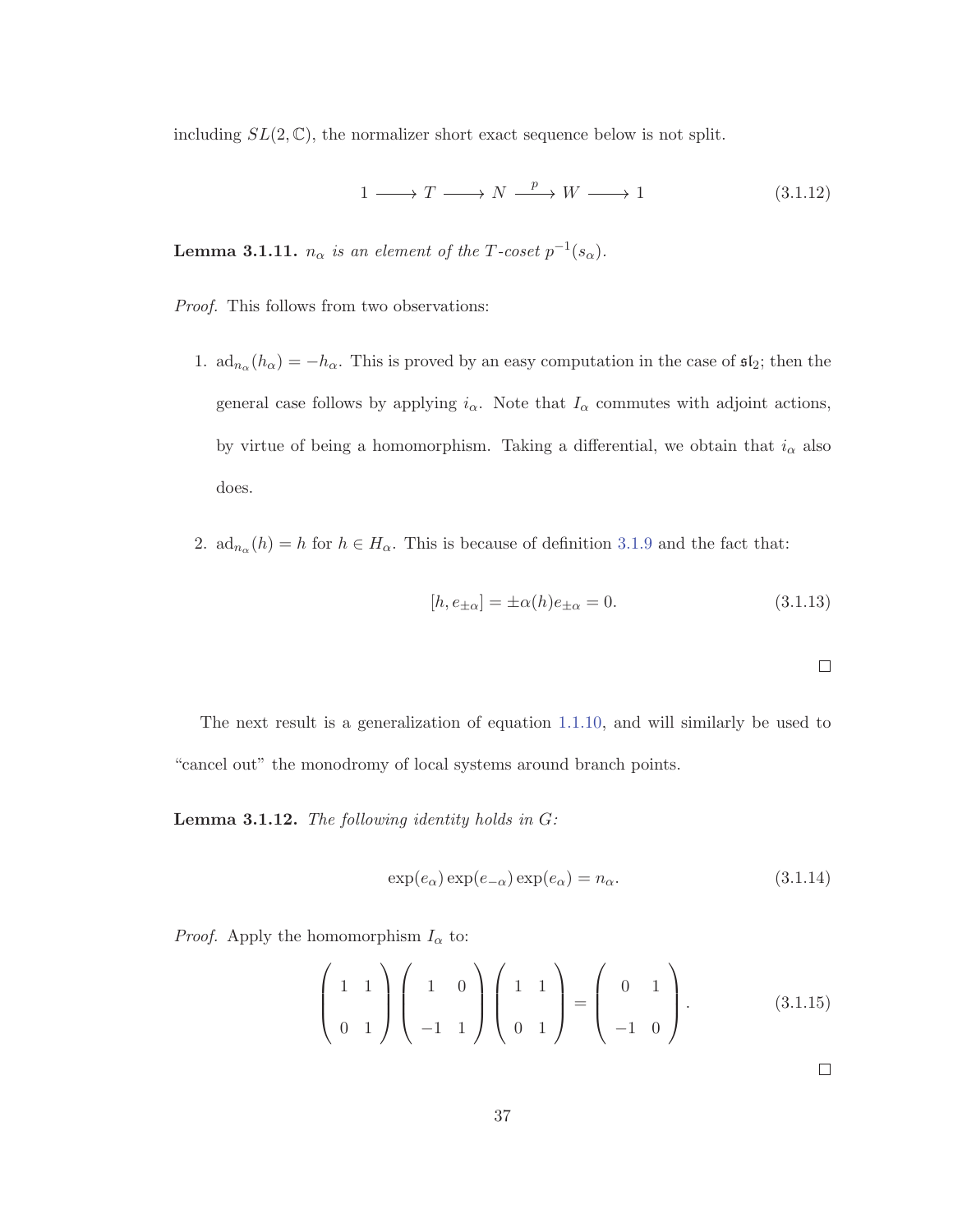including $SL(2,\mathbb{C})$, the normalizer short exact sequence below is not split.

$$1 \longrightarrow T \longrightarrow N \xrightarrow{p} W \longrightarrow 1 \tag{3.1.12}$$

**Lemma 3.1.11.** *$n_\alpha$ is an element of the $T$-coset $p^{-1}(s_\alpha)$.*

*Proof.* This follows from two observations:

1. $\mathrm{ad}_{n_\alpha}(h_\alpha) = -h_\alpha$. This is proved by an easy computation in the case of $\mathfrak{sl}_2$; then the general case follows by applying $i_\alpha$. Note that $I_\alpha$ commutes with adjoint actions, by virtue of being a homomorphism. Taking a differential, we obtain that $i_\alpha$ also does.

2. $\mathrm{ad}_{n_\alpha}(h) = h$ for $h \in H_\alpha$. This is because of definition 3.1.9 and the fact that:

$$[h, e_{\pm\alpha}] = \pm\alpha(h)e_{\pm\alpha} = 0. \tag{3.1.13}$$

□

The next result is a generalization of equation 1.1.10, and will similarly be used to "cancel out" the monodromy of local systems around branch points.

**Lemma 3.1.12.** *The following identity holds in $G$:*

$$\exp(e_\alpha)\exp(e_{-\alpha})\exp(e_\alpha) = n_\alpha. \tag{3.1.14}$$

*Proof.* Apply the homomorphism $I_\alpha$ to:

$$\begin{pmatrix} 1 & 1 \\ 0 & 1 \end{pmatrix}\begin{pmatrix} 1 & 0 \\ -1 & 1 \end{pmatrix}\begin{pmatrix} 1 & 1 \\ 0 & 1 \end{pmatrix} = \begin{pmatrix} 0 & 1 \\ -1 & 0 \end{pmatrix}. \tag{3.1.15}$$

□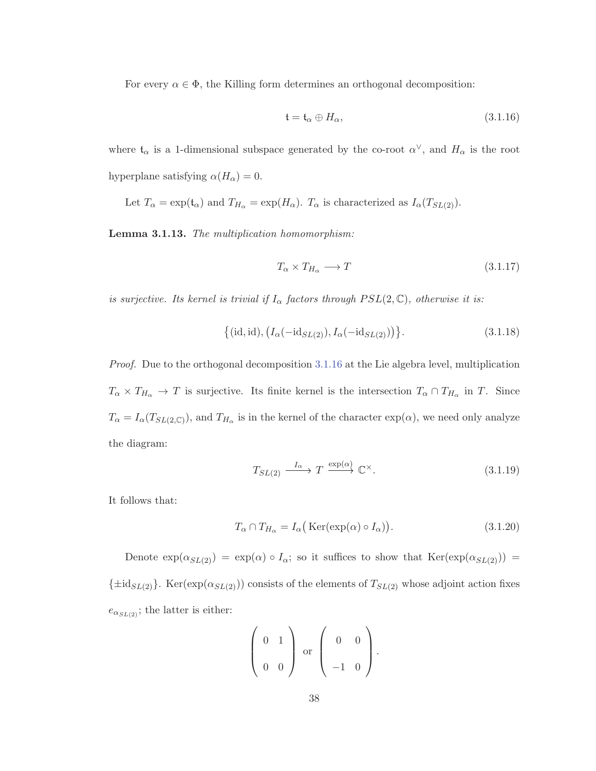For every $\alpha \in \Phi$, the Killing form determines an orthogonal decomposition:

$$\mathfrak{t} = \mathfrak{t}_\alpha \oplus H_\alpha, \tag{3.1.16}$$

where $\mathfrak{t}_\alpha$ is a 1-dimensional subspace generated by the co-root $\alpha^\vee$, and $H_\alpha$ is the root hyperplane satisfying $\alpha(H_\alpha) = 0$.

Let $T_\alpha = \exp(\mathfrak{t}_\alpha)$ and $T_{H_\alpha} = \exp(H_\alpha)$. $T_\alpha$ is characterized as $I_\alpha(T_{SL(2)})$.

**Lemma 3.1.13.** *The multiplication homomorphism:*

$$T_\alpha \times T_{H_\alpha} \longrightarrow T \tag{3.1.17}$$

*is surjective. Its kernel is trivial if $I_\alpha$ factors through $PSL(2, \mathbb{C})$, otherwise it is:*

$$\{(\mathrm{id}, \mathrm{id}), \big(I_\alpha(-\mathrm{id}_{SL(2)}), I_\alpha(-\mathrm{id}_{SL(2)})\big)\}. \tag{3.1.18}$$

*Proof.* Due to the orthogonal decomposition 3.1.16 at the Lie algebra level, multiplication $T_\alpha \times T_{H_\alpha} \to T$ is surjective. Its finite kernel is the intersection $T_\alpha \cap T_{H_\alpha}$ in $T$. Since $T_\alpha = I_\alpha(T_{SL(2,\mathbb{C})})$, and $T_{H_\alpha}$ is in the kernel of the character $\exp(\alpha)$, we need only analyze the diagram:

$$T_{SL(2)} \xrightarrow{I_\alpha} T \xrightarrow{\exp(\alpha)} \mathbb{C}^\times. \tag{3.1.19}$$

It follows that:

$$T_\alpha \cap T_{H_\alpha} = I_\alpha\big(\operatorname{Ker}(\exp(\alpha) \circ I_\alpha)\big). \tag{3.1.20}$$

Denote $\exp(\alpha_{SL(2)}) = \exp(\alpha) \circ I_\alpha$; so it suffices to show that $\operatorname{Ker}(\exp(\alpha_{SL(2)})) = \{\pm \mathrm{id}_{SL(2)}\}$. $\operatorname{Ker}(\exp(\alpha_{SL(2)}))$ consists of the elements of $T_{SL(2)}$ whose adjoint action fixes $e_{\alpha_{SL(2)}}$; the latter is either:

$$\begin{pmatrix} 0 & 1 \\ 0 & 0 \end{pmatrix} \text{ or } \begin{pmatrix} 0 & 0 \\ -1 & 0 \end{pmatrix}.$$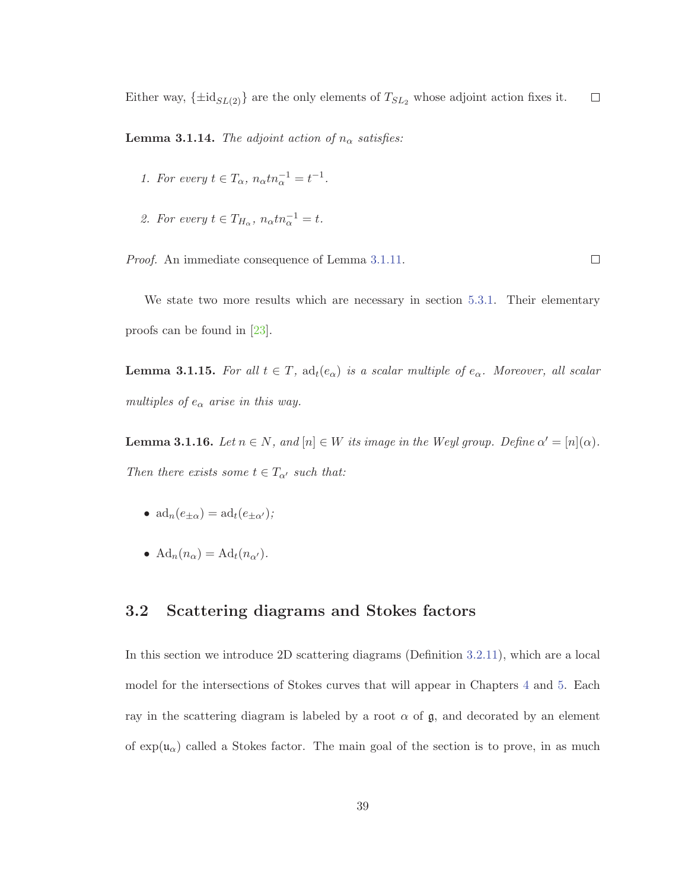Either way, $\{\pm \mathrm{id}_{SL(2)}\}$ are the only elements of $T_{SL_2}$ whose adjoint action fixes it. □

**Lemma 3.1.14.** *The adjoint action of $n_\alpha$ satisfies:*

1. *For every $t \in T_\alpha$, $n_\alpha t n_\alpha^{-1} = t^{-1}$.*

2. *For every $t \in T_{H_\alpha}$, $n_\alpha t n_\alpha^{-1} = t$.*

*Proof.* An immediate consequence of Lemma 3.1.11. □

We state two more results which are necessary in section 5.3.1. Their elementary proofs can be found in [23].

**Lemma 3.1.15.** *For all $t \in T$, $\mathrm{ad}_t(e_\alpha)$ is a scalar multiple of $e_\alpha$. Moreover, all scalar multiples of $e_\alpha$ arise in this way.*

**Lemma 3.1.16.** *Let $n \in N$, and $[n] \in W$ its image in the Weyl group. Define $\alpha' = [n](\alpha)$. Then there exists some $t \in T_{\alpha'}$ such that:*

- $\mathrm{ad}_n(e_{\pm\alpha}) = \mathrm{ad}_t(e_{\pm\alpha'})$;

- $\mathrm{Ad}_n(n_\alpha) = \mathrm{Ad}_t(n_{\alpha'})$.

## 3.2 Scattering diagrams and Stokes factors

In this section we introduce 2D scattering diagrams (Definition 3.2.11), which are a local model for the intersections of Stokes curves that will appear in Chapters 4 and 5. Each ray in the scattering diagram is labeled by a root $\alpha$ of $\mathfrak{g}$, and decorated by an element of $\exp(\mathfrak{u}_\alpha)$ called a Stokes factor. The main goal of the section is to prove, in as much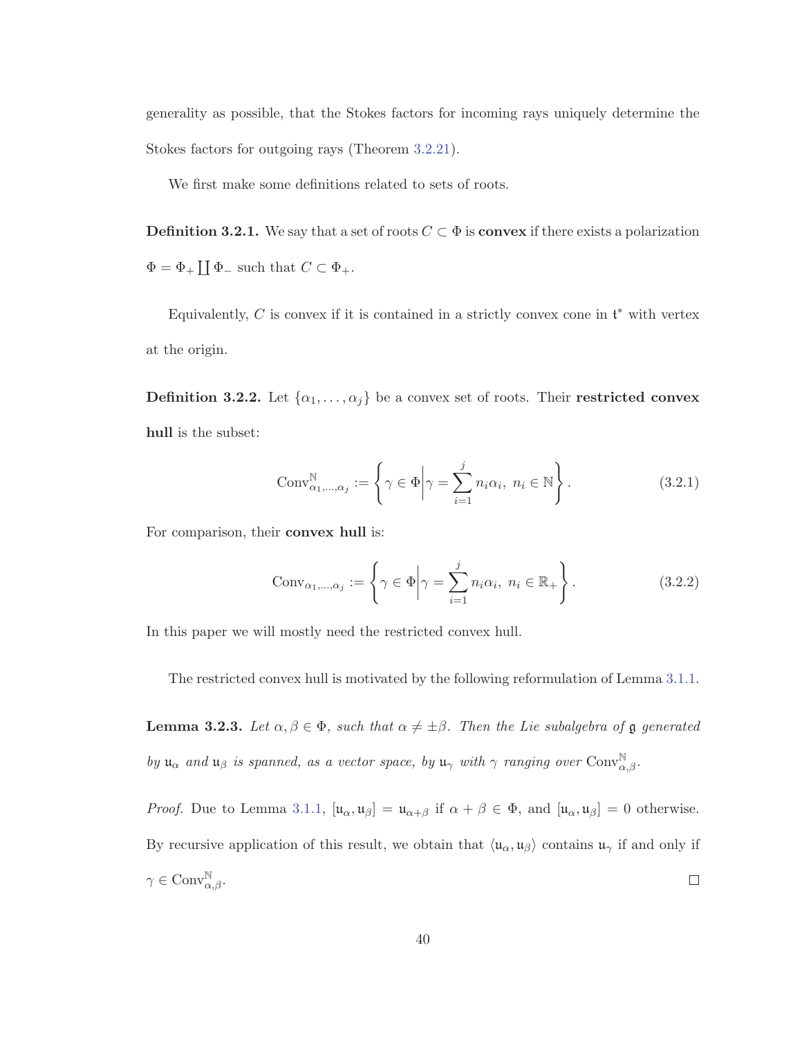generality as possible, that the Stokes factors for incoming rays uniquely determine the Stokes factors for outgoing rays (Theorem 3.2.21).

We first make some definitions related to sets of roots.

**Definition 3.2.1.** We say that a set of roots $C \subset \Phi$ is **convex** if there exists a polarization $\Phi = \Phi_+ \coprod \Phi_-$ such that $C \subset \Phi_+$.

Equivalently, $C$ is convex if it is contained in a strictly convex cone in $\mathfrak{t}^*$ with vertex at the origin.

**Definition 3.2.2.** Let $\{\alpha_1, \ldots, \alpha_j\}$ be a convex set of roots. Their **restricted convex hull** is the subset:

$$\mathrm{Conv}^{\mathbb{N}}_{\alpha_1,\ldots,\alpha_j} := \left\{ \gamma \in \Phi \middle| \gamma = \sum_{i=1}^{j} n_i \alpha_i,\ n_i \in \mathbb{N} \right\}. \tag{3.2.1}$$

For comparison, their **convex hull** is:

$$\mathrm{Conv}_{\alpha_1,\ldots,\alpha_j} := \left\{ \gamma \in \Phi \middle| \gamma = \sum_{i=1}^{j} n_i \alpha_i,\ n_i \in \mathbb{R}_+ \right\}. \tag{3.2.2}$$

In this paper we will mostly need the restricted convex hull.

The restricted convex hull is motivated by the following reformulation of Lemma 3.1.1.

**Lemma 3.2.3.** *Let $\alpha, \beta \in \Phi$, such that $\alpha \neq \pm\beta$. Then the Lie subalgebra of $\mathfrak{g}$ generated by $\mathfrak{u}_\alpha$ and $\mathfrak{u}_\beta$ is spanned, as a vector space, by $\mathfrak{u}_\gamma$ with $\gamma$ ranging over $\mathrm{Conv}^{\mathbb{N}}_{\alpha,\beta}$.*

*Proof.* Due to Lemma 3.1.1, $[\mathfrak{u}_\alpha, \mathfrak{u}_\beta] = \mathfrak{u}_{\alpha+\beta}$ if $\alpha + \beta \in \Phi$, and $[\mathfrak{u}_\alpha, \mathfrak{u}_\beta] = 0$ otherwise. By recursive application of this result, we obtain that $\langle \mathfrak{u}_\alpha, \mathfrak{u}_\beta \rangle$ contains $\mathfrak{u}_\gamma$ if and only if $\gamma \in \mathrm{Conv}^{\mathbb{N}}_{\alpha,\beta}$. $\square$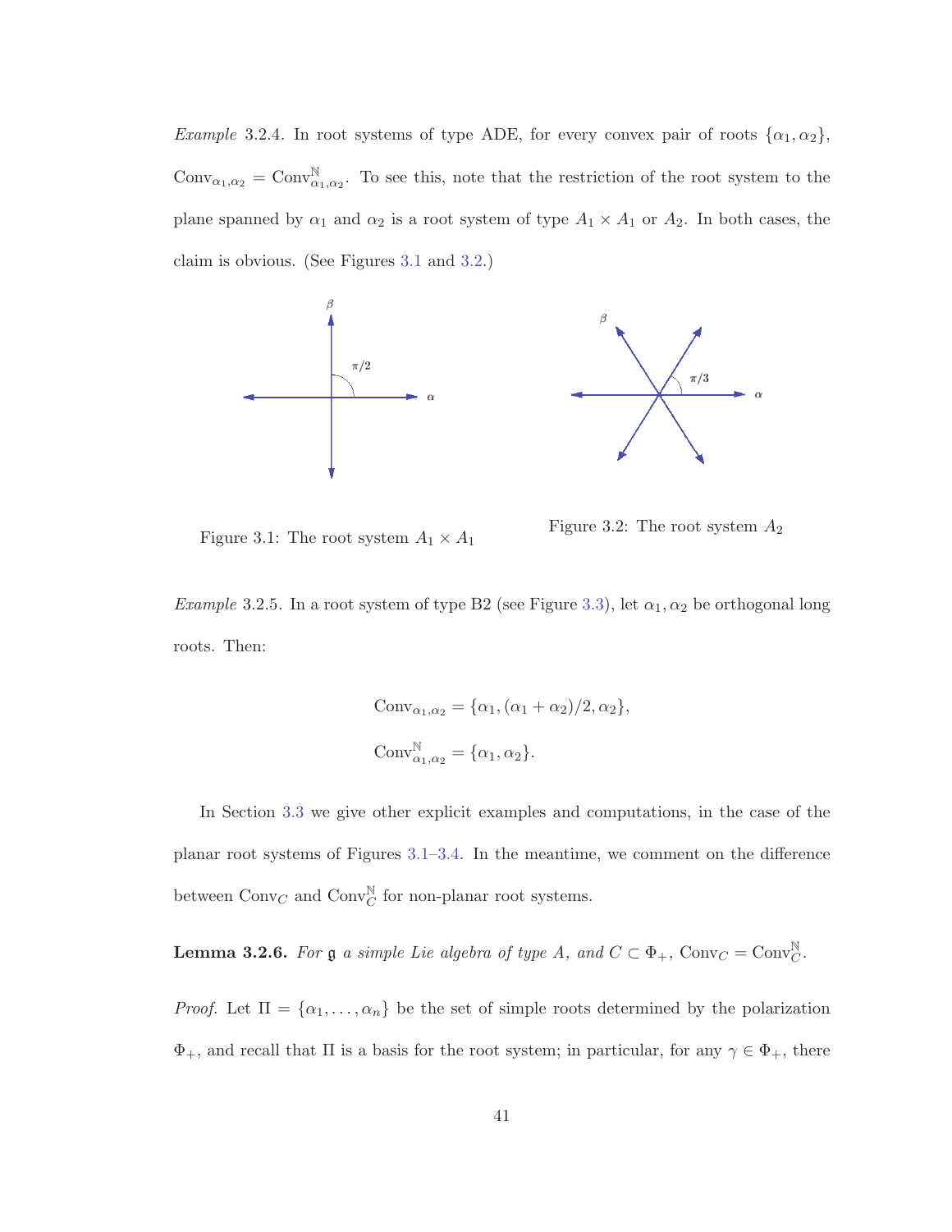*Example* 3.2.4. In root systems of type ADE, for every convex pair of roots $\{\alpha_1, \alpha_2\}$, $\mathrm{Conv}_{\alpha_1,\alpha_2} = \mathrm{Conv}^{\mathbb{N}}_{\alpha_1,\alpha_2}$. To see this, note that the restriction of the root system to the plane spanned by $\alpha_1$ and $\alpha_2$ is a root system of type $A_1 \times A_1$ or $A_2$. In both cases, the claim is obvious. (See Figures 3.1 and 3.2.)

Figure 3.1: The root system $A_1 \times A_1$

Figure 3.2: The root system $A_2$

*Example* 3.2.5. In a root system of type B2 (see Figure 3.3), let $\alpha_1, \alpha_2$ be orthogonal long roots. Then:

$$\mathrm{Conv}_{\alpha_1,\alpha_2} = \{\alpha_1, (\alpha_1 + \alpha_2)/2, \alpha_2\},$$

$$\mathrm{Conv}^{\mathbb{N}}_{\alpha_1,\alpha_2} = \{\alpha_1, \alpha_2\}.$$

In Section 3.3 we give other explicit examples and computations, in the case of the planar root systems of Figures 3.1–3.4. In the meantime, we comment on the difference between $\mathrm{Conv}_C$ and $\mathrm{Conv}^{\mathbb{N}}_C$ for non-planar root systems.

**Lemma 3.2.6.** *For $\mathfrak{g}$ a simple Lie algebra of type A, and $C \subset \Phi_+$, $\mathrm{Conv}_C = \mathrm{Conv}^{\mathbb{N}}_C$.*

*Proof.* Let $\Pi = \{\alpha_1, \dots, \alpha_n\}$ be the set of simple roots determined by the polarization $\Phi_+$, and recall that $\Pi$ is a basis for the root system; in particular, for any $\gamma \in \Phi_+$, there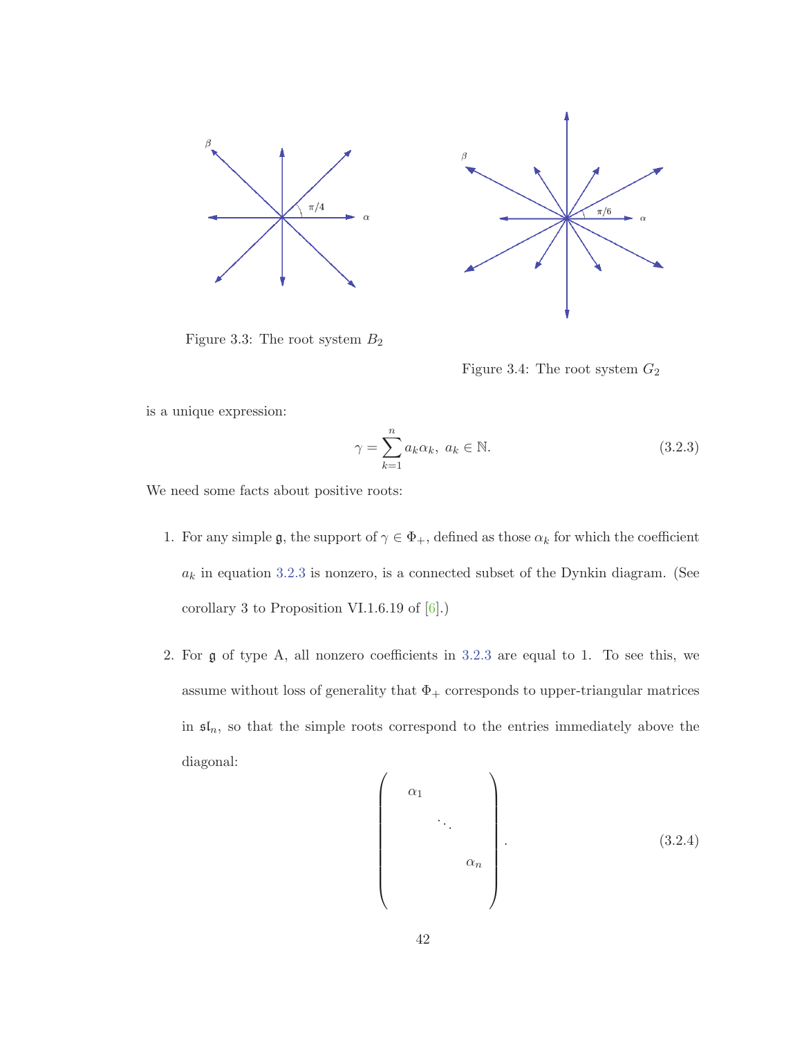Figure 3.3: The root system $B_2$

Figure 3.4: The root system $G_2$

is a unique expression:

$$\gamma = \sum_{k=1}^{n} a_k \alpha_k, \ a_k \in \mathbb{N}. \tag{3.2.3}$$

We need some facts about positive roots:

1. For any simple $\mathfrak{g}$, the support of $\gamma \in \Phi_+$, defined as those $\alpha_k$ for which the coefficient $a_k$ in equation 3.2.3 is nonzero, is a connected subset of the Dynkin diagram. (See corollary 3 to Proposition VI.1.6.19 of [6].)

2. For $\mathfrak{g}$ of type A, all nonzero coefficients in 3.2.3 are equal to 1. To see this, we assume without loss of generality that $\Phi_+$ corresponds to upper-triangular matrices in $\mathfrak{sl}_n$, so that the simple roots correspond to the entries immediately above the diagonal:

$$\begin{pmatrix} & \alpha_1 & & \\ & & \ddots & \\ & & & \alpha_n \\ & & & \end{pmatrix}. \tag{3.2.4}$$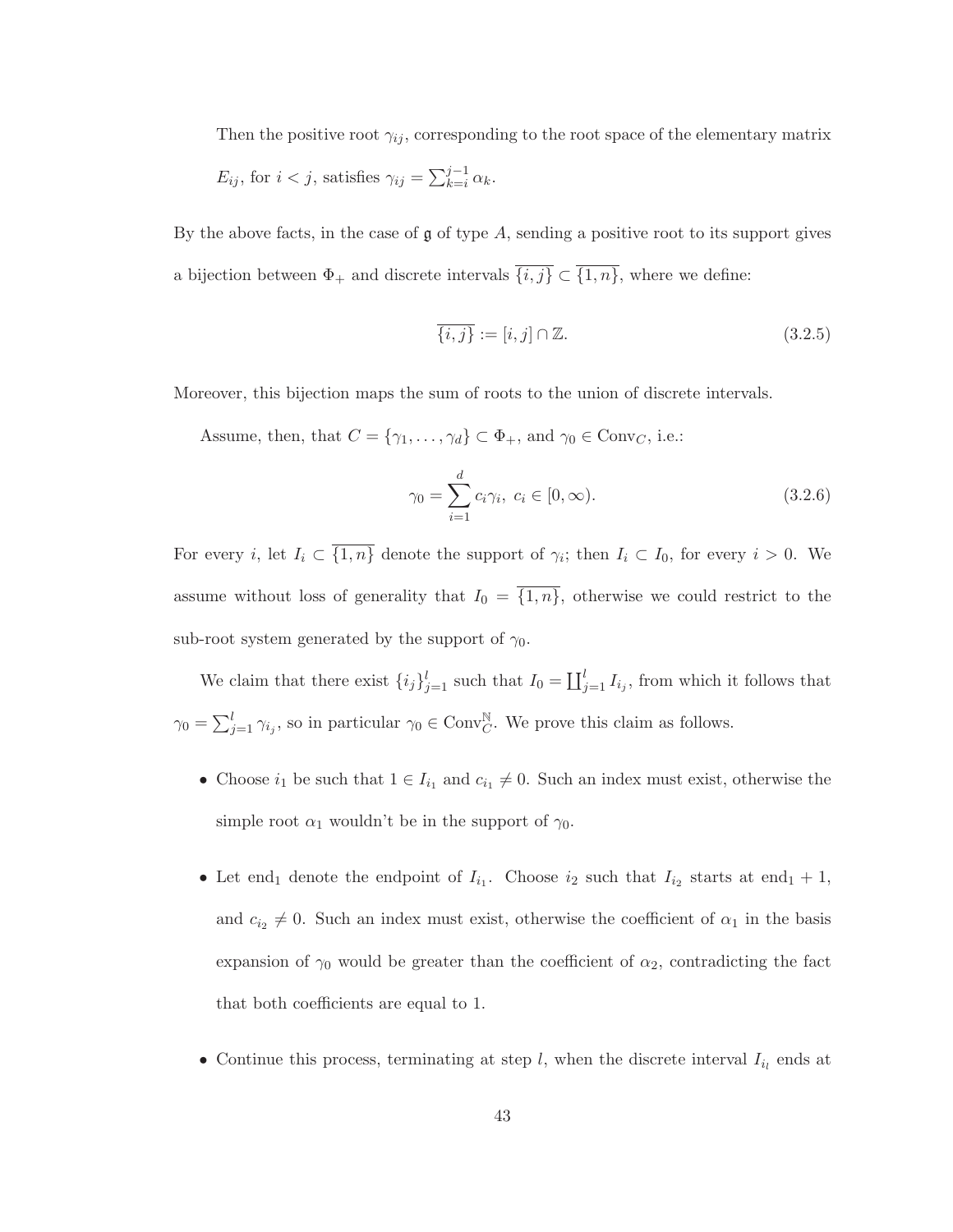Then the positive root $\gamma_{ij}$, corresponding to the root space of the elementary matrix $E_{ij}$, for $i < j$, satisfies $\gamma_{ij} = \sum_{k=i}^{j-1} \alpha_k$.

By the above facts, in the case of $\mathfrak{g}$ of type $A$, sending a positive root to its support gives a bijection between $\Phi_+$ and discrete intervals $\overline{\{i,j\}} \subset \overline{\{1,n\}}$, where we define:

$$\overline{\{i,j\}} := [i,j] \cap \mathbb{Z}. \tag{3.2.5}$$

Moreover, this bijection maps the sum of roots to the union of discrete intervals.

Assume, then, that $C = \{\gamma_1, \ldots, \gamma_d\} \subset \Phi_+$, and $\gamma_0 \in \mathrm{Conv}_C$, i.e.:

$$\gamma_0 = \sum_{i=1}^{d} c_i \gamma_i,\ c_i \in [0, \infty). \tag{3.2.6}$$

For every $i$, let $I_i \subset \overline{\{1,n\}}$ denote the support of $\gamma_i$; then $I_i \subset I_0$, for every $i > 0$. We assume without loss of generality that $I_0 = \overline{\{1,n\}}$, otherwise we could restrict to the sub-root system generated by the support of $\gamma_0$.

We claim that there exist $\{i_j\}_{j=1}^{l}$ such that $I_0 = \coprod_{j=1}^{l} I_{i_j}$, from which it follows that $\gamma_0 = \sum_{j=1}^{l} \gamma_{i_j}$, so in particular $\gamma_0 \in \mathrm{Conv}_C^{\mathbb{N}}$. We prove this claim as follows.

- Choose $i_1$ be such that $1 \in I_{i_1}$ and $c_{i_1} \neq 0$. Such an index must exist, otherwise the simple root $\alpha_1$ wouldn't be in the support of $\gamma_0$.

- Let $\mathrm{end}_1$ denote the endpoint of $I_{i_1}$. Choose $i_2$ such that $I_{i_2}$ starts at $\mathrm{end}_1 + 1$, and $c_{i_2} \neq 0$. Such an index must exist, otherwise the coefficient of $\alpha_1$ in the basis expansion of $\gamma_0$ would be greater than the coefficient of $\alpha_2$, contradicting the fact that both coefficients are equal to 1.

- Continue this process, terminating at step $l$, when the discrete interval $I_{i_l}$ ends at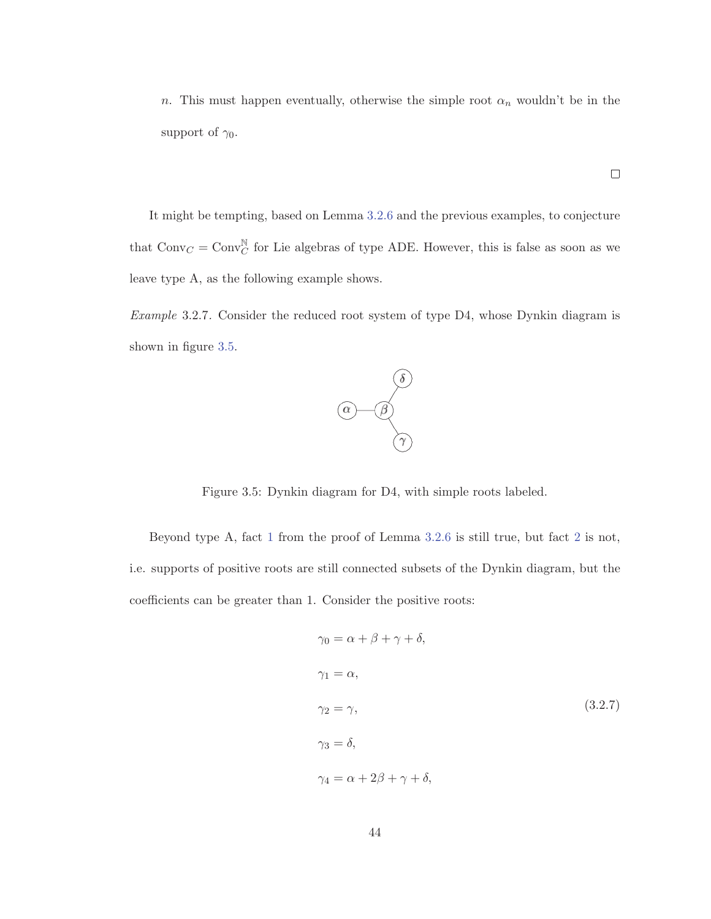$n$. This must happen eventually, otherwise the simple root $\alpha_n$ wouldn't be in the support of $\gamma_0$.

□

It might be tempting, based on Lemma 3.2.6 and the previous examples, to conjecture that $\mathrm{Conv}_C = \mathrm{Conv}_C^{\mathbb{N}}$ for Lie algebras of type ADE. However, this is false as soon as we leave type A, as the following example shows.

*Example* 3.2.7. Consider the reduced root system of type D4, whose Dynkin diagram is shown in figure 3.5.

Figure 3.5: Dynkin diagram for D4, with simple roots labeled.

Beyond type A, fact 1 from the proof of Lemma 3.2.6 is still true, but fact 2 is not, i.e. supports of positive roots are still connected subsets of the Dynkin diagram, but the coefficients can be greater than 1. Consider the positive roots:

$$
\begin{aligned}
&\gamma_0 = \alpha + \beta + \gamma + \delta, \\
&\gamma_1 = \alpha, \\
&\gamma_2 = \gamma, \\
&\gamma_3 = \delta, \\
&\gamma_4 = \alpha + 2\beta + \gamma + \delta,
\end{aligned}
\tag{3.2.7}
$$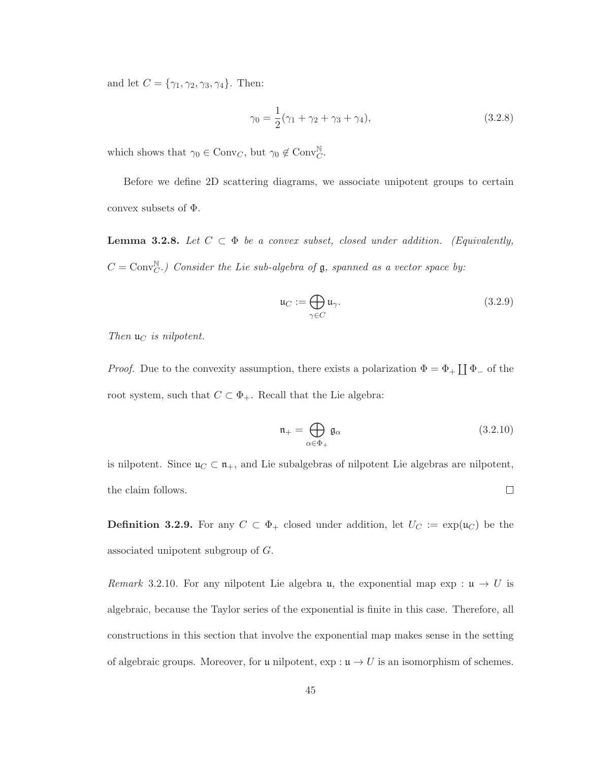and let $C = \{\gamma_1, \gamma_2, \gamma_3, \gamma_4\}$. Then:

$$\gamma_0 = \frac{1}{2}(\gamma_1 + \gamma_2 + \gamma_3 + \gamma_4), \tag{3.2.8}$$

which shows that $\gamma_0 \in \mathrm{Conv}_C$, but $\gamma_0 \notin \mathrm{Conv}_C^{\mathbb{N}}$.

Before we define 2D scattering diagrams, we associate unipotent groups to certain convex subsets of $\Phi$.

**Lemma 3.2.8.** *Let $C \subset \Phi$ be a convex subset, closed under addition. (Equivalently, $C = \mathrm{Conv}_C^{\mathbb{N}}$.) Consider the Lie sub-algebra of $\mathfrak{g}$, spanned as a vector space by:*

$$\mathfrak{u}_C := \bigoplus_{\gamma \in C} \mathfrak{u}_\gamma. \tag{3.2.9}$$

*Then $\mathfrak{u}_C$ is nilpotent.*

*Proof.* Due to the convexity assumption, there exists a polarization $\Phi = \Phi_+ \coprod \Phi_-$ of the root system, such that $C \subset \Phi_+$. Recall that the Lie algebra:

$$\mathfrak{n}_+ = \bigoplus_{\alpha \in \Phi_+} \mathfrak{g}_\alpha \tag{3.2.10}$$

is nilpotent. Since $\mathfrak{u}_C \subset \mathfrak{n}_+$, and Lie subalgebras of nilpotent Lie algebras are nilpotent, the claim follows. $\square$

**Definition 3.2.9.** For any $C \subset \Phi_+$ closed under addition, let $U_C := \exp(\mathfrak{u}_C)$ be the associated unipotent subgroup of $G$.

*Remark* 3.2.10. For any nilpotent Lie algebra $\mathfrak{u}$, the exponential map $\exp : \mathfrak{u} \to U$ is algebraic, because the Taylor series of the exponential is finite in this case. Therefore, all constructions in this section that involve the exponential map makes sense in the setting of algebraic groups. Moreover, for $\mathfrak{u}$ nilpotent, $\exp : \mathfrak{u} \to U$ is an isomorphism of schemes.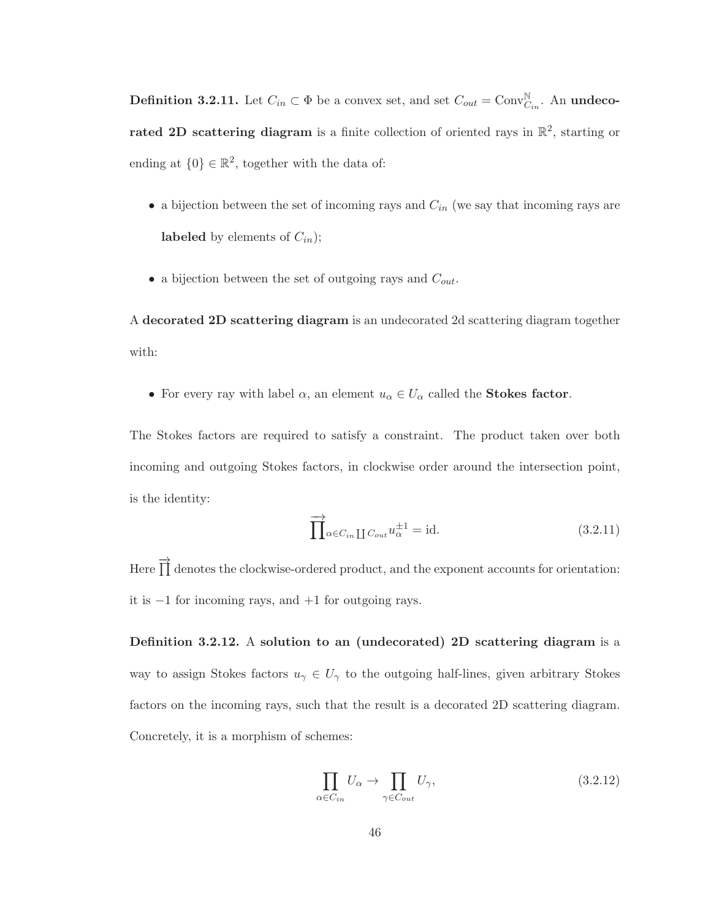**Definition 3.2.11.** Let $C_{in} \subset \Phi$ be a convex set, and set $C_{out} = \mathrm{Conv}^{\mathbb{N}}_{C_{in}}$. An **undecorated 2D scattering diagram** is a finite collection of oriented rays in $\mathbb{R}^2$, starting or ending at $\{0\} \in \mathbb{R}^2$, together with the data of:

- a bijection between the set of incoming rays and $C_{in}$ (we say that incoming rays are **labeled** by elements of $C_{in}$);
- a bijection between the set of outgoing rays and $C_{out}$.

A **decorated 2D scattering diagram** is an undecorated 2d scattering diagram together with:

- For every ray with label $\alpha$, an element $u_\alpha \in U_\alpha$ called the **Stokes factor**.

The Stokes factors are required to satisfy a constraint. The product taken over both incoming and outgoing Stokes factors, in clockwise order around the intersection point, is the identity:

$$\overrightarrow{\prod}_{\alpha \in C_{in} \coprod C_{out}} u_\alpha^{\pm 1} = \mathrm{id}. \tag{3.2.11}$$

Here $\overrightarrow{\prod}$ denotes the clockwise-ordered product, and the exponent accounts for orientation: it is $-1$ for incoming rays, and $+1$ for outgoing rays.

**Definition 3.2.12.** A **solution to an (undecorated) 2D scattering diagram** is a way to assign Stokes factors $u_\gamma \in U_\gamma$ to the outgoing half-lines, given arbitrary Stokes factors on the incoming rays, such that the result is a decorated 2D scattering diagram. Concretely, it is a morphism of schemes:

$$\prod_{\alpha \in C_{in}} U_\alpha \to \prod_{\gamma \in C_{out}} U_\gamma, \tag{3.2.12}$$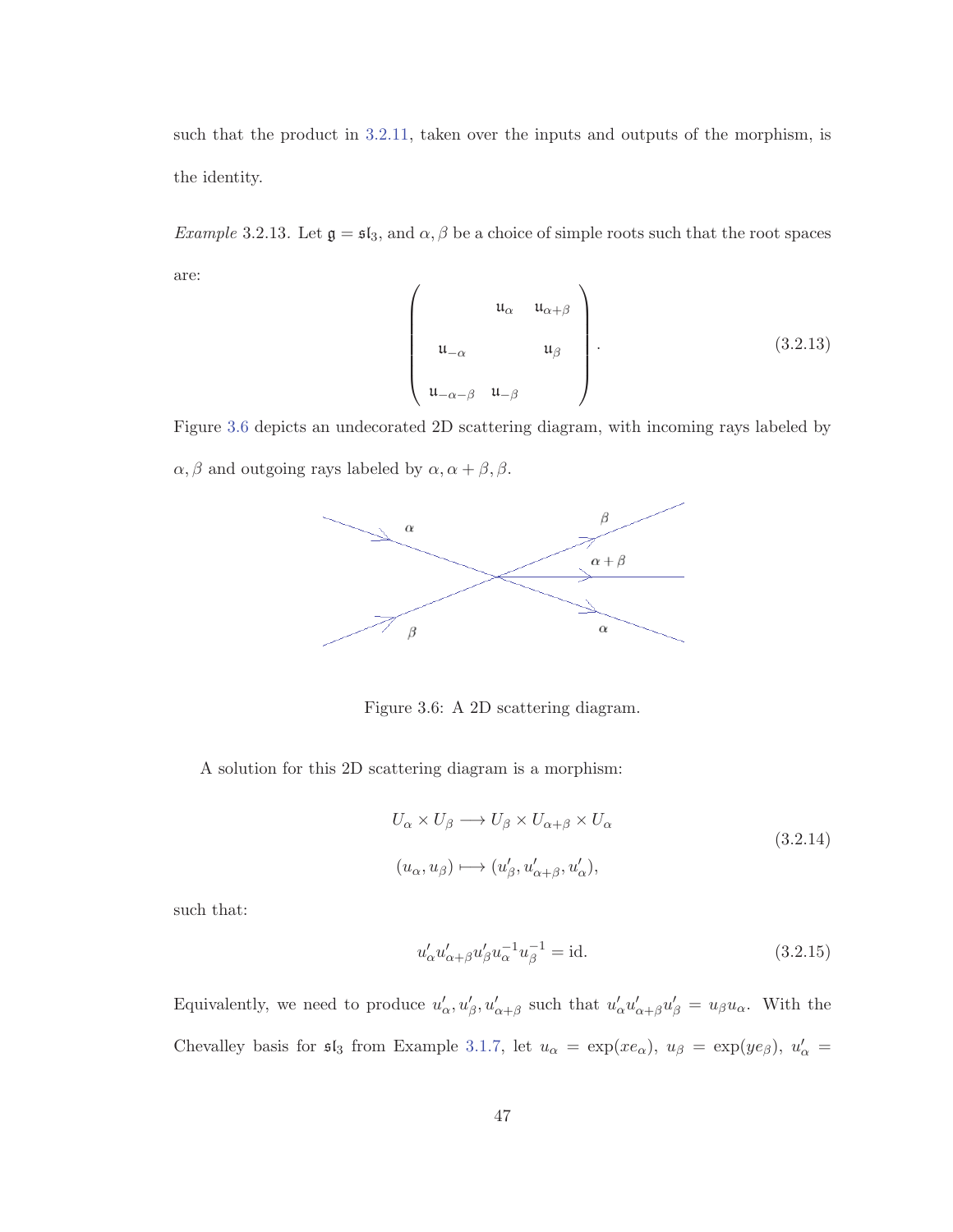such that the product in 3.2.11, taken over the inputs and outputs of the morphism, is the identity.

*Example* 3.2.13. Let $\mathfrak{g} = \mathfrak{sl}_3$, and $\alpha, \beta$ be a choice of simple roots such that the root spaces are:

$$\begin{pmatrix} & \mathfrak{u}_{\alpha} & \mathfrak{u}_{\alpha+\beta} \\ \mathfrak{u}_{-\alpha} & & \mathfrak{u}_{\beta} \\ \mathfrak{u}_{-\alpha-\beta} & \mathfrak{u}_{-\beta} & \end{pmatrix}. \tag{3.2.13}$$

Figure 3.6 depicts an undecorated 2D scattering diagram, with incoming rays labeled by $\alpha, \beta$ and outgoing rays labeled by $\alpha, \alpha+\beta, \beta$.

Figure 3.6: A 2D scattering diagram.

A solution for this 2D scattering diagram is a morphism:

$$\begin{aligned} U_{\alpha} \times U_{\beta} &\longrightarrow U_{\beta} \times U_{\alpha+\beta} \times U_{\alpha} \\ (u_{\alpha}, u_{\beta}) &\longmapsto (u'_{\beta}, u'_{\alpha+\beta}, u'_{\alpha}), \end{aligned} \tag{3.2.14}$$

such that:

$$u'_{\alpha} u'_{\alpha+\beta} u'_{\beta} u_{\alpha}^{-1} u_{\beta}^{-1} = \text{id}. \tag{3.2.15}$$

Equivalently, we need to produce $u'_{\alpha}, u'_{\beta}, u'_{\alpha+\beta}$ such that $u'_{\alpha} u'_{\alpha+\beta} u'_{\beta} = u_{\beta} u_{\alpha}$. With the Chevalley basis for $\mathfrak{sl}_3$ from Example 3.1.7, let $u_{\alpha} = \exp(x e_{\alpha})$, $u_{\beta} = \exp(y e_{\beta})$, $u'_{\alpha} =$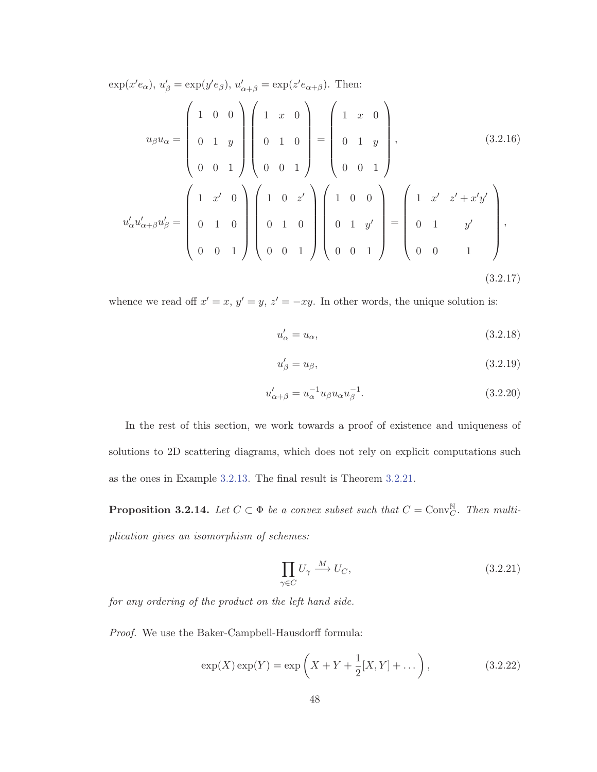$\exp(x' e_\alpha)$, $u'_\beta = \exp(y' e_\beta)$, $u'_{\alpha+\beta} = \exp(z' e_{\alpha+\beta})$. Then:

$$u_\beta u_\alpha = \begin{pmatrix} 1 & 0 & 0 \\ 0 & 1 & y \\ 0 & 0 & 1 \end{pmatrix} \begin{pmatrix} 1 & x & 0 \\ 0 & 1 & 0 \\ 0 & 0 & 1 \end{pmatrix} = \begin{pmatrix} 1 & x & 0 \\ 0 & 1 & y \\ 0 & 0 & 1 \end{pmatrix}, \tag{3.2.16}$$

$$u'_\alpha u'_{\alpha+\beta} u'_\beta = \begin{pmatrix} 1 & x' & 0 \\ 0 & 1 & 0 \\ 0 & 0 & 1 \end{pmatrix} \begin{pmatrix} 1 & 0 & z' \\ 0 & 1 & 0 \\ 0 & 0 & 1 \end{pmatrix} \begin{pmatrix} 1 & 0 & 0 \\ 0 & 1 & y' \\ 0 & 0 & 1 \end{pmatrix} = \begin{pmatrix} 1 & x' & z' + x'y' \\ 0 & 1 & y' \\ 0 & 0 & 1 \end{pmatrix}, \tag{3.2.17}$$

whence we read off $x' = x$, $y' = y$, $z' = -xy$. In other words, the unique solution is:

$$u'_\alpha = u_\alpha, \tag{3.2.18}$$

$$u'_\beta = u_\beta, \tag{3.2.19}$$

$$u'_{\alpha+\beta} = u_\alpha^{-1} u_\beta u_\alpha u_\beta^{-1}. \tag{3.2.20}$$

In the rest of this section, we work towards a proof of existence and uniqueness of solutions to 2D scattering diagrams, which does not rely on explicit computations such as the ones in Example 3.2.13. The final result is Theorem 3.2.21.

**Proposition 3.2.14.** *Let $C \subset \Phi$ be a convex subset such that $C = \mathrm{Conv}_C^{\mathbb{N}}$. Then multiplication gives an isomorphism of schemes:*

$$\prod_{\gamma \in C} U_\gamma \xrightarrow{M} U_C, \tag{3.2.21}$$

*for any ordering of the product on the left hand side.*

*Proof.* We use the Baker-Campbell-Hausdorff formula:

$$\exp(X)\exp(Y) = \exp\left(X + Y + \frac{1}{2}[X, Y] + \dots\right), \tag{3.2.22}$$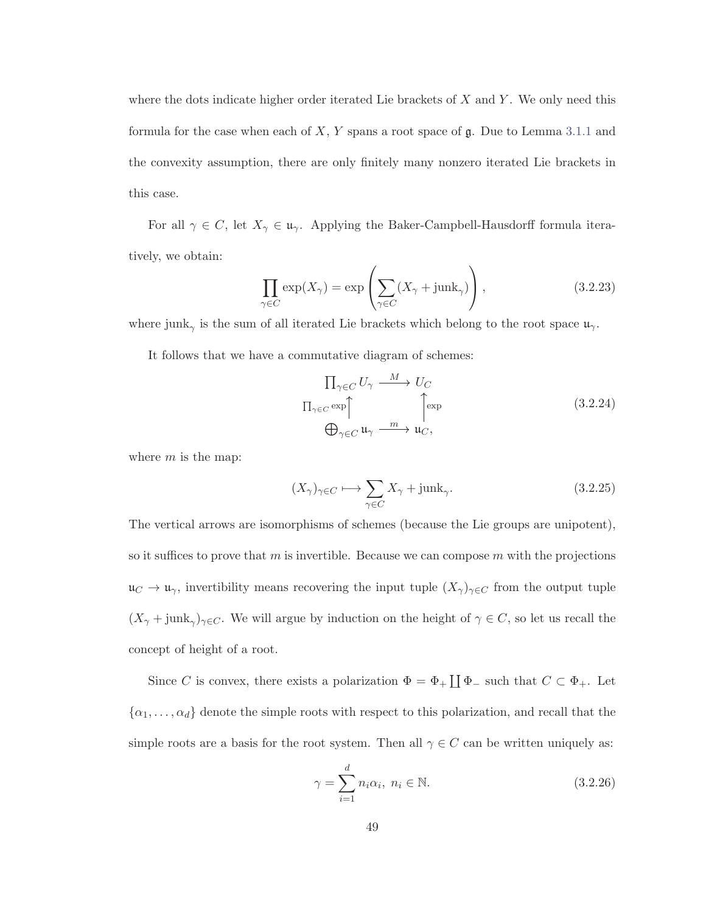where the dots indicate higher order iterated Lie brackets of $X$ and $Y$. We only need this formula for the case when each of $X$, $Y$ spans a root space of $\mathfrak{g}$. Due to Lemma 3.1.1 and the convexity assumption, there are only finitely many nonzero iterated Lie brackets in this case.

For all $\gamma \in C$, let $X_\gamma \in \mathfrak{u}_\gamma$. Applying the Baker-Campbell-Hausdorff formula iteratively, we obtain:

$$\prod_{\gamma \in C} \exp(X_\gamma) = \exp\left(\sum_{\gamma \in C} (X_\gamma + \text{junk}_\gamma)\right), \tag{3.2.23}$$

where $\text{junk}_\gamma$ is the sum of all iterated Lie brackets which belong to the root space $\mathfrak{u}_\gamma$.

It follows that we have a commutative diagram of schemes:

$$\begin{array}{ccc} \prod_{\gamma \in C} U_\gamma & \xrightarrow{\ M\ } & U_C \\ {\scriptstyle \prod_{\gamma \in C} \exp} \uparrow & & \uparrow {\scriptstyle \exp} \\ \bigoplus_{\gamma \in C} \mathfrak{u}_\gamma & \xrightarrow{\ m\ } & \mathfrak{u}_C, \end{array} \tag{3.2.24}$$

where $m$ is the map:

$$(X_\gamma)_{\gamma \in C} \longmapsto \sum_{\gamma \in C} X_\gamma + \text{junk}_\gamma. \tag{3.2.25}$$

The vertical arrows are isomorphisms of schemes (because the Lie groups are unipotent), so it suffices to prove that $m$ is invertible. Because we can compose $m$ with the projections $\mathfrak{u}_C \to \mathfrak{u}_\gamma$, invertibility means recovering the input tuple $(X_\gamma)_{\gamma \in C}$ from the output tuple $(X_\gamma + \text{junk}_\gamma)_{\gamma \in C}$. We will argue by induction on the height of $\gamma \in C$, so let us recall the concept of height of a root.

Since $C$ is convex, there exists a polarization $\Phi = \Phi_+ \coprod \Phi_-$ such that $C \subset \Phi_+$. Let $\{\alpha_1, \ldots, \alpha_d\}$ denote the simple roots with respect to this polarization, and recall that the simple roots are a basis for the root system. Then all $\gamma \in C$ can be written uniquely as:

$$\gamma = \sum_{i=1}^{d} n_i \alpha_i, \ n_i \in \mathbb{N}. \tag{3.2.26}$$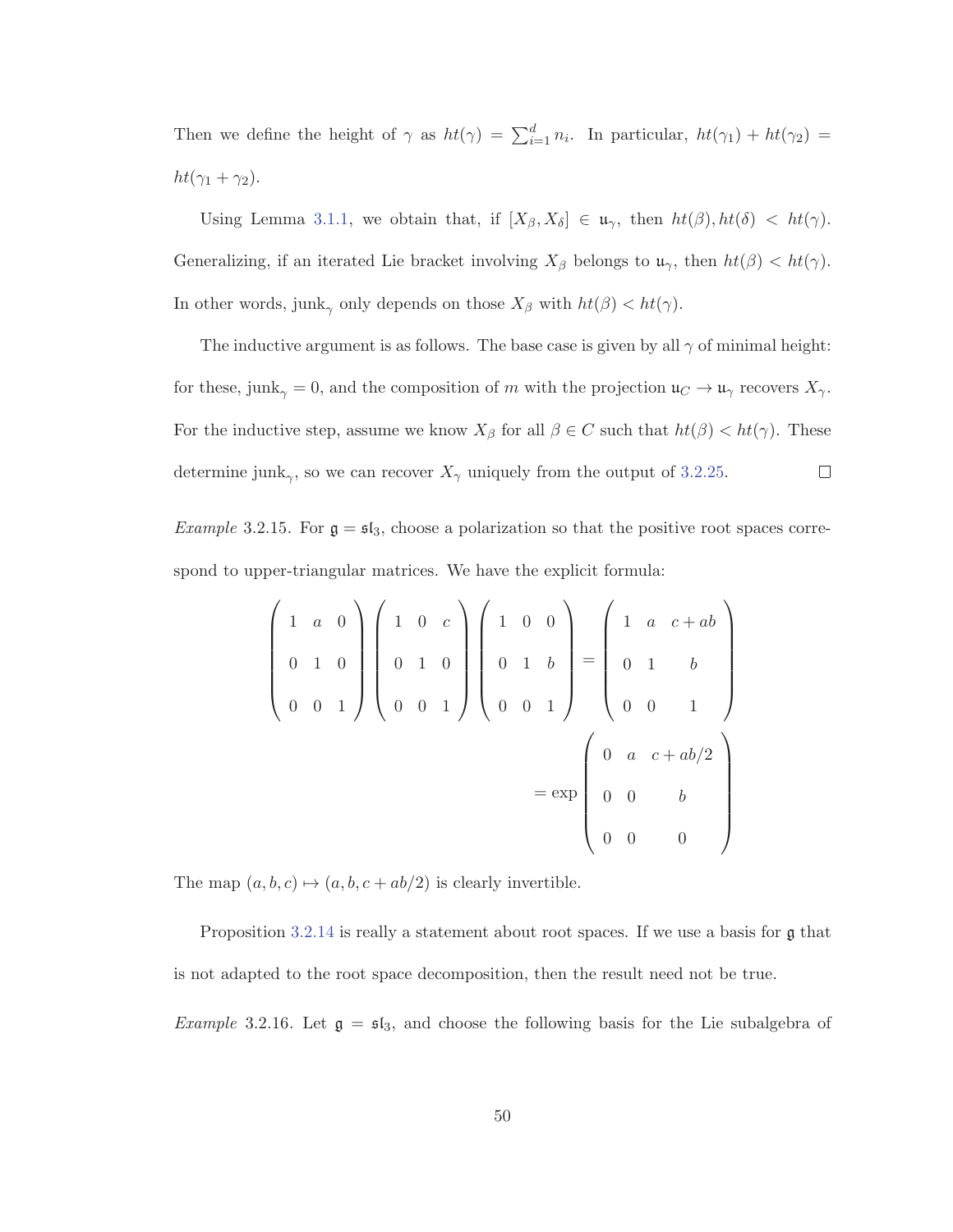Then we define the height of $\gamma$ as $ht(\gamma) = \sum_{i=1}^{d} n_i$. In particular, $ht(\gamma_1) + ht(\gamma_2) = ht(\gamma_1 + \gamma_2)$.

Using Lemma 3.1.1, we obtain that, if $[X_\beta, X_\delta] \in \mathfrak{u}_\gamma$, then $ht(\beta), ht(\delta) < ht(\gamma)$. Generalizing, if an iterated Lie bracket involving $X_\beta$ belongs to $\mathfrak{u}_\gamma$, then $ht(\beta) < ht(\gamma)$. In other words, $\text{junk}_\gamma$ only depends on those $X_\beta$ with $ht(\beta) < ht(\gamma)$.

The inductive argument is as follows. The base case is given by all $\gamma$ of minimal height: for these, $\text{junk}_\gamma = 0$, and the composition of $m$ with the projection $\mathfrak{u}_C \to \mathfrak{u}_\gamma$ recovers $X_\gamma$. For the inductive step, assume we know $X_\beta$ for all $\beta \in C$ such that $ht(\beta) < ht(\gamma)$. These determine $\text{junk}_\gamma$, so we can recover $X_\gamma$ uniquely from the output of 3.2.25. ◻

*Example* 3.2.15. For $\mathfrak{g} = \mathfrak{sl}_3$, choose a polarization so that the positive root spaces correspond to upper-triangular matrices. We have the explicit formula:

$$\begin{pmatrix} 1 & a & 0 \\ 0 & 1 & 0 \\ 0 & 0 & 1 \end{pmatrix} \begin{pmatrix} 1 & 0 & c \\ 0 & 1 & 0 \\ 0 & 0 & 1 \end{pmatrix} \begin{pmatrix} 1 & 0 & 0 \\ 0 & 1 & b \\ 0 & 0 & 1 \end{pmatrix} = \begin{pmatrix} 1 & a & c+ab \\ 0 & 1 & b \\ 0 & 0 & 1 \end{pmatrix}$$

$$= \exp \begin{pmatrix} 0 & a & c+ab/2 \\ 0 & 0 & b \\ 0 & 0 & 0 \end{pmatrix}$$

The map $(a, b, c) \mapsto (a, b, c + ab/2)$ is clearly invertible.

Proposition 3.2.14 is really a statement about root spaces. If we use a basis for $\mathfrak{g}$ that is not adapted to the root space decomposition, then the result need not be true.

*Example* 3.2.16. Let $\mathfrak{g} = \mathfrak{sl}_3$, and choose the following basis for the Lie subalgebra of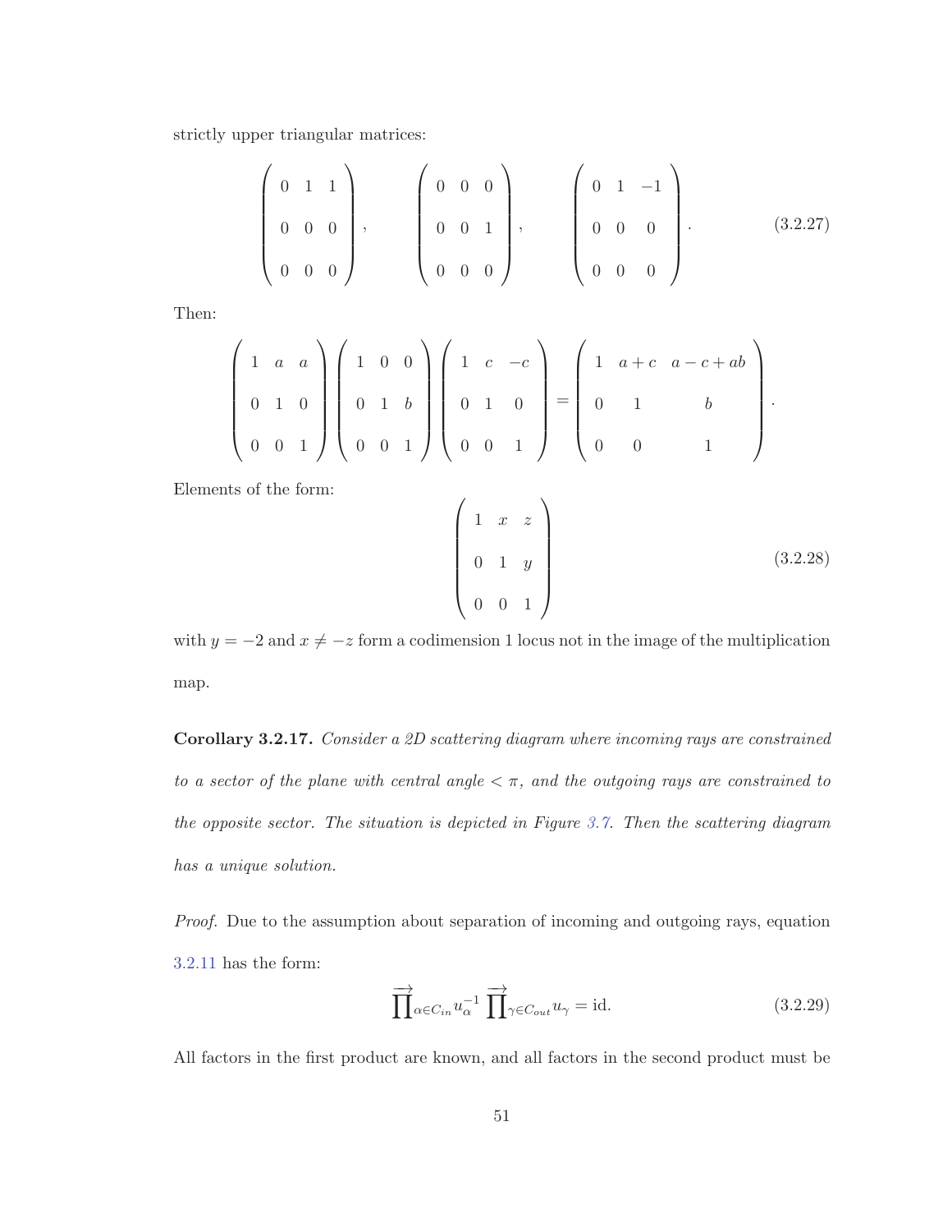strictly upper triangular matrices:

$$\begin{pmatrix} 0 & 1 & 1 \\ 0 & 0 & 0 \\ 0 & 0 & 0 \end{pmatrix}, \qquad \begin{pmatrix} 0 & 0 & 0 \\ 0 & 0 & 1 \\ 0 & 0 & 0 \end{pmatrix}, \qquad \begin{pmatrix} 0 & 1 & -1 \\ 0 & 0 & 0 \\ 0 & 0 & 0 \end{pmatrix}. \tag{3.2.27}$$

Then:

$$\begin{pmatrix} 1 & a & a \\ 0 & 1 & 0 \\ 0 & 0 & 1 \end{pmatrix} \begin{pmatrix} 1 & 0 & 0 \\ 0 & 1 & b \\ 0 & 0 & 1 \end{pmatrix} \begin{pmatrix} 1 & c & -c \\ 0 & 1 & 0 \\ 0 & 0 & 1 \end{pmatrix} = \begin{pmatrix} 1 & a+c & a-c+ab \\ 0 & 1 & b \\ 0 & 0 & 1 \end{pmatrix}.$$

Elements of the form:

$$\begin{pmatrix} 1 & x & z \\ 0 & 1 & y \\ 0 & 0 & 1 \end{pmatrix} \tag{3.2.28}$$

with $y = -2$ and $x \neq -z$ form a codimension 1 locus not in the image of the multiplication map.

**Corollary 3.2.17.** *Consider a 2D scattering diagram where incoming rays are constrained to a sector of the plane with central angle $< \pi$, and the outgoing rays are constrained to the opposite sector. The situation is depicted in Figure 3.7. Then the scattering diagram has a unique solution.*

*Proof.* Due to the assumption about separation of incoming and outgoing rays, equation 3.2.11 has the form:

$$\overrightarrow{\prod}_{\alpha \in C_{in}} u_\alpha^{-1} \overrightarrow{\prod}_{\gamma \in C_{out}} u_\gamma = \text{id}. \tag{3.2.29}$$

All factors in the first product are known, and all factors in the second product must be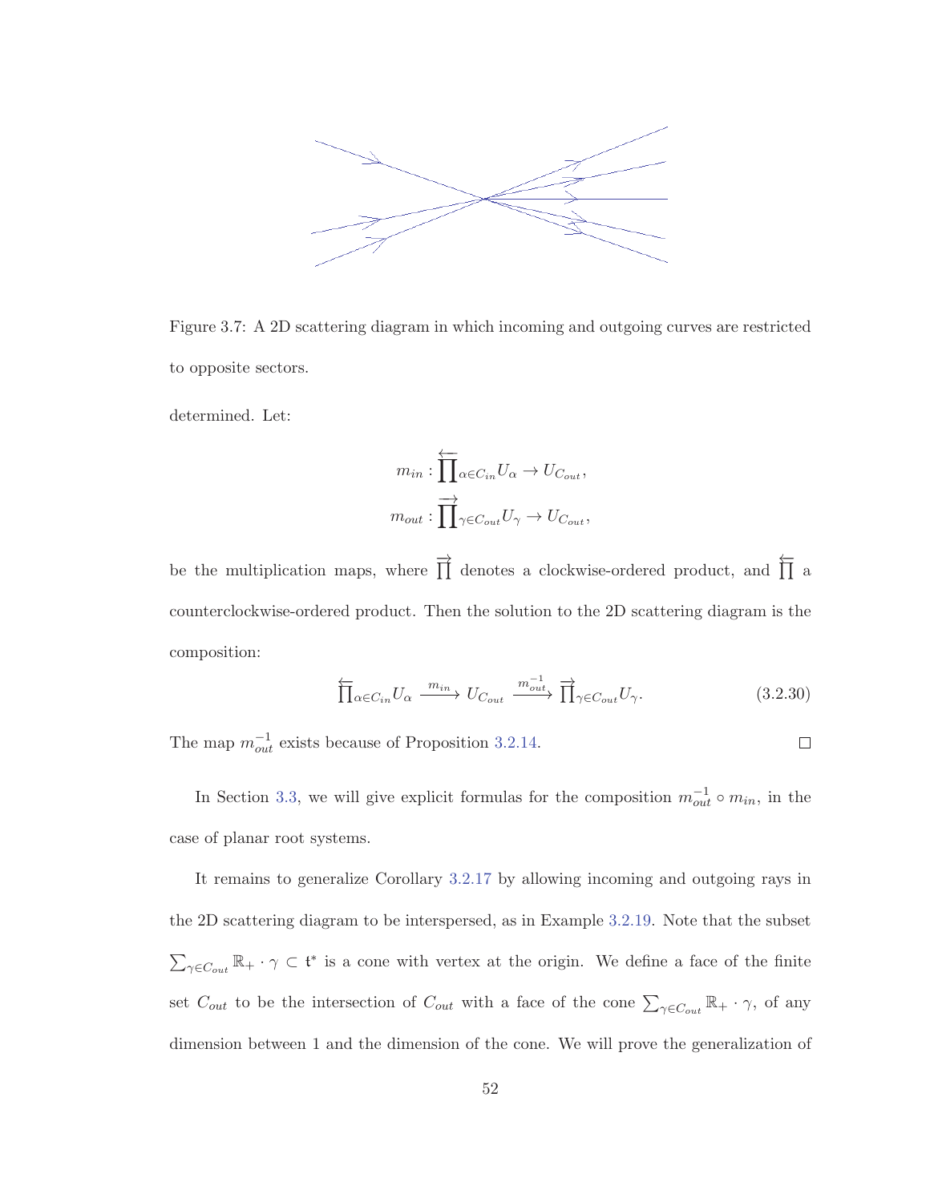Figure 3.7: A 2D scattering diagram in which incoming and outgoing curves are restricted to opposite sectors.

determined. Let:

$$m_{in} : \overleftarrow{\prod}_{\alpha \in C_{in}} U_\alpha \to U_{C_{out}},$$
$$m_{out} : \overrightarrow{\prod}_{\gamma \in C_{out}} U_\gamma \to U_{C_{out}},$$

be the multiplication maps, where $\overrightarrow{\prod}$ denotes a clockwise-ordered product, and $\overleftarrow{\prod}$ a counterclockwise-ordered product. Then the solution to the 2D scattering diagram is the composition:

$$\overleftarrow{\prod}_{\alpha \in C_{in}} U_\alpha \xrightarrow{m_{in}} U_{C_{out}} \xrightarrow{m_{out}^{-1}} \overrightarrow{\prod}_{\gamma \in C_{out}} U_\gamma. \tag{3.2.30}$$

The map $m_{out}^{-1}$ exists because of Proposition 3.2.14. $\square$

In Section 3.3, we will give explicit formulas for the composition $m_{out}^{-1} \circ m_{in}$, in the case of planar root systems.

It remains to generalize Corollary 3.2.17 by allowing incoming and outgoing rays in the 2D scattering diagram to be interspersed, as in Example 3.2.19. Note that the subset $\sum_{\gamma \in C_{out}} \mathbb{R}_+ \cdot \gamma \subset \mathfrak{t}^*$ is a cone with vertex at the origin. We define a face of the finite set $C_{out}$ to be the intersection of $C_{out}$ with a face of the cone $\sum_{\gamma \in C_{out}} \mathbb{R}_+ \cdot \gamma$, of any dimension between 1 and the dimension of the cone. We will prove the generalization of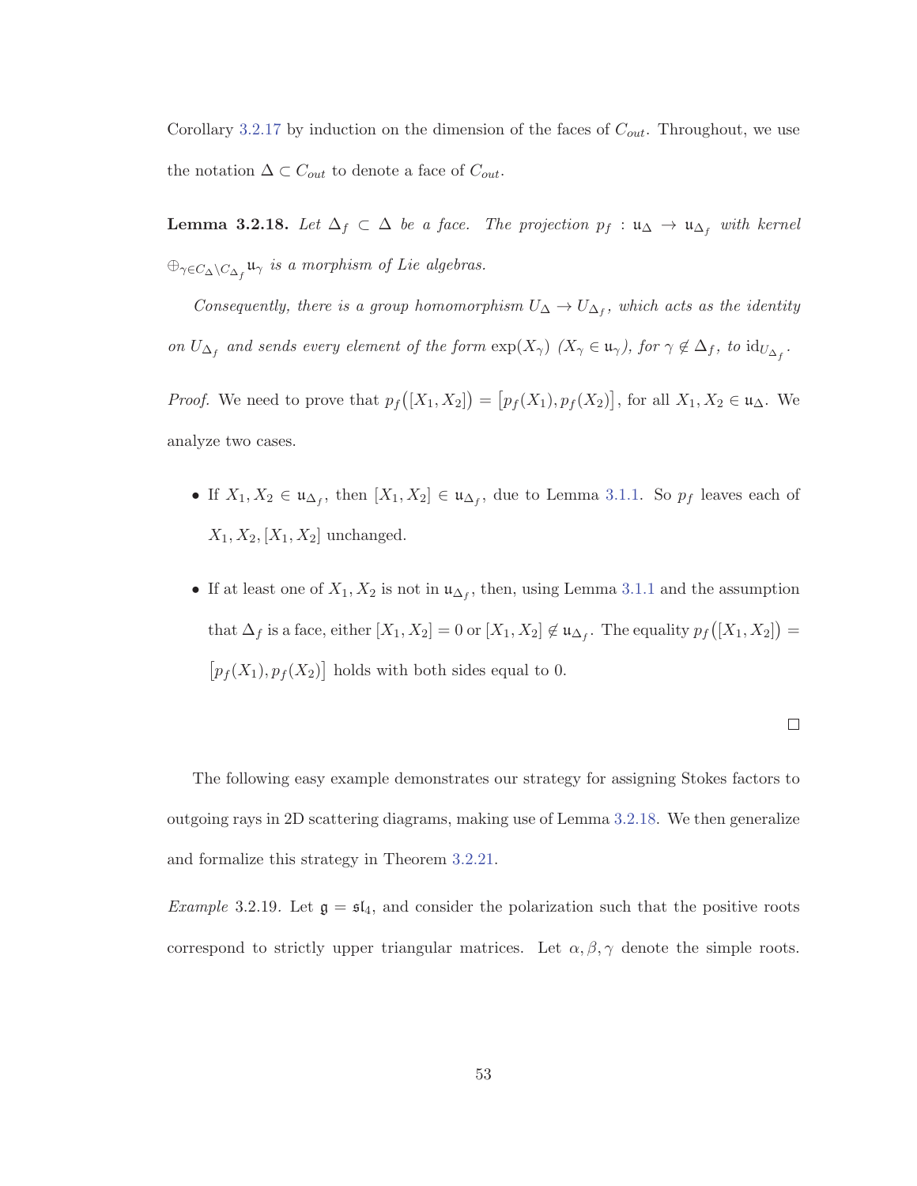Corollary 3.2.17 by induction on the dimension of the faces of $C_{out}$. Throughout, we use the notation $\Delta \subset C_{out}$ to denote a face of $C_{out}$.

**Lemma 3.2.18.** *Let $\Delta_f \subset \Delta$ be a face. The projection $p_f : \mathfrak{u}_\Delta \to \mathfrak{u}_{\Delta_f}$ with kernel $\oplus_{\gamma \in C_\Delta \setminus C_{\Delta_f}} \mathfrak{u}_\gamma$ is a morphism of Lie algebras.*

*Consequently, there is a group homomorphism $U_\Delta \to U_{\Delta_f}$, which acts as the identity on $U_{\Delta_f}$ and sends every element of the form $\exp(X_\gamma)$ ($X_\gamma \in \mathfrak{u}_\gamma$), for $\gamma \notin \Delta_f$, to $\mathrm{id}_{U_{\Delta_f}}$.*

*Proof.* We need to prove that $p_f\big([X_1, X_2]\big) = \big[p_f(X_1), p_f(X_2)\big]$, for all $X_1, X_2 \in \mathfrak{u}_\Delta$. We analyze two cases.

- If $X_1, X_2 \in \mathfrak{u}_{\Delta_f}$, then $[X_1, X_2] \in \mathfrak{u}_{\Delta_f}$, due to Lemma 3.1.1. So $p_f$ leaves each of $X_1, X_2, [X_1, X_2]$ unchanged.
- If at least one of $X_1, X_2$ is not in $\mathfrak{u}_{\Delta_f}$, then, using Lemma 3.1.1 and the assumption that $\Delta_f$ is a face, either $[X_1, X_2] = 0$ or $[X_1, X_2] \notin \mathfrak{u}_{\Delta_f}$. The equality $p_f\big([X_1, X_2]\big) = \big[p_f(X_1), p_f(X_2)\big]$ holds with both sides equal to 0.

□

The following easy example demonstrates our strategy for assigning Stokes factors to outgoing rays in 2D scattering diagrams, making use of Lemma 3.2.18. We then generalize and formalize this strategy in Theorem 3.2.21.

*Example* 3.2.19. Let $\mathfrak{g} = \mathfrak{sl}_4$, and consider the polarization such that the positive roots correspond to strictly upper triangular matrices. Let $\alpha, \beta, \gamma$ denote the simple roots.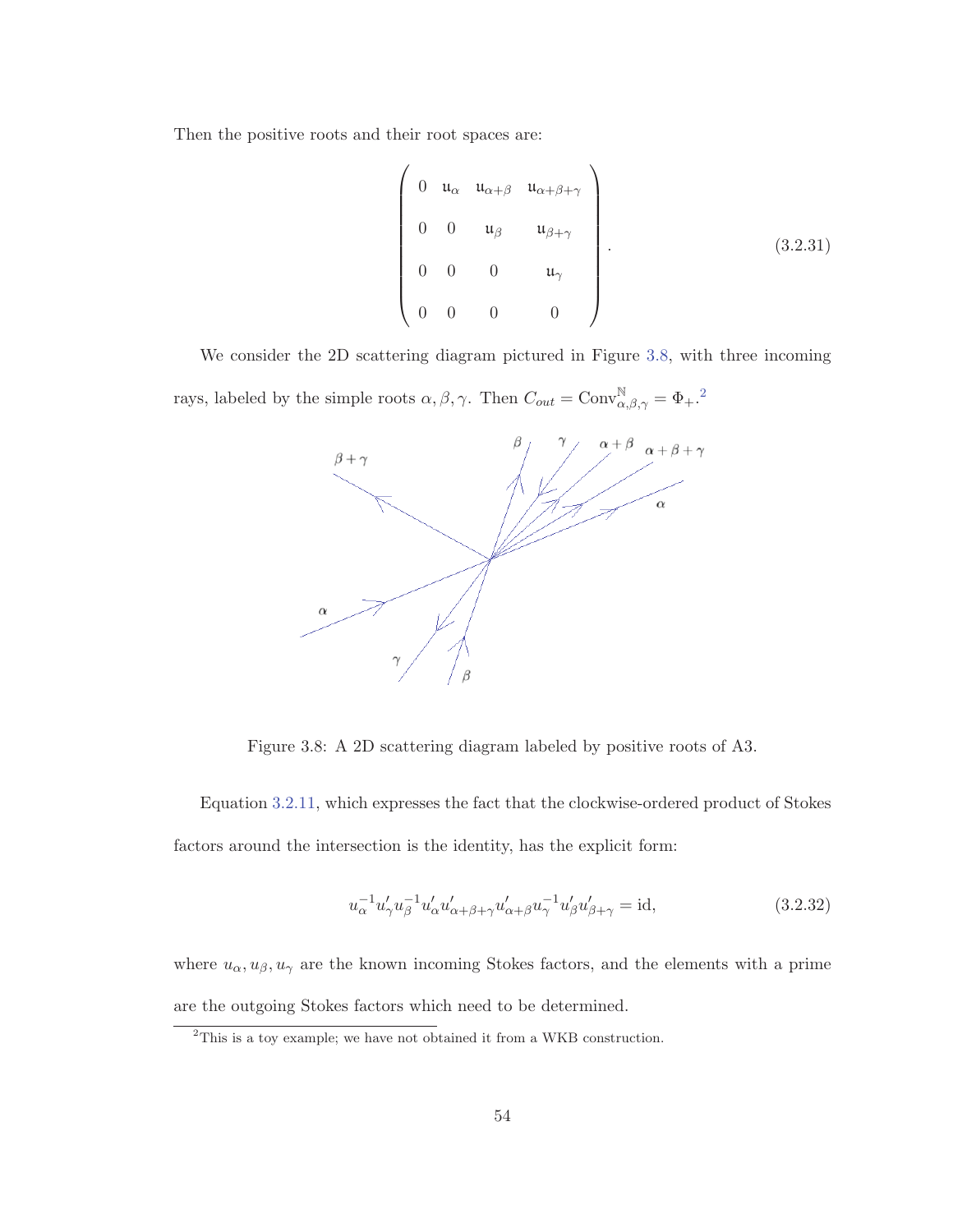Then the positive roots and their root spaces are:

$$\begin{pmatrix} 0 & \mathfrak{u}_\alpha & \mathfrak{u}_{\alpha+\beta} & \mathfrak{u}_{\alpha+\beta+\gamma} \\ 0 & 0 & \mathfrak{u}_\beta & \mathfrak{u}_{\beta+\gamma} \\ 0 & 0 & 0 & \mathfrak{u}_\gamma \\ 0 & 0 & 0 & 0 \end{pmatrix}. \tag{3.2.31}$$

We consider the 2D scattering diagram pictured in Figure 3.8, with three incoming rays, labeled by the simple roots $\alpha, \beta, \gamma$. Then $C_{out} = \mathrm{Conv}^{\mathbb{N}}_{\alpha,\beta,\gamma} = \Phi_+$.[2]

Figure 3.8: A 2D scattering diagram labeled by positive roots of A3.

Equation 3.2.11, which expresses the fact that the clockwise-ordered product of Stokes factors around the intersection is the identity, has the explicit form:

$$u_\alpha^{-1} u'_\gamma u_\beta^{-1} u'_\alpha u'_{\alpha+\beta+\gamma} u'_{\alpha+\beta} u_\gamma^{-1} u'_\beta u'_{\beta+\gamma} = \mathrm{id}, \tag{3.2.32}$$

where $u_\alpha, u_\beta, u_\gamma$ are the known incoming Stokes factors, and the elements with a prime are the outgoing Stokes factors which need to be determined.

[2] This is a toy example; we have not obtained it from a WKB construction.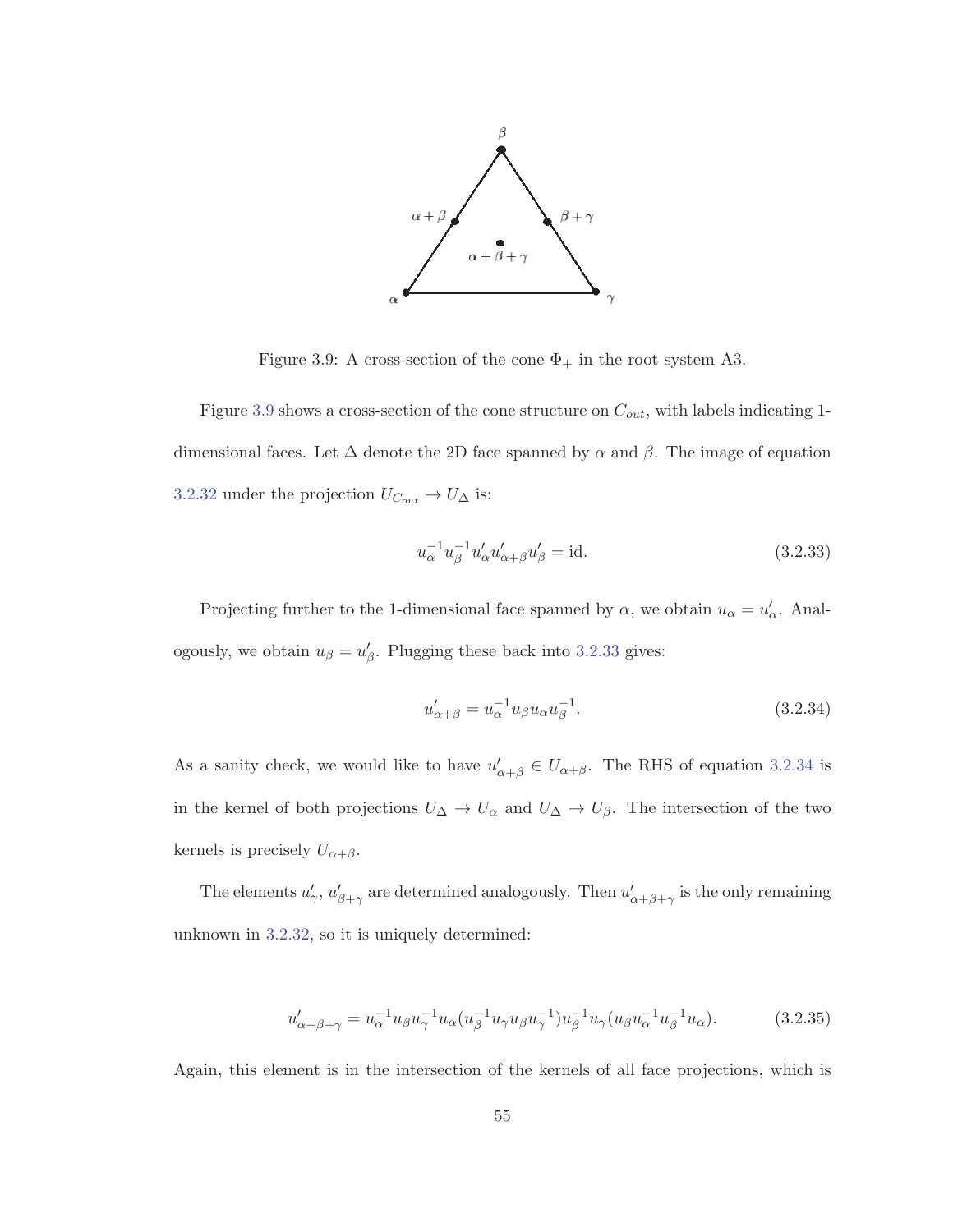Figure 3.9: A cross-section of the cone $\Phi_+$ in the root system A3.

Figure 3.9 shows a cross-section of the cone structure on $C_{out}$, with labels indicating 1-dimensional faces. Let $\Delta$ denote the 2D face spanned by $\alpha$ and $\beta$. The image of equation 3.2.32 under the projection $U_{C_{out}} \to U_\Delta$ is:

$$u_\alpha^{-1} u_\beta^{-1} u'_\alpha u'_{\alpha+\beta} u'_\beta = \text{id}. \tag{3.2.33}$$

Projecting further to the 1-dimensional face spanned by $\alpha$, we obtain $u_\alpha = u'_\alpha$. Analogously, we obtain $u_\beta = u'_\beta$. Plugging these back into 3.2.33 gives:

$$u'_{\alpha+\beta} = u_\alpha^{-1} u_\beta u_\alpha u_\beta^{-1}. \tag{3.2.34}$$

As a sanity check, we would like to have $u'_{\alpha+\beta} \in U_{\alpha+\beta}$. The RHS of equation 3.2.34 is in the kernel of both projections $U_\Delta \to U_\alpha$ and $U_\Delta \to U_\beta$. The intersection of the two kernels is precisely $U_{\alpha+\beta}$.

The elements $u'_\gamma$, $u'_{\beta+\gamma}$ are determined analogously. Then $u'_{\alpha+\beta+\gamma}$ is the only remaining unknown in 3.2.32, so it is uniquely determined:

$$u'_{\alpha+\beta+\gamma} = u_\alpha^{-1} u_\beta u_\gamma^{-1} u_\alpha (u_\beta^{-1} u_\gamma u_\beta u_\gamma^{-1}) u_\beta^{-1} u_\gamma (u_\beta u_\alpha^{-1} u_\beta^{-1} u_\alpha). \tag{3.2.35}$$

Again, this element is in the intersection of the kernels of all face projections, which is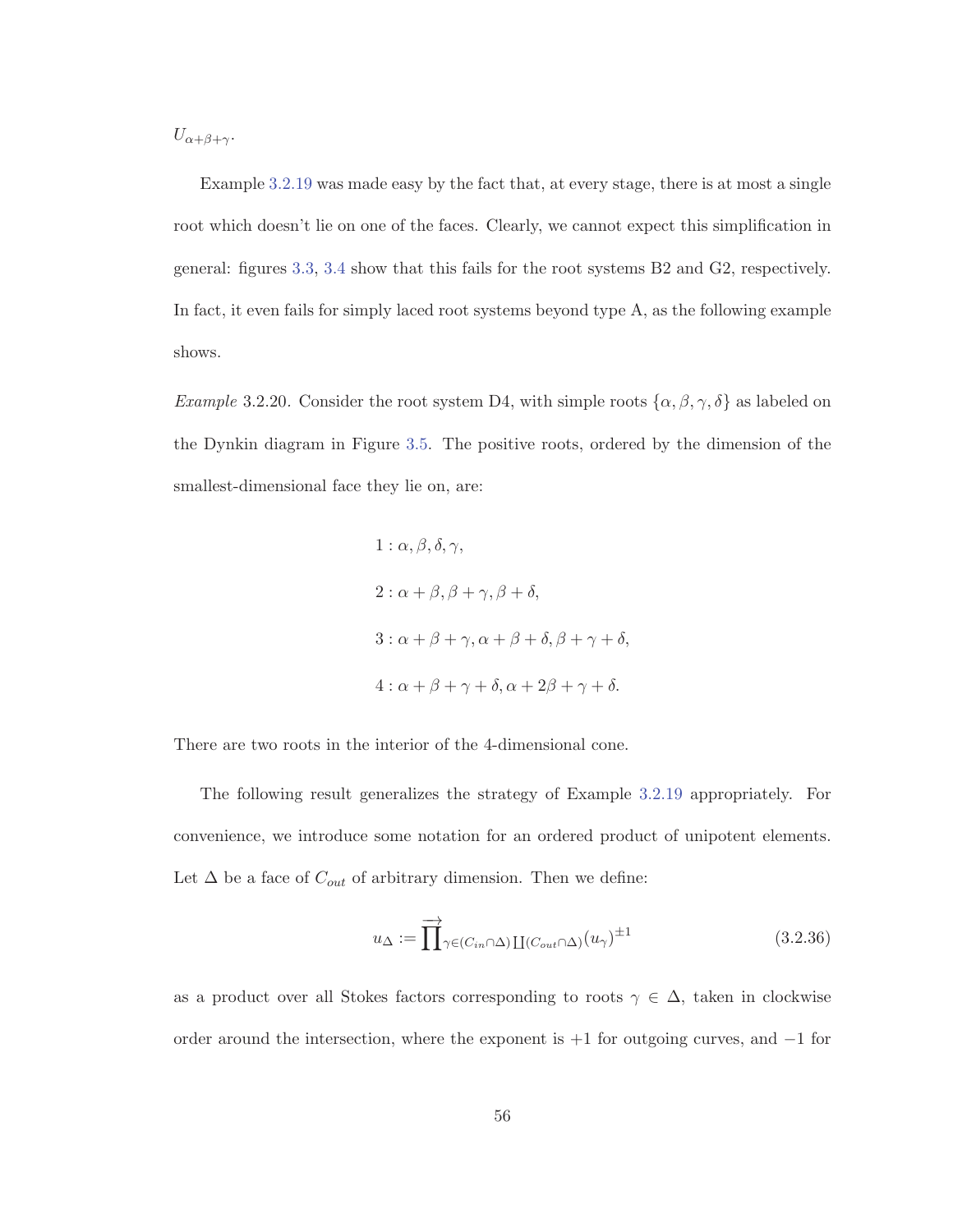$U_{\alpha+\beta+\gamma}$.

Example 3.2.19 was made easy by the fact that, at every stage, there is at most a single root which doesn't lie on one of the faces. Clearly, we cannot expect this simplification in general: figures 3.3, 3.4 show that this fails for the root systems B2 and G2, respectively. In fact, it even fails for simply laced root systems beyond type A, as the following example shows.

*Example* 3.2.20. Consider the root system D4, with simple roots $\{\alpha, \beta, \gamma, \delta\}$ as labeled on the Dynkin diagram in Figure 3.5. The positive roots, ordered by the dimension of the smallest-dimensional face they lie on, are:

$$1 : \alpha, \beta, \delta, \gamma,$$

$$2 : \alpha + \beta, \beta + \gamma, \beta + \delta,$$

$$3 : \alpha + \beta + \gamma, \alpha + \beta + \delta, \beta + \gamma + \delta,$$

$$4 : \alpha + \beta + \gamma + \delta, \alpha + 2\beta + \gamma + \delta.$$

There are two roots in the interior of the 4-dimensional cone.

The following result generalizes the strategy of Example 3.2.19 appropriately. For convenience, we introduce some notation for an ordered product of unipotent elements. Let $\Delta$ be a face of $C_{out}$ of arbitrary dimension. Then we define:

$$u_\Delta := \overrightarrow{\prod}_{\gamma \in (C_{in} \cap \Delta) \coprod (C_{out} \cap \Delta)} (u_\gamma)^{\pm 1} \tag{3.2.36}$$

as a product over all Stokes factors corresponding to roots $\gamma \in \Delta$, taken in clockwise order around the intersection, where the exponent is $+1$ for outgoing curves, and $-1$ for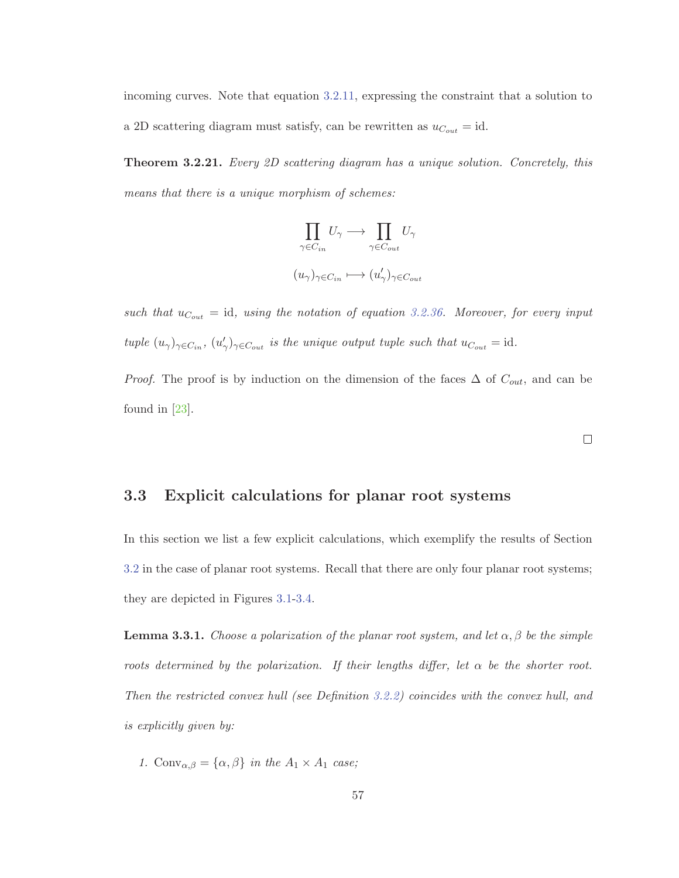incoming curves. Note that equation 3.2.11, expressing the constraint that a solution to a 2D scattering diagram must satisfy, can be rewritten as $u_{C_{out}} = \mathrm{id}$.

**Theorem 3.2.21.** *Every 2D scattering diagram has a unique solution. Concretely, this means that there is a unique morphism of schemes:*

$$\prod_{\gamma \in C_{in}} U_\gamma \longrightarrow \prod_{\gamma \in C_{out}} U_\gamma$$

$$(u_\gamma)_{\gamma \in C_{in}} \longmapsto (u'_\gamma)_{\gamma \in C_{out}}$$

*such that* $u_{C_{out}} = \mathrm{id}$*, using the notation of equation 3.2.36. Moreover, for every input tuple* $(u_\gamma)_{\gamma \in C_{in}}$*,* $(u'_\gamma)_{\gamma \in C_{out}}$ *is the unique output tuple such that* $u_{C_{out}} = \mathrm{id}$.

*Proof.* The proof is by induction on the dimension of the faces $\Delta$ of $C_{out}$, and can be found in [23]. ∎

## 3.3 Explicit calculations for planar root systems

In this section we list a few explicit calculations, which exemplify the results of Section 3.2 in the case of planar root systems. Recall that there are only four planar root systems; they are depicted in Figures 3.1-3.4.

**Lemma 3.3.1.** *Choose a polarization of the planar root system, and let* $\alpha, \beta$ *be the simple roots determined by the polarization. If their lengths differ, let* $\alpha$ *be the shorter root. Then the restricted convex hull (see Definition 3.2.2) coincides with the convex hull, and is explicitly given by:*

1. $\mathrm{Conv}_{\alpha,\beta} = \{\alpha, \beta\}$ *in the* $A_1 \times A_1$ *case;*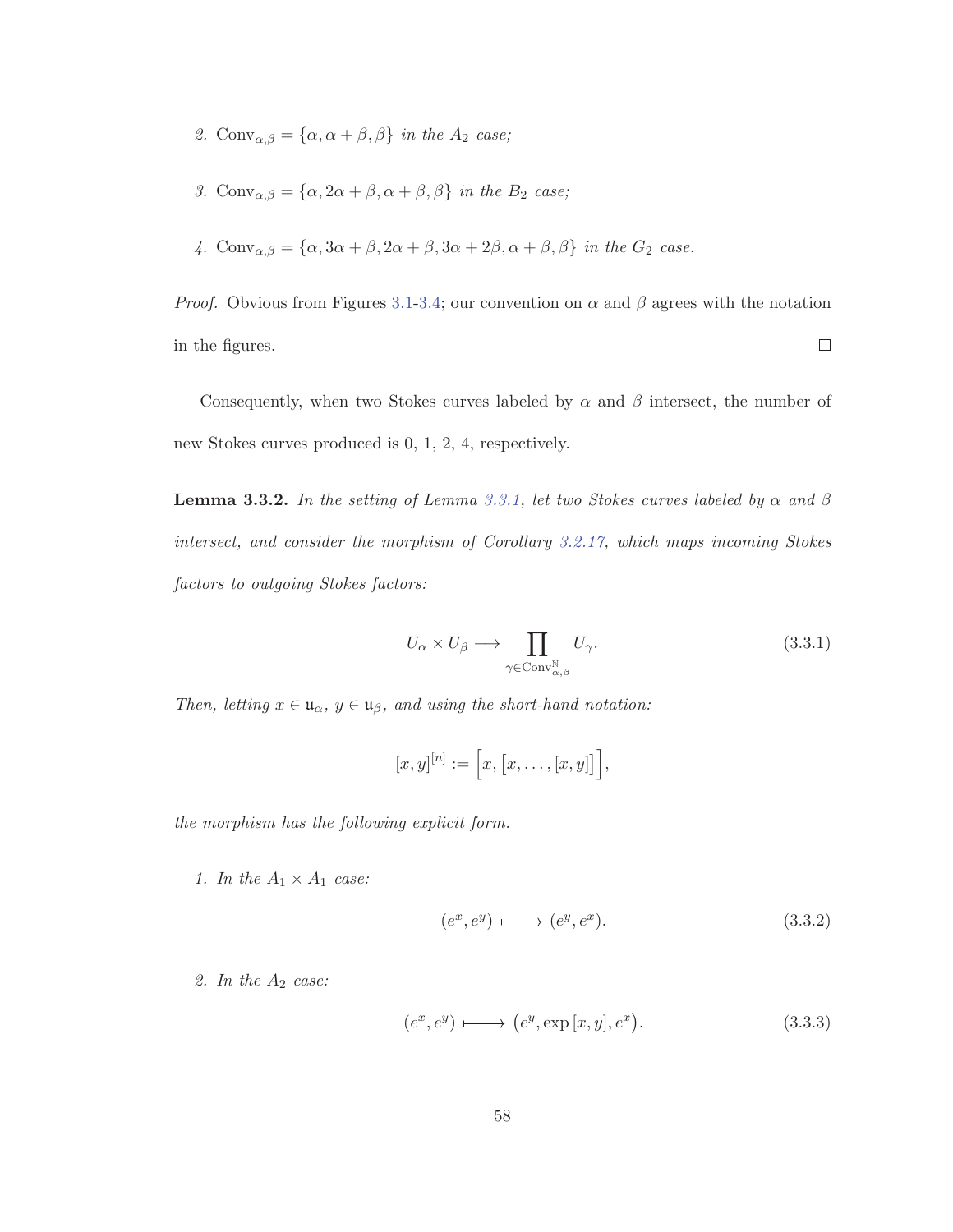2. $\mathrm{Conv}_{\alpha,\beta} = \{\alpha, \alpha+\beta, \beta\}$ *in the* $A_2$ *case;*

3. $\mathrm{Conv}_{\alpha,\beta} = \{\alpha, 2\alpha+\beta, \alpha+\beta, \beta\}$ *in the* $B_2$ *case;*

4. $\mathrm{Conv}_{\alpha,\beta} = \{\alpha, 3\alpha+\beta, 2\alpha+\beta, 3\alpha+2\beta, \alpha+\beta, \beta\}$ *in the* $G_2$ *case.*

*Proof.* Obvious from Figures 3.1-3.4; our convention on $\alpha$ and $\beta$ agrees with the notation in the figures. $\square$

Consequently, when two Stokes curves labeled by $\alpha$ and $\beta$ intersect, the number of new Stokes curves produced is 0, 1, 2, 4, respectively.

**Lemma 3.3.2.** *In the setting of Lemma 3.3.1, let two Stokes curves labeled by $\alpha$ and $\beta$ intersect, and consider the morphism of Corollary 3.2.17, which maps incoming Stokes factors to outgoing Stokes factors:*

$$U_\alpha \times U_\beta \longrightarrow \prod_{\gamma \in \mathrm{Conv}^{\mathbb{N}}_{\alpha,\beta}} U_\gamma. \tag{3.3.1}$$

*Then, letting $x \in \mathfrak{u}_\alpha$, $y \in \mathfrak{u}_\beta$, and using the short-hand notation:*

$$[x,y]^{[n]} := \Big[x, \big[x, \ldots, [x,y]\big]\Big],$$

*the morphism has the following explicit form.*

1. *In the* $A_1 \times A_1$ *case:*

$$(e^x, e^y) \longmapsto (e^y, e^x). \tag{3.3.2}$$

2. *In the* $A_2$ *case:*

$$(e^x, e^y) \longmapsto \big(e^y, \exp{[x,y]}, e^x\big). \tag{3.3.3}$$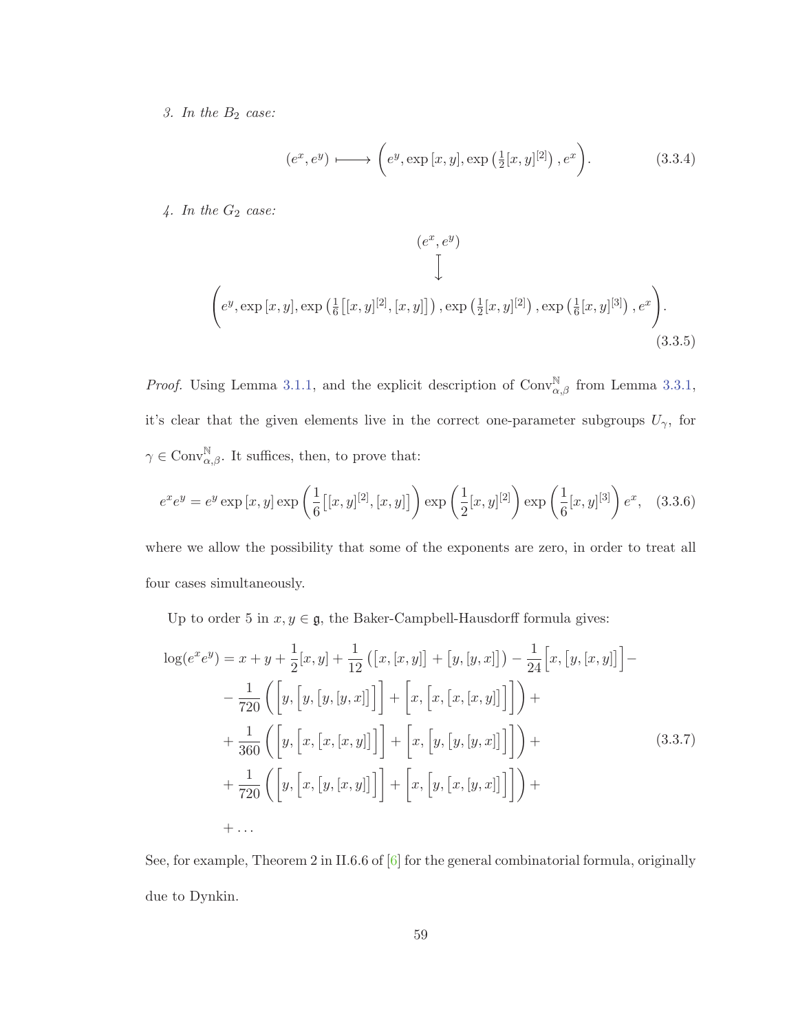*3. In the $B_2$ case:*

$$(e^x, e^y) \longmapsto \left(e^y, \exp\,[x,y], \exp\left(\tfrac{1}{2}[x,y]^{[2]}\right), e^x\right). \tag{3.3.4}$$

*4. In the $G_2$ case:*

$$\begin{gathered}(e^x, e^y)\\ \big\downarrow\\ \left(e^y, \exp\,[x,y], \exp\left(\tfrac{1}{6}\big[[x,y]^{[2]},[x,y]\big]\right), \exp\left(\tfrac{1}{2}[x,y]^{[2]}\right), \exp\left(\tfrac{1}{6}[x,y]^{[3]}\right), e^x\right).\end{gathered} \tag{3.3.5}$$

*Proof.* Using Lemma 3.1.1, and the explicit description of $\mathrm{Conv}^{\mathbb{N}}_{\alpha,\beta}$ from Lemma 3.3.1, it's clear that the given elements live in the correct one-parameter subgroups $U_\gamma$, for $\gamma \in \mathrm{Conv}^{\mathbb{N}}_{\alpha,\beta}$. It suffices, then, to prove that:

$$e^x e^y = e^y \exp\,[x,y] \exp\left(\frac{1}{6}\big[[x,y]^{[2]},[x,y]\big]\right) \exp\left(\frac{1}{2}[x,y]^{[2]}\right) \exp\left(\frac{1}{6}[x,y]^{[3]}\right) e^x, \tag{3.3.6}$$

where we allow the possibility that some of the exponents are zero, in order to treat all four cases simultaneously.

Up to order 5 in $x, y \in \mathfrak{g}$, the Baker-Campbell-Hausdorff formula gives:

$$\begin{aligned}\log(e^x e^y) = x + y &+ \frac{1}{2}[x,y] + \frac{1}{12}\big([x,[x,y]] + [y,[y,x]]\big) - \frac{1}{24}\Big[x,\big[y,[x,y]\big]\Big] - \\ &- \frac{1}{720}\left(\Big[y,\Big[y,\big[y,[y,x]\big]\Big]\Big] + \Big[x,\Big[x,\big[x,[x,y]\big]\Big]\Big]\right) + \\ &+ \frac{1}{360}\left(\Big[y,\Big[x,\big[x,[x,y]\big]\Big]\Big] + \Big[x,\Big[y,\big[y,[y,x]\big]\Big]\Big]\right) + \\ &+ \frac{1}{720}\left(\Big[y,\Big[x,\big[y,[x,y]\big]\Big]\Big] + \Big[x,\Big[y,\big[x,[y,x]\big]\Big]\Big]\right) + \\ &+ \dots\end{aligned} \tag{3.3.7}$$

See, for example, Theorem 2 in II.6.6 of [6] for the general combinatorial formula, originally due to Dynkin.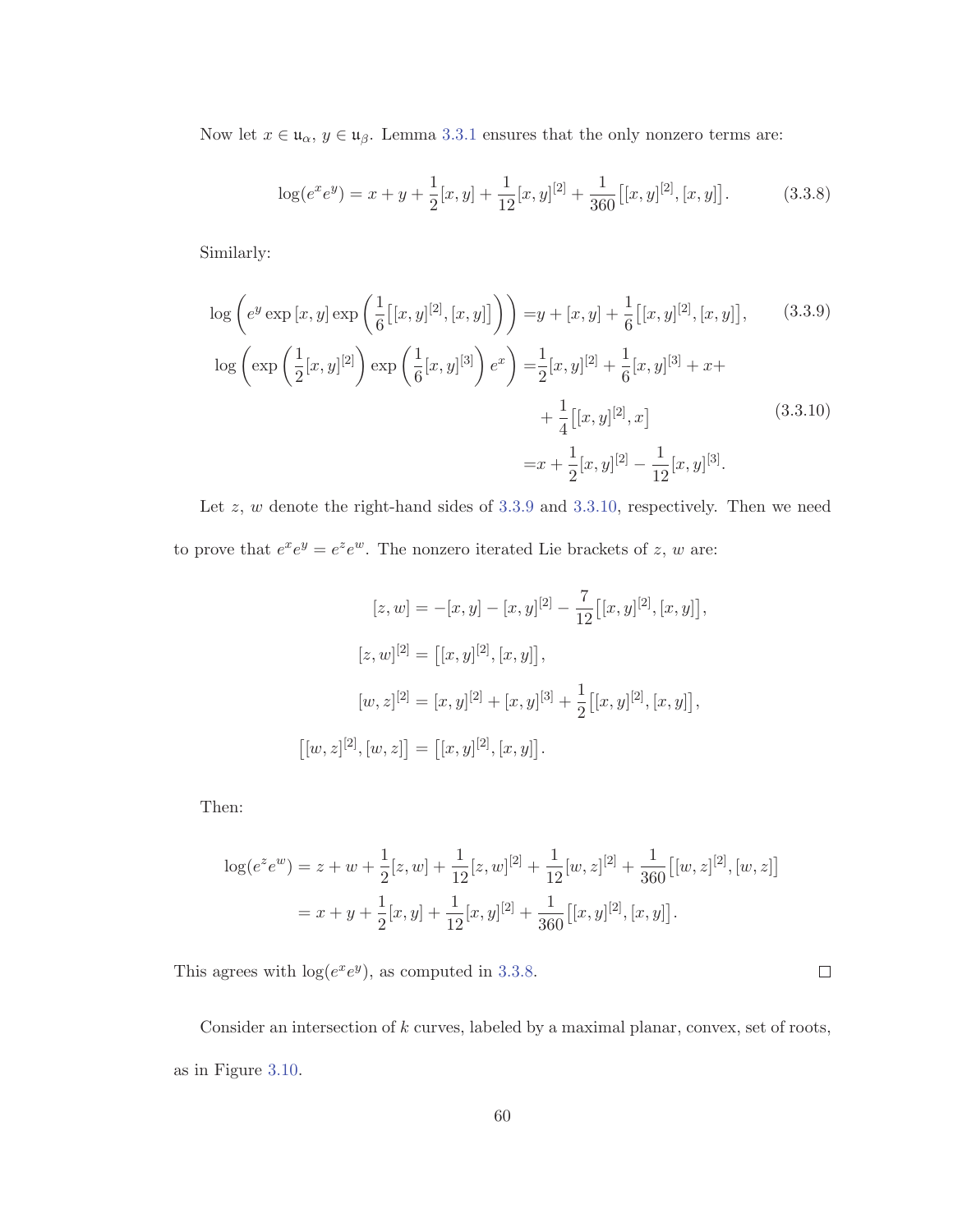Now let $x \in \mathfrak{u}_\alpha$, $y \in \mathfrak{u}_\beta$. Lemma 3.3.1 ensures that the only nonzero terms are:

$$\log(e^x e^y) = x + y + \frac{1}{2}[x,y] + \frac{1}{12}[x,y]^{[2]} + \frac{1}{360}\big[[x,y]^{[2]},[x,y]\big]. \tag{3.3.8}$$

Similarly:

$$\log\left(e^y \exp{[x,y]} \exp\left(\frac{1}{6}\big[[x,y]^{[2]},[x,y]\big]\right)\right) = y + [x,y] + \frac{1}{6}\big[[x,y]^{[2]},[x,y]\big], \tag{3.3.9}$$

$$\begin{aligned}\log\left(\exp\left(\frac{1}{2}[x,y]^{[2]}\right)\exp\left(\frac{1}{6}[x,y]^{[3]}\right)e^x\right) =& \frac{1}{2}[x,y]^{[2]} + \frac{1}{6}[x,y]^{[3]} + x + \\ &+ \frac{1}{4}\big[[x,y]^{[2]},x\big] \\ =& x + \frac{1}{2}[x,y]^{[2]} - \frac{1}{12}[x,y]^{[3]}.\end{aligned} \tag{3.3.10}$$

Let $z$, $w$ denote the right-hand sides of 3.3.9 and 3.3.10, respectively. Then we need to prove that $e^x e^y = e^z e^w$. The nonzero iterated Lie brackets of $z$, $w$ are:

$$\begin{aligned}
[z,w] &= -[x,y] - [x,y]^{[2]} - \frac{7}{12}\big[[x,y]^{[2]},[x,y]\big],\\
[z,w]^{[2]} &= \big[[x,y]^{[2]},[x,y]\big],\\
[w,z]^{[2]} &= [x,y]^{[2]} + [x,y]^{[3]} + \frac{1}{2}\big[[x,y]^{[2]},[x,y]\big],\\
\big[[w,z]^{[2]},[w,z]\big] &= \big[[x,y]^{[2]},[x,y]\big].
\end{aligned}$$

Then:

$$\begin{aligned}
\log(e^z e^w) &= z + w + \frac{1}{2}[z,w] + \frac{1}{12}[z,w]^{[2]} + \frac{1}{12}[w,z]^{[2]} + \frac{1}{360}\big[[w,z]^{[2]},[w,z]\big]\\
&= x + y + \frac{1}{2}[x,y] + \frac{1}{12}[x,y]^{[2]} + \frac{1}{360}\big[[x,y]^{[2]},[x,y]\big].
\end{aligned}$$

This agrees with $\log(e^x e^y)$, as computed in 3.3.8. $\square$

Consider an intersection of $k$ curves, labeled by a maximal planar, convex, set of roots, as in Figure 3.10.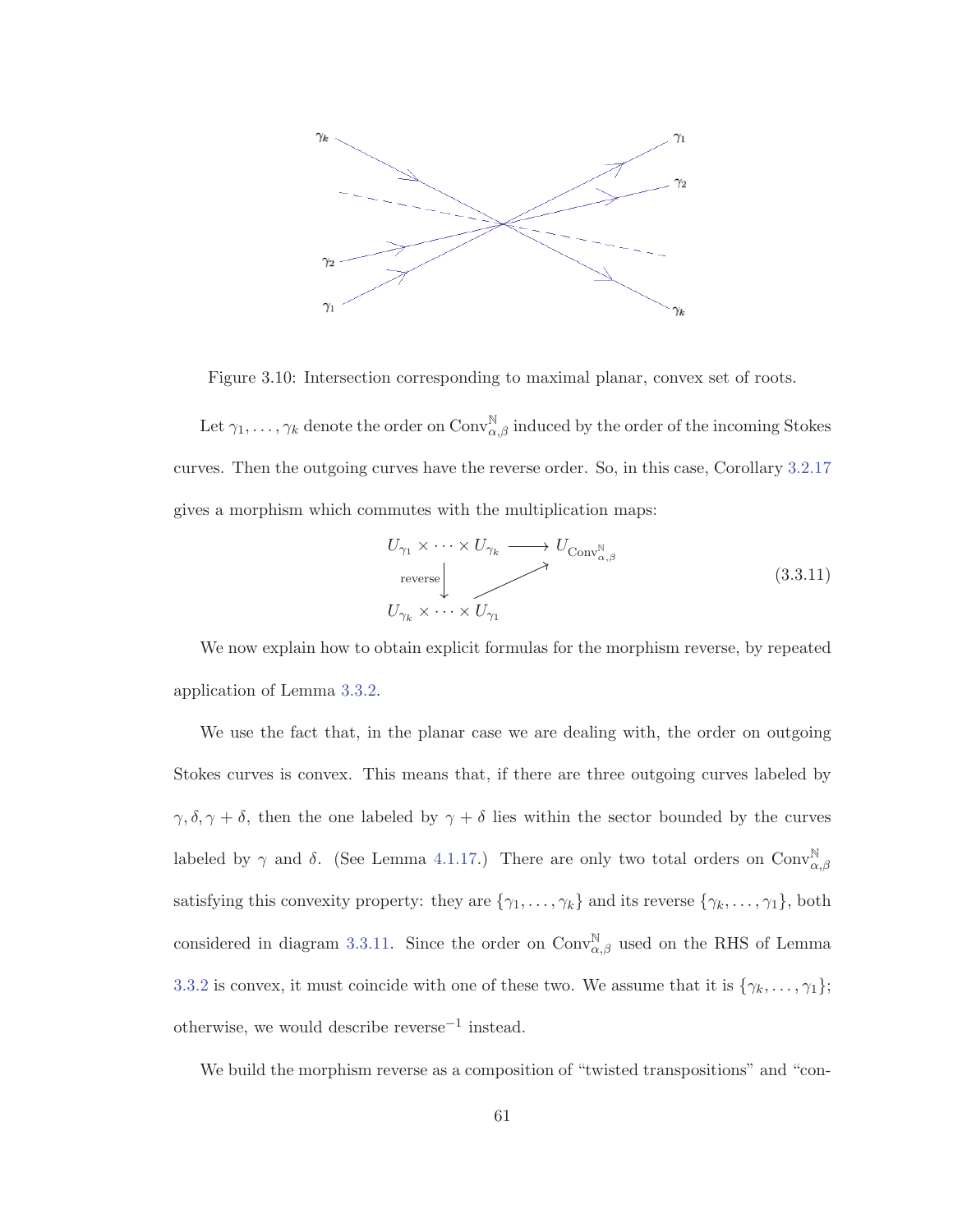Figure 3.10: Intersection corresponding to maximal planar, convex set of roots.

Let $\gamma_1, \ldots, \gamma_k$ denote the order on $\mathrm{Conv}^{\mathbb{N}}_{\alpha,\beta}$ induced by the order of the incoming Stokes curves. Then the outgoing curves have the reverse order. So, in this case, Corollary 3.2.17 gives a morphism which commutes with the multiplication maps:

$$\begin{array}{ccc} U_{\gamma_1} \times \cdots \times U_{\gamma_k} & \longrightarrow & U_{\mathrm{Conv}^{\mathbb{N}}_{\alpha,\beta}} \\ \Big\downarrow{\scriptstyle \text{reverse}} & \nearrow & \\ U_{\gamma_k} \times \cdots \times U_{\gamma_1} & & \end{array} \tag{3.3.11}$$

We now explain how to obtain explicit formulas for the morphism reverse, by repeated application of Lemma 3.3.2.

We use the fact that, in the planar case we are dealing with, the order on outgoing Stokes curves is convex. This means that, if there are three outgoing curves labeled by $\gamma, \delta, \gamma + \delta$, then the one labeled by $\gamma + \delta$ lies within the sector bounded by the curves labeled by $\gamma$ and $\delta$. (See Lemma 4.1.17.) There are only two total orders on $\mathrm{Conv}^{\mathbb{N}}_{\alpha,\beta}$ satisfying this convexity property: they are $\{\gamma_1, \ldots, \gamma_k\}$ and its reverse $\{\gamma_k, \ldots, \gamma_1\}$, both considered in diagram 3.3.11. Since the order on $\mathrm{Conv}^{\mathbb{N}}_{\alpha,\beta}$ used on the RHS of Lemma 3.3.2 is convex, it must coincide with one of these two. We assume that it is $\{\gamma_k, \ldots, \gamma_1\}$; otherwise, we would describe $\text{reverse}^{-1}$ instead.

We build the morphism reverse as a composition of "twisted transpositions" and "con-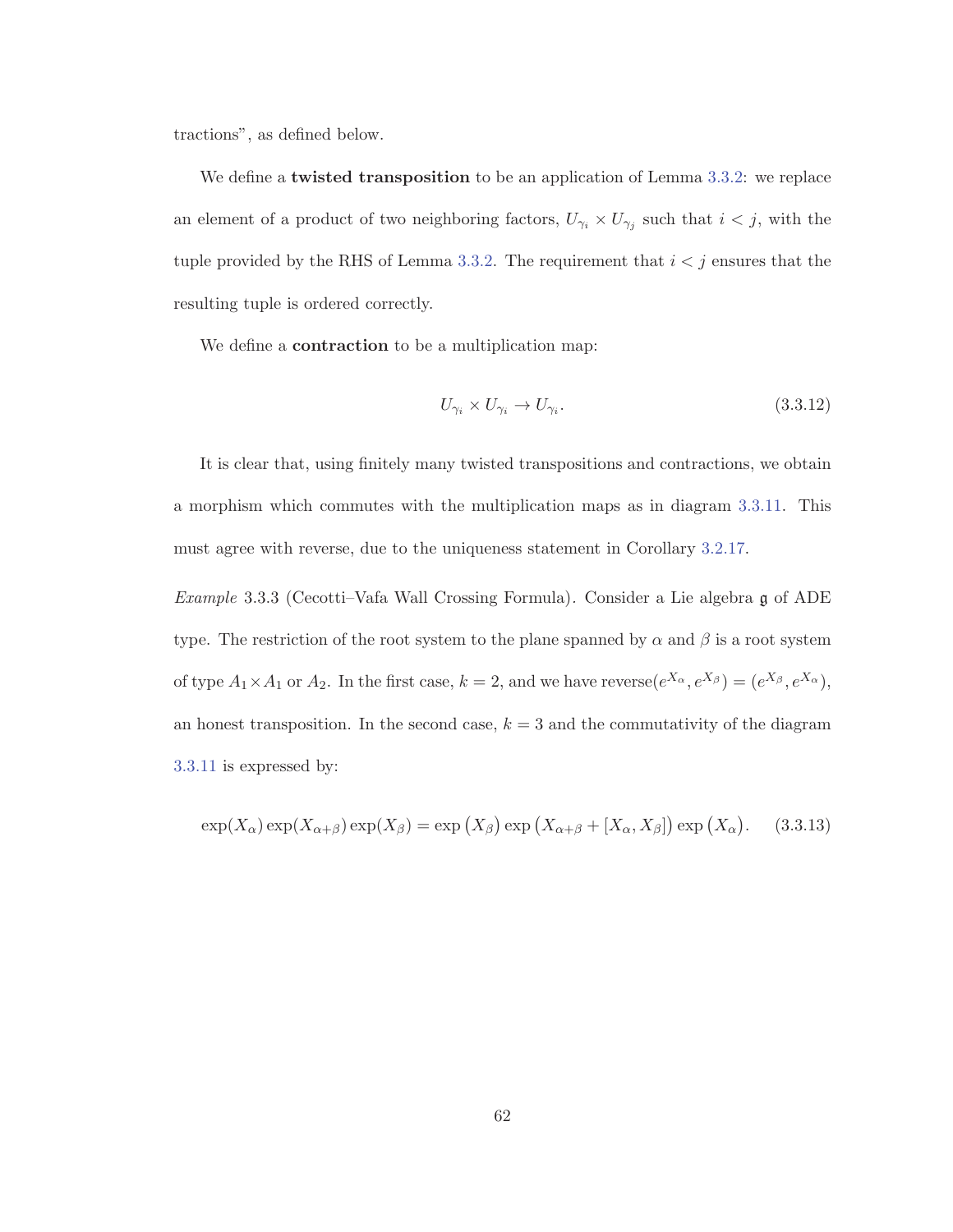tractions", as defined below.

We define a **twisted transposition** to be an application of Lemma 3.3.2: we replace an element of a product of two neighboring factors, $U_{\gamma_i} \times U_{\gamma_j}$ such that $i < j$, with the tuple provided by the RHS of Lemma 3.3.2. The requirement that $i < j$ ensures that the resulting tuple is ordered correctly.

We define a **contraction** to be a multiplication map:

$$U_{\gamma_i} \times U_{\gamma_i} \to U_{\gamma_i}. \tag{3.3.12}$$

It is clear that, using finitely many twisted transpositions and contractions, we obtain a morphism which commutes with the multiplication maps as in diagram 3.3.11. This must agree with reverse, due to the uniqueness statement in Corollary 3.2.17.

*Example* 3.3.3 (Cecotti–Vafa Wall Crossing Formula). Consider a Lie algebra $\mathfrak{g}$ of ADE type. The restriction of the root system to the plane spanned by $\alpha$ and $\beta$ is a root system of type $A_1 \times A_1$ or $A_2$. In the first case, $k = 2$, and we have $\mathrm{reverse}(e^{X_\alpha}, e^{X_\beta}) = (e^{X_\beta}, e^{X_\alpha})$, an honest transposition. In the second case, $k = 3$ and the commutativity of the diagram 3.3.11 is expressed by:

$$\exp(X_\alpha)\exp(X_{\alpha+\beta})\exp(X_\beta) = \exp\left(X_\beta\right)\exp\left(X_{\alpha+\beta} + [X_\alpha, X_\beta]\right)\exp\left(X_\alpha\right). \tag{3.3.13}$$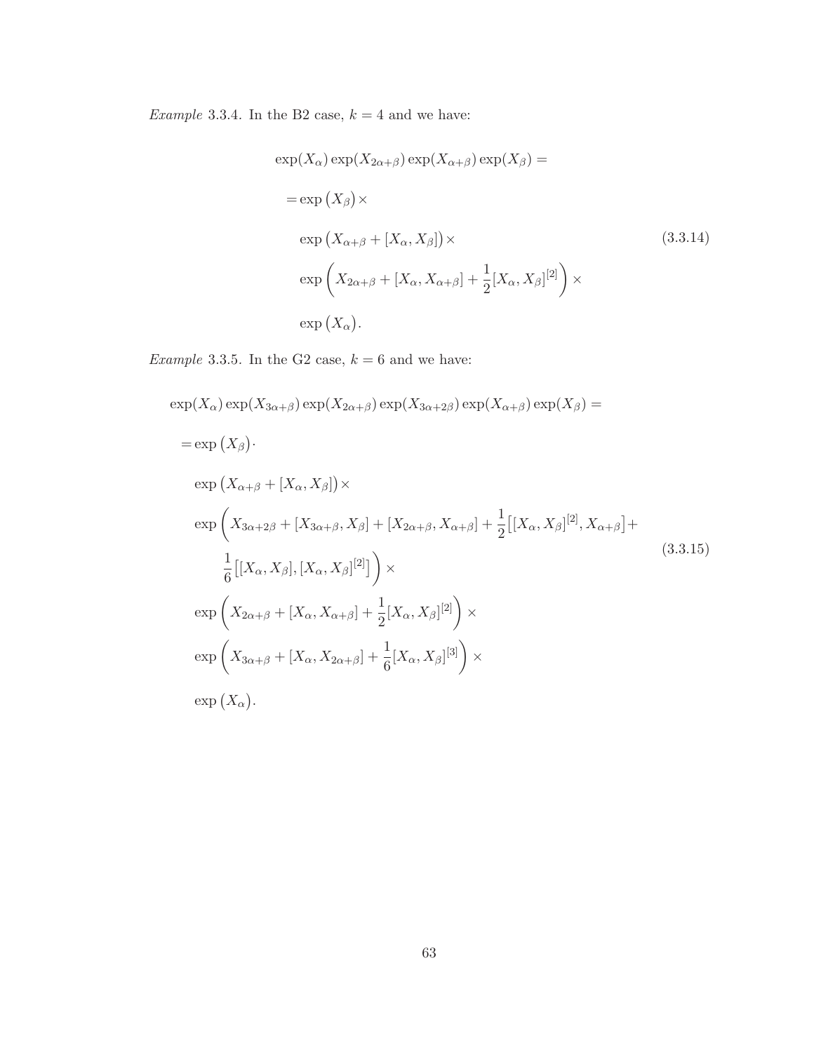*Example* 3.3.4. In the B2 case, $k = 4$ and we have:

$$
\begin{aligned}
&\exp(X_\alpha)\exp(X_{2\alpha+\beta})\exp(X_{\alpha+\beta})\exp(X_\beta) = \\
&= \exp\big(X_\beta\big)\times \\
&\quad \exp\big(X_{\alpha+\beta} + [X_\alpha, X_\beta]\big)\times \\
&\quad \exp\left(X_{2\alpha+\beta} + [X_\alpha, X_{\alpha+\beta}] + \frac{1}{2}[X_\alpha, X_\beta]^{[2]}\right)\times \\
&\quad \exp\big(X_\alpha\big).
\end{aligned}
\tag{3.3.14}
$$

*Example* 3.3.5. In the G2 case, $k = 6$ and we have:

$$
\begin{aligned}
&\exp(X_\alpha)\exp(X_{3\alpha+\beta})\exp(X_{2\alpha+\beta})\exp(X_{3\alpha+2\beta})\exp(X_{\alpha+\beta})\exp(X_\beta) = \\
&= \exp\big(X_\beta\big)\cdot \\
&\quad \exp\big(X_{\alpha+\beta} + [X_\alpha, X_\beta]\big)\times \\
&\quad \exp\bigg(X_{3\alpha+2\beta} + [X_{3\alpha+\beta}, X_\beta] + [X_{2\alpha+\beta}, X_{\alpha+\beta}] + \frac{1}{2}\big[[X_\alpha, X_\beta]^{[2]}, X_{\alpha+\beta}\big] + \\
&\qquad \frac{1}{6}\big[[X_\alpha, X_\beta], [X_\alpha, X_\beta]^{[2]}\big]\bigg)\times \\
&\quad \exp\left(X_{2\alpha+\beta} + [X_\alpha, X_{\alpha+\beta}] + \frac{1}{2}[X_\alpha, X_\beta]^{[2]}\right)\times \\
&\quad \exp\left(X_{3\alpha+\beta} + [X_\alpha, X_{2\alpha+\beta}] + \frac{1}{6}[X_\alpha, X_\beta]^{[3]}\right)\times \\
&\quad \exp\big(X_\alpha\big).
\end{aligned}
\tag{3.3.15}
$$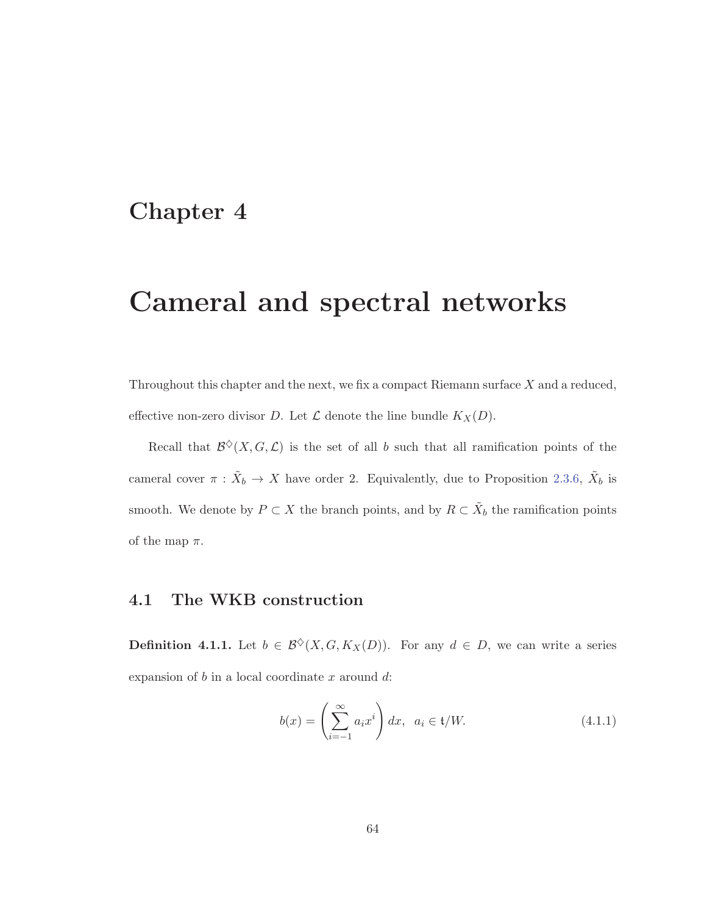# Chapter 4

# Cameral and spectral networks

Throughout this chapter and the next, we fix a compact Riemann surface $X$ and a reduced, effective non-zero divisor $D$. Let $\mathcal{L}$ denote the line bundle $K_X(D)$.

Recall that $\mathcal{B}^\diamondsuit(X, G, \mathcal{L})$ is the set of all $b$ such that all ramification points of the cameral cover $\pi : \tilde{X}_b \to X$ have order 2. Equivalently, due to Proposition 2.3.6, $\tilde{X}_b$ is smooth. We denote by $P \subset X$ the branch points, and by $R \subset \tilde{X}_b$ the ramification points of the map $\pi$.

## 4.1 The WKB construction

**Definition 4.1.1.** Let $b \in \mathcal{B}^\diamondsuit(X, G, K_X(D))$. For any $d \in D$, we can write a series expansion of $b$ in a local coordinate $x$ around $d$:

$$b(x) = \left( \sum_{i=-1}^{\infty} a_i x^i \right) dx, \quad a_i \in \mathfrak{t}/W. \tag{4.1.1}$$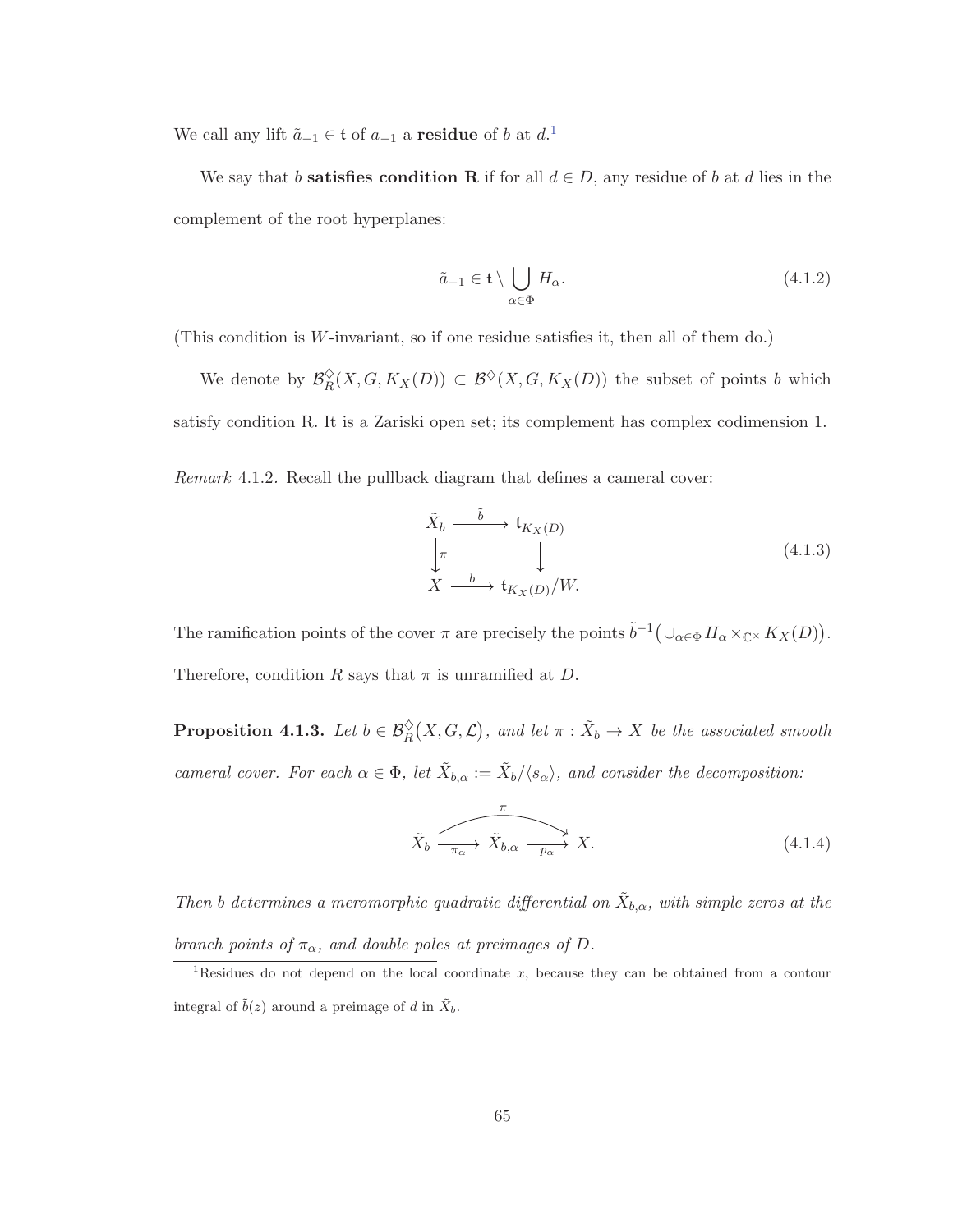We call any lift $\tilde{a}_{-1} \in \mathfrak{t}$ of $a_{-1}$ a **residue** of $b$ at $d$.[1]

We say that $b$ **satisfies condition R** if for all $d \in D$, any residue of $b$ at $d$ lies in the complement of the root hyperplanes:

$$\tilde{a}_{-1} \in \mathfrak{t} \setminus \bigcup_{\alpha \in \Phi} H_\alpha. \tag{4.1.2}$$

(This condition is $W$-invariant, so if one residue satisfies it, then all of them do.)

We denote by $\mathcal{B}^{\diamondsuit}_R(X, G, K_X(D)) \subset \mathcal{B}^{\diamondsuit}(X, G, K_X(D))$ the subset of points $b$ which satisfy condition R. It is a Zariski open set; its complement has complex codimension 1.

*Remark* 4.1.2. Recall the pullback diagram that defines a cameral cover:

$$\begin{array}{ccc} \tilde{X}_b & \xrightarrow{\tilde{b}} & \mathfrak{t}_{K_X(D)} \\ \big\downarrow \pi & & \big\downarrow \\ X & \xrightarrow{b} & \mathfrak{t}_{K_X(D)}/W. \end{array} \tag{4.1.3}$$

The ramification points of the cover $\pi$ are precisely the points $\tilde{b}^{-1}\big(\cup_{\alpha \in \Phi} H_\alpha \times_{\mathbb{C}^\times} K_X(D)\big)$. Therefore, condition $R$ says that $\pi$ is unramified at $D$.

**Proposition 4.1.3.** *Let $b \in \mathcal{B}^{\diamondsuit}_R\big(X, G, \mathcal{L}\big)$, and let $\pi : \tilde{X}_b \to X$ be the associated smooth cameral cover. For each $\alpha \in \Phi$, let $\tilde{X}_{b,\alpha} := \tilde{X}_b / \langle s_\alpha \rangle$, and consider the decomposition:*

$$\tilde{X}_b \xrightarrow{\pi_\alpha} \tilde{X}_{b,\alpha} \xrightarrow{p_\alpha} X, \qquad \pi = p_\alpha \circ \pi_\alpha. \tag{4.1.4}$$

*Then $b$ determines a meromorphic quadratic differential on $\tilde{X}_{b,\alpha}$, with simple zeros at the branch points of $\pi_\alpha$, and double poles at preimages of $D$.*

---

[1] Residues do not depend on the local coordinate $x$, because they can be obtained from a contour integral of $\tilde{b}(z)$ around a preimage of $d$ in $\tilde{X}_b$.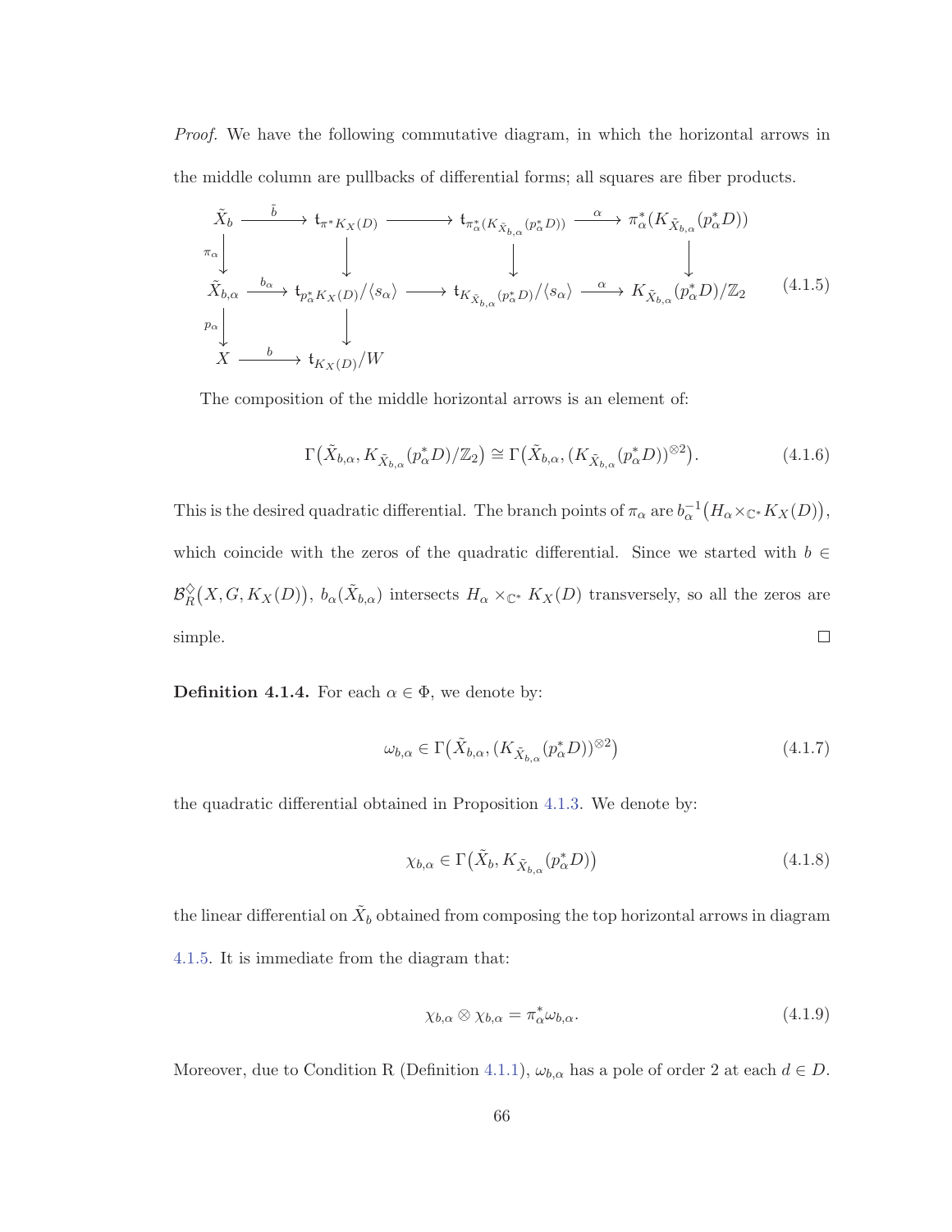*Proof.* We have the following commutative diagram, in which the horizontal arrows in the middle column are pullbacks of differential forms; all squares are fiber products.

$$\begin{array}{ccccccc}
\tilde{X}_b & \xrightarrow{\tilde{b}} & \mathfrak{t}_{\pi^* K_X(D)} & \longrightarrow & \mathfrak{t}_{\pi_\alpha^*(K_{\tilde{X}_{b,\alpha}}(p_\alpha^* D))} & \xrightarrow{\alpha} & \pi_\alpha^*(K_{\tilde{X}_{b,\alpha}}(p_\alpha^* D)) \\
\downarrow{\scriptstyle \pi_\alpha} & & \downarrow & & \downarrow & & \downarrow \\
\tilde{X}_{b,\alpha} & \xrightarrow{b_\alpha} & \mathfrak{t}_{p_\alpha^* K_X(D)}/\langle s_\alpha \rangle & \longrightarrow & \mathfrak{t}_{K_{\tilde{X}_{b,\alpha}}(p_\alpha^* D)}/\langle s_\alpha \rangle & \xrightarrow{\alpha} & K_{\tilde{X}_{b,\alpha}}(p_\alpha^* D)/\mathbb{Z}_2 \\
\downarrow{\scriptstyle p_\alpha} & & \downarrow & & & & \\
X & \xrightarrow{b} & \mathfrak{t}_{K_X(D)}/W & & & &
\end{array} \tag{4.1.5}$$

The composition of the middle horizontal arrows is an element of:

$$\Gamma\big(\tilde{X}_{b,\alpha}, K_{\tilde{X}_{b,\alpha}}(p_\alpha^* D)/\mathbb{Z}_2\big) \cong \Gamma\big(\tilde{X}_{b,\alpha}, (K_{\tilde{X}_{b,\alpha}}(p_\alpha^* D))^{\otimes 2}\big). \tag{4.1.6}$$

This is the desired quadratic differential. The branch points of $\pi_\alpha$ are $b_\alpha^{-1}\big(H_\alpha \times_{\mathbb{C}^*} K_X(D)\big)$, which coincide with the zeros of the quadratic differential. Since we started with $b \in \mathcal{B}_R^\diamondsuit\big(X, G, K_X(D)\big)$, $b_\alpha(\tilde{X}_{b,\alpha})$ intersects $H_\alpha \times_{\mathbb{C}^*} K_X(D)$ transversely, so all the zeros are simple. $\square$

**Definition 4.1.4.** For each $\alpha \in \Phi$, we denote by:

$$\omega_{b,\alpha} \in \Gamma\big(\tilde{X}_{b,\alpha}, (K_{\tilde{X}_{b,\alpha}}(p_\alpha^* D))^{\otimes 2}\big) \tag{4.1.7}$$

the quadratic differential obtained in Proposition 4.1.3. We denote by:

$$\chi_{b,\alpha} \in \Gamma\big(\tilde{X}_b, K_{\tilde{X}_{b,\alpha}}(p_\alpha^* D)\big) \tag{4.1.8}$$

the linear differential on $\tilde{X}_b$ obtained from composing the top horizontal arrows in diagram 4.1.5. It is immediate from the diagram that:

$$\chi_{b,\alpha} \otimes \chi_{b,\alpha} = \pi_\alpha^* \omega_{b,\alpha}. \tag{4.1.9}$$

Moreover, due to Condition R (Definition 4.1.1), $\omega_{b,\alpha}$ has a pole of order 2 at each $d \in D$.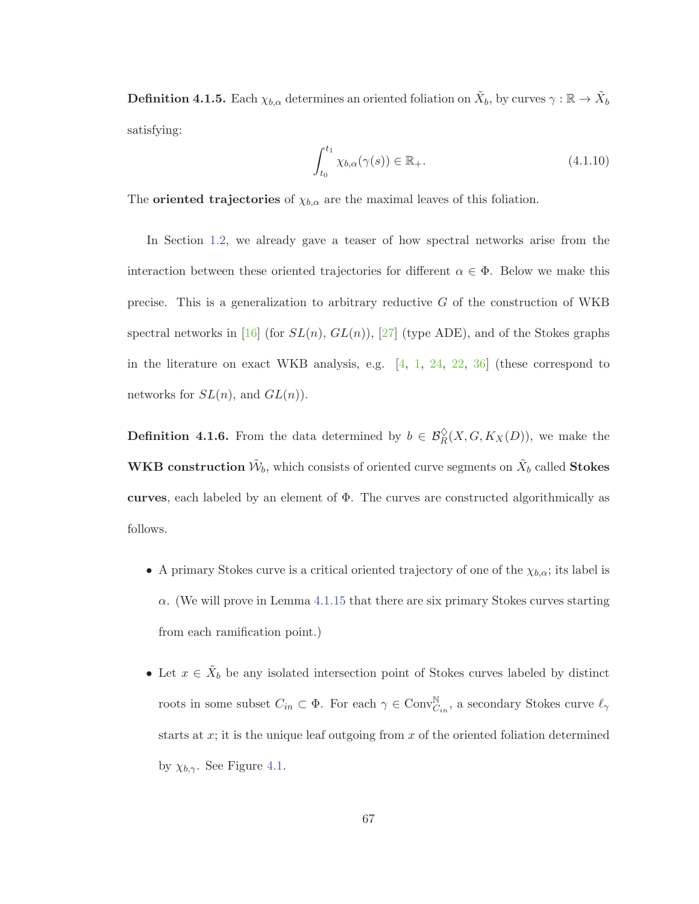**Definition 4.1.5.** Each $\chi_{b,\alpha}$ determines an oriented foliation on $\tilde{X}_b$, by curves $\gamma : \mathbb{R} \to \tilde{X}_b$ satisfying:

$$\int_{t_0}^{t_1} \chi_{b,\alpha}(\gamma(s)) \in \mathbb{R}_+. \tag{4.1.10}$$

The **oriented trajectories** of $\chi_{b,\alpha}$ are the maximal leaves of this foliation.

In Section 1.2, we already gave a teaser of how spectral networks arise from the interaction between these oriented trajectories for different $\alpha \in \Phi$. Below we make this precise. This is a generalization to arbitrary reductive $G$ of the construction of WKB spectral networks in [16] (for $SL(n)$, $GL(n)$), [27] (type ADE), and of the Stokes graphs in the literature on exact WKB analysis, e.g. [4, 1, 24, 22, 36] (these correspond to networks for $SL(n)$, and $GL(n)$).

**Definition 4.1.6.** From the data determined by $b \in \mathcal{B}_R^{\diamondsuit}(X, G, K_X(D))$, we make the **WKB construction** $\tilde{\mathcal{W}}_b$, which consists of oriented curve segments on $\tilde{X}_b$ called **Stokes curves**, each labeled by an element of $\Phi$. The curves are constructed algorithmically as follows.

- A primary Stokes curve is a critical oriented trajectory of one of the $\chi_{b,\alpha}$; its label is $\alpha$. (We will prove in Lemma 4.1.15 that there are six primary Stokes curves starting from each ramification point.)

- Let $x \in \tilde{X}_b$ be any isolated intersection point of Stokes curves labeled by distinct roots in some subset $C_{in} \subset \Phi$. For each $\gamma \in \mathrm{Conv}_{C_{in}}^{\mathbb{N}}$, a secondary Stokes curve $\ell_\gamma$ starts at $x$; it is the unique leaf outgoing from $x$ of the oriented foliation determined by $\chi_{b,\gamma}$. See Figure 4.1.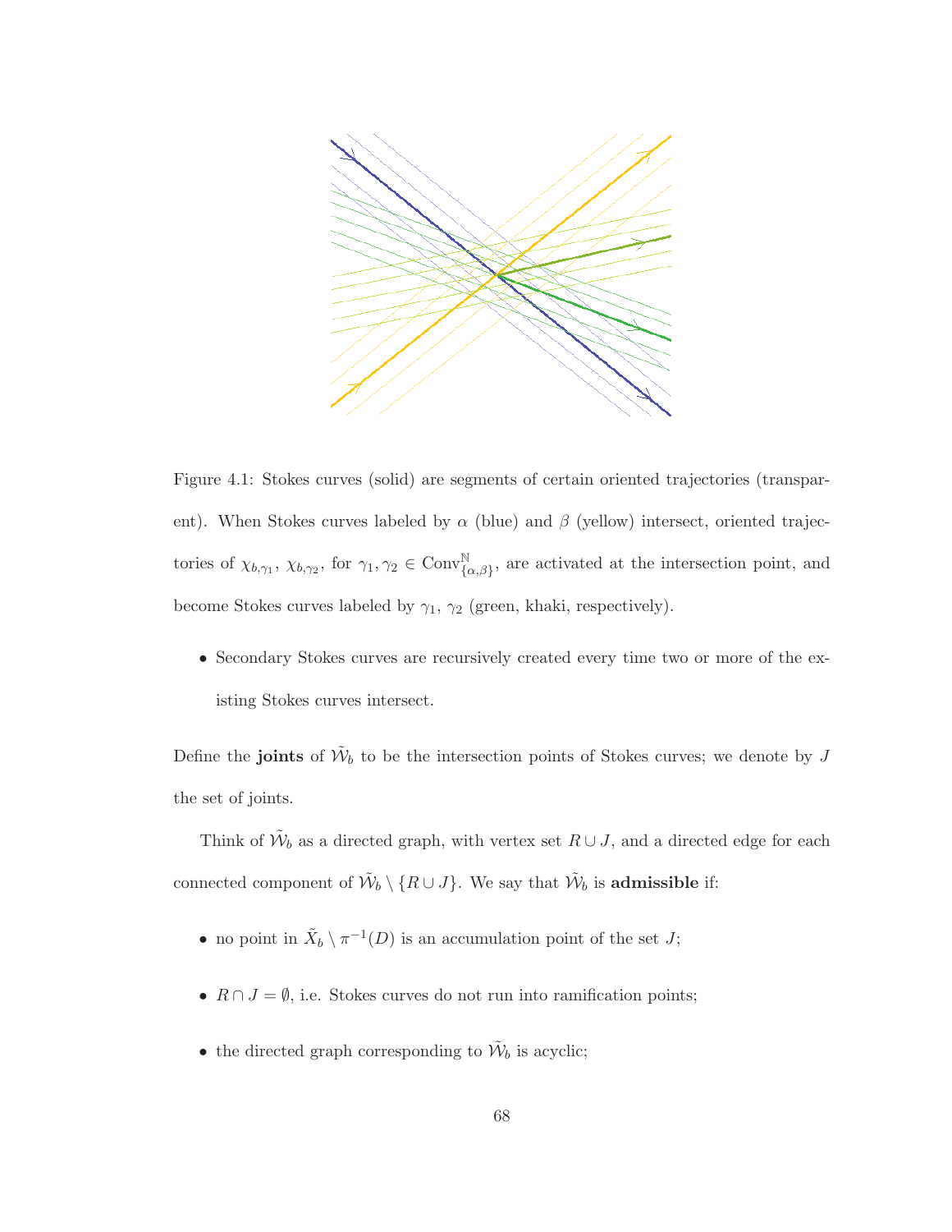Figure 4.1: Stokes curves (solid) are segments of certain oriented trajectories (transparent). When Stokes curves labeled by $\alpha$ (blue) and $\beta$ (yellow) intersect, oriented trajectories of $\chi_{b,\gamma_1}$, $\chi_{b,\gamma_2}$, for $\gamma_1, \gamma_2 \in \mathrm{Conv}^{\mathbb{N}}_{\{\alpha,\beta\}}$, are activated at the intersection point, and become Stokes curves labeled by $\gamma_1$, $\gamma_2$ (green, khaki, respectively).

- Secondary Stokes curves are recursively created every time two or more of the existing Stokes curves intersect.

Define the **joints** of $\tilde{\mathcal{W}}_b$ to be the intersection points of Stokes curves; we denote by $J$ the set of joints.

Think of $\tilde{\mathcal{W}}_b$ as a directed graph, with vertex set $R \cup J$, and a directed edge for each connected component of $\tilde{\mathcal{W}}_b \setminus \{R \cup J\}$. We say that $\tilde{\mathcal{W}}_b$ is **admissible** if:

- no point in $\tilde{X}_b \setminus \pi^{-1}(D)$ is an accumulation point of the set $J$;
- $R \cap J = \emptyset$, i.e. Stokes curves do not run into ramification points;
- the directed graph corresponding to $\tilde{\mathcal{W}}_b$ is acyclic;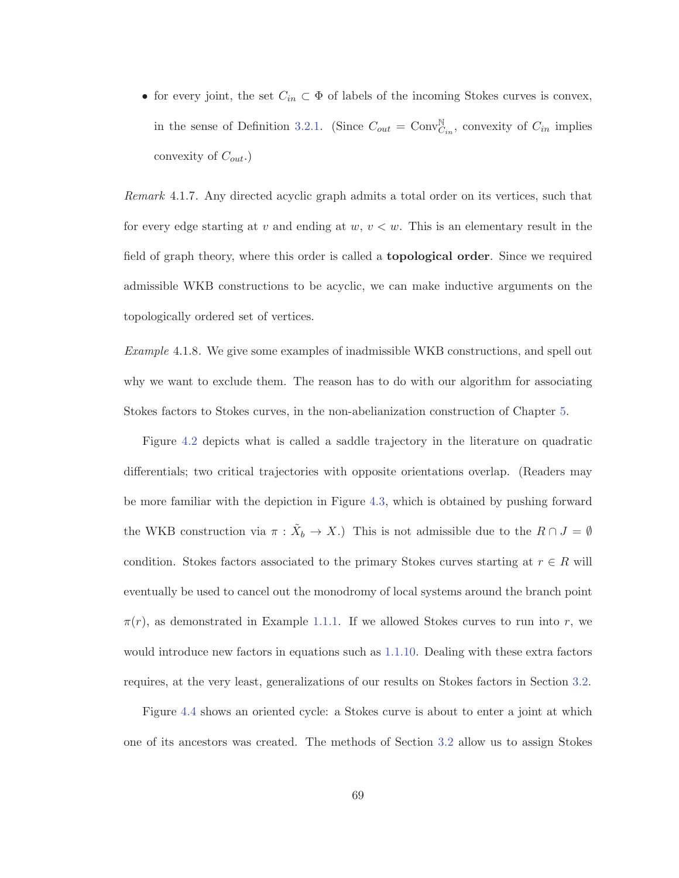- for every joint, the set $C_{in} \subset \Phi$ of labels of the incoming Stokes curves is convex, in the sense of Definition 3.2.1. (Since $C_{out} = \mathrm{Conv}^{\mathbb{N}}_{C_{in}}$, convexity of $C_{in}$ implies convexity of $C_{out}$.)

*Remark* 4.1.7. Any directed acyclic graph admits a total order on its vertices, such that for every edge starting at $v$ and ending at $w$, $v < w$. This is an elementary result in the field of graph theory, where this order is called a **topological order**. Since we required admissible WKB constructions to be acyclic, we can make inductive arguments on the topologically ordered set of vertices.

*Example* 4.1.8. We give some examples of inadmissible WKB constructions, and spell out why we want to exclude them. The reason has to do with our algorithm for associating Stokes factors to Stokes curves, in the non-abelianization construction of Chapter 5.

Figure 4.2 depicts what is called a saddle trajectory in the literature on quadratic differentials; two critical trajectories with opposite orientations overlap. (Readers may be more familiar with the depiction in Figure 4.3, which is obtained by pushing forward the WKB construction via $\pi : \tilde{X}_b \to X$.) This is not admissible due to the $R \cap J = \emptyset$ condition. Stokes factors associated to the primary Stokes curves starting at $r \in R$ will eventually be used to cancel out the monodromy of local systems around the branch point $\pi(r)$, as demonstrated in Example 1.1.1. If we allowed Stokes curves to run into $r$, we would introduce new factors in equations such as 1.1.10. Dealing with these extra factors requires, at the very least, generalizations of our results on Stokes factors in Section 3.2.

Figure 4.4 shows an oriented cycle: a Stokes curve is about to enter a joint at which one of its ancestors was created. The methods of Section 3.2 allow us to assign Stokes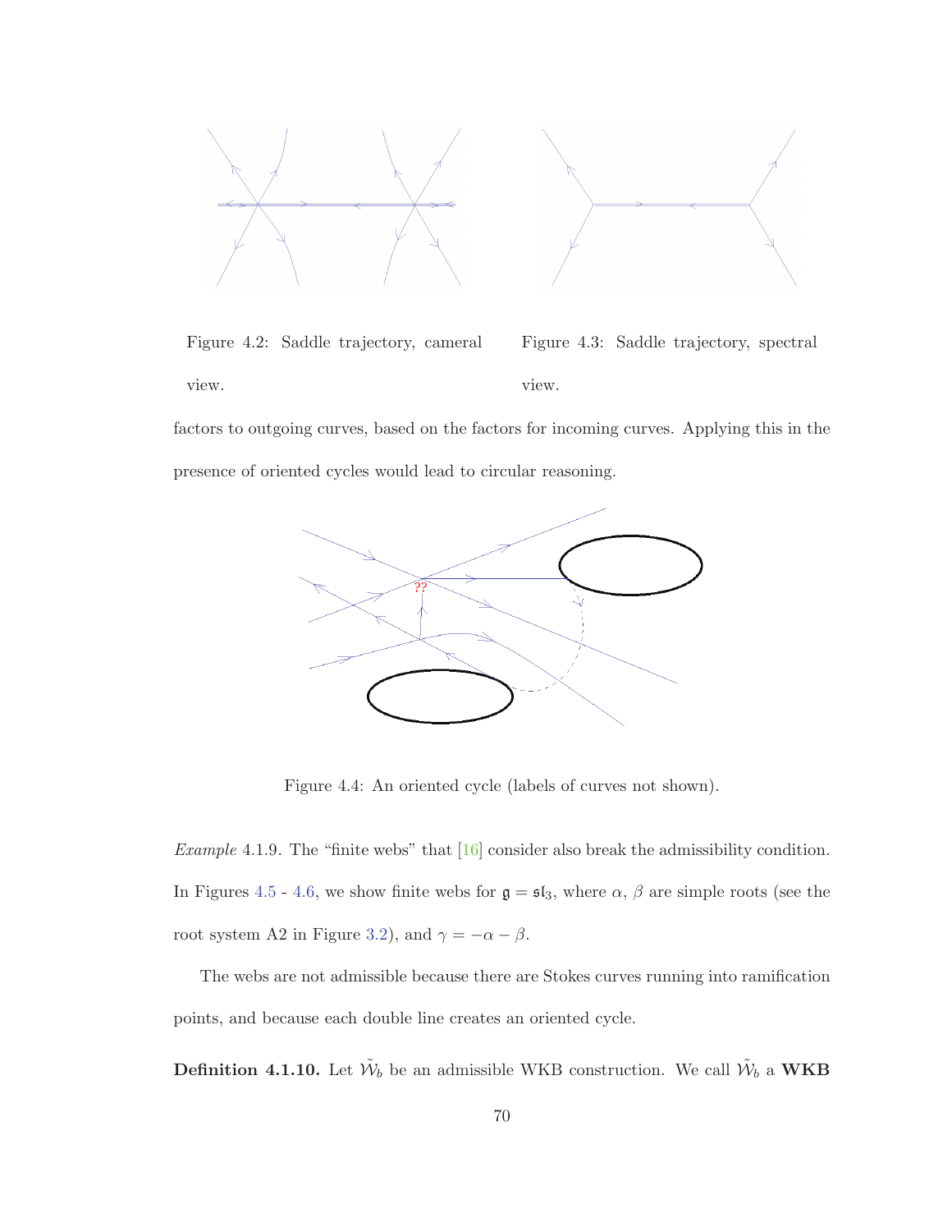Figure 4.2: Saddle trajectory, cameral view.

Figure 4.3: Saddle trajectory, spectral view.

factors to outgoing curves, based on the factors for incoming curves. Applying this in the presence of oriented cycles would lead to circular reasoning.

Figure 4.4: An oriented cycle (labels of curves not shown).

*Example* 4.1.9. The "finite webs" that [16] consider also break the admissibility condition. In Figures 4.5 - 4.6, we show finite webs for $\mathfrak{g} = \mathfrak{sl}_3$, where $\alpha$, $\beta$ are simple roots (see the root system A2 in Figure 3.2), and $\gamma = -\alpha - \beta$.

The webs are not admissible because there are Stokes curves running into ramification points, and because each double line creates an oriented cycle.

**Definition 4.1.10.** Let $\tilde{\mathcal{W}}_b$ be an admissible WKB construction. We call $\tilde{\mathcal{W}}_b$ a **WKB**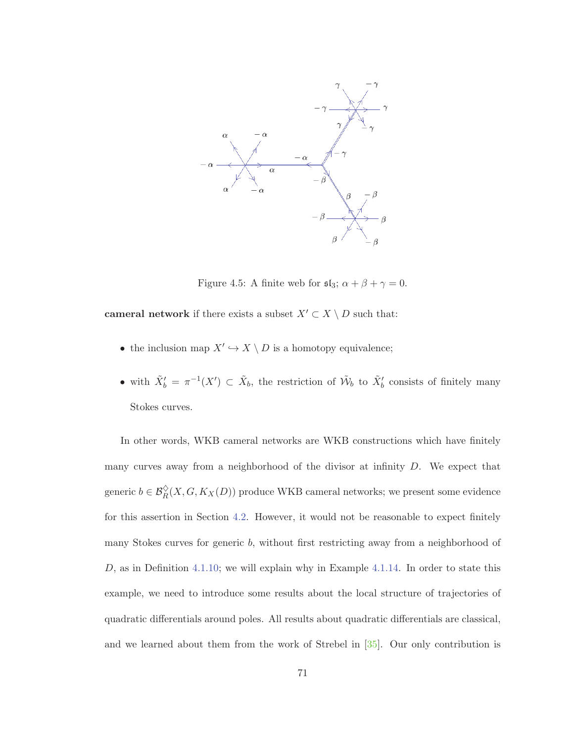Figure 4.5: A finite web for $\mathfrak{sl}_3$; $\alpha + \beta + \gamma = 0$.

**cameral network** if there exists a subset $X' \subset X \setminus D$ such that:

- the inclusion map $X' \hookrightarrow X \setminus D$ is a homotopy equivalence;
- with $\tilde{X}'_b = \pi^{-1}(X') \subset \tilde{X}_b$, the restriction of $\tilde{\mathcal{W}}_b$ to $\tilde{X}'_b$ consists of finitely many Stokes curves.

In other words, WKB cameral networks are WKB constructions which have finitely many curves away from a neighborhood of the divisor at infinity $D$. We expect that generic $b \in \mathcal{B}^{\diamondsuit}_R(X, G, K_X(D))$ produce WKB cameral networks; we present some evidence for this assertion in Section 4.2. However, it would not be reasonable to expect finitely many Stokes curves for generic $b$, without first restricting away from a neighborhood of $D$, as in Definition 4.1.10; we will explain why in Example 4.1.14. In order to state this example, we need to introduce some results about the local structure of trajectories of quadratic differentials around poles. All results about quadratic differentials are classical, and we learned about them from the work of Strebel in [35]. Our only contribution is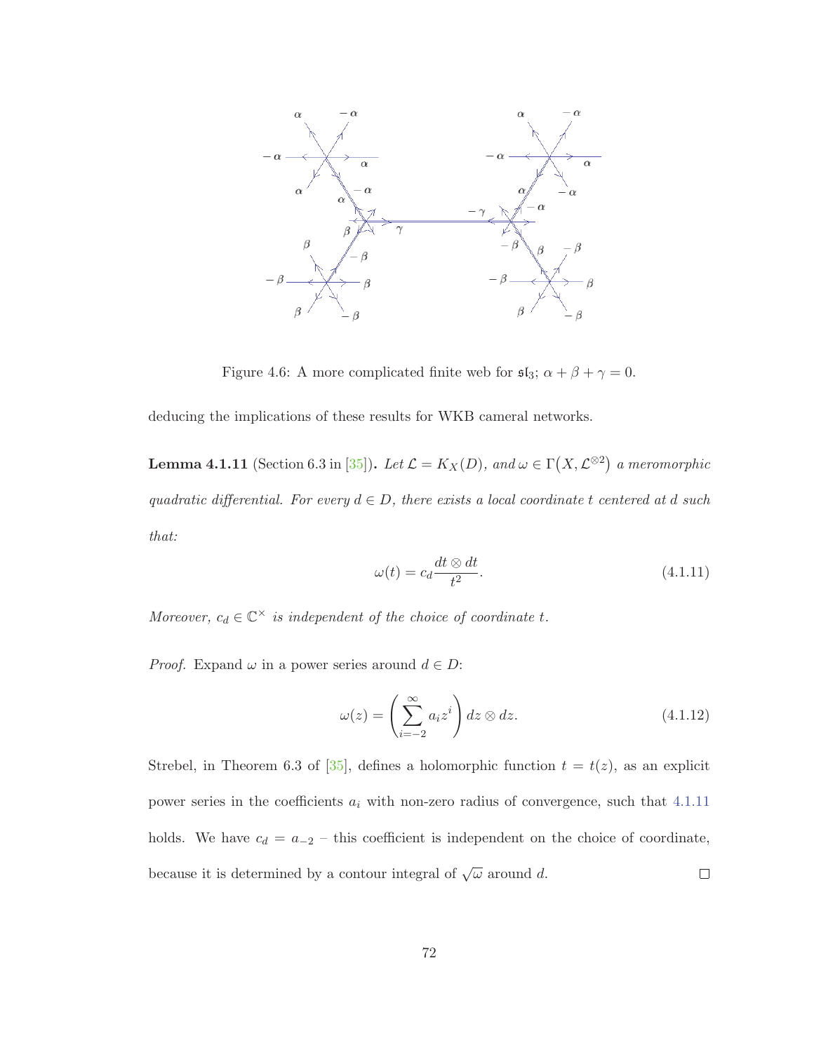Figure 4.6: A more complicated finite web for $\mathfrak{sl}_3$; $\alpha + \beta + \gamma = 0$.

deducing the implications of these results for WKB cameral networks.

**Lemma 4.1.11** (Section 6.3 in [35])**.** *Let $\mathcal{L} = K_X(D)$, and $\omega \in \Gamma\big(X, \mathcal{L}^{\otimes 2}\big)$ a meromorphic quadratic differential. For every $d \in D$, there exists a local coordinate $t$ centered at $d$ such that:*

$$\omega(t) = c_d \frac{dt \otimes dt}{t^2}. \tag{4.1.11}$$

*Moreover, $c_d \in \mathbb{C}^\times$ is independent of the choice of coordinate $t$.*

*Proof.* Expand $\omega$ in a power series around $d \in D$:

$$\omega(z) = \left( \sum_{i=-2}^{\infty} a_i z^i \right) dz \otimes dz. \tag{4.1.12}$$

Strebel, in Theorem 6.3 of [35], defines a holomorphic function $t = t(z)$, as an explicit power series in the coefficients $a_i$ with non-zero radius of convergence, such that 4.1.11 holds. We have $c_d = a_{-2}$ – this coefficient is independent on the choice of coordinate, because it is determined by a contour integral of $\sqrt{\omega}$ around $d$. $\square$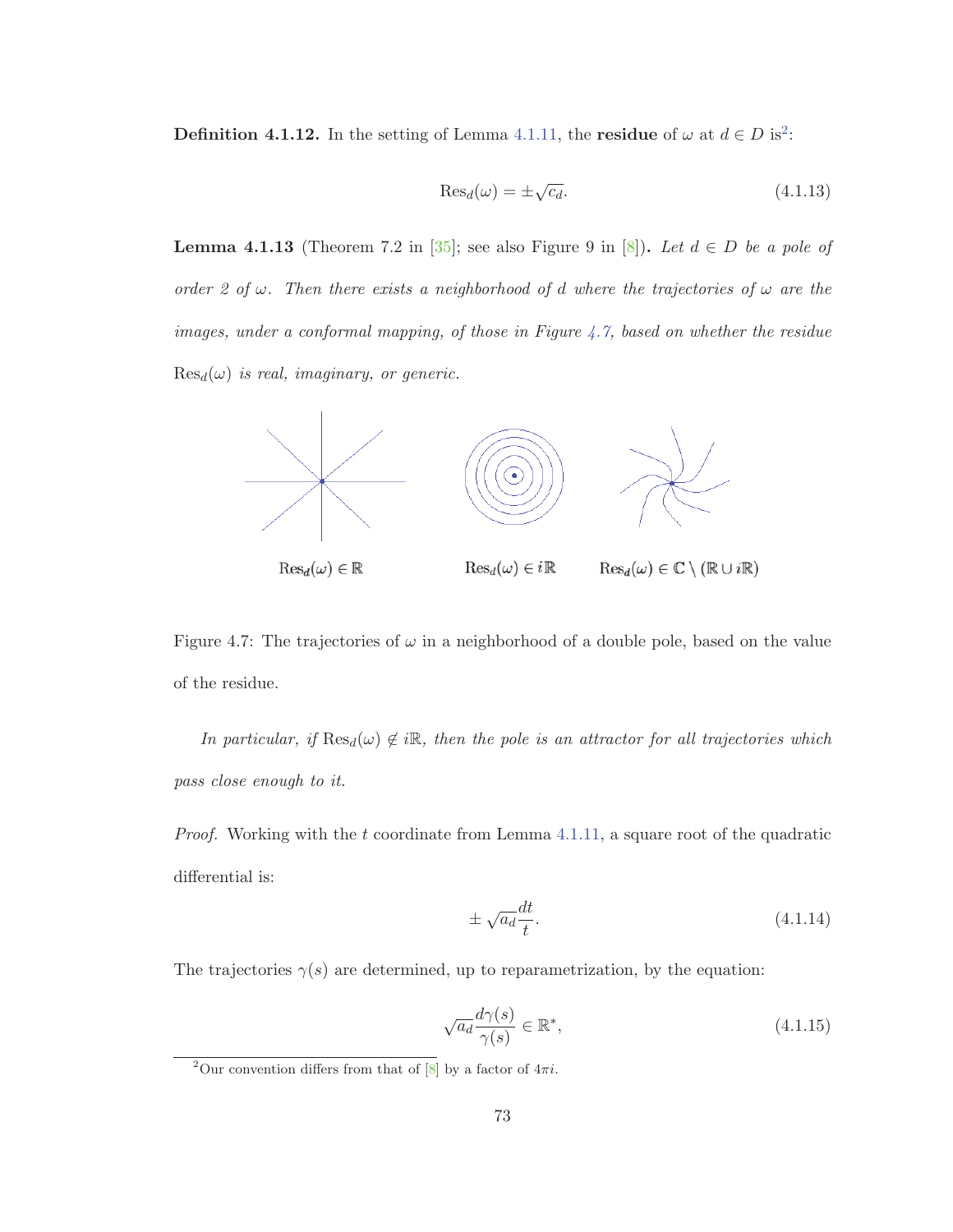**Definition 4.1.12.** In the setting of Lemma 4.1.11, the **residue** of $\omega$ at $d \in D$ is[2]:

$$\operatorname{Res}_d(\omega) = \pm\sqrt{c_d}. \tag{4.1.13}$$

**Lemma 4.1.13** (Theorem 7.2 in [35]; see also Figure 9 in [8])**.** *Let $d \in D$ be a pole of order 2 of $\omega$. Then there exists a neighborhood of $d$ where the trajectories of $\omega$ are the images, under a conformal mapping, of those in Figure 4.7, based on whether the residue $\operatorname{Res}_d(\omega)$ is real, imaginary, or generic.*

$\operatorname{Res}_d(\omega) \in \mathbb{R}$ $\qquad$ $\operatorname{Res}_d(\omega) \in i\mathbb{R}$ $\qquad$ $\operatorname{Res}_d(\omega) \in \mathbb{C} \setminus (\mathbb{R} \cup i\mathbb{R})$

Figure 4.7: The trajectories of $\omega$ in a neighborhood of a double pole, based on the value of the residue.

*In particular, if $\operatorname{Res}_d(\omega) \notin i\mathbb{R}$, then the pole is an attractor for all trajectories which pass close enough to it.*

*Proof.* Working with the $t$ coordinate from Lemma 4.1.11, a square root of the quadratic differential is:

$$\pm\sqrt{a_d}\frac{dt}{t}. \tag{4.1.14}$$

The trajectories $\gamma(s)$ are determined, up to reparametrization, by the equation:

$$\sqrt{a_d}\frac{d\gamma(s)}{\gamma(s)} \in \mathbb{R}^*, \tag{4.1.15}$$

[2]Our convention differs from that of [8] by a factor of $4\pi i$.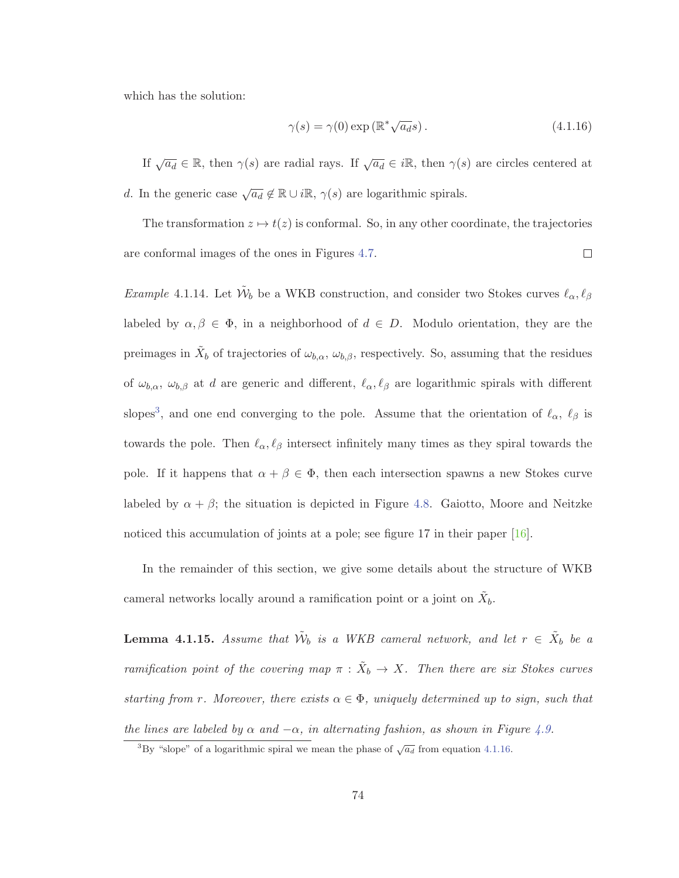which has the solution:

$$\gamma(s) = \gamma(0) \exp\left(\mathbb{R}^* \sqrt{a_d} s\right). \tag{4.1.16}$$

If $\sqrt{a_d} \in \mathbb{R}$, then $\gamma(s)$ are radial rays. If $\sqrt{a_d} \in i\mathbb{R}$, then $\gamma(s)$ are circles centered at $d$. In the generic case $\sqrt{a_d} \notin \mathbb{R} \cup i\mathbb{R}$, $\gamma(s)$ are logarithmic spirals.

The transformation $z \mapsto t(z)$ is conformal. So, in any other coordinate, the trajectories are conformal images of the ones in Figures 4.7. $\square$

*Example* 4.1.14. Let $\tilde{\mathcal{W}}_b$ be a WKB construction, and consider two Stokes curves $\ell_\alpha, \ell_\beta$ labeled by $\alpha, \beta \in \Phi$, in a neighborhood of $d \in D$. Modulo orientation, they are the preimages in $\tilde{X}_b$ of trajectories of $\omega_{b,\alpha}$, $\omega_{b,\beta}$, respectively. So, assuming that the residues of $\omega_{b,\alpha}$, $\omega_{b,\beta}$ at $d$ are generic and different, $\ell_\alpha, \ell_\beta$ are logarithmic spirals with different slopes[3], and one end converging to the pole. Assume that the orientation of $\ell_\alpha$, $\ell_\beta$ is towards the pole. Then $\ell_\alpha, \ell_\beta$ intersect infinitely many times as they spiral towards the pole. If it happens that $\alpha + \beta \in \Phi$, then each intersection spawns a new Stokes curve labeled by $\alpha + \beta$; the situation is depicted in Figure 4.8. Gaiotto, Moore and Neitzke noticed this accumulation of joints at a pole; see figure 17 in their paper [16].

In the remainder of this section, we give some details about the structure of WKB cameral networks locally around a ramification point or a joint on $\tilde{X}_b$.

**Lemma 4.1.15.** *Assume that $\tilde{\mathcal{W}}_b$ is a WKB cameral network, and let $r \in \tilde{X}_b$ be a ramification point of the covering map $\pi : \tilde{X}_b \to X$. Then there are six Stokes curves starting from $r$. Moreover, there exists $\alpha \in \Phi$, uniquely determined up to sign, such that the lines are labeled by $\alpha$ and $-\alpha$, in alternating fashion, as shown in Figure 4.9.*

[3] By "slope" of a logarithmic spiral we mean the phase of $\sqrt{a_d}$ from equation 4.1.16.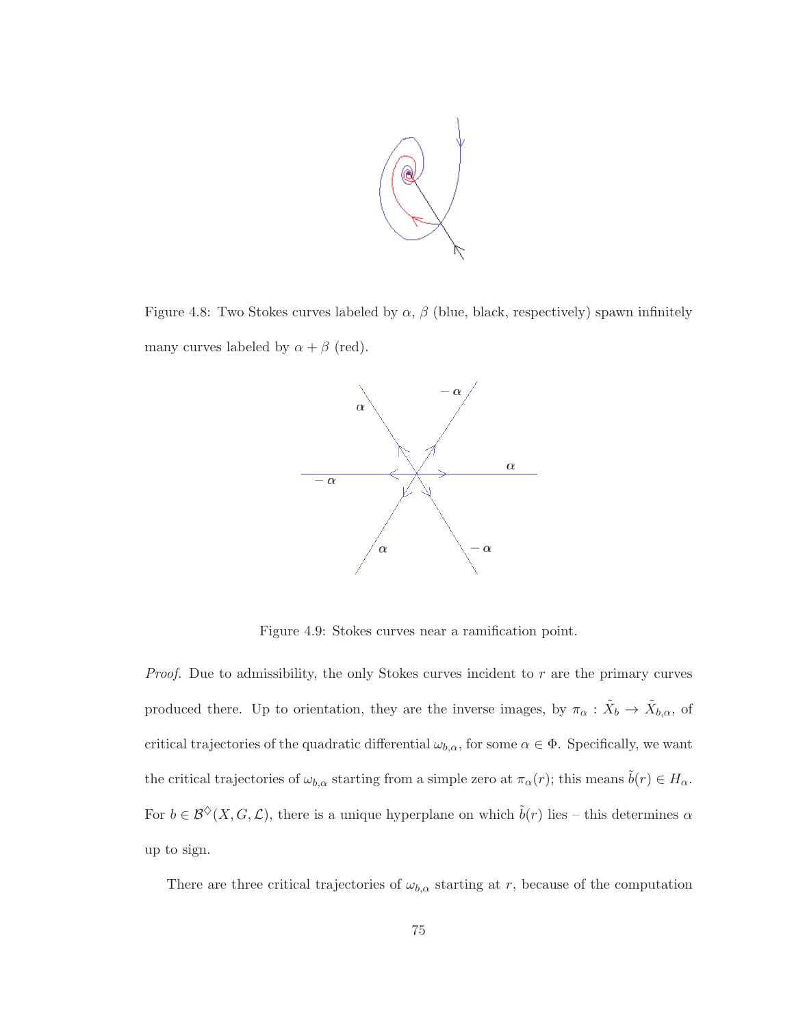Figure 4.8: Two Stokes curves labeled by $\alpha$, $\beta$ (blue, black, respectively) spawn infinitely many curves labeled by $\alpha + \beta$ (red).

Figure 4.9: Stokes curves near a ramification point.

*Proof.* Due to admissibility, the only Stokes curves incident to $r$ are the primary curves produced there. Up to orientation, they are the inverse images, by $\pi_\alpha : \tilde{X}_b \to \tilde{X}_{b,\alpha}$, of critical trajectories of the quadratic differential $\omega_{b,\alpha}$, for some $\alpha \in \Phi$. Specifically, we want the critical trajectories of $\omega_{b,\alpha}$ starting from a simple zero at $\pi_\alpha(r)$; this means $\tilde{b}(r) \in H_\alpha$. For $b \in \mathcal{B}^\diamondsuit(X, G, \mathcal{L})$, there is a unique hyperplane on which $\tilde{b}(r)$ lies – this determines $\alpha$ up to sign.

There are three critical trajectories of $\omega_{b,\alpha}$ starting at $r$, because of the computation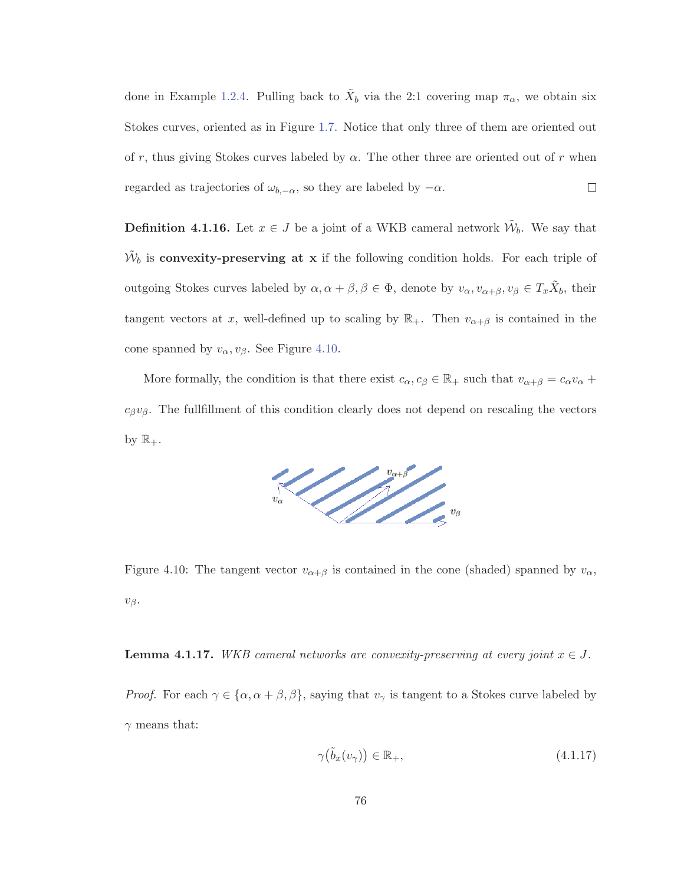done in Example 1.2.4. Pulling back to $\tilde{X}_b$ via the 2:1 covering map $\pi_\alpha$, we obtain six Stokes curves, oriented as in Figure 1.7. Notice that only three of them are oriented out of $r$, thus giving Stokes curves labeled by $\alpha$. The other three are oriented out of $r$ when regarded as trajectories of $\omega_{b,-\alpha}$, so they are labeled by $-\alpha$. □

**Definition 4.1.16.** Let $x \in J$ be a joint of a WKB cameral network $\tilde{\mathcal{W}}_b$. We say that $\tilde{\mathcal{W}}_b$ is **convexity-preserving at x** if the following condition holds. For each triple of outgoing Stokes curves labeled by $\alpha, \alpha+\beta, \beta \in \Phi$, denote by $v_\alpha, v_{\alpha+\beta}, v_\beta \in T_x\tilde{X}_b$, their tangent vectors at $x$, well-defined up to scaling by $\mathbb{R}_+$. Then $v_{\alpha+\beta}$ is contained in the cone spanned by $v_\alpha, v_\beta$. See Figure 4.10.

More formally, the condition is that there exist $c_\alpha, c_\beta \in \mathbb{R}_+$ such that $v_{\alpha+\beta} = c_\alpha v_\alpha + c_\beta v_\beta$. The fullfillment of this condition clearly does not depend on rescaling the vectors by $\mathbb{R}_+$.

Figure 4.10: The tangent vector $v_{\alpha+\beta}$ is contained in the cone (shaded) spanned by $v_\alpha$, $v_\beta$.

**Lemma 4.1.17.** *WKB cameral networks are convexity-preserving at every joint $x \in J$.*

*Proof.* For each $\gamma \in \{\alpha, \alpha+\beta, \beta\}$, saying that $v_\gamma$ is tangent to a Stokes curve labeled by $\gamma$ means that:

$$\gamma\big(\tilde{b}_x(v_\gamma)\big) \in \mathbb{R}_+, \tag{4.1.17}$$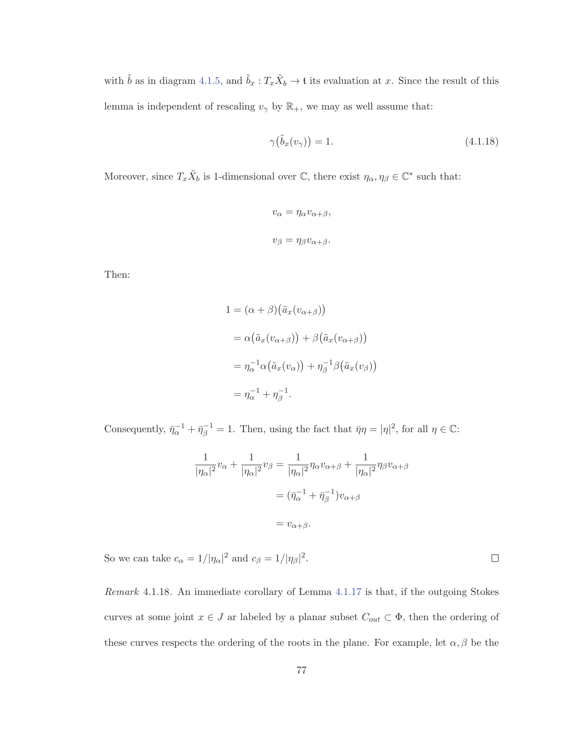with $\tilde{b}$ as in diagram 4.1.5, and $\tilde{b}_x : T_x\tilde{X}_b \to \mathfrak{t}$ its evaluation at $x$. Since the result of this lemma is independent of rescaling $v_\gamma$ by $\mathbb{R}_+$, we may as well assume that:

$$\gamma\big(\tilde{b}_x(v_\gamma)\big) = 1. \tag{4.1.18}$$

Moreover, since $T_x\tilde{X}_b$ is 1-dimensional over $\mathbb{C}$, there exist $\eta_\alpha, \eta_\beta \in \mathbb{C}^*$ such that:

$$v_\alpha = \eta_\alpha v_{\alpha+\beta},$$

$$v_\beta = \eta_\beta v_{\alpha+\beta}.$$

Then:

$$\begin{aligned}
1 &= (\alpha+\beta)\big(\tilde{a}_x(v_{\alpha+\beta})\big) \\
&= \alpha\big(\tilde{a}_x(v_{\alpha+\beta})\big) + \beta\big(\tilde{a}_x(v_{\alpha+\beta})\big) \\
&= \eta_\alpha^{-1}\alpha\big(\tilde{a}_x(v_\alpha)\big) + \eta_\beta^{-1}\beta\big(\tilde{a}_x(v_\beta)\big) \\
&= \eta_\alpha^{-1} + \eta_\beta^{-1}.
\end{aligned}$$

Consequently, $\bar{\eta}_\alpha^{-1} + \bar{\eta}_\beta^{-1} = 1$. Then, using the fact that $\bar{\eta}\eta = |\eta|^2$, for all $\eta \in \mathbb{C}$:

$$\begin{aligned}
\frac{1}{|\eta_\alpha|^2}v_\alpha + \frac{1}{|\eta_\alpha|^2}v_\beta &= \frac{1}{|\eta_\alpha|^2}\eta_\alpha v_{\alpha+\beta} + \frac{1}{|\eta_\alpha|^2}\eta_\beta v_{\alpha+\beta} \\
&= (\bar{\eta}_\alpha^{-1} + \bar{\eta}_\beta^{-1})v_{\alpha+\beta} \\
&= v_{\alpha+\beta}.
\end{aligned}$$

So we can take $c_\alpha = 1/|\eta_\alpha|^2$ and $c_\beta = 1/|\eta_\beta|^2$. ☐

*Remark* 4.1.18. An immediate corollary of Lemma 4.1.17 is that, if the outgoing Stokes curves at some joint $x \in J$ ar labeled by a planar subset $C_{out} \subset \Phi$, then the ordering of these curves respects the ordering of the roots in the plane. For example, let $\alpha, \beta$ be the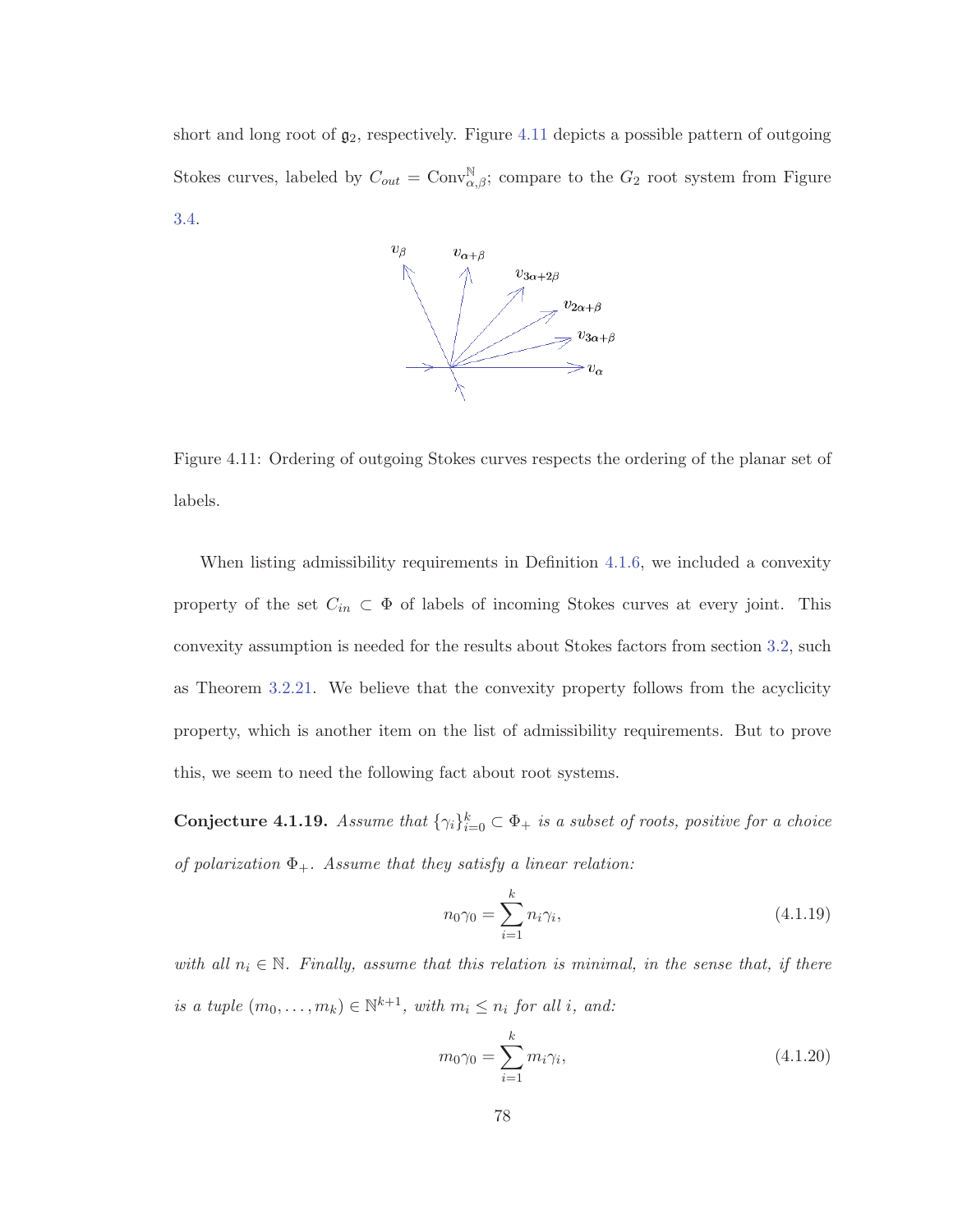short and long root of $\mathfrak{g}_2$, respectively. Figure 4.11 depicts a possible pattern of outgoing Stokes curves, labeled by $C_{out} = \mathrm{Conv}^{\mathbb{N}}_{\alpha,\beta}$; compare to the $G_2$ root system from Figure 3.4.

Figure 4.11: Ordering of outgoing Stokes curves respects the ordering of the planar set of labels.

When listing admissibility requirements in Definition 4.1.6, we included a convexity property of the set $C_{in} \subset \Phi$ of labels of incoming Stokes curves at every joint. This convexity assumption is needed for the results about Stokes factors from section 3.2, such as Theorem 3.2.21. We believe that the convexity property follows from the acyclicity property, which is another item on the list of admissibility requirements. But to prove this, we seem to need the following fact about root systems.

**Conjecture 4.1.19.** *Assume that $\{\gamma_i\}_{i=0}^k \subset \Phi_+$ is a subset of roots, positive for a choice of polarization $\Phi_+$. Assume that they satisfy a linear relation:*

$$n_0\gamma_0 = \sum_{i=1}^{k} n_i\gamma_i, \tag{4.1.19}$$

*with all $n_i \in \mathbb{N}$. Finally, assume that this relation is minimal, in the sense that, if there is a tuple $(m_0, \ldots, m_k) \in \mathbb{N}^{k+1}$, with $m_i \leq n_i$ for all $i$, and:*

$$m_0\gamma_0 = \sum_{i=1}^{k} m_i\gamma_i, \tag{4.1.20}$$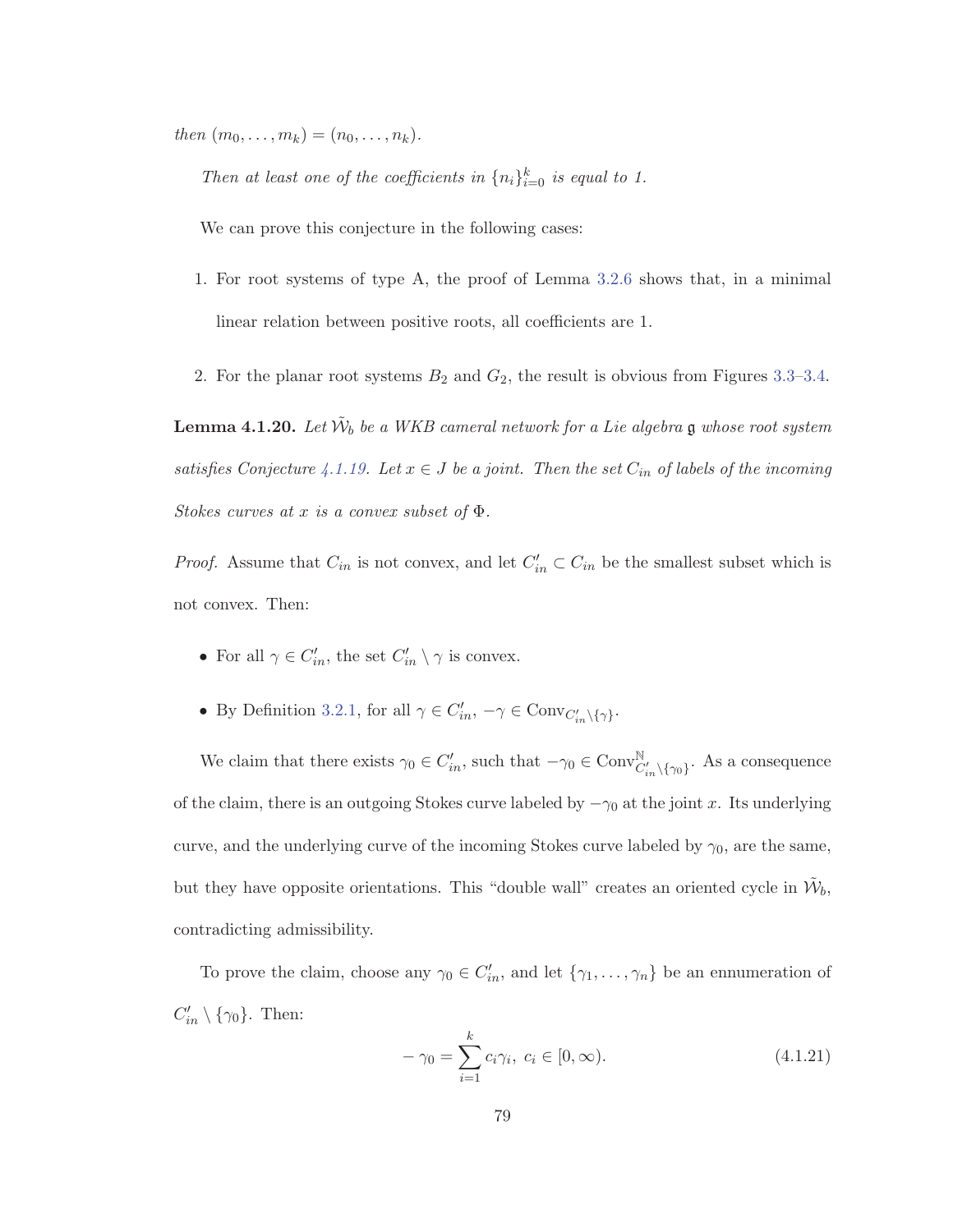*then* $(m_0, \ldots, m_k) = (n_0, \ldots, n_k)$.

*Then at least one of the coefficients in* $\{n_i\}_{i=0}^k$ *is equal to 1.*

We can prove this conjecture in the following cases:

1. For root systems of type A, the proof of Lemma 3.2.6 shows that, in a minimal linear relation between positive roots, all coefficients are 1.

2. For the planar root systems $B_2$ and $G_2$, the result is obvious from Figures 3.3–3.4.

**Lemma 4.1.20.** *Let* $\tilde{\mathcal{W}}_b$ *be a WKB cameral network for a Lie algebra* $\mathfrak{g}$ *whose root system satisfies Conjecture 4.1.19. Let* $x \in J$ *be a joint. Then the set* $C_{in}$ *of labels of the incoming Stokes curves at* $x$ *is a convex subset of* $\Phi$.

*Proof.* Assume that $C_{in}$ is not convex, and let $C'_{in} \subset C_{in}$ be the smallest subset which is not convex. Then:

- For all $\gamma \in C'_{in}$, the set $C'_{in} \setminus \gamma$ is convex.
- By Definition 3.2.1, for all $\gamma \in C'_{in}$, $-\gamma \in \mathrm{Conv}_{C'_{in} \setminus \{\gamma\}}$.

We claim that there exists $\gamma_0 \in C'_{in}$, such that $-\gamma_0 \in \mathrm{Conv}^{\mathbb{N}}_{C'_{in} \setminus \{\gamma_0\}}$. As a consequence of the claim, there is an outgoing Stokes curve labeled by $-\gamma_0$ at the joint $x$. Its underlying curve, and the underlying curve of the incoming Stokes curve labeled by $\gamma_0$, are the same, but they have opposite orientations. This "double wall" creates an oriented cycle in $\tilde{\mathcal{W}}_b$, contradicting admissibility.

To prove the claim, choose any $\gamma_0 \in C'_{in}$, and let $\{\gamma_1, \ldots, \gamma_n\}$ be an ennumeration of $C'_{in} \setminus \{\gamma_0\}$. Then:

$$-\gamma_0 = \sum_{i=1}^{k} c_i \gamma_i, \; c_i \in [0, \infty). \tag{4.1.21}$$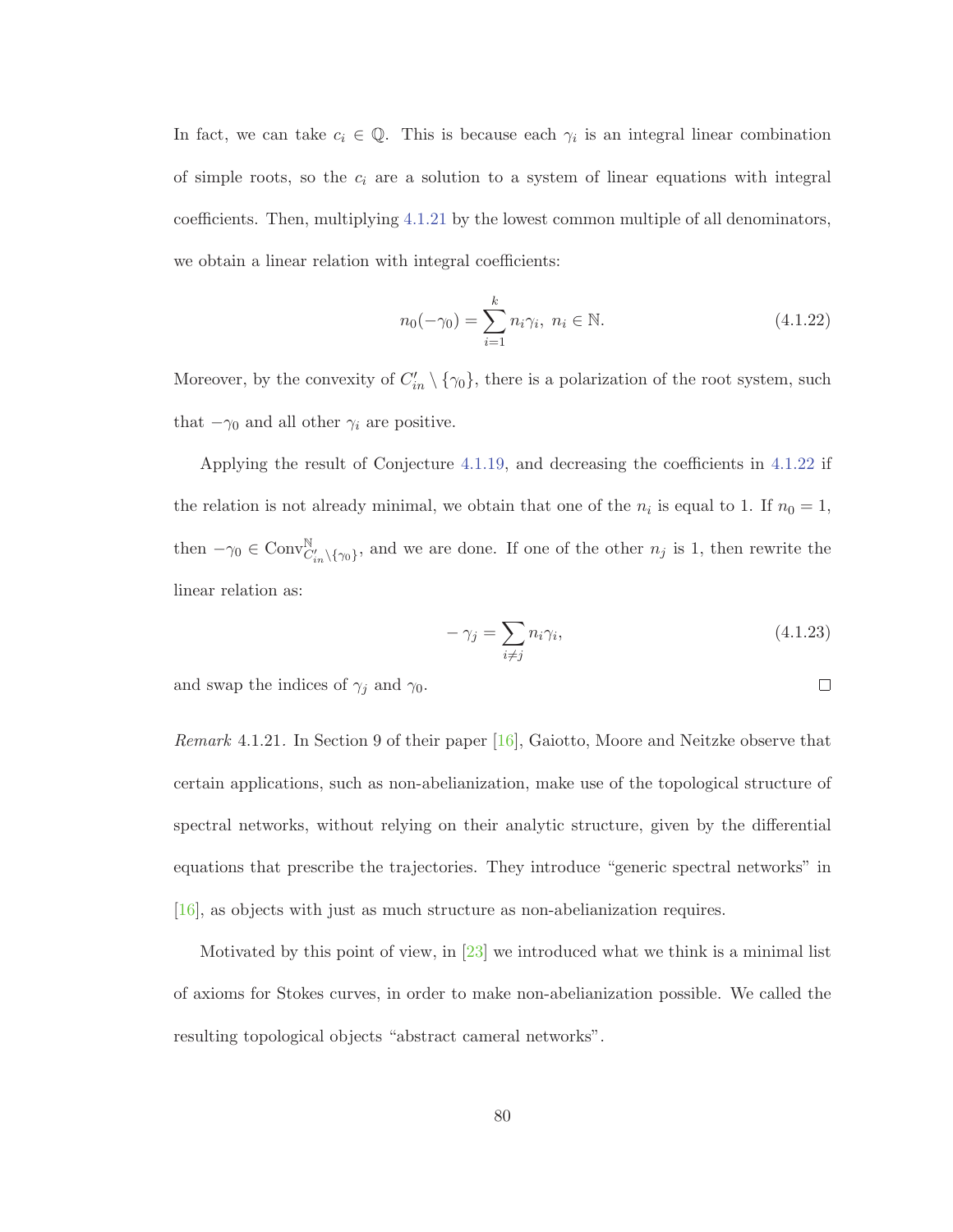In fact, we can take $c_i \in \mathbb{Q}$. This is because each $\gamma_i$ is an integral linear combination of simple roots, so the $c_i$ are a solution to a system of linear equations with integral coefficients. Then, multiplying 4.1.21 by the lowest common multiple of all denominators, we obtain a linear relation with integral coefficients:

$$n_0(-\gamma_0) = \sum_{i=1}^{k} n_i \gamma_i,\ n_i \in \mathbb{N}. \tag{4.1.22}$$

Moreover, by the convexity of $C'_{in} \setminus \{\gamma_0\}$, there is a polarization of the root system, such that $-\gamma_0$ and all other $\gamma_i$ are positive.

Applying the result of Conjecture 4.1.19, and decreasing the coefficients in 4.1.22 if the relation is not already minimal, we obtain that one of the $n_i$ is equal to 1. If $n_0 = 1$, then $-\gamma_0 \in \mathrm{Conv}^{\mathbb{N}}_{C'_{in} \setminus \{\gamma_0\}}$, and we are done. If one of the other $n_j$ is 1, then rewrite the linear relation as:

$$-\gamma_j = \sum_{i \neq j} n_i \gamma_i, \tag{4.1.23}$$

and swap the indices of $\gamma_j$ and $\gamma_0$. □

*Remark* 4.1.21. In Section 9 of their paper [16], Gaiotto, Moore and Neitzke observe that certain applications, such as non-abelianization, make use of the topological structure of spectral networks, without relying on their analytic structure, given by the differential equations that prescribe the trajectories. They introduce "generic spectral networks" in [16], as objects with just as much structure as non-abelianization requires.

Motivated by this point of view, in [23] we introduced what we think is a minimal list of axioms for Stokes curves, in order to make non-abelianization possible. We called the resulting topological objects "abstract cameral networks".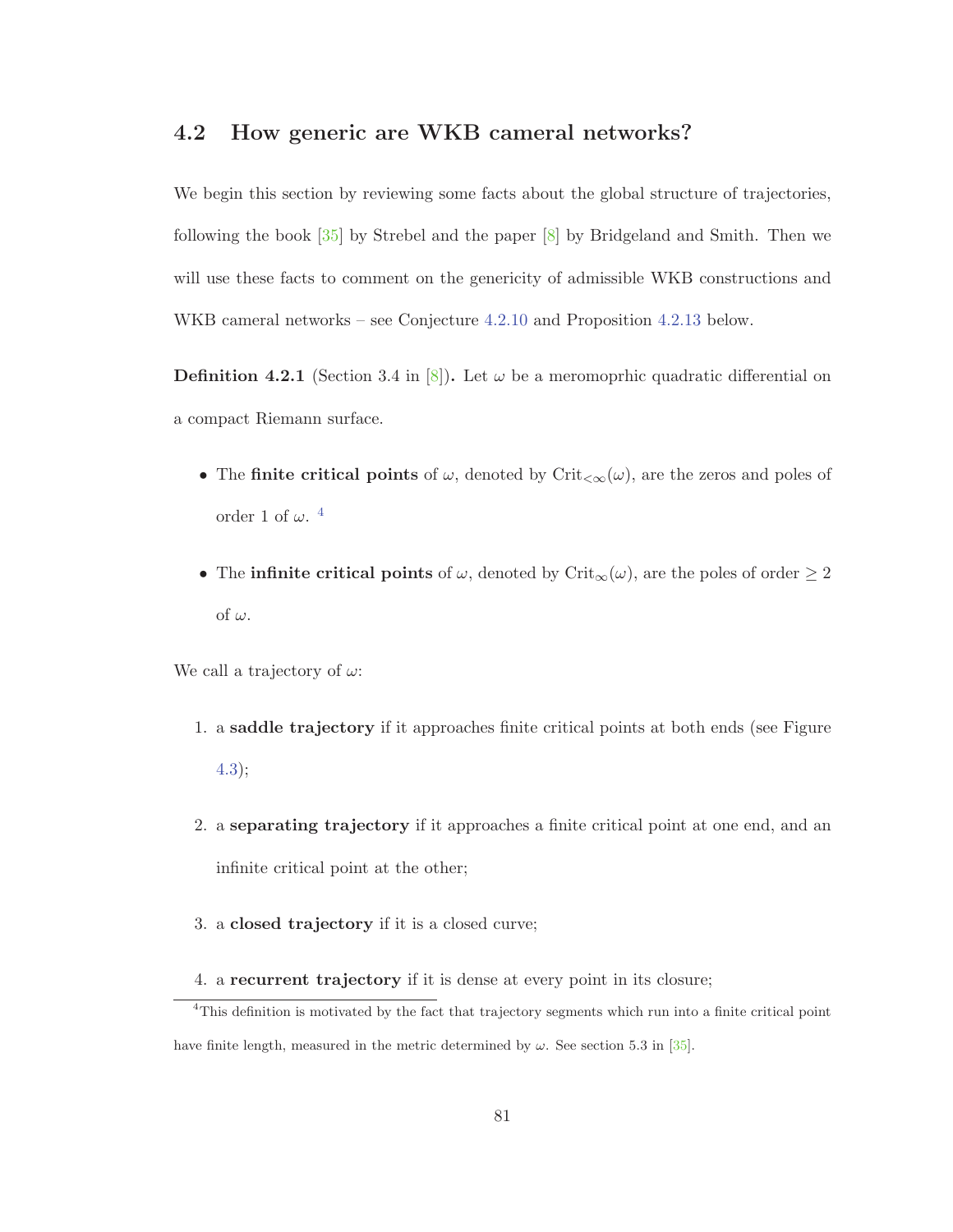## 4.2 How generic are WKB cameral networks?

We begin this section by reviewing some facts about the global structure of trajectories, following the book [35] by Strebel and the paper [8] by Bridgeland and Smith. Then we will use these facts to comment on the genericity of admissible WKB constructions and WKB cameral networks – see Conjecture 4.2.10 and Proposition 4.2.13 below.

**Definition 4.2.1** (Section 3.4 in [8])**.** Let $\omega$ be a meromoprhic quadratic differential on a compact Riemann surface.

- The **finite critical points** of $\omega$, denoted by $\mathrm{Crit}_{<\infty}(\omega)$, are the zeros and poles of order 1 of $\omega$. [4]
- The **infinite critical points** of $\omega$, denoted by $\mathrm{Crit}_{\infty}(\omega)$, are the poles of order $\geq 2$ of $\omega$.

We call a trajectory of $\omega$:

1. a **saddle trajectory** if it approaches finite critical points at both ends (see Figure 4.3);
2. a **separating trajectory** if it approaches a finite critical point at one end, and an infinite critical point at the other;
3. a **closed trajectory** if it is a closed curve;
4. a **recurrent trajectory** if it is dense at every point in its closure;

[4] This definition is motivated by the fact that trajectory segments which run into a finite critical point have finite length, measured in the metric determined by $\omega$. See section 5.3 in [35].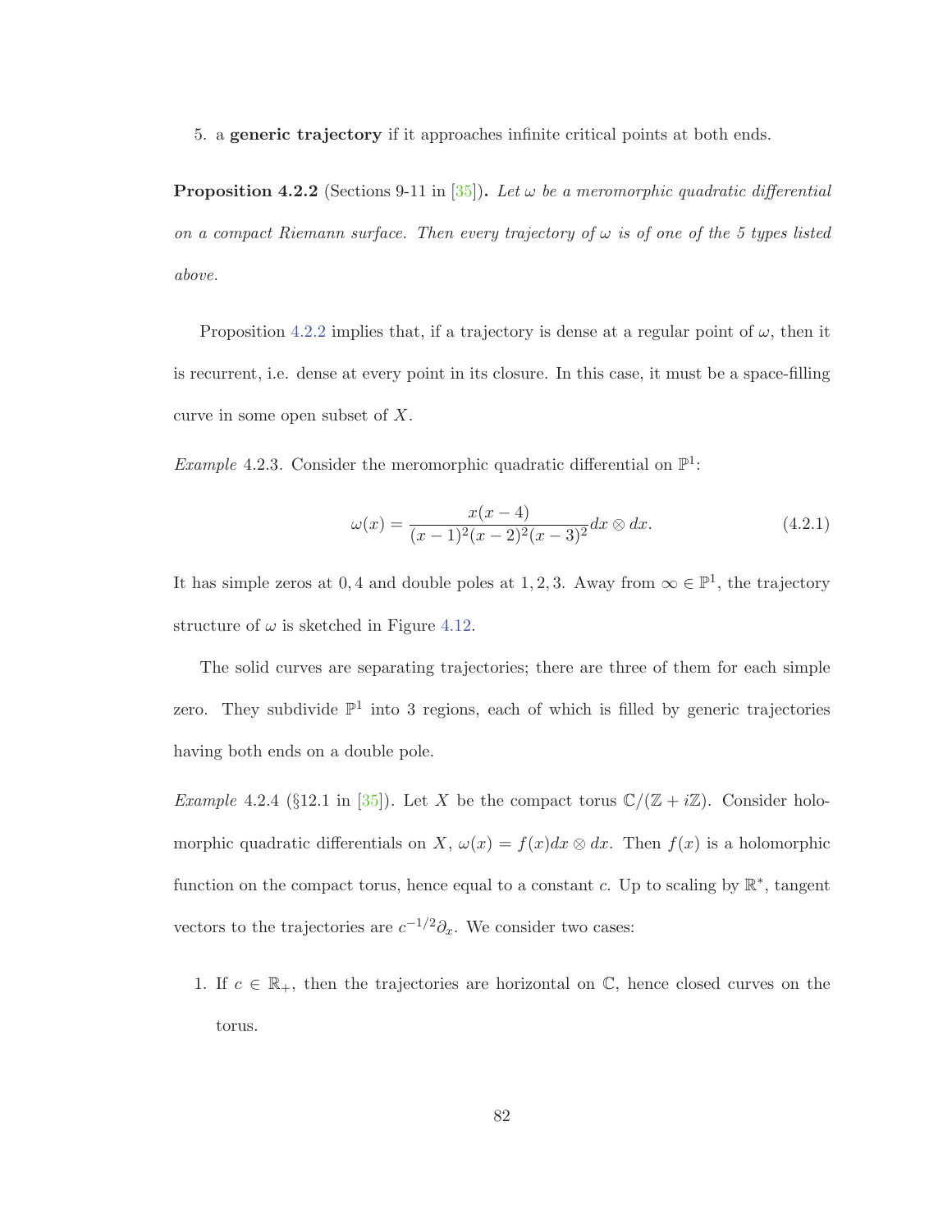5. a **generic trajectory** if it approaches infinite critical points at both ends.

**Proposition 4.2.2** (Sections 9-11 in [35]). *Let $\omega$ be a meromorphic quadratic differential on a compact Riemann surface. Then every trajectory of $\omega$ is of one of the 5 types listed above.*

Proposition 4.2.2 implies that, if a trajectory is dense at a regular point of $\omega$, then it is recurrent, i.e. dense at every point in its closure. In this case, it must be a space-filling curve in some open subset of $X$.

*Example* 4.2.3. Consider the meromorphic quadratic differential on $\mathbb{P}^1$:

$$\omega(x) = \frac{x(x-4)}{(x-1)^2(x-2)^2(x-3)^2} dx \otimes dx. \tag{4.2.1}$$

It has simple zeros at $0, 4$ and double poles at $1, 2, 3$. Away from $\infty \in \mathbb{P}^1$, the trajectory structure of $\omega$ is sketched in Figure 4.12.

The solid curves are separating trajectories; there are three of them for each simple zero. They subdivide $\mathbb{P}^1$ into 3 regions, each of which is filled by generic trajectories having both ends on a double pole.

*Example* 4.2.4 (§12.1 in [35]). Let $X$ be the compact torus $\mathbb{C}/(\mathbb{Z} + i\mathbb{Z})$. Consider holomorphic quadratic differentials on $X$, $\omega(x) = f(x)dx \otimes dx$. Then $f(x)$ is a holomorphic function on the compact torus, hence equal to a constant $c$. Up to scaling by $\mathbb{R}^*$, tangent vectors to the trajectories are $c^{-1/2}\partial_x$. We consider two cases:

1. If $c \in \mathbb{R}_+$, then the trajectories are horizontal on $\mathbb{C}$, hence closed curves on the torus.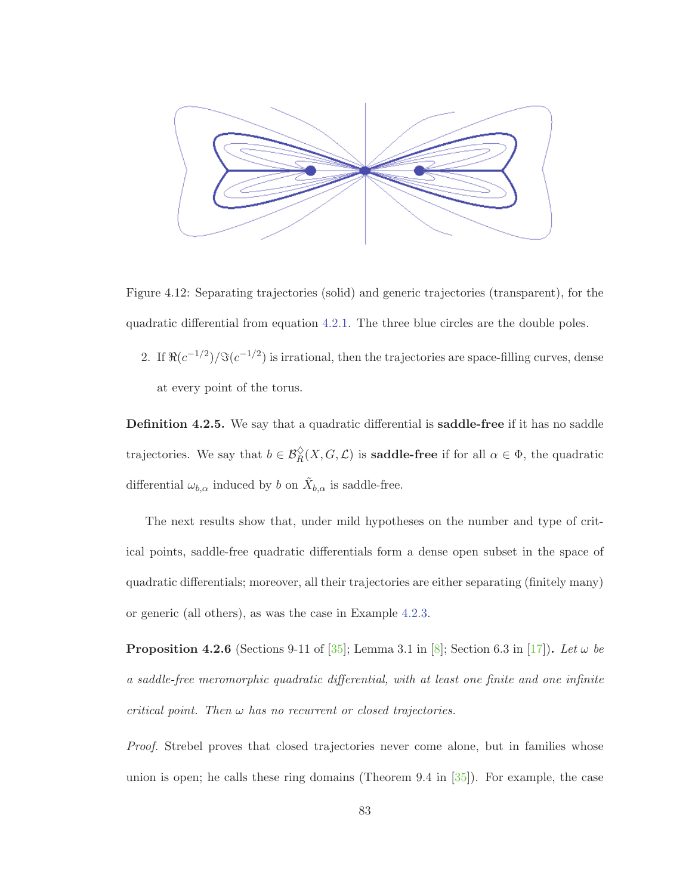Figure 4.12: Separating trajectories (solid) and generic trajectories (transparent), for the quadratic differential from equation 4.2.1. The three blue circles are the double poles.

2. If $\Re(c^{-1/2})/\Im(c^{-1/2})$ is irrational, then the trajectories are space-filling curves, dense at every point of the torus.

**Definition 4.2.5.** We say that a quadratic differential is **saddle-free** if it has no saddle trajectories. We say that $b \in \mathcal{B}_R^{\diamondsuit}(X, G, \mathcal{L})$ is **saddle-free** if for all $\alpha \in \Phi$, the quadratic differential $\omega_{b,\alpha}$ induced by $b$ on $\tilde{X}_{b,\alpha}$ is saddle-free.

The next results show that, under mild hypotheses on the number and type of critical points, saddle-free quadratic differentials form a dense open subset in the space of quadratic differentials; moreover, all their trajectories are either separating (finitely many) or generic (all others), as was the case in Example 4.2.3.

**Proposition 4.2.6** (Sections 9-11 of [35]; Lemma 3.1 in [8]; Section 6.3 in [17])**.** *Let $\omega$ be a saddle-free meromorphic quadratic differential, with at least one finite and one infinite critical point. Then $\omega$ has no recurrent or closed trajectories.*

*Proof.* Strebel proves that closed trajectories never come alone, but in families whose union is open; he calls these ring domains (Theorem 9.4 in [35]). For example, the case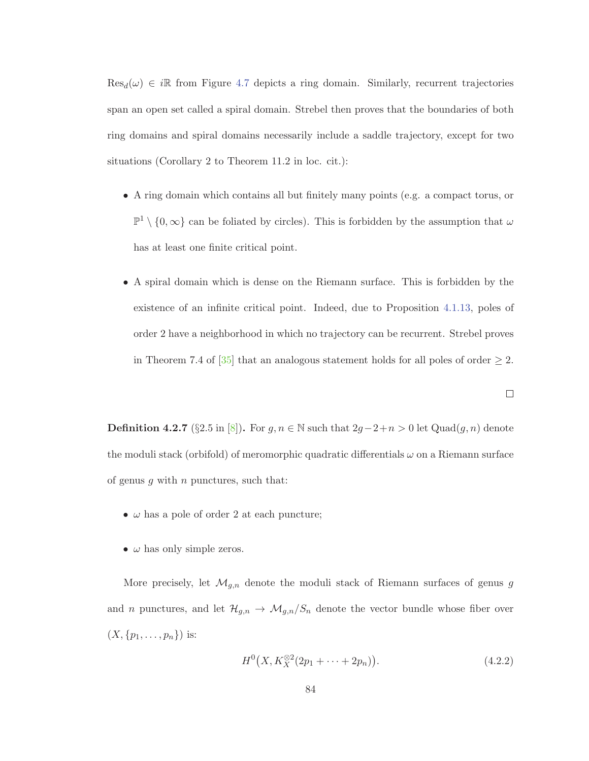$\mathrm{Res}_d(\omega) \in i\mathbb{R}$ from Figure 4.7 depicts a ring domain. Similarly, recurrent trajectories span an open set called a spiral domain. Strebel then proves that the boundaries of both ring domains and spiral domains necessarily include a saddle trajectory, except for two situations (Corollary 2 to Theorem 11.2 in loc. cit.):

- A ring domain which contains all but finitely many points (e.g. a compact torus, or $\mathbb{P}^1 \setminus \{0, \infty\}$ can be foliated by circles). This is forbidden by the assumption that $\omega$ has at least one finite critical point.
- A spiral domain which is dense on the Riemann surface. This is forbidden by the existence of an infinite critical point. Indeed, due to Proposition 4.1.13, poles of order 2 have a neighborhood in which no trajectory can be recurrent. Strebel proves in Theorem 7.4 of [35] that an analogous statement holds for all poles of order $\geq 2$.

□

**Definition 4.2.7** (§2.5 in [8])**.** For $g, n \in \mathbb{N}$ such that $2g-2+n > 0$ let $\mathrm{Quad}(g, n)$ denote the moduli stack (orbifold) of meromorphic quadratic differentials $\omega$ on a Riemann surface of genus $g$ with $n$ punctures, such that:

- $\omega$ has a pole of order 2 at each puncture;
- $\omega$ has only simple zeros.

More precisely, let $\mathcal{M}_{g,n}$ denote the moduli stack of Riemann surfaces of genus $g$ and $n$ punctures, and let $\mathcal{H}_{g,n} \to \mathcal{M}_{g,n}/S_n$ denote the vector bundle whose fiber over $(X, \{p_1, \ldots, p_n\})$ is:

$$H^0\big(X, K_X^{\otimes 2}(2p_1 + \cdots + 2p_n)\big). \tag{4.2.2}$$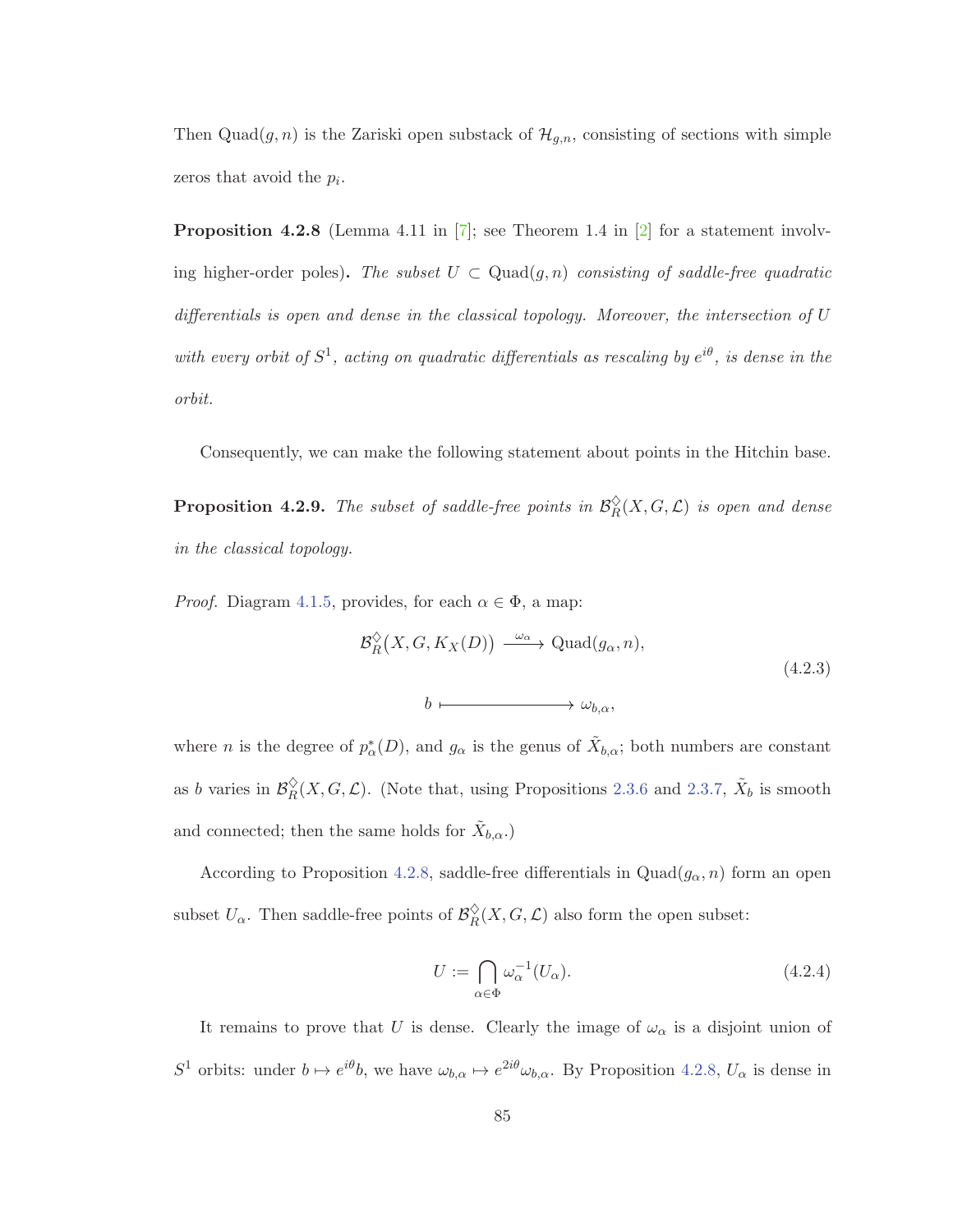Then $\mathrm{Quad}(g, n)$ is the Zariski open substack of $\mathcal{H}_{g,n}$, consisting of sections with simple zeros that avoid the $p_i$.

**Proposition 4.2.8** (Lemma 4.11 in [7]; see Theorem 1.4 in [2] for a statement involving higher-order poles)**.** *The subset $U \subset \mathrm{Quad}(g, n)$ consisting of saddle-free quadratic differentials is open and dense in the classical topology. Moreover, the intersection of $U$ with every orbit of $S^1$, acting on quadratic differentials as rescaling by $e^{i\theta}$, is dense in the orbit.*

Consequently, we can make the following statement about points in the Hitchin base.

**Proposition 4.2.9.** *The subset of saddle-free points in $\mathcal{B}_R^{\diamondsuit}(X, G, \mathcal{L})$ is open and dense in the classical topology.*

*Proof.* Diagram 4.1.5, provides, for each $\alpha \in \Phi$, a map:

$$\begin{aligned} \mathcal{B}_R^{\diamondsuit}\big(X, G, K_X(D)\big) &\xrightarrow{\ \omega_\alpha\ } \mathrm{Quad}(g_\alpha, n), \\ b &\longmapsto \omega_{b,\alpha}, \end{aligned} \tag{4.2.3}$$

where $n$ is the degree of $p_\alpha^*(D)$, and $g_\alpha$ is the genus of $\tilde{X}_{b,\alpha}$; both numbers are constant as $b$ varies in $\mathcal{B}_R^{\diamondsuit}(X, G, \mathcal{L})$. (Note that, using Propositions 2.3.6 and 2.3.7, $\tilde{X}_b$ is smooth and connected; then the same holds for $\tilde{X}_{b,\alpha}$.)

According to Proposition 4.2.8, saddle-free differentials in $\mathrm{Quad}(g_\alpha, n)$ form an open subset $U_\alpha$. Then saddle-free points of $\mathcal{B}_R^{\diamondsuit}(X, G, \mathcal{L})$ also form the open subset:

$$U := \bigcap_{\alpha \in \Phi} \omega_\alpha^{-1}(U_\alpha). \tag{4.2.4}$$

It remains to prove that $U$ is dense. Clearly the image of $\omega_\alpha$ is a disjoint union of $S^1$ orbits: under $b \mapsto e^{i\theta} b$, we have $\omega_{b,\alpha} \mapsto e^{2i\theta}\omega_{b,\alpha}$. By Proposition 4.2.8, $U_\alpha$ is dense in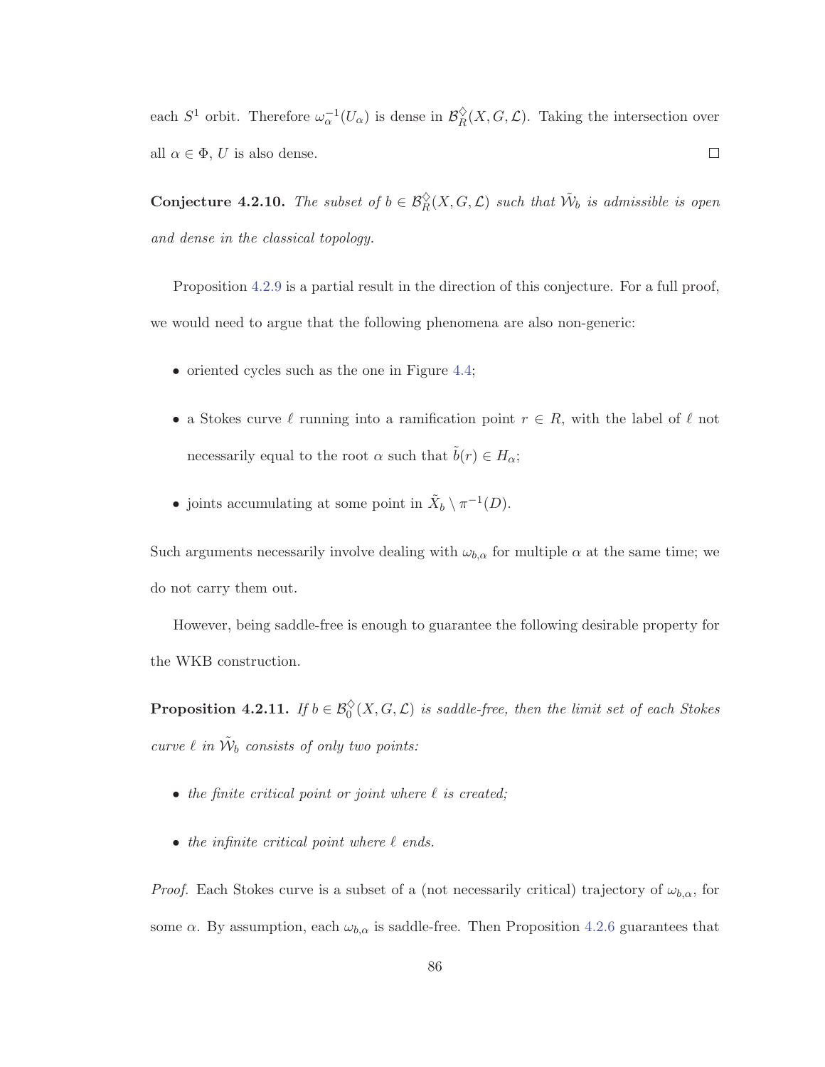each $S^1$ orbit. Therefore $\omega_\alpha^{-1}(U_\alpha)$ is dense in $\mathcal{B}_R^\diamondsuit(X, G, \mathcal{L})$. Taking the intersection over all $\alpha \in \Phi$, $U$ is also dense. $\square$

**Conjecture 4.2.10.** *The subset of $b \in \mathcal{B}_R^\diamondsuit(X, G, \mathcal{L})$ such that $\tilde{\mathcal{W}}_b$ is admissible is open and dense in the classical topology.*

Proposition 4.2.9 is a partial result in the direction of this conjecture. For a full proof, we would need to argue that the following phenomena are also non-generic:

- oriented cycles such as the one in Figure 4.4;
- a Stokes curve $\ell$ running into a ramification point $r \in R$, with the label of $\ell$ not necessarily equal to the root $\alpha$ such that $\tilde{b}(r) \in H_\alpha$;
- joints accumulating at some point in $\tilde{X}_b \setminus \pi^{-1}(D)$.

Such arguments necessarily involve dealing with $\omega_{b,\alpha}$ for multiple $\alpha$ at the same time; we do not carry them out.

However, being saddle-free is enough to guarantee the following desirable property for the WKB construction.

**Proposition 4.2.11.** *If $b \in \mathcal{B}_0^\diamondsuit(X, G, \mathcal{L})$ is saddle-free, then the limit set of each Stokes curve $\ell$ in $\tilde{\mathcal{W}}_b$ consists of only two points:*

- *the finite critical point or joint where $\ell$ is created;*
- *the infinite critical point where $\ell$ ends.*

*Proof.* Each Stokes curve is a subset of a (not necessarily critical) trajectory of $\omega_{b,\alpha}$, for some $\alpha$. By assumption, each $\omega_{b,\alpha}$ is saddle-free. Then Proposition 4.2.6 guarantees that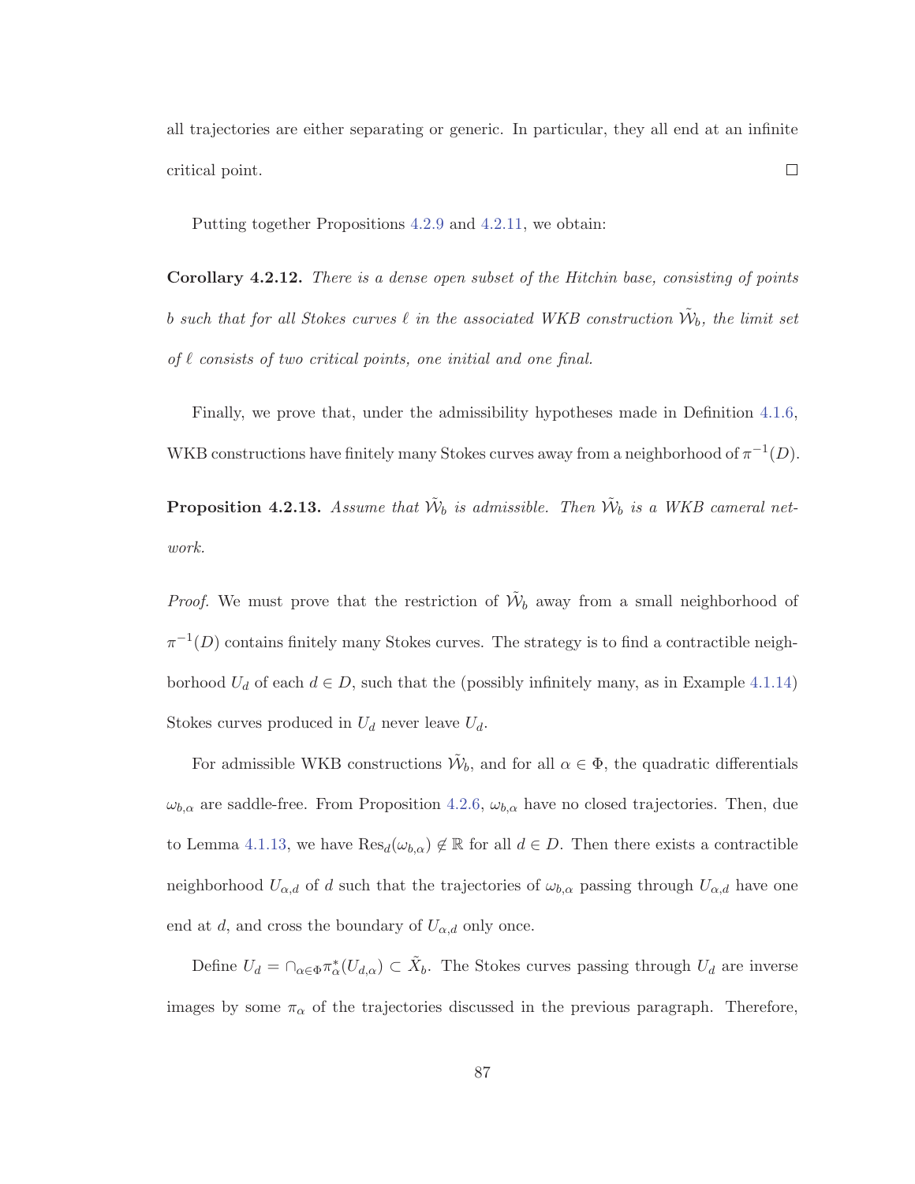all trajectories are either separating or generic. In particular, they all end at an infinite critical point. □

Putting together Propositions 4.2.9 and 4.2.11, we obtain:

**Corollary 4.2.12.** *There is a dense open subset of the Hitchin base, consisting of points $b$ such that for all Stokes curves $\ell$ in the associated WKB construction $\tilde{\mathcal{W}}_b$, the limit set of $\ell$ consists of two critical points, one initial and one final.*

Finally, we prove that, under the admissibility hypotheses made in Definition 4.1.6, WKB constructions have finitely many Stokes curves away from a neighborhood of $\pi^{-1}(D)$.

**Proposition 4.2.13.** *Assume that $\tilde{\mathcal{W}}_b$ is admissible. Then $\tilde{\mathcal{W}}_b$ is a WKB cameral network.*

*Proof.* We must prove that the restriction of $\tilde{\mathcal{W}}_b$ away from a small neighborhood of $\pi^{-1}(D)$ contains finitely many Stokes curves. The strategy is to find a contractible neighborhood $U_d$ of each $d \in D$, such that the (possibly infinitely many, as in Example 4.1.14) Stokes curves produced in $U_d$ never leave $U_d$.

For admissible WKB constructions $\tilde{\mathcal{W}}_b$, and for all $\alpha \in \Phi$, the quadratic differentials $\omega_{b,\alpha}$ are saddle-free. From Proposition 4.2.6, $\omega_{b,\alpha}$ have no closed trajectories. Then, due to Lemma 4.1.13, we have $\mathrm{Res}_d(\omega_{b,\alpha}) \notin \mathbb{R}$ for all $d \in D$. Then there exists a contractible neighborhood $U_{\alpha,d}$ of $d$ such that the trajectories of $\omega_{b,\alpha}$ passing through $U_{\alpha,d}$ have one end at $d$, and cross the boundary of $U_{\alpha,d}$ only once.

Define $U_d = \cap_{\alpha \in \Phi} \pi_\alpha^*(U_{d,\alpha}) \subset \tilde{X}_b$. The Stokes curves passing through $U_d$ are inverse images by some $\pi_\alpha$ of the trajectories discussed in the previous paragraph. Therefore,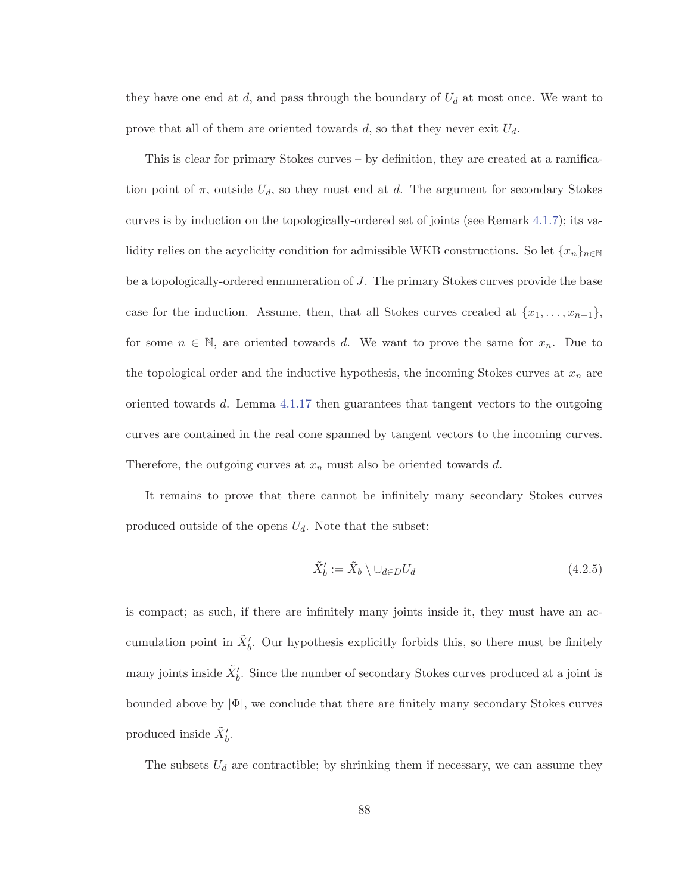they have one end at $d$, and pass through the boundary of $U_d$ at most once. We want to prove that all of them are oriented towards $d$, so that they never exit $U_d$.

This is clear for primary Stokes curves – by definition, they are created at a ramification point of $\pi$, outside $U_d$, so they must end at $d$. The argument for secondary Stokes curves is by induction on the topologically-ordered set of joints (see Remark 4.1.7); its validity relies on the acyclicity condition for admissible WKB constructions. So let $\{x_n\}_{n\in\mathbb{N}}$ be a topologically-ordered ennumeration of $J$. The primary Stokes curves provide the base case for the induction. Assume, then, that all Stokes curves created at $\{x_1, \ldots, x_{n-1}\}$, for some $n \in \mathbb{N}$, are oriented towards $d$. We want to prove the same for $x_n$. Due to the topological order and the inductive hypothesis, the incoming Stokes curves at $x_n$ are oriented towards $d$. Lemma 4.1.17 then guarantees that tangent vectors to the outgoing curves are contained in the real cone spanned by tangent vectors to the incoming curves. Therefore, the outgoing curves at $x_n$ must also be oriented towards $d$.

It remains to prove that there cannot be infinitely many secondary Stokes curves produced outside of the opens $U_d$. Note that the subset:

$$\tilde{X}_b' := \tilde{X}_b \setminus \cup_{d\in D} U_d \tag{4.2.5}$$

is compact; as such, if there are infinitely many joints inside it, they must have an accumulation point in $\tilde{X}_b'$. Our hypothesis explicitly forbids this, so there must be finitely many joints inside $\tilde{X}_b'$. Since the number of secondary Stokes curves produced at a joint is bounded above by $|\Phi|$, we conclude that there are finitely many secondary Stokes curves produced inside $\tilde{X}_b'$.

The subsets $U_d$ are contractible; by shrinking them if necessary, we can assume they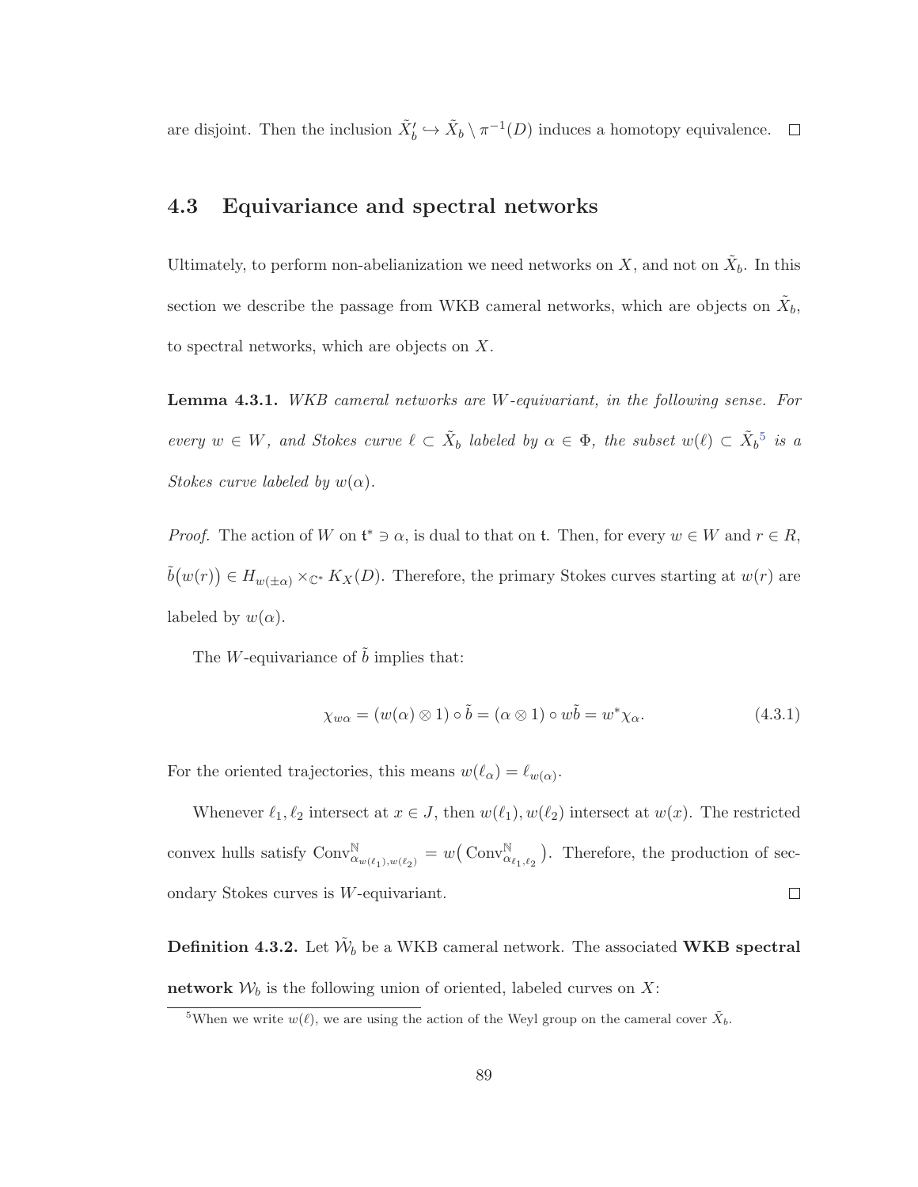are disjoint. Then the inclusion $\tilde{X}_b' \hookrightarrow \tilde{X}_b \setminus \pi^{-1}(D)$ induces a homotopy equivalence. $\square$

## 4.3 Equivariance and spectral networks

Ultimately, to perform non-abelianization we need networks on $X$, and not on $\tilde{X}_b$. In this section we describe the passage from WKB cameral networks, which are objects on $\tilde{X}_b$, to spectral networks, which are objects on $X$.

**Lemma 4.3.1.** *WKB cameral networks are $W$-equivariant, in the following sense. For every $w \in W$, and Stokes curve $\ell \subset \tilde{X}_b$ labeled by $\alpha \in \Phi$, the subset $w(\ell) \subset \tilde{X}_b$[5] is a Stokes curve labeled by $w(\alpha)$.*

*Proof.* The action of $W$ on $\mathfrak{t}^* \ni \alpha$, is dual to that on $\mathfrak{t}$. Then, for every $w \in W$ and $r \in R$, $\tilde{b}\big(w(r)\big) \in H_{w(\pm\alpha)} \times_{\mathbb{C}^*} K_X(D)$. Therefore, the primary Stokes curves starting at $w(r)$ are labeled by $w(\alpha)$.

The $W$-equivariance of $\tilde{b}$ implies that:

$$\chi_{w\alpha} = (w(\alpha) \otimes 1) \circ \tilde{b} = (\alpha \otimes 1) \circ w\tilde{b} = w^* \chi_\alpha. \tag{4.3.1}$$

For the oriented trajectories, this means $w(\ell_\alpha) = \ell_{w(\alpha)}$.

Whenever $\ell_1, \ell_2$ intersect at $x \in J$, then $w(\ell_1), w(\ell_2)$ intersect at $w(x)$. The restricted convex hulls satisfy $\mathrm{Conv}^{\mathbb{N}}_{\alpha_{w(\ell_1),w(\ell_2)}} = w\big(\mathrm{Conv}^{\mathbb{N}}_{\alpha_{\ell_1,\ell_2}}\big)$. Therefore, the production of secondary Stokes curves is $W$-equivariant. $\square$

**Definition 4.3.2.** Let $\tilde{\mathcal{W}}_b$ be a WKB cameral network. The associated **WKB spectral network** $\mathcal{W}_b$ is the following union of oriented, labeled curves on $X$:

[5] When we write $w(\ell)$, we are using the action of the Weyl group on the cameral cover $\tilde{X}_b$.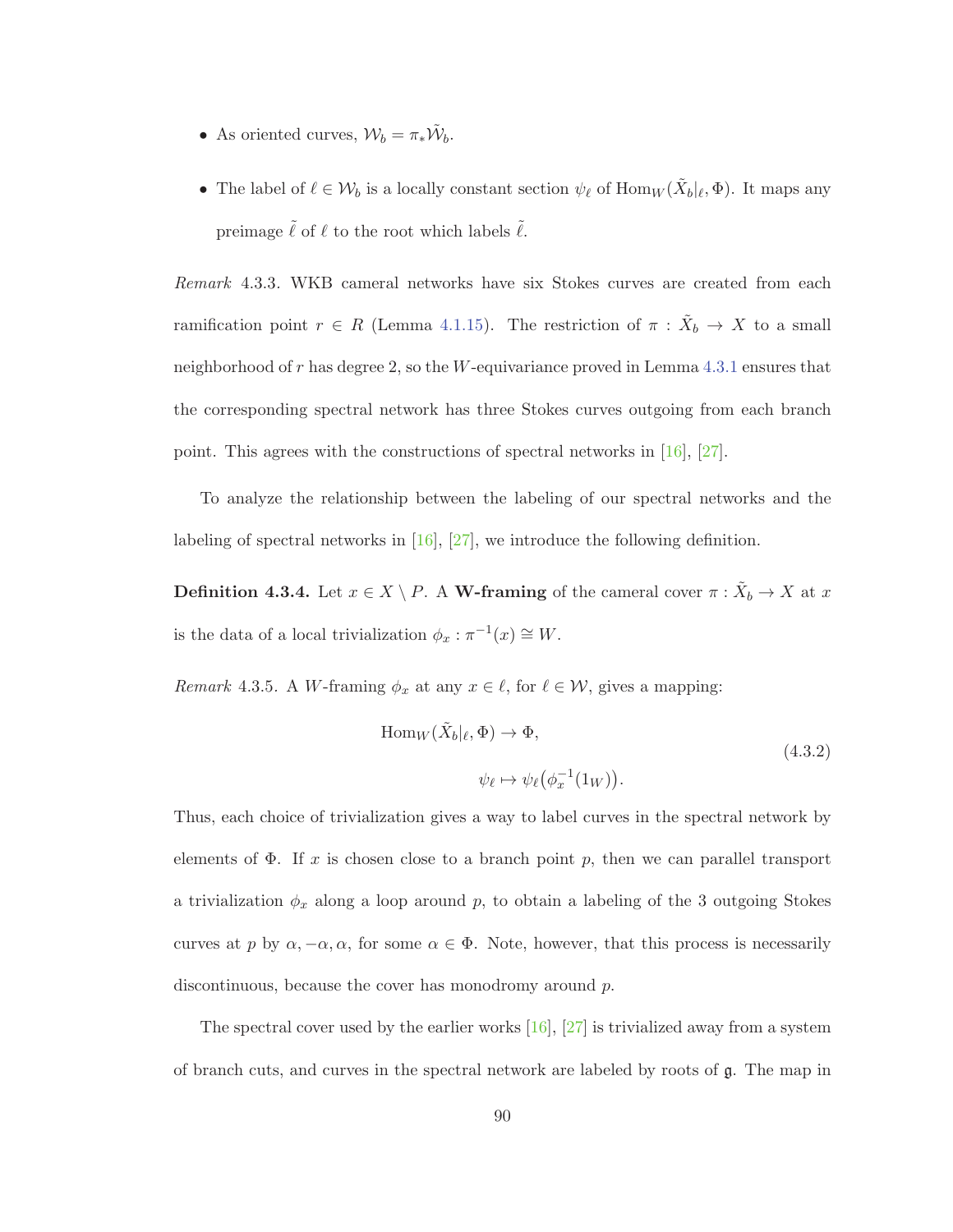- As oriented curves, $\mathcal{W}_b = \pi_* \tilde{\mathcal{W}}_b$.
- The label of $\ell \in \mathcal{W}_b$ is a locally constant section $\psi_\ell$ of $\mathrm{Hom}_W(\tilde{X}_b|_\ell, \Phi)$. It maps any preimage $\tilde{\ell}$ of $\ell$ to the root which labels $\tilde{\ell}$.

*Remark* 4.3.3. WKB cameral networks have six Stokes curves are created from each ramification point $r \in R$ (Lemma 4.1.15). The restriction of $\pi : \tilde{X}_b \to X$ to a small neighborhood of $r$ has degree 2, so the $W$-equivariance proved in Lemma 4.3.1 ensures that the corresponding spectral network has three Stokes curves outgoing from each branch point. This agrees with the constructions of spectral networks in [16], [27].

To analyze the relationship between the labeling of our spectral networks and the labeling of spectral networks in [16], [27], we introduce the following definition.

**Definition 4.3.4.** Let $x \in X \setminus P$. A **W-framing** of the cameral cover $\pi : \tilde{X}_b \to X$ at $x$ is the data of a local trivialization $\phi_x : \pi^{-1}(x) \cong W$.

*Remark* 4.3.5. A $W$-framing $\phi_x$ at any $x \in \ell$, for $\ell \in \mathcal{W}$, gives a mapping:

$$
\begin{aligned}
\mathrm{Hom}_W(\tilde{X}_b|_\ell, \Phi) &\to \Phi, \\
\psi_\ell &\mapsto \psi_\ell\big(\phi_x^{-1}(1_W)\big).
\end{aligned}
\tag{4.3.2}
$$

Thus, each choice of trivialization gives a way to label curves in the spectral network by elements of $\Phi$. If $x$ is chosen close to a branch point $p$, then we can parallel transport a trivialization $\phi_x$ along a loop around $p$, to obtain a labeling of the 3 outgoing Stokes curves at $p$ by $\alpha, -\alpha, \alpha$, for some $\alpha \in \Phi$. Note, however, that this process is necessarily discontinuous, because the cover has monodromy around $p$.

The spectral cover used by the earlier works [16], [27] is trivialized away from a system of branch cuts, and curves in the spectral network are labeled by roots of $\mathfrak{g}$. The map in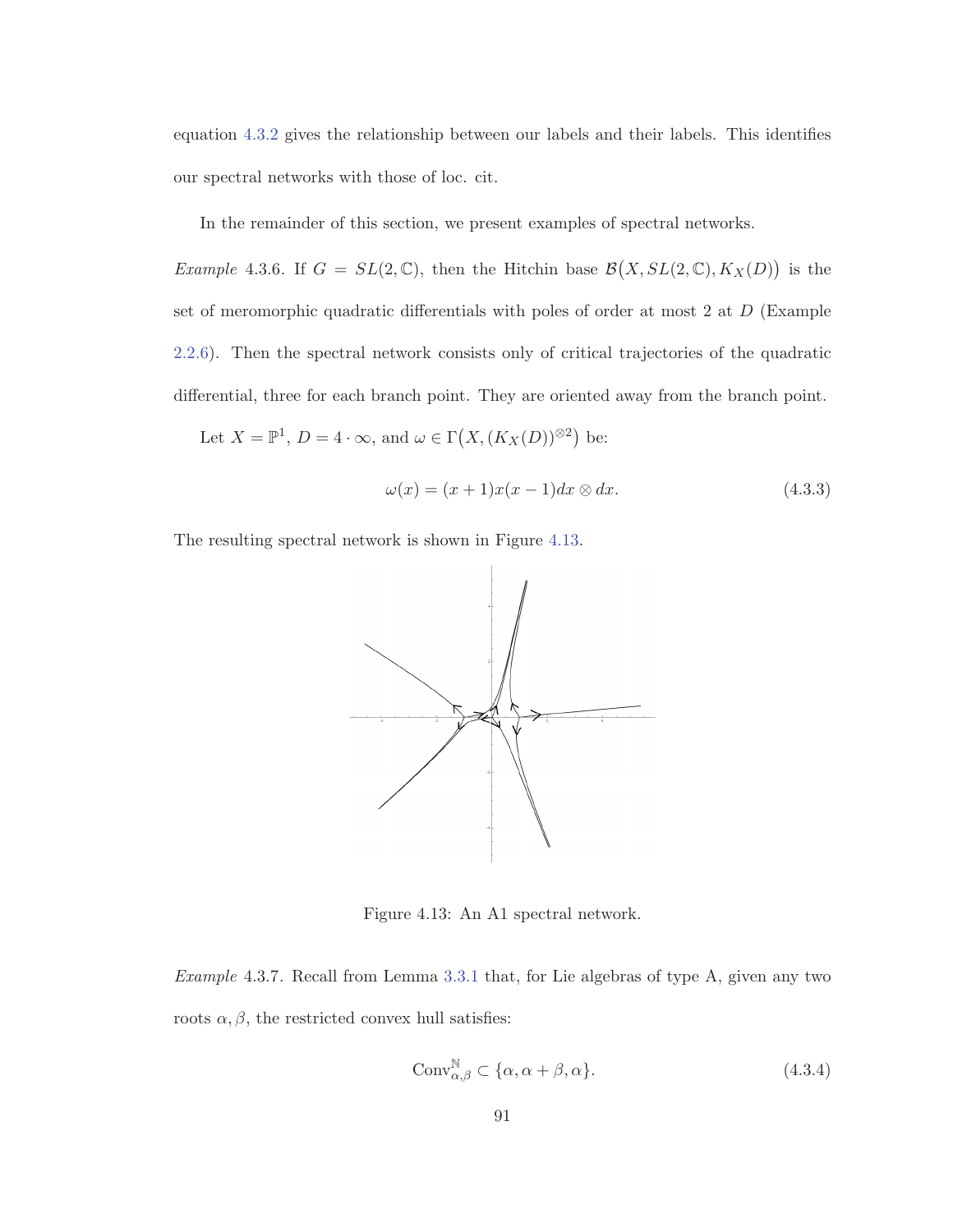equation 4.3.2 gives the relationship between our labels and their labels. This identifies our spectral networks with those of loc. cit.

In the remainder of this section, we present examples of spectral networks.

*Example* 4.3.6. If $G = SL(2,\mathbb{C})$, then the Hitchin base $\mathcal{B}\big(X, SL(2,\mathbb{C}), K_X(D)\big)$ is the set of meromorphic quadratic differentials with poles of order at most 2 at $D$ (Example 2.2.6). Then the spectral network consists only of critical trajectories of the quadratic differential, three for each branch point. They are oriented away from the branch point.

Let $X = \mathbb{P}^1$, $D = 4 \cdot \infty$, and $\omega \in \Gamma\big(X, (K_X(D))^{\otimes 2}\big)$ be:

$$\omega(x) = (x+1)x(x-1)dx \otimes dx. \tag{4.3.3}$$

The resulting spectral network is shown in Figure 4.13.

Figure 4.13: An A1 spectral network.

*Example* 4.3.7. Recall from Lemma 3.3.1 that, for Lie algebras of type A, given any two roots $\alpha, \beta$, the restricted convex hull satisfies:

$$\mathrm{Conv}^{\mathbb{N}}_{\alpha,\beta} \subset \{\alpha, \alpha+\beta, \alpha\}. \tag{4.3.4}$$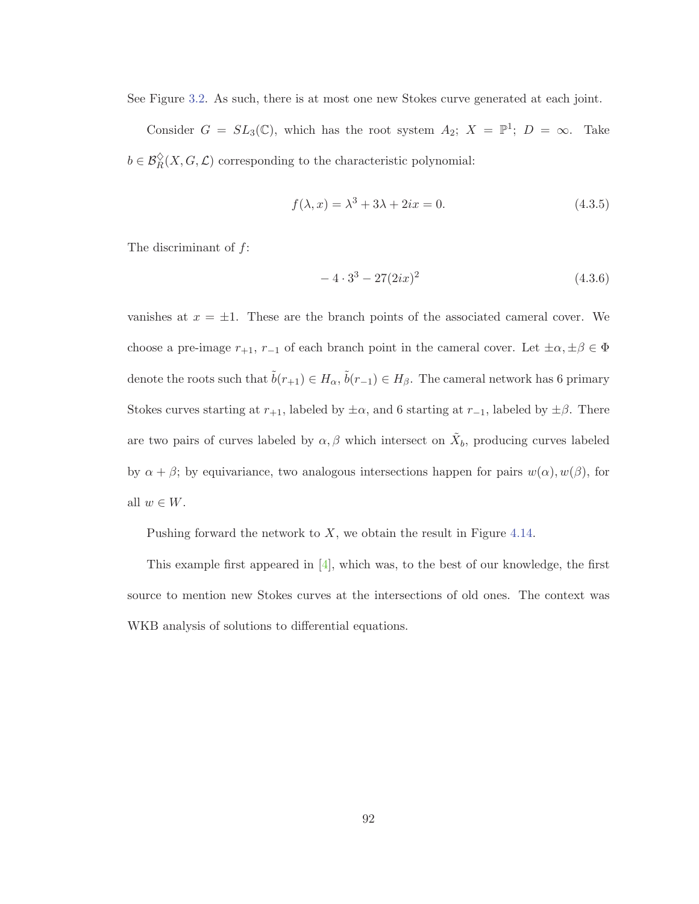See Figure 3.2. As such, there is at most one new Stokes curve generated at each joint.

Consider $G = SL_3(\mathbb{C})$, which has the root system $A_2$; $X = \mathbb{P}^1$; $D = \infty$. Take $b \in \mathcal{B}_R^{\diamondsuit}(X, G, \mathcal{L})$ corresponding to the characteristic polynomial:

$$f(\lambda, x) = \lambda^3 + 3\lambda + 2ix = 0. \tag{4.3.5}$$

The discriminant of $f$:

$$-4 \cdot 3^3 - 27(2ix)^2 \tag{4.3.6}$$

vanishes at $x = \pm 1$. These are the branch points of the associated cameral cover. We choose a pre-image $r_{+1}$, $r_{-1}$ of each branch point in the cameral cover. Let $\pm\alpha, \pm\beta \in \Phi$ denote the roots such that $\tilde{b}(r_{+1}) \in H_\alpha$, $\tilde{b}(r_{-1}) \in H_\beta$. The cameral network has 6 primary Stokes curves starting at $r_{+1}$, labeled by $\pm\alpha$, and 6 starting at $r_{-1}$, labeled by $\pm\beta$. There are two pairs of curves labeled by $\alpha, \beta$ which intersect on $\tilde{X}_b$, producing curves labeled by $\alpha + \beta$; by equivariance, two analogous intersections happen for pairs $w(\alpha), w(\beta)$, for all $w \in W$.

Pushing forward the network to $X$, we obtain the result in Figure 4.14.

This example first appeared in [4], which was, to the best of our knowledge, the first source to mention new Stokes curves at the intersections of old ones. The context was WKB analysis of solutions to differential equations.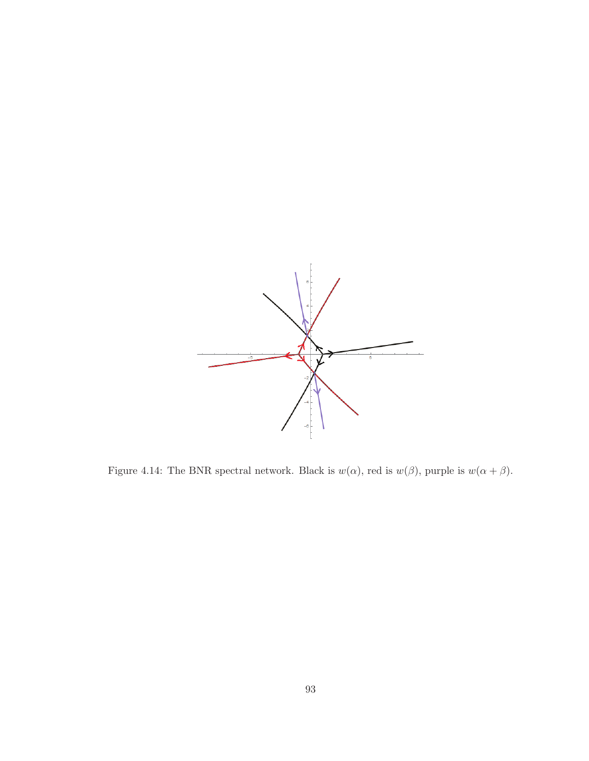Figure 4.14: The BNR spectral network. Black is $w(\alpha)$, red is $w(\beta)$, purple is $w(\alpha + \beta)$.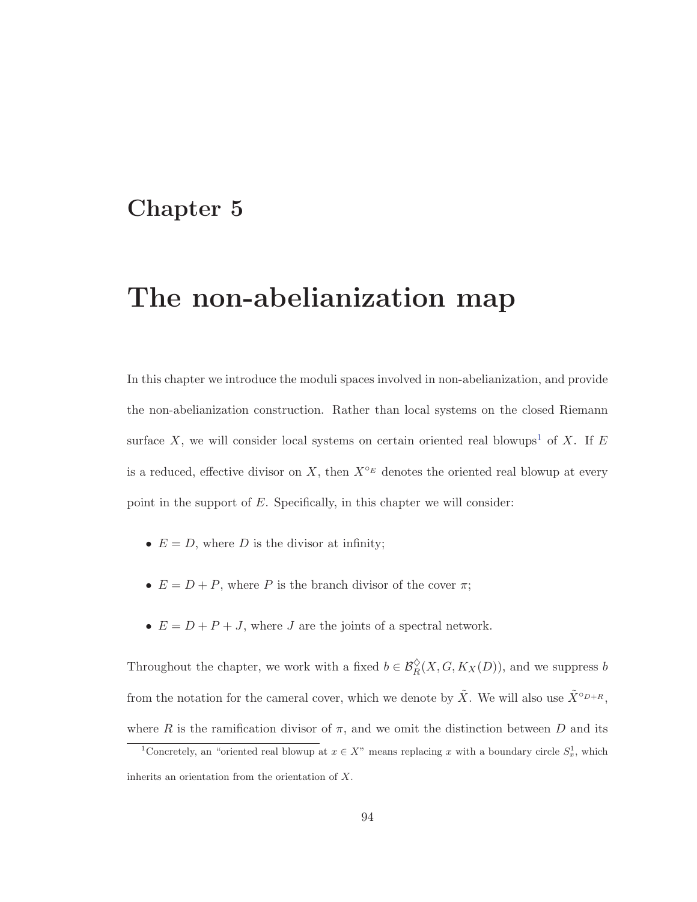# Chapter 5

# The non-abelianization map

In this chapter we introduce the moduli spaces involved in non-abelianization, and provide the non-abelianization construction. Rather than local systems on the closed Riemann surface $X$, we will consider local systems on certain oriented real blowups[1] of $X$. If $E$ is a reduced, effective divisor on $X$, then $X^{\circ_E}$ denotes the oriented real blowup at every point in the support of $E$. Specifically, in this chapter we will consider:

- $E = D$, where $D$ is the divisor at infinity;
- $E = D + P$, where $P$ is the branch divisor of the cover $\pi$;
- $E = D + P + J$, where $J$ are the joints of a spectral network.

Throughout the chapter, we work with a fixed $b \in \mathcal{B}_R^{\diamondsuit}(X, G, K_X(D))$, and we suppress $b$ from the notation for the cameral cover, which we denote by $\tilde{X}$. We will also use $\tilde{X}^{\circ_{D+R}}$, where $R$ is the ramification divisor of $\pi$, and we omit the distinction between $D$ and its

[1] Concretely, an "oriented real blowup at $x \in X$" means replacing $x$ with a boundary circle $S^1_x$, which inherits an orientation from the orientation of $X$.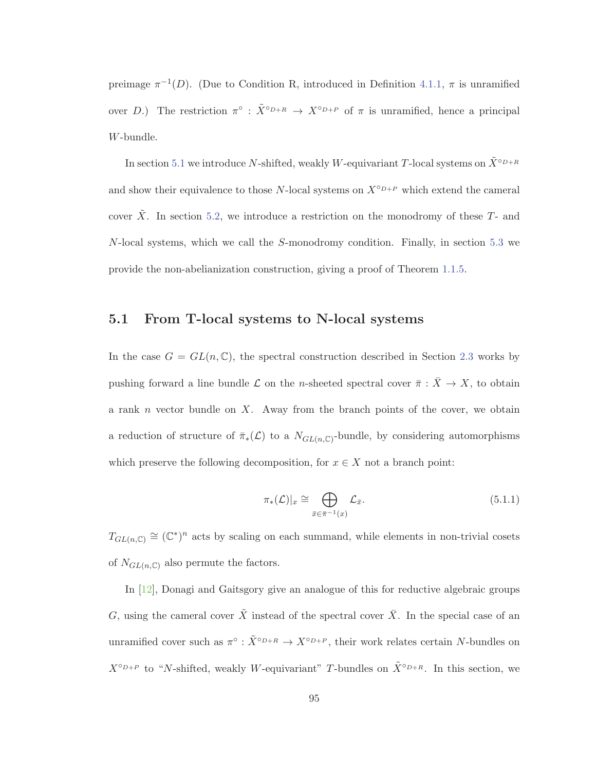preimage $\pi^{-1}(D)$. (Due to Condition R, introduced in Definition 4.1.1, $\pi$ is unramified over $D$.) The restriction $\pi^\circ : \tilde{X}^{\circ_{D+R}} \to X^{\circ_{D+P}}$ of $\pi$ is unramified, hence a principal $W$-bundle.

In section 5.1 we introduce $N$-shifted, weakly $W$-equivariant $T$-local systems on $\tilde{X}^{\circ_{D+R}}$ and show their equivalence to those $N$-local systems on $X^{\circ_{D+P}}$ which extend the cameral cover $\tilde{X}$. In section 5.2, we introduce a restriction on the monodromy of these $T$- and $N$-local systems, which we call the $S$-monodromy condition. Finally, in section 5.3 we provide the non-abelianization construction, giving a proof of Theorem 1.1.5.

## 5.1 From T-local systems to N-local systems

In the case $G = GL(n, \mathbb{C})$, the spectral construction described in Section 2.3 works by pushing forward a line bundle $\mathcal{L}$ on the $n$-sheeted spectral cover $\bar{\pi} : \bar{X} \to X$, to obtain a rank $n$ vector bundle on $X$. Away from the branch points of the cover, we obtain a reduction of structure of $\bar{\pi}_*(\mathcal{L})$ to a $N_{GL(n,\mathbb{C})}$-bundle, by considering automorphisms which preserve the following decomposition, for $x \in X$ not a branch point:

$$\pi_*(\mathcal{L})|_x \cong \bigoplus_{\bar{x} \in \bar{\pi}^{-1}(x)} \mathcal{L}_{\bar{x}}. \tag{5.1.1}$$

$T_{GL(n,\mathbb{C})} \cong (\mathbb{C}^*)^n$ acts by scaling on each summand, while elements in non-trivial cosets of $N_{GL(n,\mathbb{C})}$ also permute the factors.

In [12], Donagi and Gaitsgory give an analogue of this for reductive algebraic groups $G$, using the cameral cover $\tilde{X}$ instead of the spectral cover $\bar{X}$. In the special case of an unramified cover such as $\pi^\circ : \tilde{X}^{\circ_{D+R}} \to X^{\circ_{D+P}}$, their work relates certain $N$-bundles on $X^{\circ_{D+P}}$ to "$N$-shifted, weakly $W$-equivariant" $T$-bundles on $\tilde{X}^{\circ_{D+R}}$. In this section, we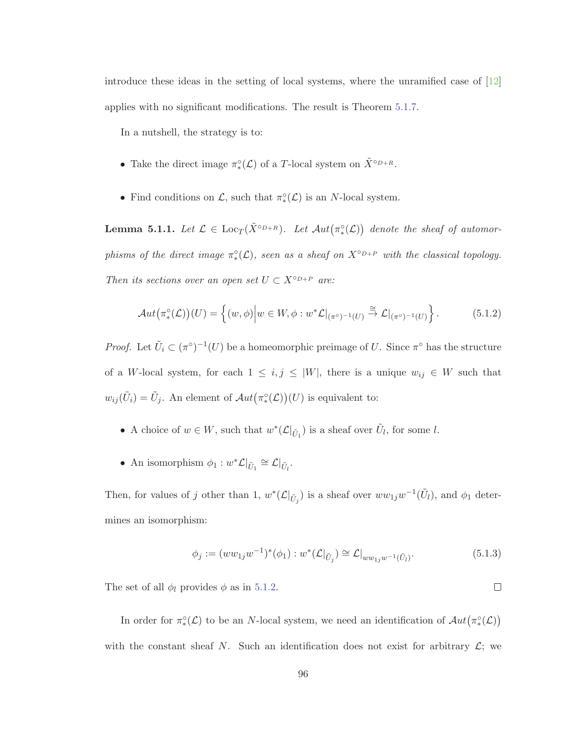introduce these ideas in the setting of local systems, where the unramified case of [12] applies with no significant modifications. The result is Theorem 5.1.7.

In a nutshell, the strategy is to:

- Take the direct image $\pi^\circ_*(\mathcal{L})$ of a $T$-local system on $\tilde{X}^{\circ_{D+R}}$.
- Find conditions on $\mathcal{L}$, such that $\pi^\circ_*(\mathcal{L})$ is an $N$-local system.

**Lemma 5.1.1.** *Let $\mathcal{L} \in \mathrm{Loc}_T(\tilde{X}^{\circ_{D+R}})$. Let $\mathcal{A}ut\big(\pi^\circ_*(\mathcal{L})\big)$ denote the sheaf of automorphisms of the direct image $\pi^\circ_*(\mathcal{L})$, seen as a sheaf on $X^{\circ_{D+P}}$ with the classical topology. Then its sections over an open set $U \subset X^{\circ_{D+P}}$ are:*

$$\mathcal{A}ut\big(\pi^\circ_*(\mathcal{L})\big)(U) = \left\{(w,\phi)\Big| w \in W, \phi : w^*\mathcal{L}|_{(\pi^\circ)^{-1}(U)} \overset{\cong}{\to} \mathcal{L}|_{(\pi^\circ)^{-1}(U)}\right\}. \tag{5.1.2}$$

*Proof.* Let $\tilde{U}_i \subset (\pi^\circ)^{-1}(U)$ be a homeomorphic preimage of $U$. Since $\pi^\circ$ has the structure of a $W$-local system, for each $1 \leq i,j \leq |W|$, there is a unique $w_{ij} \in W$ such that $w_{ij}(\tilde{U}_i) = \tilde{U}_j$. An element of $\mathcal{A}ut\big(\pi^\circ_*(\mathcal{L})\big)(U)$ is equivalent to:

- A choice of $w \in W$, such that $w^*(\mathcal{L}|_{\tilde{U}_1})$ is a sheaf over $\tilde{U}_l$, for some $l$.
- An isomorphism $\phi_1 : w^*\mathcal{L}|_{\tilde{U}_1} \cong \mathcal{L}|_{\tilde{U}_l}$.

Then, for values of $j$ other than 1, $w^*(\mathcal{L}|_{\tilde{U}_j})$ is a sheaf over $ww_{1j}w^{-1}(\tilde{U}_l)$, and $\phi_1$ determines an isomorphism:

$$\phi_j := (ww_{1j}w^{-1})^*(\phi_1) : w^*(\mathcal{L}|_{\tilde{U}_j}) \cong \mathcal{L}|_{ww_{1j}w^{-1}(\tilde{U}_l)}. \tag{5.1.3}$$

The set of all $\phi_l$ provides $\phi$ as in 5.1.2. $\square$

In order for $\pi^\circ_*(\mathcal{L})$ to be an $N$-local system, we need an identification of $\mathcal{A}ut\big(\pi^\circ_*(\mathcal{L})\big)$ with the constant sheaf $N$. Such an identification does not exist for arbitrary $\mathcal{L}$; we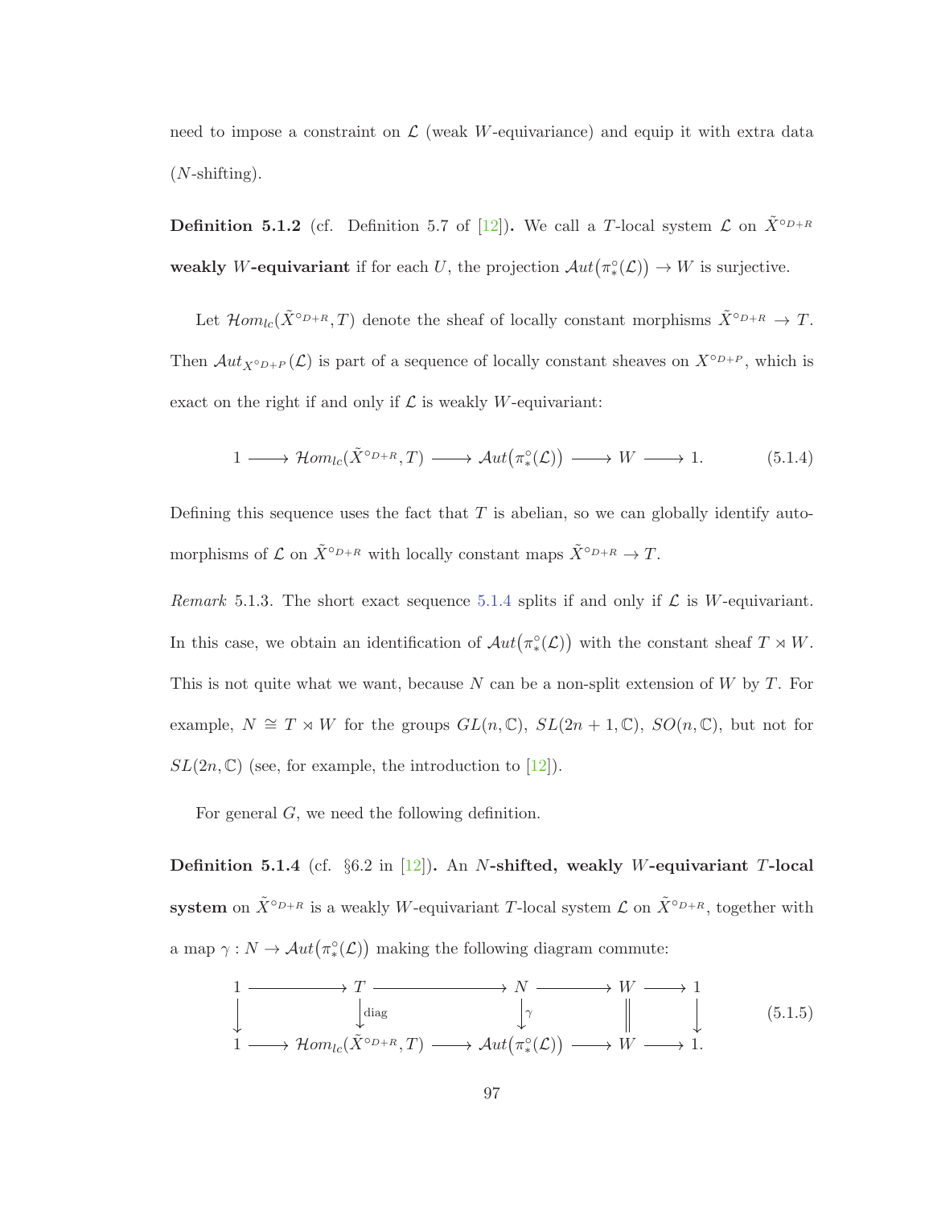need to impose a constraint on $\mathcal{L}$ (weak $W$-equivariance) and equip it with extra data ($N$-shifting).

**Definition 5.1.2** (cf. Definition 5.7 of [12])**.** We call a $T$-local system $\mathcal{L}$ on $\tilde{X}^{\circ D+R}$ **weakly $W$-equivariant** if for each $U$, the projection $\mathcal{A}ut\big(\pi^\circ_*(\mathcal{L})\big) \to W$ is surjective.

Let $\mathcal{H}om_{lc}(\tilde{X}^{\circ D+R}, T)$ denote the sheaf of locally constant morphisms $\tilde{X}^{\circ D+R} \to T$. Then $\mathcal{A}ut_{X^{\circ D+P}}(\mathcal{L})$ is part of a sequence of locally constant sheaves on $X^{\circ D+P}$, which is exact on the right if and only if $\mathcal{L}$ is weakly $W$-equivariant:

$$1 \longrightarrow \mathcal{H}om_{lc}(\tilde{X}^{\circ D+R}, T) \longrightarrow \mathcal{A}ut\big(\pi^\circ_*(\mathcal{L})\big) \longrightarrow W \longrightarrow 1. \tag{5.1.4}$$

Defining this sequence uses the fact that $T$ is abelian, so we can globally identify automorphisms of $\mathcal{L}$ on $\tilde{X}^{\circ D+R}$ with locally constant maps $\tilde{X}^{\circ D+R} \to T$.

*Remark* 5.1.3. The short exact sequence 5.1.4 splits if and only if $\mathcal{L}$ is $W$-equivariant. In this case, we obtain an identification of $\mathcal{A}ut\big(\pi^\circ_*(\mathcal{L})\big)$ with the constant sheaf $T \rtimes W$. This is not quite what we want, because $N$ can be a non-split extension of $W$ by $T$. For example, $N \cong T \rtimes W$ for the groups $GL(n, \mathbb{C})$, $SL(2n+1, \mathbb{C})$, $SO(n, \mathbb{C})$, but not for $SL(2n, \mathbb{C})$ (see, for example, the introduction to [12]).

For general $G$, we need the following definition.

**Definition 5.1.4** (cf. §6.2 in [12])**.** An **$N$-shifted, weakly $W$-equivariant $T$-local system** on $\tilde{X}^{\circ D+R}$ is a weakly $W$-equivariant $T$-local system $\mathcal{L}$ on $\tilde{X}^{\circ D+R}$, together with a map $\gamma : N \to \mathcal{A}ut\big(\pi^\circ_*(\mathcal{L})\big)$ making the following diagram commute:

$$\begin{array}{ccccccccc}
1 & \longrightarrow & T & \longrightarrow & N & \longrightarrow & W & \longrightarrow & 1 \\
\downarrow & & \downarrow{\scriptstyle \mathrm{diag}} & & \downarrow{\scriptstyle \gamma} & & \| & & \downarrow \\
1 & \longrightarrow & \mathcal{H}om_{lc}(\tilde{X}^{\circ D+R}, T) & \longrightarrow & \mathcal{A}ut\big(\pi^\circ_*(\mathcal{L})\big) & \longrightarrow & W & \longrightarrow & 1.
\end{array} \tag{5.1.5}$$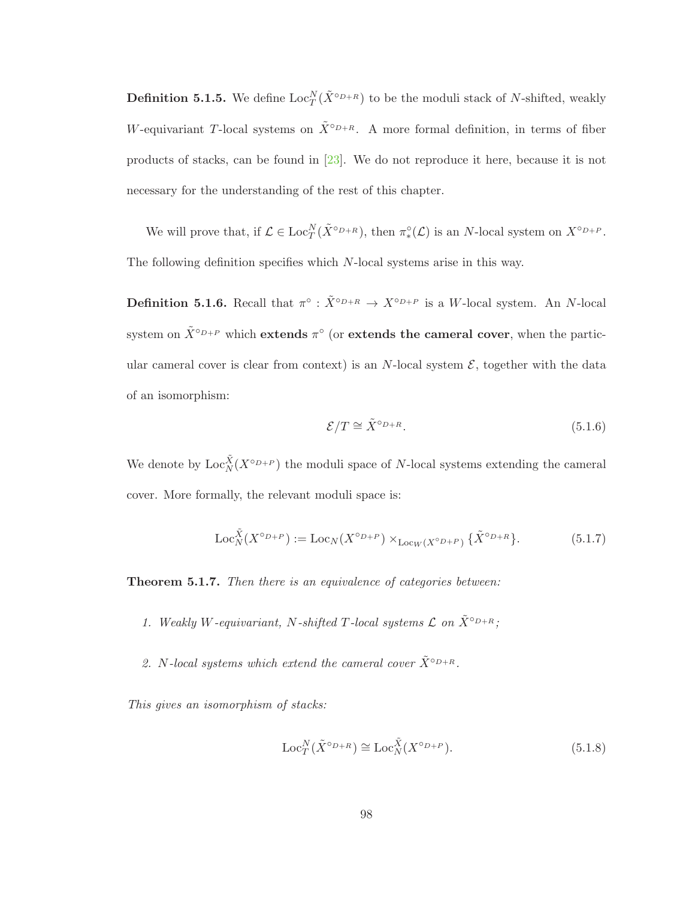**Definition 5.1.5.** We define $\mathrm{Loc}_T^N(\tilde{X}^{\circ_{D+R}})$ to be the moduli stack of $N$-shifted, weakly $W$-equivariant $T$-local systems on $\tilde{X}^{\circ_{D+R}}$. A more formal definition, in terms of fiber products of stacks, can be found in [23]. We do not reproduce it here, because it is not necessary for the understanding of the rest of this chapter.

We will prove that, if $\mathcal{L} \in \mathrm{Loc}_T^N(\tilde{X}^{\circ_{D+R}})$, then $\pi_*^\circ(\mathcal{L})$ is an $N$-local system on $X^{\circ_{D+P}}$. The following definition specifies which $N$-local systems arise in this way.

**Definition 5.1.6.** Recall that $\pi^\circ : \tilde{X}^{\circ_{D+R}} \to X^{\circ_{D+P}}$ is a $W$-local system. An $N$-local system on $\tilde{X}^{\circ_{D+P}}$ which **extends** $\pi^\circ$ (or **extends the cameral cover**, when the particular cameral cover is clear from context) is an $N$-local system $\mathcal{E}$, together with the data of an isomorphism:

$$\mathcal{E}/T \cong \tilde{X}^{\circ_{D+R}}. \tag{5.1.6}$$

We denote by $\mathrm{Loc}_N^{\tilde{X}}(X^{\circ_{D+P}})$ the moduli space of $N$-local systems extending the cameral cover. More formally, the relevant moduli space is:

$$\mathrm{Loc}_N^{\tilde{X}}(X^{\circ_{D+P}}) := \mathrm{Loc}_N(X^{\circ_{D+P}}) \times_{\mathrm{Loc}_W(X^{\circ_{D+P}})} \{\tilde{X}^{\circ_{D+R}}\}. \tag{5.1.7}$$

**Theorem 5.1.7.** *Then there is an equivalence of categories between:*

1. *Weakly $W$-equivariant, $N$-shifted $T$-local systems $\mathcal{L}$ on $\tilde{X}^{\circ_{D+R}}$;*

2. *$N$-local systems which extend the cameral cover $\tilde{X}^{\circ_{D+R}}$.*

*This gives an isomorphism of stacks:*

$$\mathrm{Loc}_T^N(\tilde{X}^{\circ_{D+R}}) \cong \mathrm{Loc}_N^{\tilde{X}}(X^{\circ_{D+P}}). \tag{5.1.8}$$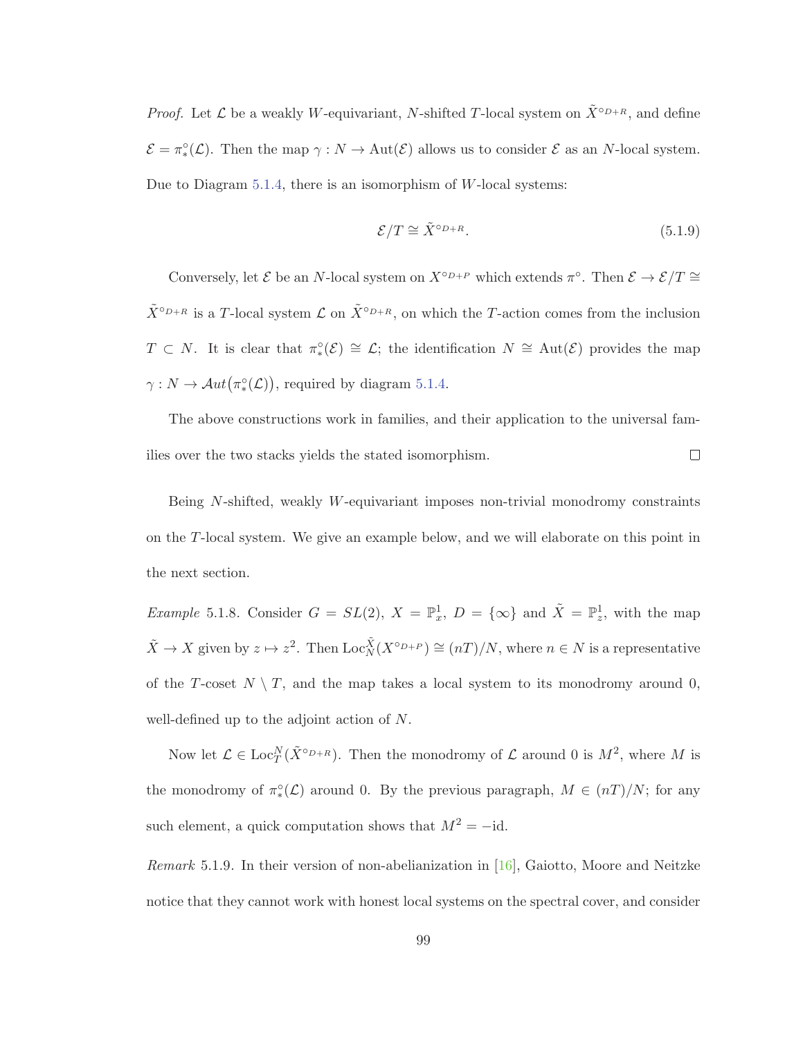*Proof.* Let $\mathcal{L}$ be a weakly $W$-equivariant, $N$-shifted $T$-local system on $\tilde{X}^{\circ_{D+R}}$, and define $\mathcal{E} = \pi_*^\circ(\mathcal{L})$. Then the map $\gamma : N \to \mathrm{Aut}(\mathcal{E})$ allows us to consider $\mathcal{E}$ as an $N$-local system. Due to Diagram 5.1.4, there is an isomorphism of $W$-local systems:

$$\mathcal{E}/T \cong \tilde{X}^{\circ_{D+R}}. \tag{5.1.9}$$

Conversely, let $\mathcal{E}$ be an $N$-local system on $X^{\circ_{D+P}}$ which extends $\pi^\circ$. Then $\mathcal{E} \to \mathcal{E}/T \cong \tilde{X}^{\circ_{D+R}}$ is a $T$-local system $\mathcal{L}$ on $\tilde{X}^{\circ_{D+R}}$, on which the $T$-action comes from the inclusion $T \subset N$. It is clear that $\pi_*^\circ(\mathcal{E}) \cong \mathcal{L}$; the identification $N \cong \mathrm{Aut}(\mathcal{E})$ provides the map $\gamma : N \to \mathcal{A}ut\big(\pi_*^\circ(\mathcal{L})\big)$, required by diagram 5.1.4.

The above constructions work in families, and their application to the universal families over the two stacks yields the stated isomorphism. $\square$

Being $N$-shifted, weakly $W$-equivariant imposes non-trivial monodromy constraints on the $T$-local system. We give an example below, and we will elaborate on this point in the next section.

*Example* 5.1.8. Consider $G = SL(2)$, $X = \mathbb{P}^1_x$, $D = \{\infty\}$ and $\tilde{X} = \mathbb{P}^1_z$, with the map $\tilde{X} \to X$ given by $z \mapsto z^2$. Then $\mathrm{Loc}_N^{\tilde{X}}(X^{\circ_{D+P}}) \cong (nT)/N$, where $n \in N$ is a representative of the $T$-coset $N \setminus T$, and the map takes a local system to its monodromy around 0, well-defined up to the adjoint action of $N$.

Now let $\mathcal{L} \in \mathrm{Loc}_T^N(\tilde{X}^{\circ_{D+R}})$. Then the monodromy of $\mathcal{L}$ around 0 is $M^2$, where $M$ is the monodromy of $\pi_*^\circ(\mathcal{L})$ around 0. By the previous paragraph, $M \in (nT)/N$; for any such element, a quick computation shows that $M^2 = -\mathrm{id}$.

*Remark* 5.1.9. In their version of non-abelianization in [16], Gaiotto, Moore and Neitzke notice that they cannot work with honest local systems on the spectral cover, and consider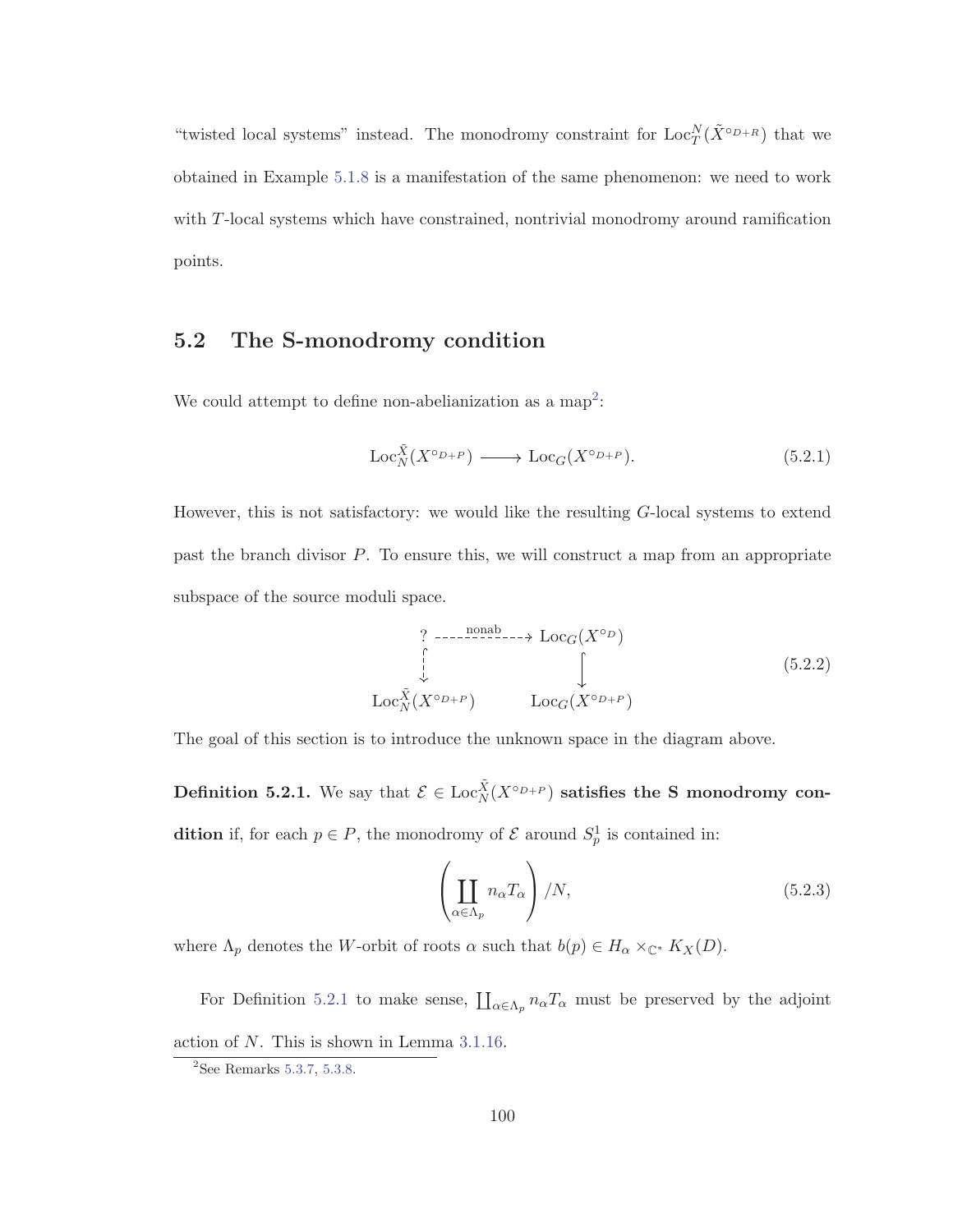"twisted local systems" instead. The monodromy constraint for $\mathrm{Loc}_T^N(\tilde{X}^{\circ_{D+R}})$ that we obtained in Example 5.1.8 is a manifestation of the same phenomenon: we need to work with $T$-local systems which have constrained, nontrivial monodromy around ramification points.

## 5.2 The S-monodromy condition

We could attempt to define non-abelianization as a map[2]:

$$\mathrm{Loc}_N^{\tilde{X}}(X^{\circ_{D+P}}) \longrightarrow \mathrm{Loc}_G(X^{\circ_{D+P}}). \tag{5.2.1}$$

However, this is not satisfactory: we would like the resulting $G$-local systems to extend past the branch divisor $P$. To ensure this, we will construct a map from an appropriate subspace of the source moduli space.

$$\begin{array}{ccc} ? & \xrightarrow{\text{nonab}} & \mathrm{Loc}_G(X^{\circ_D}) \\ \downarrow & & \downarrow \\ \mathrm{Loc}_N^{\tilde{X}}(X^{\circ_{D+P}}) & & \mathrm{Loc}_G(X^{\circ_{D+P}}) \end{array} \tag{5.2.2}$$

The goal of this section is to introduce the unknown space in the diagram above.

**Definition 5.2.1.** We say that $\mathcal{E} \in \mathrm{Loc}_N^{\tilde{X}}(X^{\circ_{D+P}})$ **satisfies the S monodromy condition** if, for each $p \in P$, the monodromy of $\mathcal{E}$ around $S_p^1$ is contained in:

$$\left( \coprod_{\alpha \in \Lambda_p} n_\alpha T_\alpha \right) / N, \tag{5.2.3}$$

where $\Lambda_p$ denotes the $W$-orbit of roots $\alpha$ such that $b(p) \in H_\alpha \times_{\mathbb{C}^*} K_X(D)$.

For Definition 5.2.1 to make sense, $\coprod_{\alpha \in \Lambda_p} n_\alpha T_\alpha$ must be preserved by the adjoint action of $N$. This is shown in Lemma 3.1.16.

[2] See Remarks 5.3.7, 5.3.8.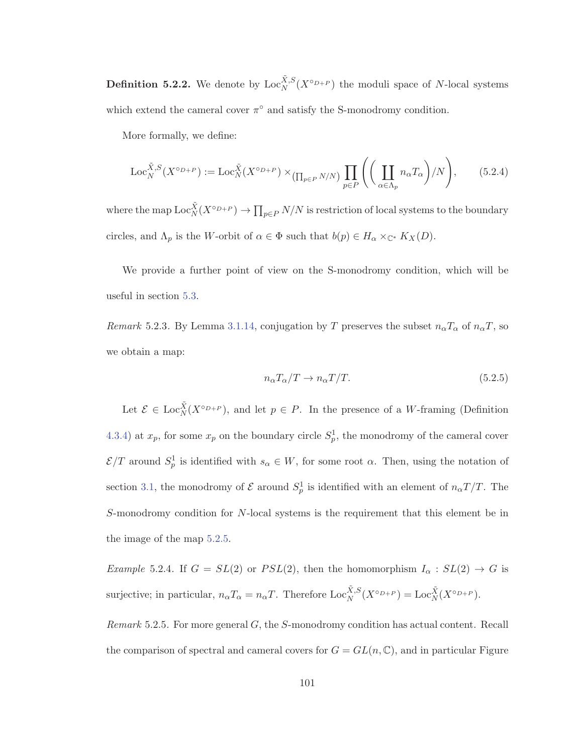**Definition 5.2.2.** We denote by $\mathrm{Loc}_N^{\tilde{X},S}(X^{\circ_{D+P}})$ the moduli space of $N$-local systems which extend the cameral cover $\pi^\circ$ and satisfy the S-monodromy condition.

More formally, we define:

$$\mathrm{Loc}_N^{\tilde{X},S}(X^{\circ_{D+P}}) := \mathrm{Loc}_N^{\tilde{X}}(X^{\circ_{D+P}}) \times_{(\prod_{p\in P} N/N)} \prod_{p\in P} \left( \Big( \coprod_{\alpha\in\Lambda_p} n_\alpha T_\alpha \Big) / N \right), \tag{5.2.4}$$

where the map $\mathrm{Loc}_N^{\tilde{X}}(X^{\circ_{D+P}}) \to \prod_{p\in P} N/N$ is restriction of local systems to the boundary circles, and $\Lambda_p$ is the $W$-orbit of $\alpha \in \Phi$ such that $b(p) \in H_\alpha \times_{\mathbb{C}^*} K_X(D)$.

We provide a further point of view on the S-monodromy condition, which will be useful in section 5.3.

*Remark* 5.2.3. By Lemma 3.1.14, conjugation by $T$ preserves the subset $n_\alpha T_\alpha$ of $n_\alpha T$, so we obtain a map:

$$n_\alpha T_\alpha / T \to n_\alpha T/T. \tag{5.2.5}$$

Let $\mathcal{E} \in \mathrm{Loc}_N^{\tilde{X}}(X^{\circ_{D+P}})$, and let $p \in P$. In the presence of a $W$-framing (Definition 4.3.4) at $x_p$, for some $x_p$ on the boundary circle $S_p^1$, the monodromy of the cameral cover $\mathcal{E}/T$ around $S_p^1$ is identified with $s_\alpha \in W$, for some root $\alpha$. Then, using the notation of section 3.1, the monodromy of $\mathcal{E}$ around $S_p^1$ is identified with an element of $n_\alpha T/T$. The $S$-monodromy condition for $N$-local systems is the requirement that this element be in the image of the map 5.2.5.

*Example* 5.2.4. If $G = SL(2)$ or $PSL(2)$, then the homomorphism $I_\alpha : SL(2) \to G$ is surjective; in particular, $n_\alpha T_\alpha = n_\alpha T$. Therefore $\mathrm{Loc}_N^{\tilde{X},S}(X^{\circ_{D+P}}) = \mathrm{Loc}_N^{\tilde{X}}(X^{\circ_{D+P}})$.

*Remark* 5.2.5. For more general $G$, the $S$-monodromy condition has actual content. Recall the comparison of spectral and cameral covers for $G = GL(n, \mathbb{C})$, and in particular Figure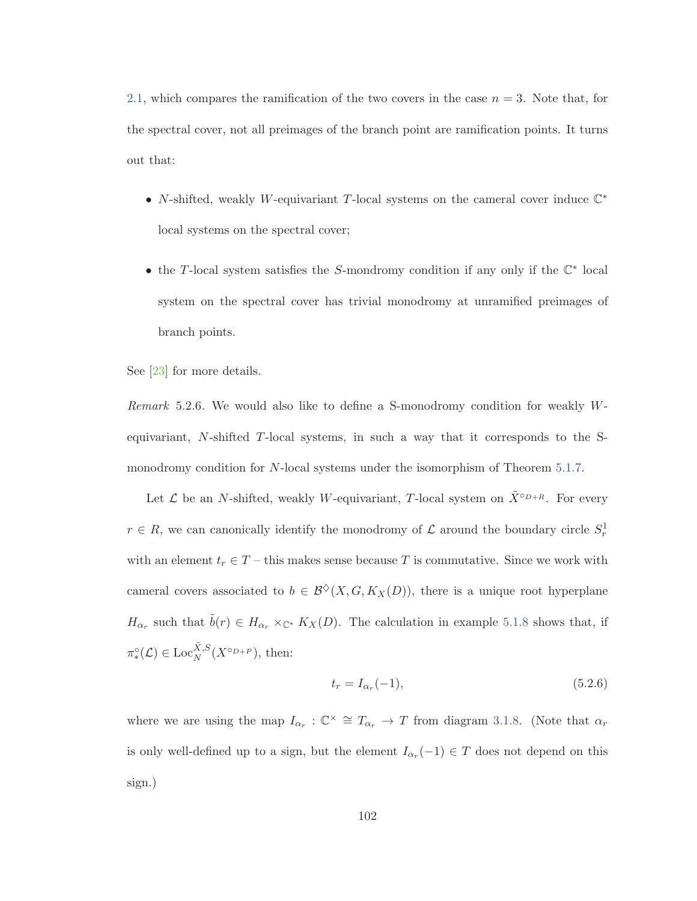2.1, which compares the ramification of the two covers in the case $n = 3$. Note that, for the spectral cover, not all preimages of the branch point are ramification points. It turns out that:

- $N$-shifted, weakly $W$-equivariant $T$-local systems on the cameral cover induce $\mathbb{C}^*$ local systems on the spectral cover;
- the $T$-local system satisfies the $S$-mondromy condition if any only if the $\mathbb{C}^*$ local system on the spectral cover has trivial monodromy at unramified preimages of branch points.

See [23] for more details.

*Remark* 5.2.6. We would also like to define a S-monodromy condition for weakly $W$-equivariant, $N$-shifted $T$-local systems, in such a way that it corresponds to the S-monodromy condition for $N$-local systems under the isomorphism of Theorem 5.1.7.

Let $\mathcal{L}$ be an $N$-shifted, weakly $W$-equivariant, $T$-local system on $\tilde{X}^{\circ_{D+R}}$. For every $r \in R$, we can canonically identify the monodromy of $\mathcal{L}$ around the boundary circle $S^1_r$ with an element $t_r \in T$ – this makes sense because $T$ is commutative. Since we work with cameral covers associated to $b \in \mathcal{B}^{\diamondsuit}(X, G, K_X(D))$, there is a unique root hyperplane $H_{\alpha_r}$ such that $\tilde{b}(r) \in H_{\alpha_r} \times_{\mathbb{C}^*} K_X(D)$. The calculation in example 5.1.8 shows that, if $\pi_*^\circ(\mathcal{L}) \in \mathrm{Loc}_N^{\tilde{X},S}(X^{\circ_{D+P}})$, then:

$$t_r = I_{\alpha_r}(-1), \tag{5.2.6}$$

where we are using the map $I_{\alpha_r} : \mathbb{C}^\times \cong T_{\alpha_r} \to T$ from diagram 3.1.8. (Note that $\alpha_r$ is only well-defined up to a sign, but the element $I_{\alpha_r}(-1) \in T$ does not depend on this sign.)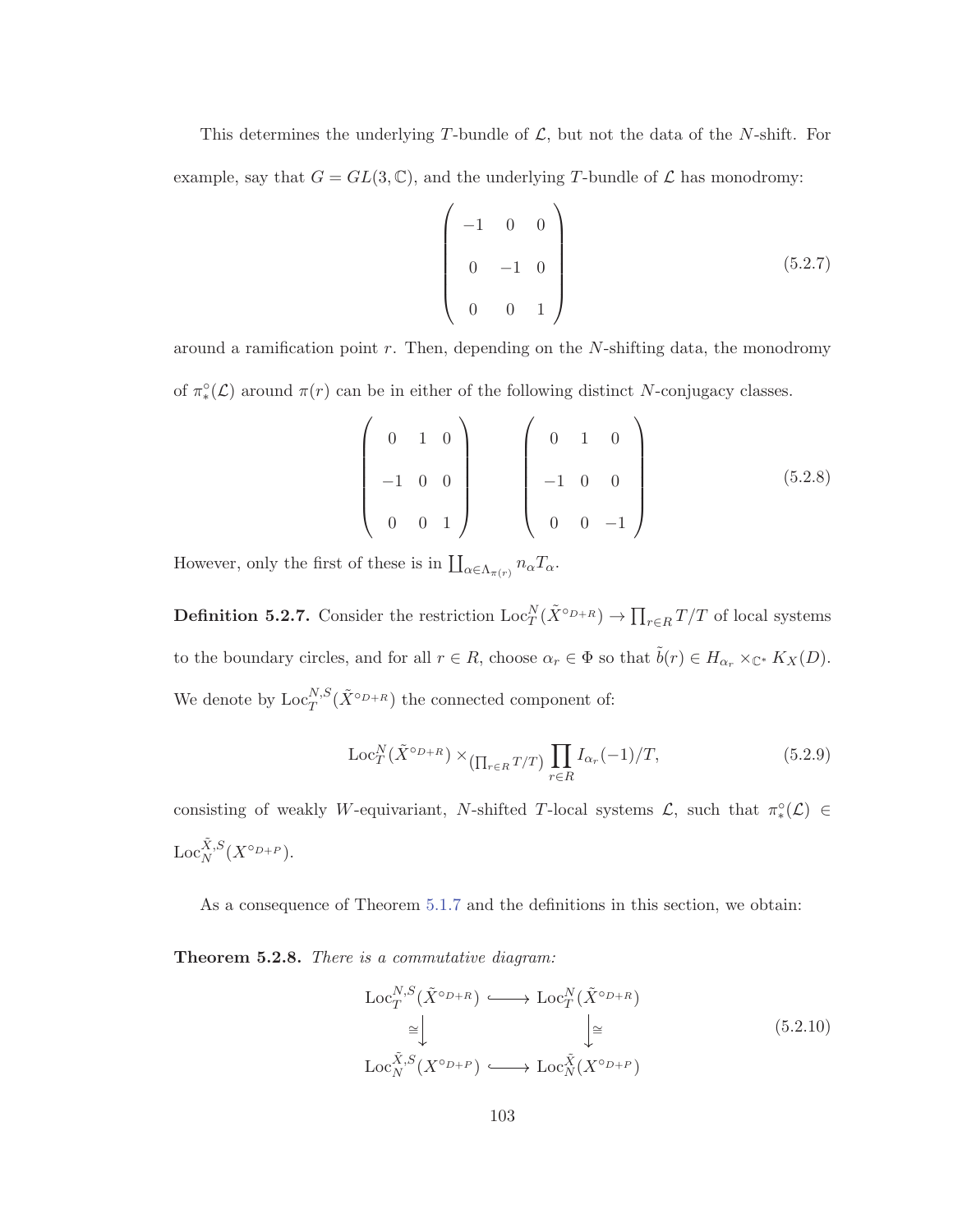This determines the underlying $T$-bundle of $\mathcal{L}$, but not the data of the $N$-shift. For example, say that $G = GL(3, \mathbb{C})$, and the underlying $T$-bundle of $\mathcal{L}$ has monodromy:

$$\begin{pmatrix} -1 & 0 & 0 \\ 0 & -1 & 0 \\ 0 & 0 & 1 \end{pmatrix} \tag{5.2.7}$$

around a ramification point $r$. Then, depending on the $N$-shifting data, the monodromy of $\pi_*^\circ(\mathcal{L})$ around $\pi(r)$ can be in either of the following distinct $N$-conjugacy classes.

$$\begin{pmatrix} 0 & 1 & 0 \\ -1 & 0 & 0 \\ 0 & 0 & 1 \end{pmatrix} \qquad \begin{pmatrix} 0 & 1 & 0 \\ -1 & 0 & 0 \\ 0 & 0 & -1 \end{pmatrix} \tag{5.2.8}$$

However, only the first of these is in $\coprod_{\alpha \in \Lambda_{\pi(r)}} n_\alpha T_\alpha$.

**Definition 5.2.7.** Consider the restriction $\mathrm{Loc}_T^N(\tilde{X}^{\circ_{D+R}}) \to \prod_{r \in R} T/T$ of local systems to the boundary circles, and for all $r \in R$, choose $\alpha_r \in \Phi$ so that $\tilde{b}(r) \in H_{\alpha_r} \times_{\mathbb{C}^*} K_X(D)$. We denote by $\mathrm{Loc}_T^{N,S}(\tilde{X}^{\circ_{D+R}})$ the connected component of:

$$\mathrm{Loc}_T^N(\tilde{X}^{\circ_{D+R}}) \times_{(\prod_{r\in R} T/T)} \prod_{r \in R} I_{\alpha_r}(-1)/T, \tag{5.2.9}$$

consisting of weakly $W$-equivariant, $N$-shifted $T$-local systems $\mathcal{L}$, such that $\pi_*^\circ(\mathcal{L}) \in \mathrm{Loc}_N^{\tilde{X},S}(X^{\circ_{D+P}})$.

As a consequence of Theorem 5.1.7 and the definitions in this section, we obtain:

**Theorem 5.2.8.** *There is a commutative diagram:*

$$\begin{array}{ccc} \mathrm{Loc}_T^{N,S}(\tilde{X}^{\circ_{D+R}}) & \hookrightarrow & \mathrm{Loc}_T^{N}(\tilde{X}^{\circ_{D+R}}) \\ \cong\downarrow & & \downarrow\cong \\ \mathrm{Loc}_N^{\tilde{X},S}(X^{\circ_{D+P}}) & \hookrightarrow & \mathrm{Loc}_N^{\tilde{X}}(X^{\circ_{D+P}}) \end{array} \tag{5.2.10}$$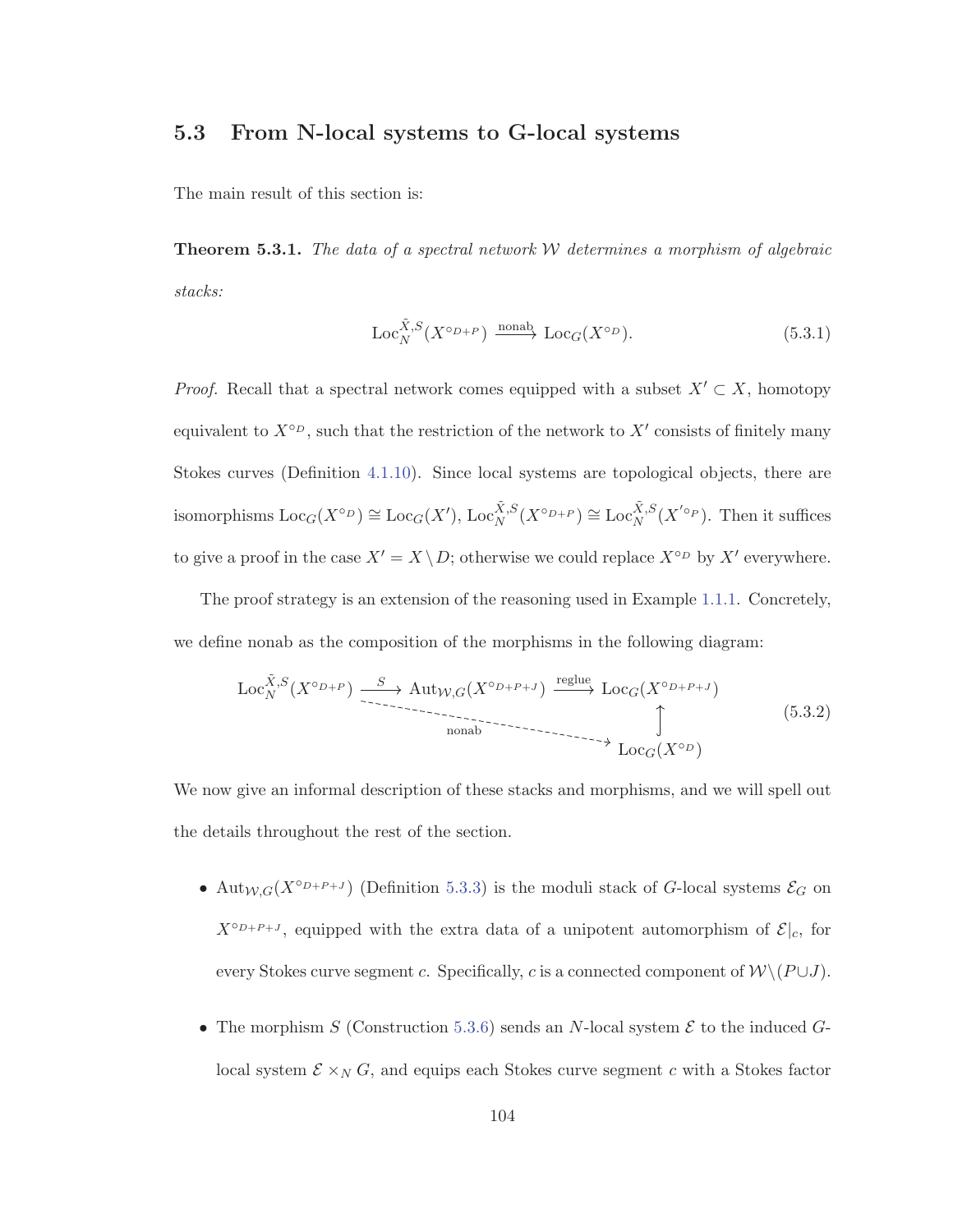## 5.3 From N-local systems to G-local systems

The main result of this section is:

**Theorem 5.3.1.** *The data of a spectral network $\mathcal{W}$ determines a morphism of algebraic stacks:*

$$\mathrm{Loc}_N^{\tilde{X},S}(X^{\circ_{D+P}}) \xrightarrow{\text{nonab}} \mathrm{Loc}_G(X^{\circ_D}). \tag{5.3.1}$$

*Proof.* Recall that a spectral network comes equipped with a subset $X' \subset X$, homotopy equivalent to $X^{\circ_D}$, such that the restriction of the network to $X'$ consists of finitely many Stokes curves (Definition 4.1.10). Since local systems are topological objects, there are isomorphisms $\mathrm{Loc}_G(X^{\circ_D}) \cong \mathrm{Loc}_G(X')$, $\mathrm{Loc}_N^{\tilde{X},S}(X^{\circ_{D+P}}) \cong \mathrm{Loc}_N^{\tilde{X},S}(X'^{\circ_P})$. Then it suffices to give a proof in the case $X' = X \setminus D$; otherwise we could replace $X^{\circ_D}$ by $X'$ everywhere.

The proof strategy is an extension of the reasoning used in Example 1.1.1. Concretely, we define nonab as the composition of the morphisms in the following diagram:

$$\begin{array}{ccccc} \mathrm{Loc}_N^{\tilde{X},S}(X^{\circ_{D+P}}) & \xrightarrow{S} & \mathrm{Aut}_{\mathcal{W},G}(X^{\circ_{D+P+J}}) & \xrightarrow{\text{reglue}} & \mathrm{Loc}_G(X^{\circ_{D+P+J}}) \\ & & & \overset{\text{nonab}}{\searrow} & \uparrow \\ & & & & \mathrm{Loc}_G(X^{\circ_D}) \end{array} \tag{5.3.2}$$

We now give an informal description of these stacks and morphisms, and we will spell out the details throughout the rest of the section.

- $\mathrm{Aut}_{\mathcal{W},G}(X^{\circ_{D+P+J}})$ (Definition 5.3.3) is the moduli stack of $G$-local systems $\mathcal{E}_G$ on $X^{\circ_{D+P+J}}$, equipped with the extra data of a unipotent automorphism of $\mathcal{E}|_c$, for every Stokes curve segment $c$. Specifically, $c$ is a connected component of $\mathcal{W}\setminus(P \cup J)$.
- The morphism $S$ (Construction 5.3.6) sends an $N$-local system $\mathcal{E}$ to the induced $G$-local system $\mathcal{E} \times_N G$, and equips each Stokes curve segment $c$ with a Stokes factor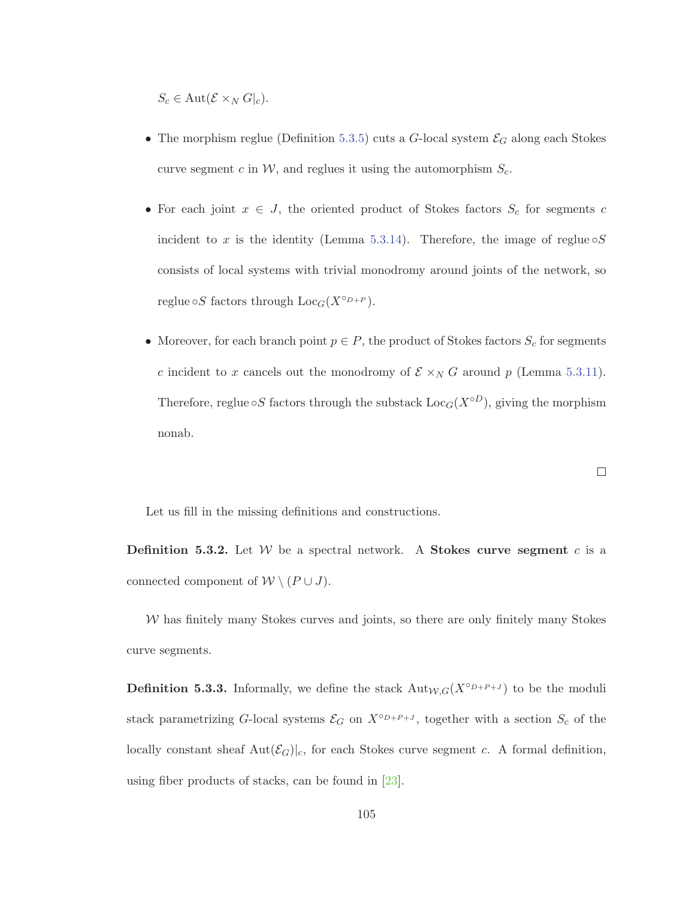$S_c \in \mathrm{Aut}(\mathcal{E} \times_N G|_c)$.

- The morphism reglue (Definition 5.3.5) cuts a $G$-local system $\mathcal{E}_G$ along each Stokes curve segment $c$ in $\mathcal{W}$, and reglues it using the automorphism $S_c$.
- For each joint $x \in J$, the oriented product of Stokes factors $S_c$ for segments $c$ incident to $x$ is the identity (Lemma 5.3.14). Therefore, the image of reglue $\circ S$ consists of local systems with trivial monodromy around joints of the network, so reglue $\circ S$ factors through $\mathrm{Loc}_G(X^{\circ_{D+P}})$.
- Moreover, for each branch point $p \in P$, the product of Stokes factors $S_c$ for segments $c$ incident to $x$ cancels out the monodromy of $\mathcal{E} \times_N G$ around $p$ (Lemma 5.3.11). Therefore, reglue $\circ S$ factors through the substack $\mathrm{Loc}_G(X^{\circ D})$, giving the morphism nonab.

□

Let us fill in the missing definitions and constructions.

**Definition 5.3.2.** Let $\mathcal{W}$ be a spectral network. A **Stokes curve segment** $c$ is a connected component of $\mathcal{W} \setminus (P \cup J)$.

$\mathcal{W}$ has finitely many Stokes curves and joints, so there are only finitely many Stokes curve segments.

**Definition 5.3.3.** Informally, we define the stack $\mathrm{Aut}_{\mathcal{W},G}(X^{\circ_{D+P+J}})$ to be the moduli stack parametrizing $G$-local systems $\mathcal{E}_G$ on $X^{\circ_{D+P+J}}$, together with a section $S_c$ of the locally constant sheaf $\mathrm{Aut}(\mathcal{E}_G)|_c$, for each Stokes curve segment $c$. A formal definition, using fiber products of stacks, can be found in [23].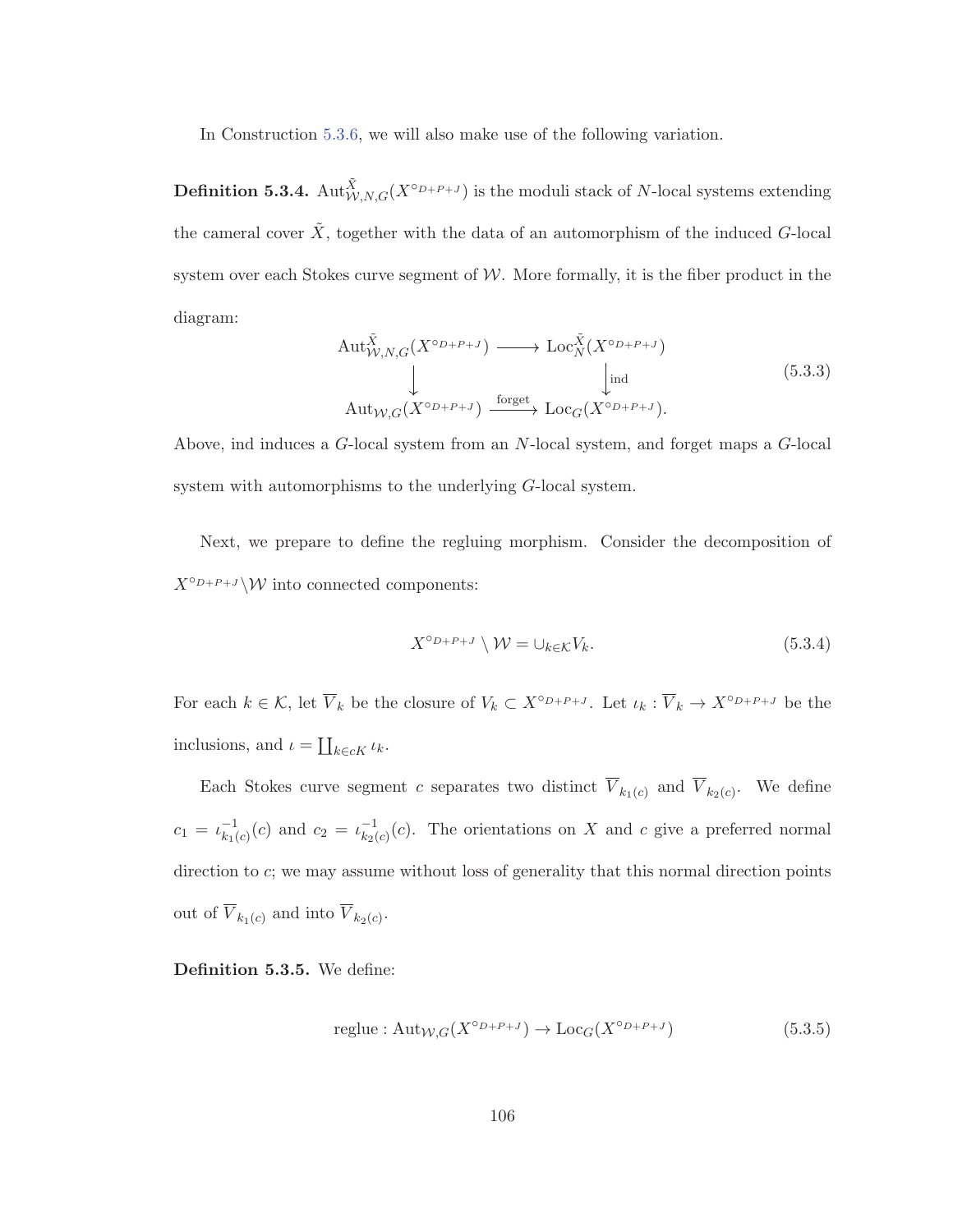In Construction 5.3.6, we will also make use of the following variation.

**Definition 5.3.4.** $\mathrm{Aut}^{\tilde{X}}_{\mathcal{W},N,G}(X^{\circ_{D+P+J}})$ is the moduli stack of $N$-local systems extending the cameral cover $\tilde{X}$, together with the data of an automorphism of the induced $G$-local system over each Stokes curve segment of $\mathcal{W}$. More formally, it is the fiber product in the diagram:

$$\begin{array}{ccc} \mathrm{Aut}^{\tilde{X}}_{\mathcal{W},N,G}(X^{\circ_{D+P+J}}) & \longrightarrow & \mathrm{Loc}^{\tilde{X}}_{N}(X^{\circ_{D+P+J}}) \\ \downarrow & & \downarrow \mathrm{ind} \\ \mathrm{Aut}_{\mathcal{W},G}(X^{\circ_{D+P+J}}) & \xrightarrow{\text{forget}} & \mathrm{Loc}_{G}(X^{\circ_{D+P+J}}). \end{array} \tag{5.3.3}$$

Above, ind induces a $G$-local system from an $N$-local system, and forget maps a $G$-local system with automorphisms to the underlying $G$-local system.

Next, we prepare to define the regluing morphism. Consider the decomposition of $X^{\circ_{D+P+J}}\backslash\mathcal{W}$ into connected components:

$$X^{\circ_{D+P+J}} \setminus \mathcal{W} = \cup_{k\in\mathcal{K}} V_k. \tag{5.3.4}$$

For each $k \in \mathcal{K}$, let $\overline{V}_k$ be the closure of $V_k \subset X^{\circ_{D+P+J}}$. Let $\iota_k : \overline{V}_k \to X^{\circ_{D+P+J}}$ be the inclusions, and $\iota = \coprod_{k\in cK} \iota_k$.

Each Stokes curve segment $c$ separates two distinct $\overline{V}_{k_1(c)}$ and $\overline{V}_{k_2(c)}$. We define $c_1 = \iota^{-1}_{k_1(c)}(c)$ and $c_2 = \iota^{-1}_{k_2(c)}(c)$. The orientations on $X$ and $c$ give a preferred normal direction to $c$; we may assume without loss of generality that this normal direction points out of $\overline{V}_{k_1(c)}$ and into $\overline{V}_{k_2(c)}$.

**Definition 5.3.5.** We define:

$$\mathrm{reglue} : \mathrm{Aut}_{\mathcal{W},G}(X^{\circ_{D+P+J}}) \to \mathrm{Loc}_{G}(X^{\circ_{D+P+J}}) \tag{5.3.5}$$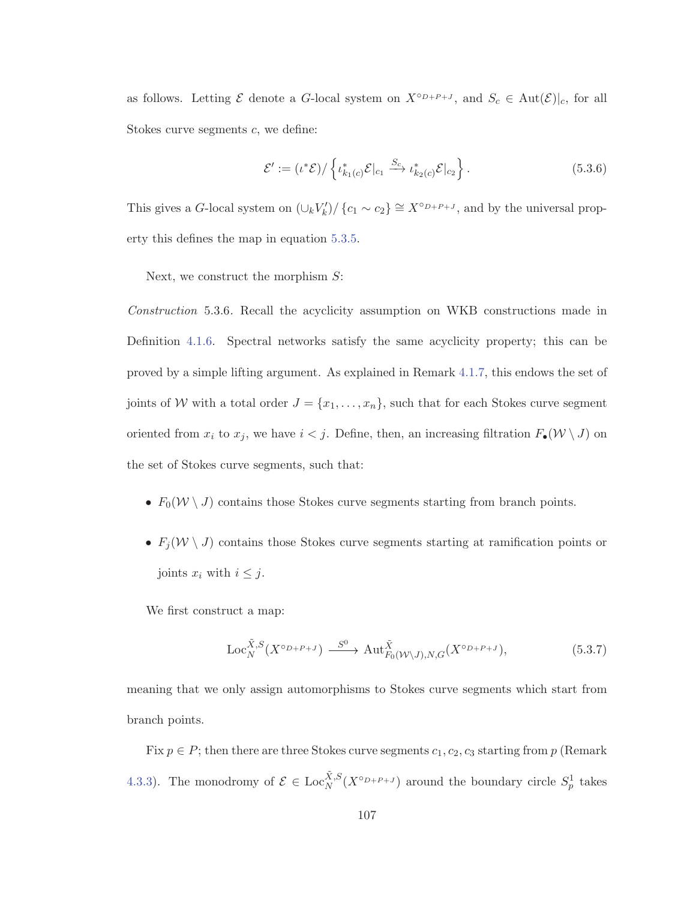as follows. Letting $\mathcal{E}$ denote a $G$-local system on $X^{\circ_{D+P+J}}$, and $S_c \in \mathrm{Aut}(\mathcal{E})|_c$, for all Stokes curve segments $c$, we define:

$$\mathcal{E}' := (\iota^* \mathcal{E}) / \left\{ \iota^*_{k_1(c)} \mathcal{E}|_{c_1} \xrightarrow{S_c} \iota^*_{k_2(c)} \mathcal{E}|_{c_2} \right\}. \tag{5.3.6}$$

This gives a $G$-local system on $(\cup_k V'_k)/\{c_1 \sim c_2\} \cong X^{\circ_{D+P+J}}$, and by the universal property this defines the map in equation 5.3.5.

Next, we construct the morphism $S$:

*Construction* 5.3.6. Recall the acyclicity assumption on WKB constructions made in Definition 4.1.6. Spectral networks satisfy the same acyclicity property; this can be proved by a simple lifting argument. As explained in Remark 4.1.7, this endows the set of joints of $\mathcal{W}$ with a total order $J = \{x_1, \ldots, x_n\}$, such that for each Stokes curve segment oriented from $x_i$ to $x_j$, we have $i < j$. Define, then, an increasing filtration $F_\bullet(\mathcal{W} \setminus J)$ on the set of Stokes curve segments, such that:

- $F_0(\mathcal{W} \setminus J)$ contains those Stokes curve segments starting from branch points.
- $F_j(\mathcal{W} \setminus J)$ contains those Stokes curve segments starting at ramification points or joints $x_i$ with $i \leq j$.

We first construct a map:

$$\mathrm{Loc}_N^{\tilde{X},S}(X^{\circ_{D+P+J}}) \xrightarrow{S^0} \mathrm{Aut}^{\tilde{X}}_{F_0(\mathcal{W}\setminus J),N,G}(X^{\circ_{D+P+J}}), \tag{5.3.7}$$

meaning that we only assign automorphisms to Stokes curve segments which start from branch points.

Fix $p \in P$; then there are three Stokes curve segments $c_1, c_2, c_3$ starting from $p$ (Remark 4.3.3). The monodromy of $\mathcal{E} \in \mathrm{Loc}_N^{\tilde{X},S}(X^{\circ_{D+P+J}})$ around the boundary circle $S^1_p$ takes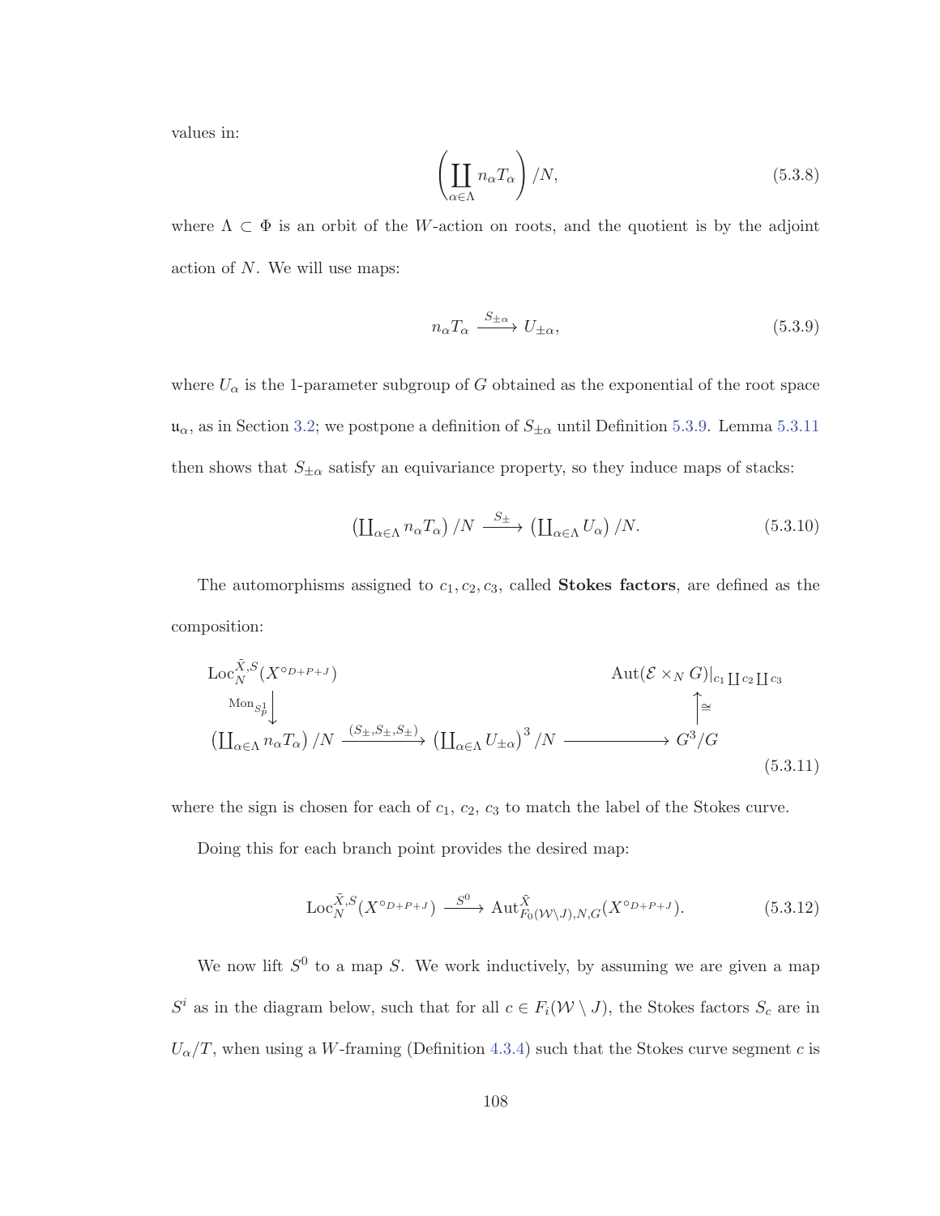values in:

$$\left(\coprod_{\alpha\in\Lambda} n_\alpha T_\alpha\right)/N, \tag{5.3.8}$$

where $\Lambda \subset \Phi$ is an orbit of the $W$-action on roots, and the quotient is by the adjoint action of $N$. We will use maps:

$$n_\alpha T_\alpha \xrightarrow{S_{\pm\alpha}} U_{\pm\alpha}, \tag{5.3.9}$$

where $U_\alpha$ is the 1-parameter subgroup of $G$ obtained as the exponential of the root space $\mathfrak{u}_\alpha$, as in Section 3.2; we postpone a definition of $S_{\pm\alpha}$ until Definition 5.3.9. Lemma 5.3.11 then shows that $S_{\pm\alpha}$ satisfy an equivariance property, so they induce maps of stacks:

$$\left(\coprod_{\alpha\in\Lambda} n_\alpha T_\alpha\right)/N \xrightarrow{S_\pm} \left(\coprod_{\alpha\in\Lambda} U_\alpha\right)/N. \tag{5.3.10}$$

The automorphisms assigned to $c_1, c_2, c_3$, called **Stokes factors**, are defined as the composition:

$$\begin{array}{ccccc}
\mathrm{Loc}_N^{\tilde{X},S}(X^{\circ_{D+P+J}}) & & & & \mathrm{Aut}(\mathcal{E}\times_N G)|_{c_1\coprod c_2 \coprod c_3} \\
\big\downarrow \mathrm{Mon}_{S^1_p} & & & & \big\uparrow \cong \\
\left(\coprod_{\alpha\in\Lambda} n_\alpha T_\alpha\right)/N & \xrightarrow{(S_\pm, S_\pm, S_\pm)} & \left(\coprod_{\alpha\in\Lambda} U_{\pm\alpha}\right)^3/N & \longrightarrow & G^3/G
\end{array} \tag{5.3.11}$$

where the sign is chosen for each of $c_1$, $c_2$, $c_3$ to match the label of the Stokes curve.

Doing this for each branch point provides the desired map:

$$\mathrm{Loc}_N^{\tilde{X},S}(X^{\circ_{D+P+J}}) \xrightarrow{S^0} \mathrm{Aut}^{\tilde{X}}_{F_0(\mathcal{W}\setminus J),N,G}(X^{\circ_{D+P+J}}). \tag{5.3.12}$$

We now lift $S^0$ to a map $S$. We work inductively, by assuming we are given a map $S^i$ as in the diagram below, such that for all $c \in F_i(\mathcal{W}\setminus J)$, the Stokes factors $S_c$ are in $U_\alpha/T$, when using a $W$-framing (Definition 4.3.4) such that the Stokes curve segment $c$ is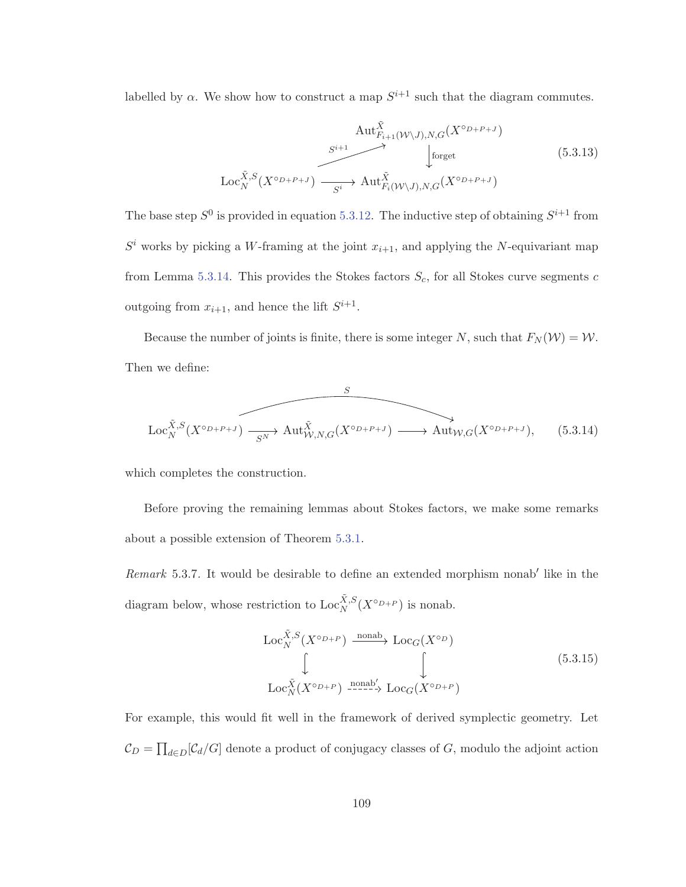labelled by $\alpha$. We show how to construct a map $S^{i+1}$ such that the diagram commutes.

$$\begin{array}{ccc} & & \mathrm{Aut}^{\tilde{X}}_{F_{i+1}(\mathcal{W}\setminus J),N,G}(X^{\circ_{D+P+J}}) \\ & \overset{S^{i+1}}{\nearrow} & \Big\downarrow \text{forget} \\ \mathrm{Loc}_N^{\tilde{X},S}(X^{\circ_{D+P+J}}) & \xrightarrow[S^i]{} & \mathrm{Aut}^{\tilde{X}}_{F_i(\mathcal{W}\setminus J),N,G}(X^{\circ_{D+P+J}}) \end{array} \tag{5.3.13}$$

The base step $S^0$ is provided in equation 5.3.12. The inductive step of obtaining $S^{i+1}$ from $S^i$ works by picking a $W$-framing at the joint $x_{i+1}$, and applying the $N$-equivariant map from Lemma 5.3.14. This provides the Stokes factors $S_c$, for all Stokes curve segments $c$ outgoing from $x_{i+1}$, and hence the lift $S^{i+1}$.

Because the number of joints is finite, there is some integer $N$, such that $F_N(\mathcal{W}) = \mathcal{W}$. Then we define:

$$\mathrm{Loc}_N^{\tilde{X},S}(X^{\circ_{D+P+J}}) \xrightarrow[S^N]{} \mathrm{Aut}^{\tilde{X}}_{\mathcal{W},N,G}(X^{\circ_{D+P+J}}) \longrightarrow \mathrm{Aut}_{\mathcal{W},G}(X^{\circ_{D+P+J}}), \tag{5.3.14}$$

where the composite arrow from $\mathrm{Loc}_N^{\tilde{X},S}(X^{\circ_{D+P+J}})$ to $\mathrm{Aut}_{\mathcal{W},G}(X^{\circ_{D+P+J}})$ is labelled $S$, which completes the construction.

Before proving the remaining lemmas about Stokes factors, we make some remarks about a possible extension of Theorem 5.3.1.

*Remark* 5.3.7. It would be desirable to define an extended morphism $\mathrm{nonab}'$ like in the diagram below, whose restriction to $\mathrm{Loc}_N^{\tilde{X},S}(X^{\circ_{D+P}})$ is nonab.

$$\begin{array}{ccc} \mathrm{Loc}_N^{\tilde{X},S}(X^{\circ_{D+P}}) & \xrightarrow{\text{nonab}} & \mathrm{Loc}_G(X^{\circ_D}) \\ \Big\downarrow & & \Big\downarrow \\ \mathrm{Loc}_N^{\tilde{X}}(X^{\circ_{D+P}}) & \overset{\text{nonab}'}{\dashrightarrow} & \mathrm{Loc}_G(X^{\circ_{D+P}}) \end{array} \tag{5.3.15}$$

For example, this would fit well in the framework of derived symplectic geometry. Let $\mathcal{C}_D = \prod_{d\in D}[\mathcal{C}_d/G]$ denote a product of conjugacy classes of $G$, modulo the adjoint action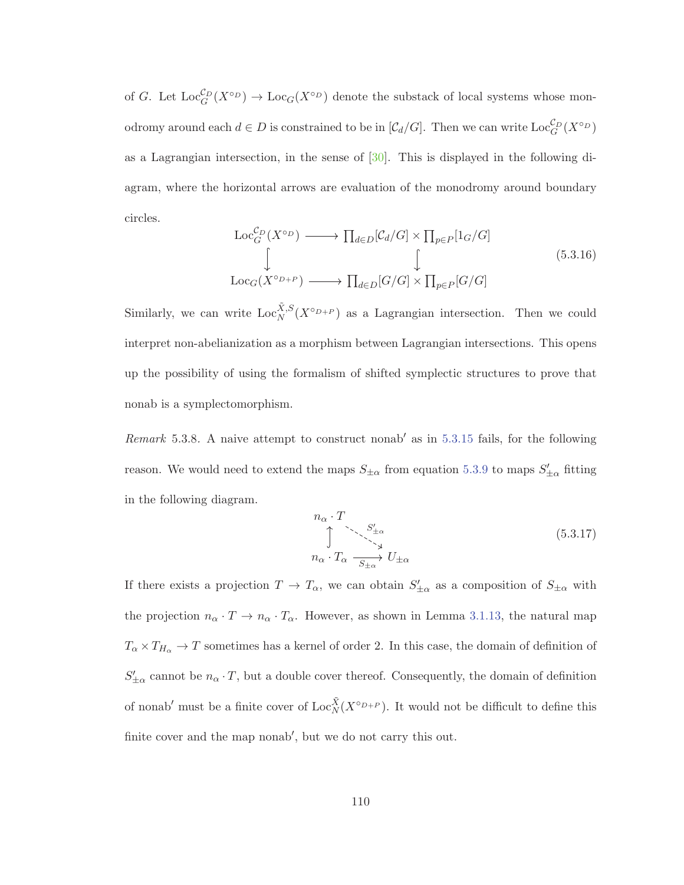of $G$. Let $\mathrm{Loc}_G^{\mathcal{C}_D}(X^{\circ_D}) \to \mathrm{Loc}_G(X^{\circ_D})$ denote the substack of local systems whose monodromy around each $d \in D$ is constrained to be in $[\mathcal{C}_d/G]$. Then we can write $\mathrm{Loc}_G^{\mathcal{C}_D}(X^{\circ_D})$ as a Lagrangian intersection, in the sense of [30]. This is displayed in the following diagram, where the horizontal arrows are evaluation of the monodromy around boundary circles.

$$\begin{array}{ccc} \mathrm{Loc}_G^{\mathcal{C}_D}(X^{\circ_D}) & \longrightarrow & \prod_{d\in D}[\mathcal{C}_d/G] \times \prod_{p\in P}[1_G/G] \\ \big\downarrow & & \big\downarrow \\ \mathrm{Loc}_G(X^{\circ_{D+P}}) & \longrightarrow & \prod_{d\in D}[G/G] \times \prod_{p\in P}[G/G] \end{array} \tag{5.3.16}$$

Similarly, we can write $\mathrm{Loc}_N^{\tilde{X},S}(X^{\circ_{D+P}})$ as a Lagrangian intersection. Then we could interpret non-abelianization as a morphism between Lagrangian intersections. This opens up the possibility of using the formalism of shifted symplectic structures to prove that nonab is a symplectomorphism.

*Remark* 5.3.8. A naive attempt to construct nonab$'$ as in 5.3.15 fails, for the following reason. We would need to extend the maps $S_{\pm\alpha}$ from equation 5.3.9 to maps $S'_{\pm\alpha}$ fitting in the following diagram.

$$\begin{array}{ccc} n_\alpha \cdot T & & \\ \big\uparrow & \searrow^{S'_{\pm\alpha}} & \\ n_\alpha \cdot T_\alpha & \xrightarrow[S_{\pm\alpha}]{} & U_{\pm\alpha} \end{array} \tag{5.3.17}$$

If there exists a projection $T \to T_\alpha$, we can obtain $S'_{\pm\alpha}$ as a composition of $S_{\pm\alpha}$ with the projection $n_\alpha \cdot T \to n_\alpha \cdot T_\alpha$. However, as shown in Lemma 3.1.13, the natural map $T_\alpha \times T_{H_\alpha} \to T$ sometimes has a kernel of order 2. In this case, the domain of definition of $S'_{\pm\alpha}$ cannot be $n_\alpha \cdot T$, but a double cover thereof. Consequently, the domain of definition of nonab$'$ must be a finite cover of $\mathrm{Loc}_N^{\tilde{X}}(X^{\circ_{D+P}})$. It would not be difficult to define this finite cover and the map nonab$'$, but we do not carry this out.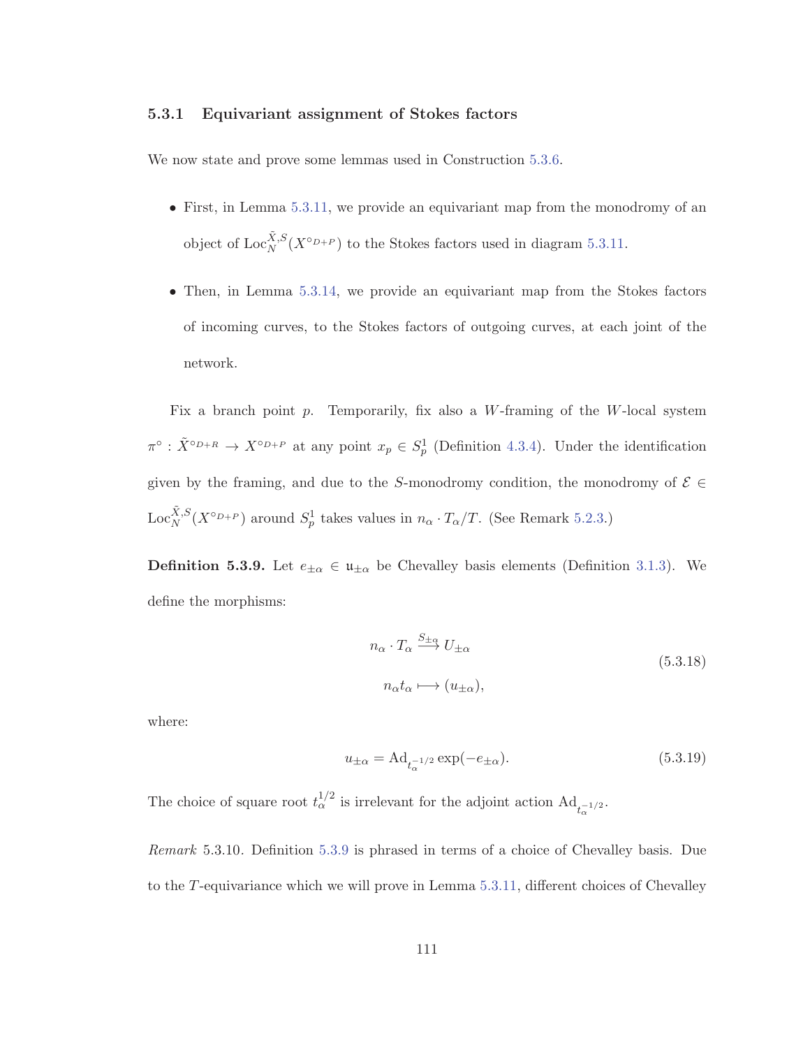### 5.3.1 Equivariant assignment of Stokes factors

We now state and prove some lemmas used in Construction 5.3.6.

- First, in Lemma 5.3.11, we provide an equivariant map from the monodromy of an object of $\mathrm{Loc}_N^{\tilde{X},S}(X^{\circ_{D+P}})$ to the Stokes factors used in diagram 5.3.11.
- Then, in Lemma 5.3.14, we provide an equivariant map from the Stokes factors of incoming curves, to the Stokes factors of outgoing curves, at each joint of the network.

Fix a branch point $p$. Temporarily, fix also a $W$-framing of the $W$-local system $\pi^\circ : \tilde{X}^{\circ_{D+R}} \to X^{\circ_{D+P}}$ at any point $x_p \in S^1_p$ (Definition 4.3.4). Under the identification given by the framing, and due to the $S$-monodromy condition, the monodromy of $\mathcal{E} \in \mathrm{Loc}_N^{\tilde{X},S}(X^{\circ_{D+P}})$ around $S^1_p$ takes values in $n_\alpha \cdot T_\alpha/T$. (See Remark 5.2.3.)

**Definition 5.3.9.** Let $e_{\pm\alpha} \in \mathfrak{u}_{\pm\alpha}$ be Chevalley basis elements (Definition 3.1.3). We define the morphisms:

$$\begin{aligned} n_\alpha \cdot T_\alpha &\xrightarrow{S_{\pm\alpha}} U_{\pm\alpha} \\ n_\alpha t_\alpha &\longmapsto (u_{\pm\alpha}), \end{aligned} \tag{5.3.18}$$

where:

$$u_{\pm\alpha} = \mathrm{Ad}_{t_\alpha^{-1/2}} \exp(-e_{\pm\alpha}). \tag{5.3.19}$$

The choice of square root $t_\alpha^{1/2}$ is irrelevant for the adjoint action $\mathrm{Ad}_{t_\alpha^{-1/2}}$.

*Remark* 5.3.10. Definition 5.3.9 is phrased in terms of a choice of Chevalley basis. Due to the $T$-equivariance which we will prove in Lemma 5.3.11, different choices of Chevalley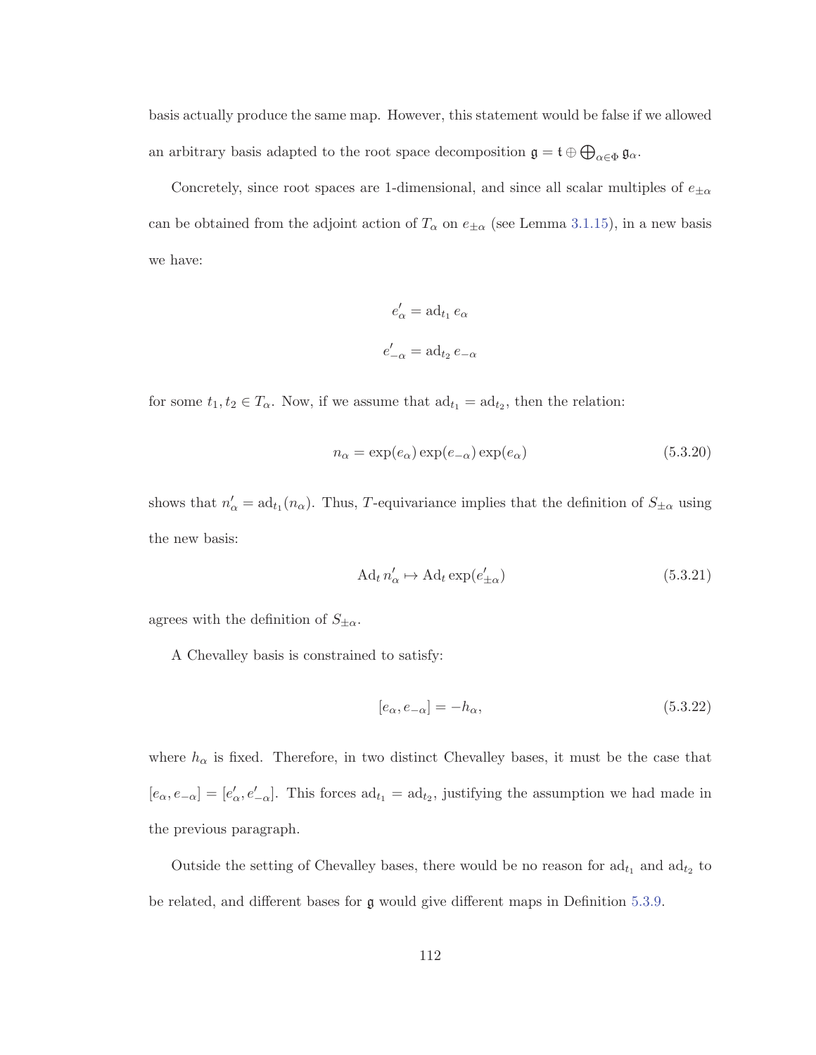basis actually produce the same map. However, this statement would be false if we allowed an arbitrary basis adapted to the root space decomposition $\mathfrak{g} = \mathfrak{t} \oplus \bigoplus_{\alpha \in \Phi} \mathfrak{g}_\alpha$.

Concretely, since root spaces are 1-dimensional, and since all scalar multiples of $e_{\pm\alpha}$ can be obtained from the adjoint action of $T_\alpha$ on $e_{\pm\alpha}$ (see Lemma 3.1.15), in a new basis we have:

$$e'_\alpha = \operatorname{ad}_{t_1} e_\alpha$$

$$e'_{-\alpha} = \operatorname{ad}_{t_2} e_{-\alpha}$$

for some $t_1, t_2 \in T_\alpha$. Now, if we assume that $\operatorname{ad}_{t_1} = \operatorname{ad}_{t_2}$, then the relation:

$$n_\alpha = \exp(e_\alpha)\exp(e_{-\alpha})\exp(e_\alpha) \tag{5.3.20}$$

shows that $n'_\alpha = \operatorname{ad}_{t_1}(n_\alpha)$. Thus, $T$-equivariance implies that the definition of $S_{\pm\alpha}$ using the new basis:

$$\operatorname{Ad}_t n'_\alpha \mapsto \operatorname{Ad}_t \exp(e'_{\pm\alpha}) \tag{5.3.21}$$

agrees with the definition of $S_{\pm\alpha}$.

A Chevalley basis is constrained to satisfy:

$$[e_\alpha, e_{-\alpha}] = -h_\alpha, \tag{5.3.22}$$

where $h_\alpha$ is fixed. Therefore, in two distinct Chevalley bases, it must be the case that $[e_\alpha, e_{-\alpha}] = [e'_\alpha, e'_{-\alpha}]$. This forces $\operatorname{ad}_{t_1} = \operatorname{ad}_{t_2}$, justifying the assumption we had made in the previous paragraph.

Outside the setting of Chevalley bases, there would be no reason for $\operatorname{ad}_{t_1}$ and $\operatorname{ad}_{t_2}$ to be related, and different bases for $\mathfrak{g}$ would give different maps in Definition 5.3.9.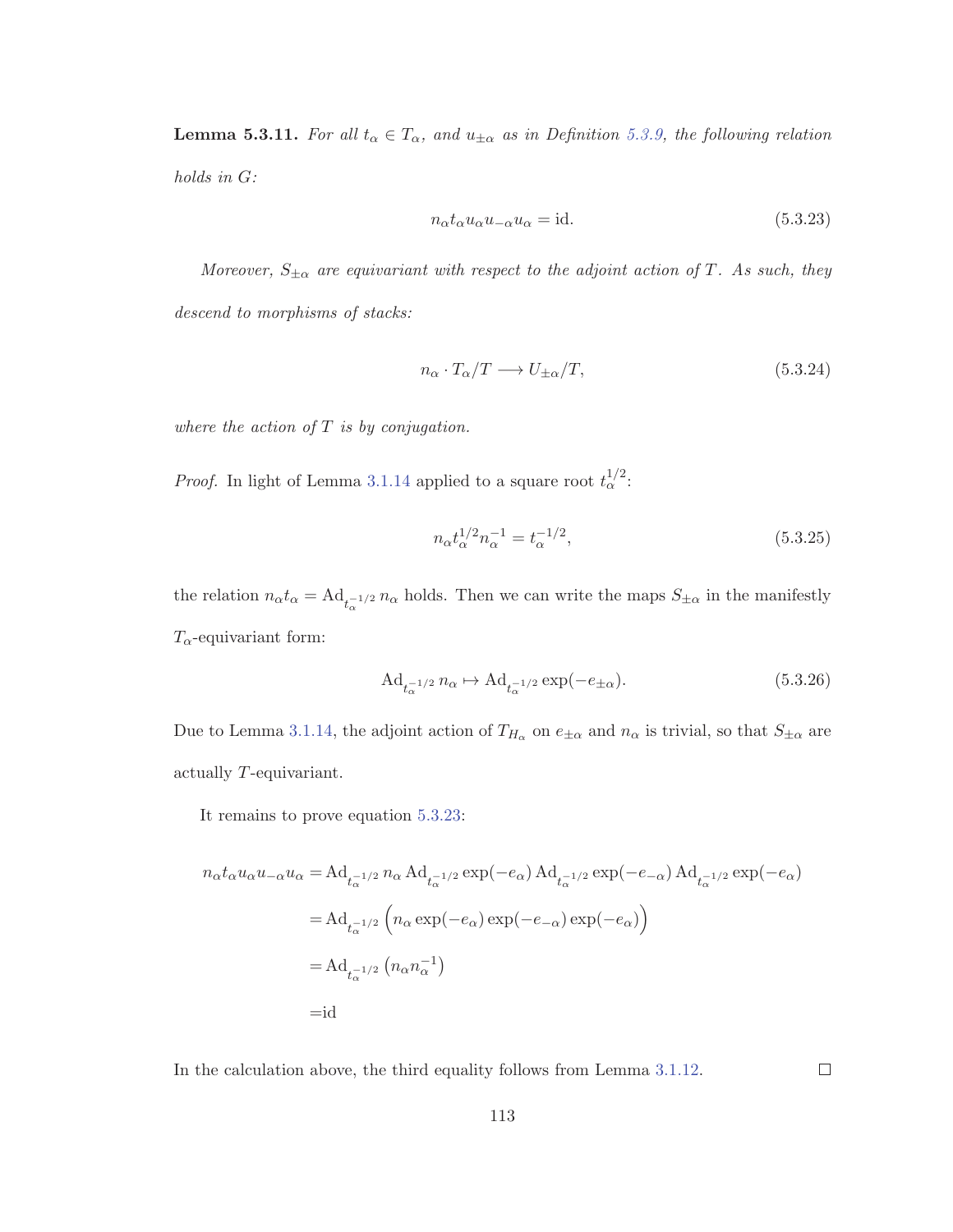**Lemma 5.3.11.** *For all $t_\alpha \in T_\alpha$, and $u_{\pm\alpha}$ as in Definition 5.3.9, the following relation holds in $G$:*

$$n_\alpha t_\alpha u_\alpha u_{-\alpha} u_\alpha = \mathrm{id}. \tag{5.3.23}$$

*Moreover, $S_{\pm\alpha}$ are equivariant with respect to the adjoint action of $T$. As such, they descend to morphisms of stacks:*

$$n_\alpha \cdot T_\alpha / T \longrightarrow U_{\pm\alpha}/T, \tag{5.3.24}$$

*where the action of $T$ is by conjugation.*

*Proof.* In light of Lemma 3.1.14 applied to a square root $t_\alpha^{1/2}$:

$$n_\alpha t_\alpha^{1/2} n_\alpha^{-1} = t_\alpha^{-1/2}, \tag{5.3.25}$$

the relation $n_\alpha t_\alpha = \mathrm{Ad}_{t_\alpha^{-1/2}} n_\alpha$ holds. Then we can write the maps $S_{\pm\alpha}$ in the manifestly $T_\alpha$-equivariant form:

$$\mathrm{Ad}_{t_\alpha^{-1/2}} n_\alpha \mapsto \mathrm{Ad}_{t_\alpha^{-1/2}} \exp(-e_{\pm\alpha}). \tag{5.3.26}$$

Due to Lemma 3.1.14, the adjoint action of $T_{H_\alpha}$ on $e_{\pm\alpha}$ and $n_\alpha$ is trivial, so that $S_{\pm\alpha}$ are actually $T$-equivariant.

It remains to prove equation 5.3.23:

$$\begin{aligned}
n_\alpha t_\alpha u_\alpha u_{-\alpha} u_\alpha &= \mathrm{Ad}_{t_\alpha^{-1/2}} n_\alpha \, \mathrm{Ad}_{t_\alpha^{-1/2}} \exp(-e_\alpha) \, \mathrm{Ad}_{t_\alpha^{-1/2}} \exp(-e_{-\alpha}) \, \mathrm{Ad}_{t_\alpha^{-1/2}} \exp(-e_\alpha) \\
&= \mathrm{Ad}_{t_\alpha^{-1/2}} \Big( n_\alpha \exp(-e_\alpha) \exp(-e_{-\alpha}) \exp(-e_\alpha) \Big) \\
&= \mathrm{Ad}_{t_\alpha^{-1/2}} \left( n_\alpha n_\alpha^{-1} \right) \\
&= \mathrm{id}
\end{aligned}$$

In the calculation above, the third equality follows from Lemma 3.1.12. ∎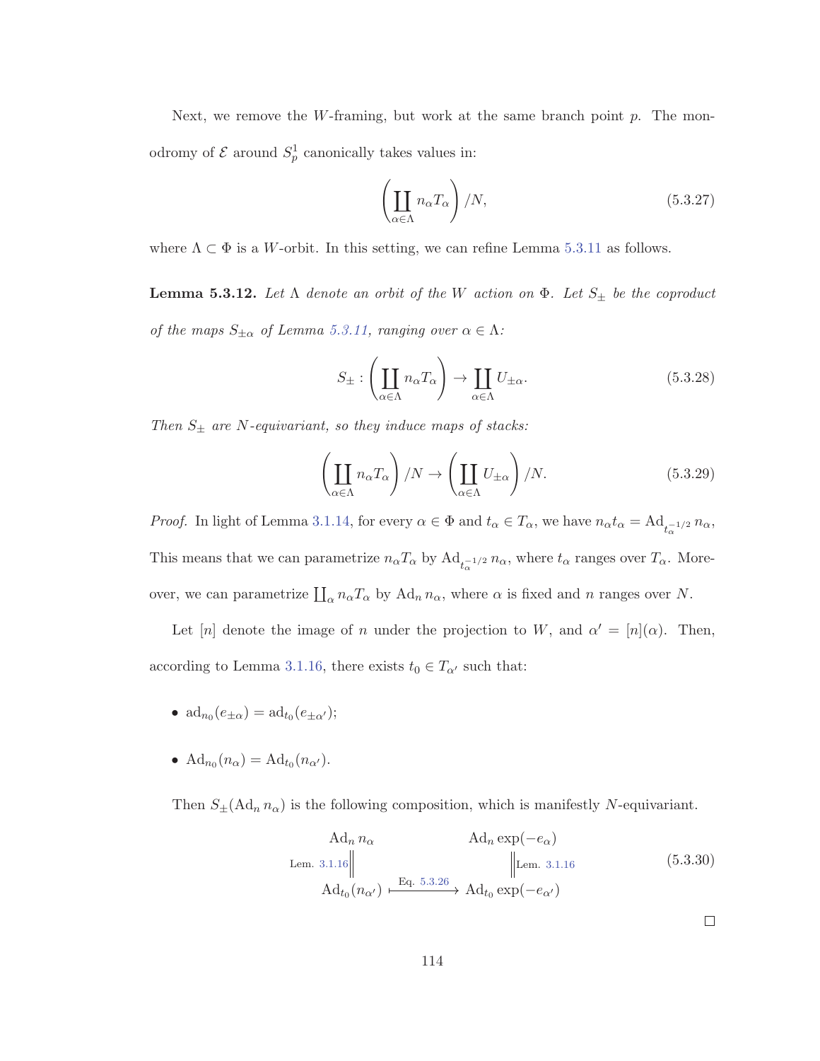Next, we remove the $W$-framing, but work at the same branch point $p$. The monodromy of $\mathcal{E}$ around $S^1_p$ canonically takes values in:

$$\left( \coprod_{\alpha \in \Lambda} n_\alpha T_\alpha \right) / N, \tag{5.3.27}$$

where $\Lambda \subset \Phi$ is a $W$-orbit. In this setting, we can refine Lemma 5.3.11 as follows.

**Lemma 5.3.12.** *Let $\Lambda$ denote an orbit of the $W$ action on $\Phi$. Let $S_\pm$ be the coproduct of the maps $S_{\pm\alpha}$ of Lemma 5.3.11, ranging over $\alpha \in \Lambda$:*

$$S_\pm : \left( \coprod_{\alpha \in \Lambda} n_\alpha T_\alpha \right) \to \coprod_{\alpha \in \Lambda} U_{\pm\alpha}. \tag{5.3.28}$$

*Then $S_\pm$ are $N$-equivariant, so they induce maps of stacks:*

$$\left( \coprod_{\alpha \in \Lambda} n_\alpha T_\alpha \right) / N \to \left( \coprod_{\alpha \in \Lambda} U_{\pm\alpha} \right) / N. \tag{5.3.29}$$

*Proof.* In light of Lemma 3.1.14, for every $\alpha \in \Phi$ and $t_\alpha \in T_\alpha$, we have $n_\alpha t_\alpha = \mathrm{Ad}_{t_\alpha^{-1/2}} n_\alpha$, This means that we can parametrize $n_\alpha T_\alpha$ by $\mathrm{Ad}_{t_\alpha^{-1/2}} n_\alpha$, where $t_\alpha$ ranges over $T_\alpha$. Moreover, we can parametrize $\coprod_\alpha n_\alpha T_\alpha$ by $\mathrm{Ad}_n n_\alpha$, where $\alpha$ is fixed and $n$ ranges over $N$.

Let $[n]$ denote the image of $n$ under the projection to $W$, and $\alpha' = [n](\alpha)$. Then, according to Lemma 3.1.16, there exists $t_0 \in T_{\alpha'}$ such that:

- $\mathrm{ad}_{n_0}(e_{\pm\alpha}) = \mathrm{ad}_{t_0}(e_{\pm\alpha'})$;
- $\mathrm{Ad}_{n_0}(n_\alpha) = \mathrm{Ad}_{t_0}(n_{\alpha'})$.

Then $S_\pm(\mathrm{Ad}_n n_\alpha)$ is the following composition, which is manifestly $N$-equivariant.

$$\begin{array}{ccc} \mathrm{Ad}_n n_\alpha & & \mathrm{Ad}_n \exp(-e_\alpha) \\ \text{Lem. 3.1.16} \Big\| & & \Big\| \text{Lem. 3.1.16} \\ \mathrm{Ad}_{t_0}(n_{\alpha'}) & \xmapsto{\text{Eq. 5.3.26}} & \mathrm{Ad}_{t_0} \exp(-e_{\alpha'}) \end{array} \tag{5.3.30}$$

$\square$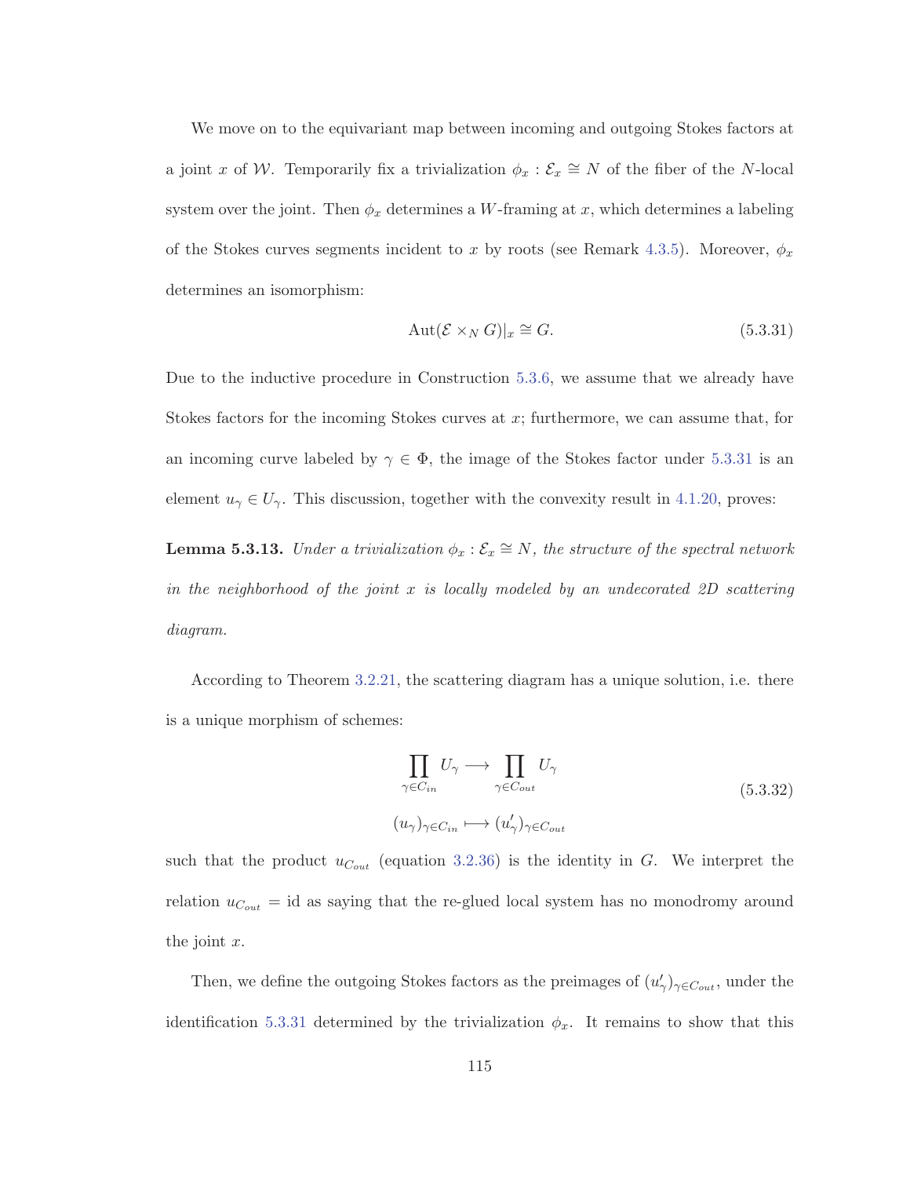We move on to the equivariant map between incoming and outgoing Stokes factors at a joint $x$ of $\mathcal{W}$. Temporarily fix a trivialization $\phi_x : \mathcal{E}_x \cong N$ of the fiber of the $N$-local system over the joint. Then $\phi_x$ determines a $W$-framing at $x$, which determines a labeling of the Stokes curves segments incident to $x$ by roots (see Remark 4.3.5). Moreover, $\phi_x$ determines an isomorphism:

$$\operatorname{Aut}(\mathcal{E} \times_N G)|_x \cong G. \tag{5.3.31}$$

Due to the inductive procedure in Construction 5.3.6, we assume that we already have Stokes factors for the incoming Stokes curves at $x$; furthermore, we can assume that, for an incoming curve labeled by $\gamma \in \Phi$, the image of the Stokes factor under 5.3.31 is an element $u_\gamma \in U_\gamma$. This discussion, together with the convexity result in 4.1.20, proves:

**Lemma 5.3.13.** *Under a trivialization $\phi_x : \mathcal{E}_x \cong N$, the structure of the spectral network in the neighborhood of the joint $x$ is locally modeled by an undecorated 2D scattering diagram.*

According to Theorem 3.2.21, the scattering diagram has a unique solution, i.e. there is a unique morphism of schemes:

$$\begin{gathered} \prod_{\gamma \in C_{in}} U_\gamma \longrightarrow \prod_{\gamma \in C_{out}} U_\gamma \\ (u_\gamma)_{\gamma \in C_{in}} \longmapsto (u'_\gamma)_{\gamma \in C_{out}} \end{gathered} \tag{5.3.32}$$

such that the product $u_{C_{out}}$ (equation 3.2.36) is the identity in $G$. We interpret the relation $u_{C_{out}} = \mathrm{id}$ as saying that the re-glued local system has no monodromy around the joint $x$.

Then, we define the outgoing Stokes factors as the preimages of $(u'_\gamma)_{\gamma \in C_{out}}$, under the identification 5.3.31 determined by the trivialization $\phi_x$. It remains to show that this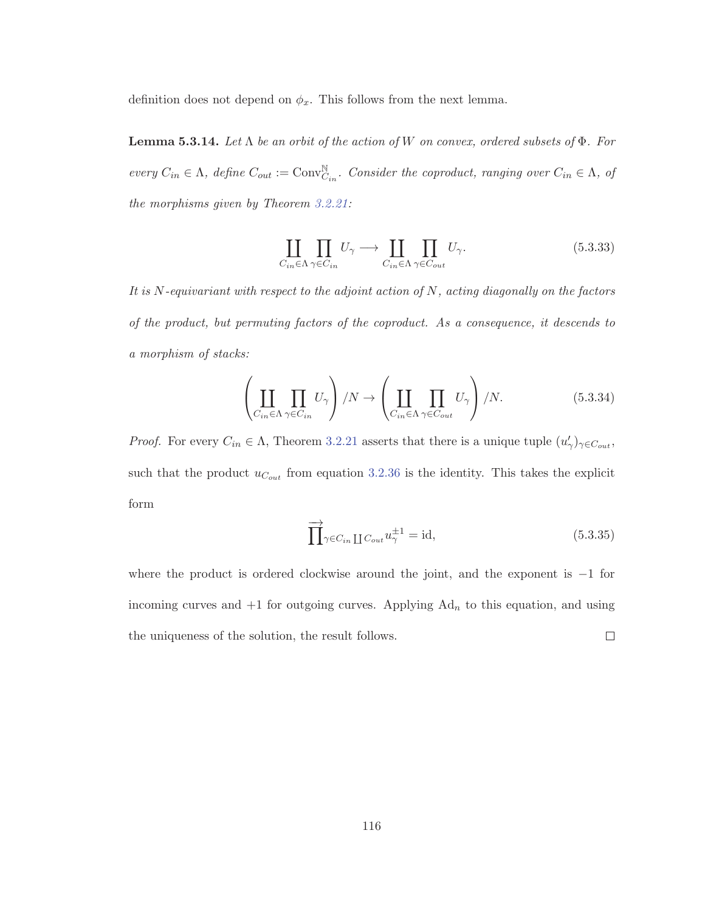definition does not depend on $\phi_x$. This follows from the next lemma.

**Lemma 5.3.14.** *Let $\Lambda$ be an orbit of the action of $W$ on convex, ordered subsets of $\Phi$. For every $C_{in} \in \Lambda$, define $C_{out} := \mathrm{Conv}^{\mathbb{N}}_{C_{in}}$. Consider the coproduct, ranging over $C_{in} \in \Lambda$, of the morphisms given by Theorem 3.2.21:*

$$\coprod_{C_{in}\in\Lambda} \prod_{\gamma\in C_{in}} U_\gamma \longrightarrow \coprod_{C_{in}\in\Lambda} \prod_{\gamma\in C_{out}} U_\gamma. \tag{5.3.33}$$

*It is $N$-equivariant with respect to the adjoint action of $N$, acting diagonally on the factors of the product, but permuting factors of the coproduct. As a consequence, it descends to a morphism of stacks:*

$$\left(\coprod_{C_{in}\in\Lambda} \prod_{\gamma\in C_{in}} U_\gamma\right)/N \to \left(\coprod_{C_{in}\in\Lambda} \prod_{\gamma\in C_{out}} U_\gamma\right)/N. \tag{5.3.34}$$

*Proof.* For every $C_{in} \in \Lambda$, Theorem 3.2.21 asserts that there is a unique tuple $(u'_\gamma)_{\gamma\in C_{out}}$, such that the product $u_{C_{out}}$ from equation 3.2.36 is the identity. This takes the explicit form

$$\overrightarrow{\prod}_{\gamma\in C_{in}\coprod C_{out}} u_\gamma^{\pm 1} = \mathrm{id}, \tag{5.3.35}$$

where the product is ordered clockwise around the joint, and the exponent is $-1$ for incoming curves and $+1$ for outgoing curves. Applying $\mathrm{Ad}_n$ to this equation, and using the uniqueness of the solution, the result follows. □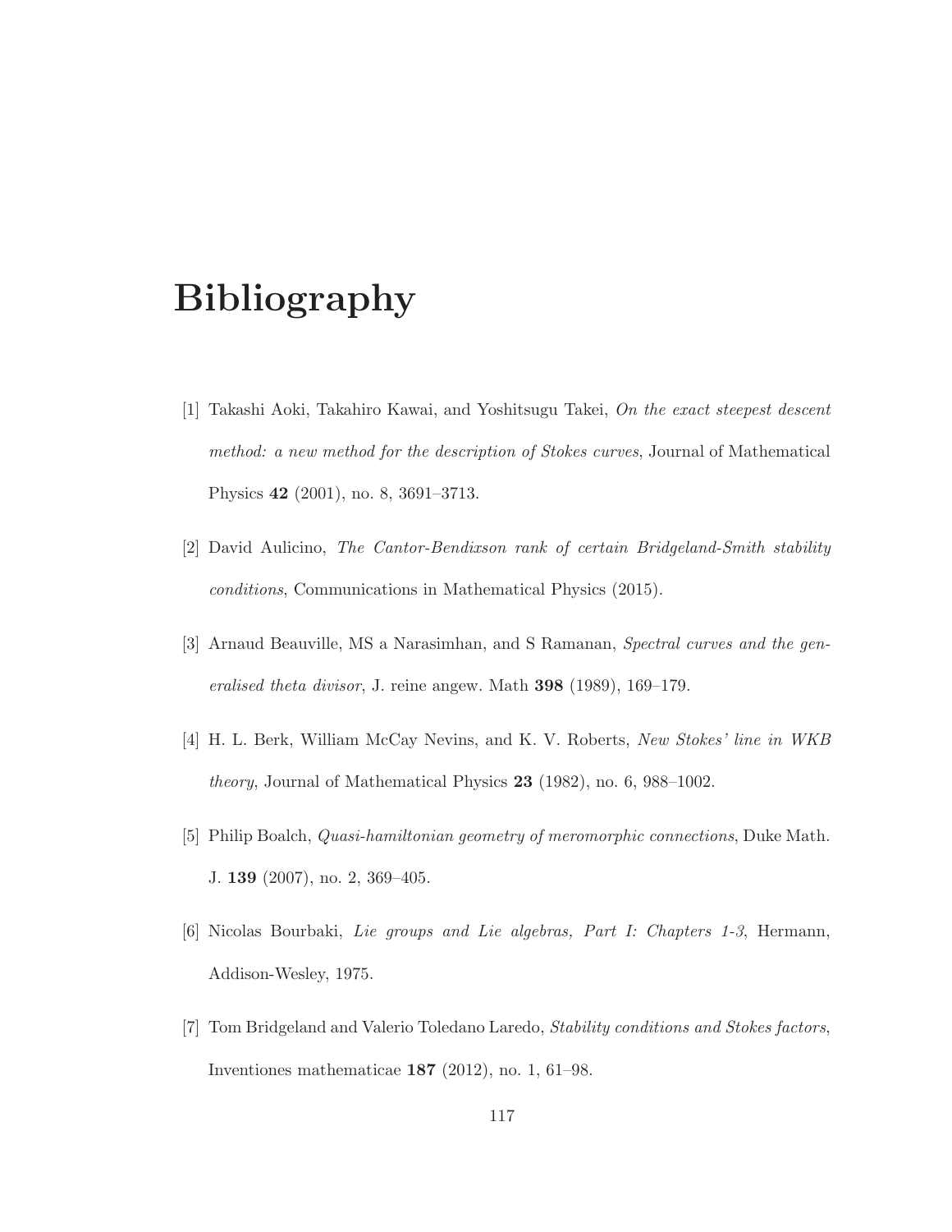# Bibliography

[1] Takashi Aoki, Takahiro Kawai, and Yoshitsugu Takei, *On the exact steepest descent method: a new method for the description of Stokes curves*, Journal of Mathematical Physics **42** (2001), no. 8, 3691–3713.

[2] David Aulicino, *The Cantor-Bendixson rank of certain Bridgeland-Smith stability conditions*, Communications in Mathematical Physics (2015).

[3] Arnaud Beauville, MS a Narasimhan, and S Ramanan, *Spectral curves and the generalised theta divisor*, J. reine angew. Math **398** (1989), 169–179.

[4] H. L. Berk, William McCay Nevins, and K. V. Roberts, *New Stokes' line in WKB theory*, Journal of Mathematical Physics **23** (1982), no. 6, 988–1002.

[5] Philip Boalch, *Quasi-hamiltonian geometry of meromorphic connections*, Duke Math. J. **139** (2007), no. 2, 369–405.

[6] Nicolas Bourbaki, *Lie groups and Lie algebras, Part I: Chapters 1-3*, Hermann, Addison-Wesley, 1975.

[7] Tom Bridgeland and Valerio Toledano Laredo, *Stability conditions and Stokes factors*, Inventiones mathematicae **187** (2012), no. 1, 61–98.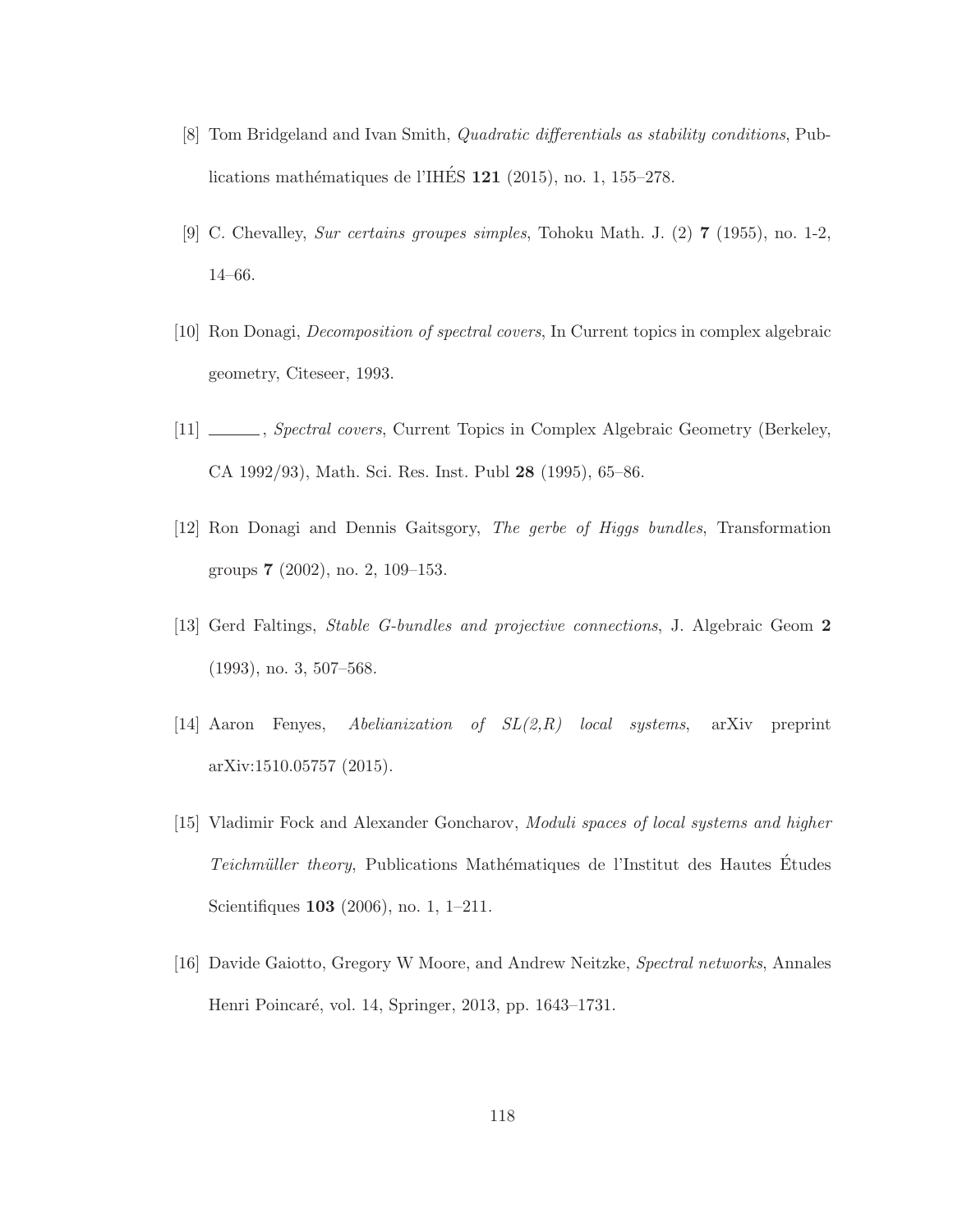[8] Tom Bridgeland and Ivan Smith, *Quadratic differentials as stability conditions*, Publications mathématiques de l'IHÉS **121** (2015), no. 1, 155–278.

[9] C. Chevalley, *Sur certains groupes simples*, Tohoku Math. J. (2) **7** (1955), no. 1-2, 14–66.

[10] Ron Donagi, *Decomposition of spectral covers*, In Current topics in complex algebraic geometry, Citeseer, 1993.

[11] ______, *Spectral covers*, Current Topics in Complex Algebraic Geometry (Berkeley, CA 1992/93), Math. Sci. Res. Inst. Publ **28** (1995), 65–86.

[12] Ron Donagi and Dennis Gaitsgory, *The gerbe of Higgs bundles*, Transformation groups **7** (2002), no. 2, 109–153.

[13] Gerd Faltings, *Stable G-bundles and projective connections*, J. Algebraic Geom **2** (1993), no. 3, 507–568.

[14] Aaron Fenyes, *Abelianization of SL(2,R) local systems*, arXiv preprint arXiv:1510.05757 (2015).

[15] Vladimir Fock and Alexander Goncharov, *Moduli spaces of local systems and higher Teichmüller theory*, Publications Mathématiques de l'Institut des Hautes Études Scientifiques **103** (2006), no. 1, 1–211.

[16] Davide Gaiotto, Gregory W Moore, and Andrew Neitzke, *Spectral networks*, Annales Henri Poincaré, vol. 14, Springer, 2013, pp. 1643–1731.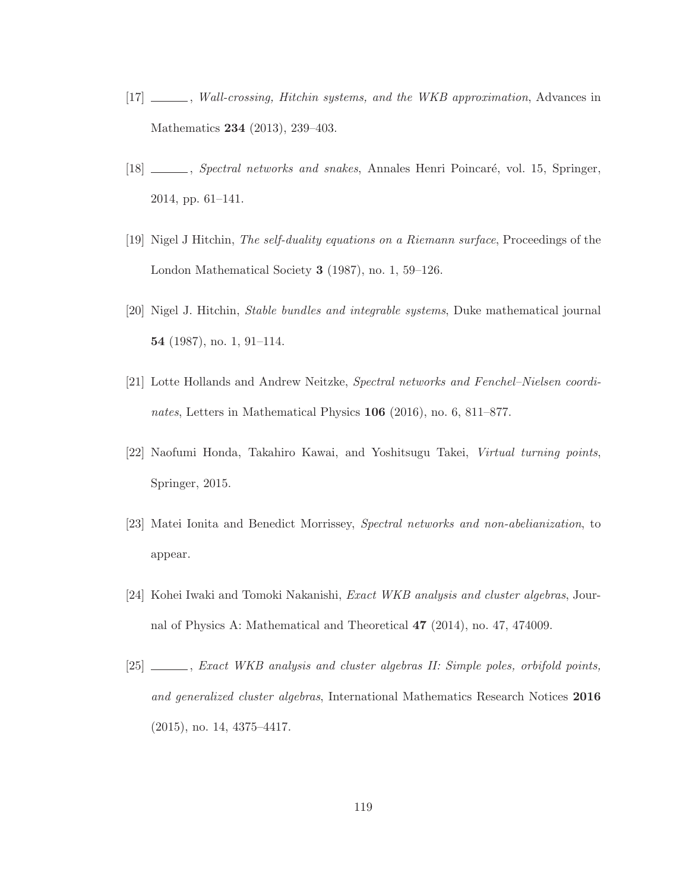[17] ______, *Wall-crossing, Hitchin systems, and the WKB approximation*, Advances in Mathematics **234** (2013), 239–403.

[18] ______, *Spectral networks and snakes*, Annales Henri Poincaré, vol. 15, Springer, 2014, pp. 61–141.

[19] Nigel J Hitchin, *The self-duality equations on a Riemann surface*, Proceedings of the London Mathematical Society **3** (1987), no. 1, 59–126.

[20] Nigel J. Hitchin, *Stable bundles and integrable systems*, Duke mathematical journal **54** (1987), no. 1, 91–114.

[21] Lotte Hollands and Andrew Neitzke, *Spectral networks and Fenchel–Nielsen coordinates*, Letters in Mathematical Physics **106** (2016), no. 6, 811–877.

[22] Naofumi Honda, Takahiro Kawai, and Yoshitsugu Takei, *Virtual turning points*, Springer, 2015.

[23] Matei Ionita and Benedict Morrissey, *Spectral networks and non-abelianization*, to appear.

[24] Kohei Iwaki and Tomoki Nakanishi, *Exact WKB analysis and cluster algebras*, Journal of Physics A: Mathematical and Theoretical **47** (2014), no. 47, 474009.

[25] ______, *Exact WKB analysis and cluster algebras II: Simple poles, orbifold points, and generalized cluster algebras*, International Mathematics Research Notices **2016** (2015), no. 14, 4375–4417.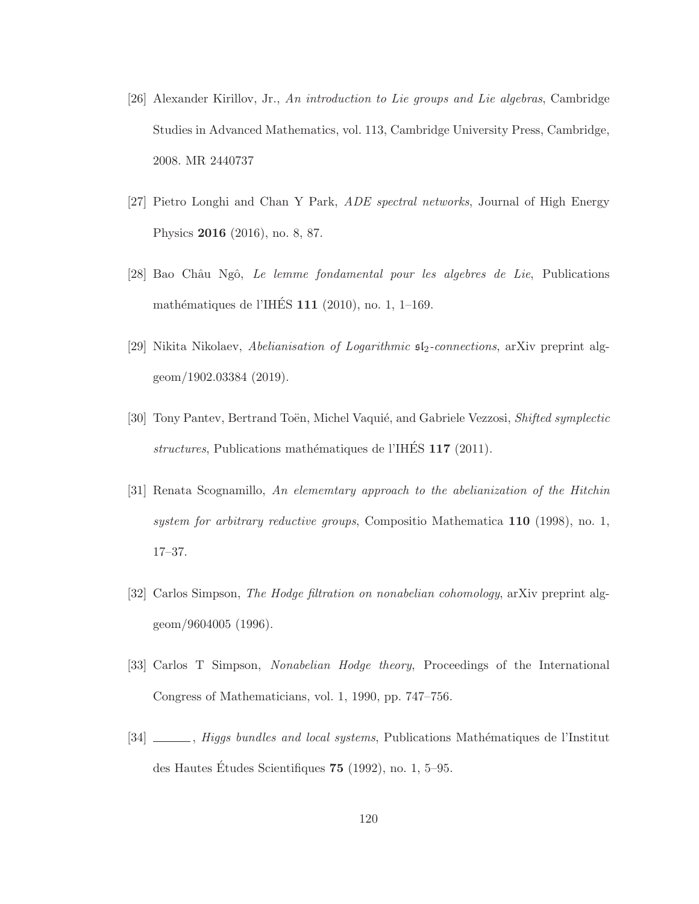[26] Alexander Kirillov, Jr., *An introduction to Lie groups and Lie algebras*, Cambridge Studies in Advanced Mathematics, vol. 113, Cambridge University Press, Cambridge, 2008. MR 2440737

[27] Pietro Longhi and Chan Y Park, *ADE spectral networks*, Journal of High Energy Physics **2016** (2016), no. 8, 87.

[28] Bao Châu Ngô, *Le lemme fondamental pour les algebres de Lie*, Publications mathématiques de l'IHÉS **111** (2010), no. 1, 1–169.

[29] Nikita Nikolaev, *Abelianisation of Logarithmic* $\mathfrak{sl}_2$*-connections*, arXiv preprint alg-geom/1902.03384 (2019).

[30] Tony Pantev, Bertrand Toën, Michel Vaquié, and Gabriele Vezzosi, *Shifted symplectic structures*, Publications mathématiques de l'IHÉS **117** (2011).

[31] Renata Scognamillo, *An elememtary approach to the abelianization of the Hitchin system for arbitrary reductive groups*, Compositio Mathematica **110** (1998), no. 1, 17–37.

[32] Carlos Simpson, *The Hodge filtration on nonabelian cohomology*, arXiv preprint alg-geom/9604005 (1996).

[33] Carlos T Simpson, *Nonabelian Hodge theory*, Proceedings of the International Congress of Mathematicians, vol. 1, 1990, pp. 747–756.

[34] ______, *Higgs bundles and local systems*, Publications Mathématiques de l'Institut des Hautes Études Scientifiques **75** (1992), no. 1, 5–95.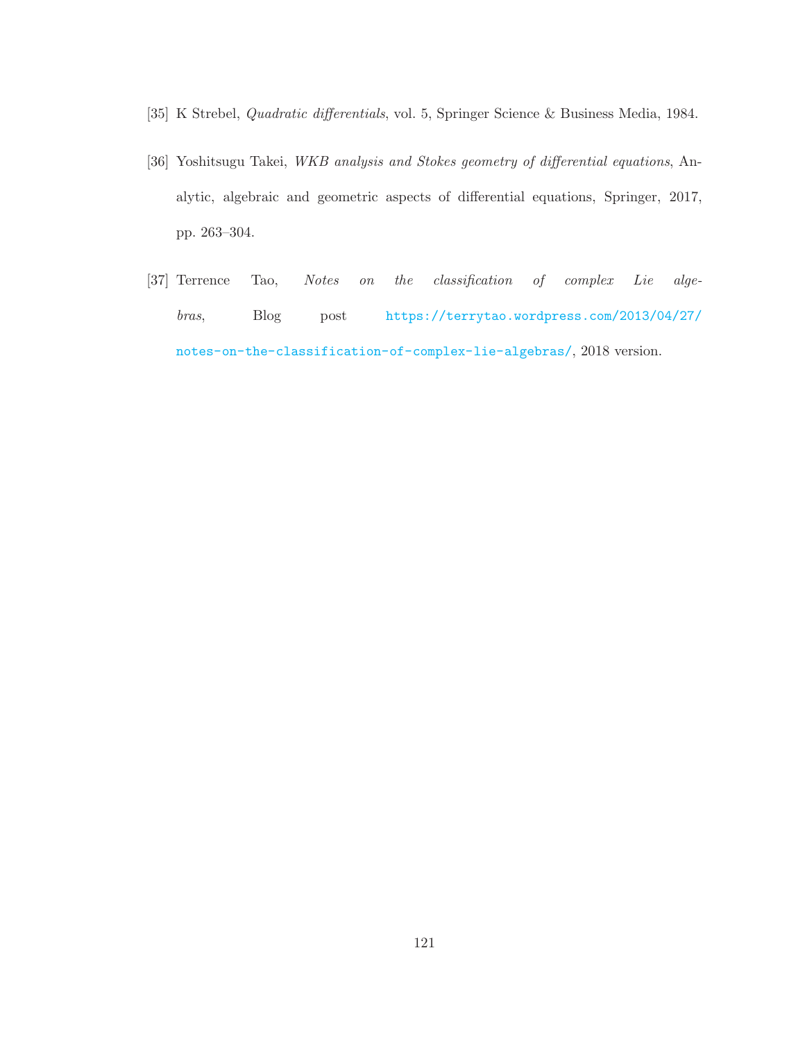[35] K Strebel, *Quadratic differentials*, vol. 5, Springer Science & Business Media, 1984.

[36] Yoshitsugu Takei, *WKB analysis and Stokes geometry of differential equations*, Analytic, algebraic and geometric aspects of differential equations, Springer, 2017, pp. 263–304.

[37] Terrence Tao, *Notes on the classification of complex Lie algebras*, Blog post https://terrytao.wordpress.com/2013/04/27/notes-on-the-classification-of-complex-lie-algebras/, 2018 version.